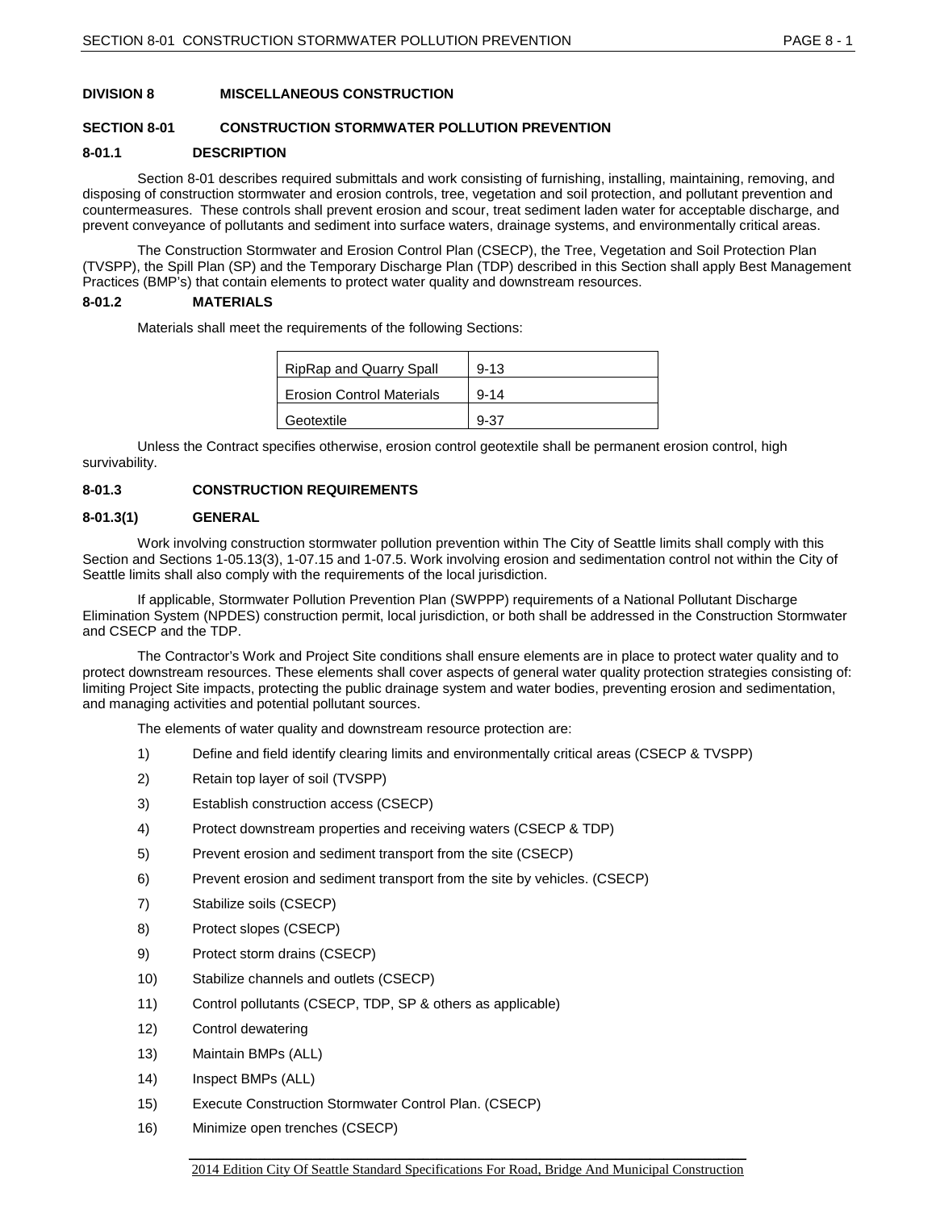# DIVISION 8 MISCELLANEOUS CONSTRUCTION

## SECTION 8-01 CONSTRUCTION STORMWATER POLLUTION PREVENTION

### 8-01.1 DESCRIPTION

Section 8-01 describes required submittals and work consisting of furnishing, installing, maintaining, removing, and disposing of construction stormwater and erosion controls, tree, vegetation and soil protection, and pollutant prevention and countermeasures. These controls shall prevent erosion and scour, treat sediment laden water for acceptable discharge, and prevent conveyance of pollutants and sediment into surface waters, drainage systems, and environmentally critical areas.

The Construction Stormwater and Erosion Control Plan (CSECP), the Tree, Vegetation and Soil Protection Plan (TVSPP), the Spill Plan (SP) and the Temporary Discharge Plan (TDP) described in this Section shall apply Best Management Practices (BMP's) that contain elements to protect water quality and downstream resources.

### 8-01.2 MATERIALS

Materials shall meet the requirements of the following Sections:

| | |
|---|---|
| RipRap and Quarry Spall | 9-13 |
| Erosion Control Materials | 9-14 |
| Geotextile | 9-37 |

Unless the Contract specifies otherwise, erosion control geotextile shall be permanent erosion control, high survivability.

### 8-01.3 CONSTRUCTION REQUIREMENTS

### 8-01.3(1) GENERAL

Work involving construction stormwater pollution prevention within The City of Seattle limits shall comply with this Section and Sections 1-05.13(3), 1-07.15 and 1-07.5. Work involving erosion and sedimentation control not within the City of Seattle limits shall also comply with the requirements of the local jurisdiction.

If applicable, Stormwater Pollution Prevention Plan (SWPPP) requirements of a National Pollutant Discharge Elimination System (NPDES) construction permit, local jurisdiction, or both shall be addressed in the Construction Stormwater and CSECP and the TDP.

The Contractor's Work and Project Site conditions shall ensure elements are in place to protect water quality and to protect downstream resources. These elements shall cover aspects of general water quality protection strategies consisting of: limiting Project Site impacts, protecting the public drainage system and water bodies, preventing erosion and sedimentation, and managing activities and potential pollutant sources.

The elements of water quality and downstream resource protection are:

1) Define and field identify clearing limits and environmentally critical areas (CSECP & TVSPP)
2) Retain top layer of soil (TVSPP)
3) Establish construction access (CSECP)
4) Protect downstream properties and receiving waters (CSECP & TDP)
5) Prevent erosion and sediment transport from the site (CSECP)
6) Prevent erosion and sediment transport from the site by vehicles. (CSECP)
7) Stabilize soils (CSECP)
8) Protect slopes (CSECP)
9) Protect storm drains (CSECP)
10) Stabilize channels and outlets (CSECP)
11) Control pollutants (CSECP, TDP, SP & others as applicable)
12) Control dewatering
13) Maintain BMPs (ALL)
14) Inspect BMPs (ALL)
15) Execute Construction Stormwater Control Plan. (CSECP)
16) Minimize open trenches (CSECP)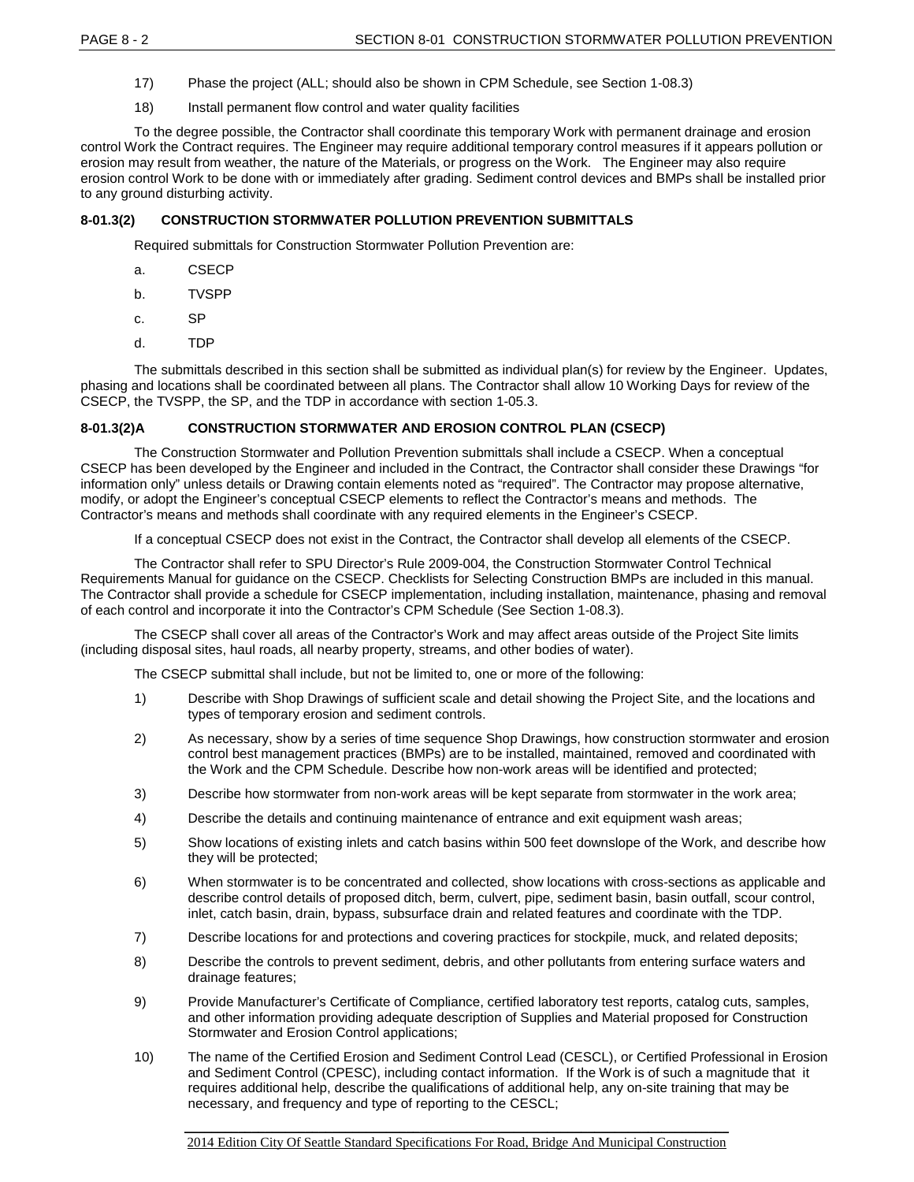17) Phase the project (ALL; should also be shown in CPM Schedule, see Section 1-08.3)

18) Install permanent flow control and water quality facilities

To the degree possible, the Contractor shall coordinate this temporary Work with permanent drainage and erosion control Work the Contract requires. The Engineer may require additional temporary control measures if it appears pollution or erosion may result from weather, the nature of the Materials, or progress on the Work. The Engineer may also require erosion control Work to be done with or immediately after grading. Sediment control devices and BMPs shall be installed prior to any ground disturbing activity.

### 8-01.3(2) CONSTRUCTION STORMWATER POLLUTION PREVENTION SUBMITTALS

Required submittals for Construction Stormwater Pollution Prevention are:

a. CSECP

b. TVSPP

c. SP

d. TDP

The submittals described in this section shall be submitted as individual plan(s) for review by the Engineer. Updates, phasing and locations shall be coordinated between all plans. The Contractor shall allow 10 Working Days for review of the CSECP, the TVSPP, the SP, and the TDP in accordance with section 1-05.3.

### 8-01.3(2)A CONSTRUCTION STORMWATER AND EROSION CONTROL PLAN (CSECP)

The Construction Stormwater and Pollution Prevention submittals shall include a CSECP. When a conceptual CSECP has been developed by the Engineer and included in the Contract, the Contractor shall consider these Drawings "for information only" unless details or Drawing contain elements noted as "required". The Contractor may propose alternative, modify, or adopt the Engineer's conceptual CSECP elements to reflect the Contractor's means and methods. The Contractor's means and methods shall coordinate with any required elements in the Engineer's CSECP.

If a conceptual CSECP does not exist in the Contract, the Contractor shall develop all elements of the CSECP.

The Contractor shall refer to SPU Director's Rule 2009-004, the Construction Stormwater Control Technical Requirements Manual for guidance on the CSECP. Checklists for Selecting Construction BMPs are included in this manual. The Contractor shall provide a schedule for CSECP implementation, including installation, maintenance, phasing and removal of each control and incorporate it into the Contractor's CPM Schedule (See Section 1-08.3).

The CSECP shall cover all areas of the Contractor's Work and may affect areas outside of the Project Site limits (including disposal sites, haul roads, all nearby property, streams, and other bodies of water).

The CSECP submittal shall include, but not be limited to, one or more of the following:

1) Describe with Shop Drawings of sufficient scale and detail showing the Project Site, and the locations and types of temporary erosion and sediment controls.

2) As necessary, show by a series of time sequence Shop Drawings, how construction stormwater and erosion control best management practices (BMPs) are to be installed, maintained, removed and coordinated with the Work and the CPM Schedule. Describe how non-work areas will be identified and protected;

3) Describe how stormwater from non-work areas will be kept separate from stormwater in the work area;

4) Describe the details and continuing maintenance of entrance and exit equipment wash areas;

5) Show locations of existing inlets and catch basins within 500 feet downslope of the Work, and describe how they will be protected;

6) When stormwater is to be concentrated and collected, show locations with cross-sections as applicable and describe control details of proposed ditch, berm, culvert, pipe, sediment basin, basin outfall, scour control, inlet, catch basin, drain, bypass, subsurface drain and related features and coordinate with the TDP.

7) Describe locations for and protections and covering practices for stockpile, muck, and related deposits;

8) Describe the controls to prevent sediment, debris, and other pollutants from entering surface waters and drainage features;

9) Provide Manufacturer's Certificate of Compliance, certified laboratory test reports, catalog cuts, samples, and other information providing adequate description of Supplies and Material proposed for Construction Stormwater and Erosion Control applications;

10) The name of the Certified Erosion and Sediment Control Lead (CESCL), or Certified Professional in Erosion and Sediment Control (CPESC), including contact information. If the Work is of such a magnitude that it requires additional help, describe the qualifications of additional help, any on-site training that may be necessary, and frequency and type of reporting to the CESCL;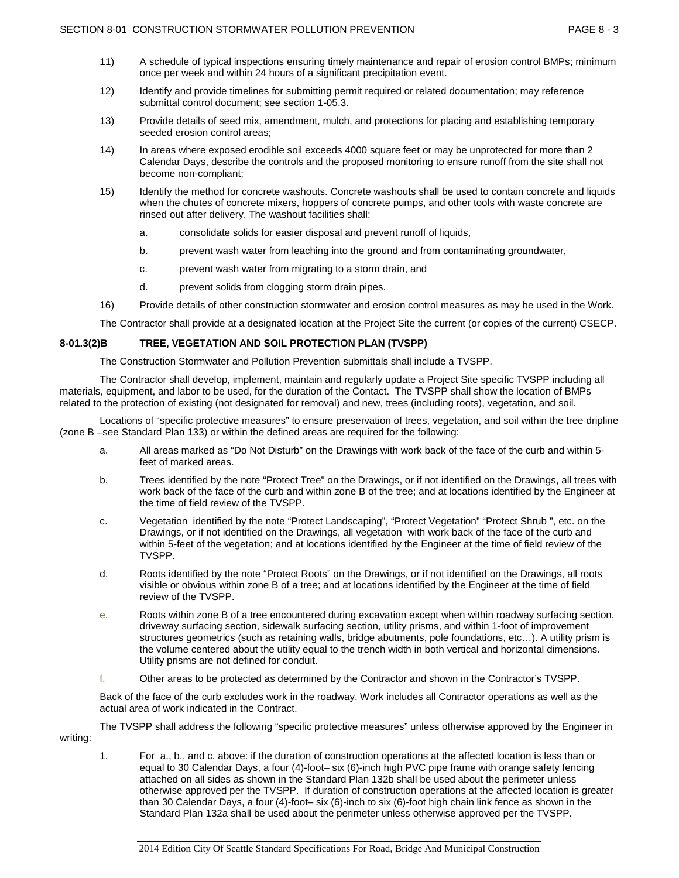11) A schedule of typical inspections ensuring timely maintenance and repair of erosion control BMPs; minimum once per week and within 24 hours of a significant precipitation event.

12) Identify and provide timelines for submitting permit required or related documentation; may reference submittal control document; see section 1-05.3.

13) Provide details of seed mix, amendment, mulch, and protections for placing and establishing temporary seeded erosion control areas;

14) In areas where exposed erodible soil exceeds 4000 square feet or may be unprotected for more than 2 Calendar Days, describe the controls and the proposed monitoring to ensure runoff from the site shall not become non-compliant;

15) Identify the method for concrete washouts. Concrete washouts shall be used to contain concrete and liquids when the chutes of concrete mixers, hoppers of concrete pumps, and other tools with waste concrete are rinsed out after delivery. The washout facilities shall:

 a. consolidate solids for easier disposal and prevent runoff of liquids,

 b. prevent wash water from leaching into the ground and from contaminating groundwater,

 c. prevent wash water from migrating to a storm drain, and

 d. prevent solids from clogging storm drain pipes.

16) Provide details of other construction stormwater and erosion control measures as may be used in the Work.

The Contractor shall provide at a designated location at the Project Site the current (or copies of the current) CSECP.

### 8-01.3(2)B TREE, VEGETATION AND SOIL PROTECTION PLAN (TVSPP)

The Construction Stormwater and Pollution Prevention submittals shall include a TVSPP.

The Contractor shall develop, implement, maintain and regularly update a Project Site specific TVSPP including all materials, equipment, and labor to be used, for the duration of the Contact. The TVSPP shall show the location of BMPs related to the protection of existing (not designated for removal) and new, trees (including roots), vegetation, and soil.

Locations of "specific protective measures" to ensure preservation of trees, vegetation, and soil within the tree dripline (zone B –see Standard Plan 133) or within the defined areas are required for the following:

a. All areas marked as "Do Not Disturb" on the Drawings with work back of the face of the curb and within 5-feet of marked areas.

b. Trees identified by the note "Protect Tree" on the Drawings, or if not identified on the Drawings, all trees with work back of the face of the curb and within zone B of the tree; and at locations identified by the Engineer at the time of field review of the TVSPP.

c. Vegetation identified by the note "Protect Landscaping", "Protect Vegetation" "Protect Shrub ", etc. on the Drawings, or if not identified on the Drawings, all vegetation with work back of the face of the curb and within 5-feet of the vegetation; and at locations identified by the Engineer at the time of field review of the TVSPP.

d. Roots identified by the note "Protect Roots" on the Drawings, or if not identified on the Drawings, all roots visible or obvious within zone B of a tree; and at locations identified by the Engineer at the time of field review of the TVSPP.

e. Roots within zone B of a tree encountered during excavation except when within roadway surfacing section, driveway surfacing section, sidewalk surfacing section, utility prisms, and within 1-foot of improvement structures geometrics (such as retaining walls, bridge abutments, pole foundations, etc…). A utility prism is the volume centered about the utility equal to the trench width in both vertical and horizontal dimensions. Utility prisms are not defined for conduit.

f. Other areas to be protected as determined by the Contractor and shown in the Contractor's TVSPP.

Back of the face of the curb excludes work in the roadway. Work includes all Contractor operations as well as the actual area of work indicated in the Contract.

The TVSPP shall address the following "specific protective measures" unless otherwise approved by the Engineer in writing:

1. For a., b., and c. above: if the duration of construction operations at the affected location is less than or equal to 30 Calendar Days, a four (4)-foot– six (6)-inch high PVC pipe frame with orange safety fencing attached on all sides as shown in the Standard Plan 132b shall be used about the perimeter unless otherwise approved per the TVSPP. If duration of construction operations at the affected location is greater than 30 Calendar Days, a four (4)-foot– six (6)-inch to six (6)-foot high chain link fence as shown in the Standard Plan 132a shall be used about the perimeter unless otherwise approved per the TVSPP.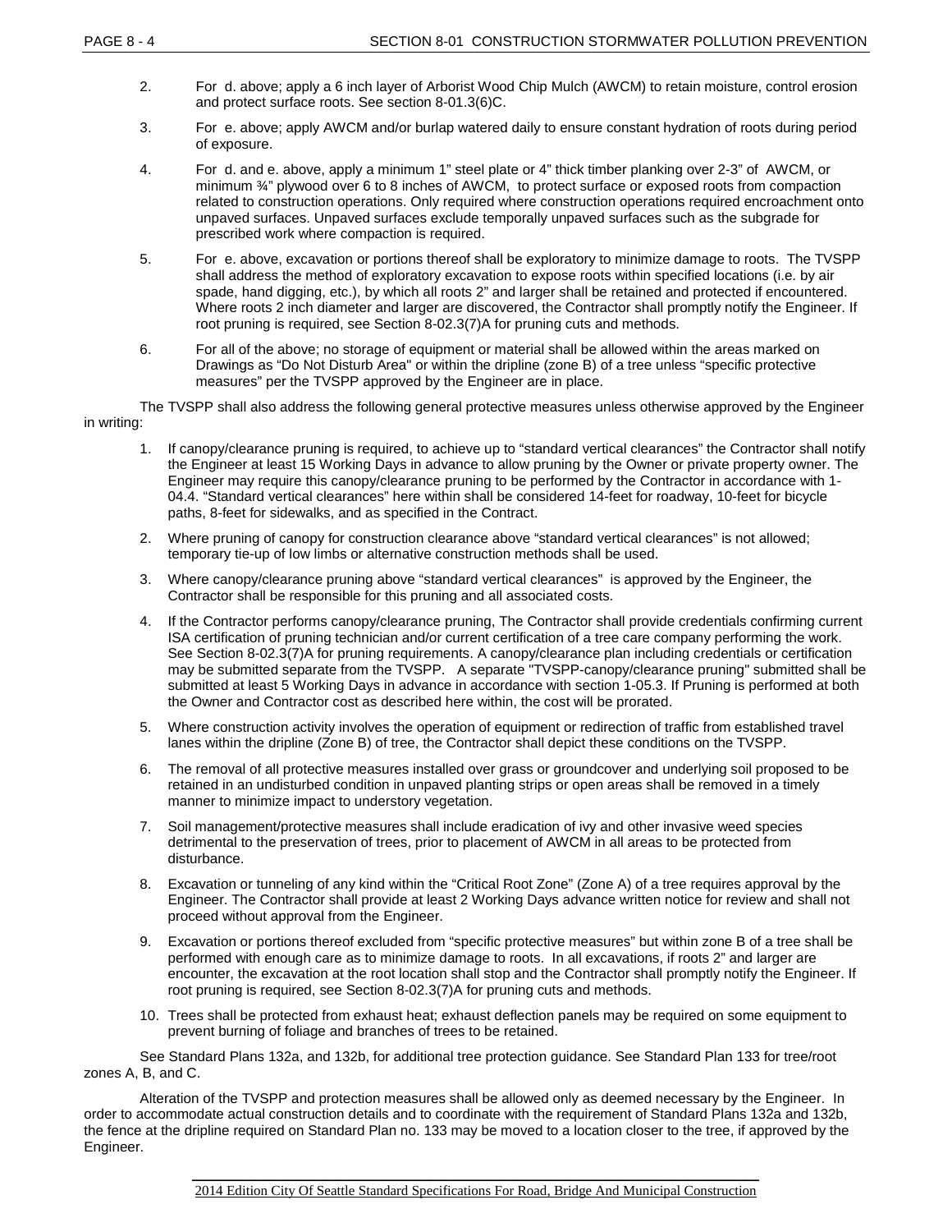2. For d. above; apply a 6 inch layer of Arborist Wood Chip Mulch (AWCM) to retain moisture, control erosion and protect surface roots. See section 8-01.3(6)C.

3. For e. above; apply AWCM and/or burlap watered daily to ensure constant hydration of roots during period of exposure.

4. For d. and e. above, apply a minimum 1" steel plate or 4" thick timber planking over 2-3" of AWCM, or minimum ¾" plywood over 6 to 8 inches of AWCM, to protect surface or exposed roots from compaction related to construction operations. Only required where construction operations required encroachment onto unpaved surfaces. Unpaved surfaces exclude temporally unpaved surfaces such as the subgrade for prescribed work where compaction is required.

5. For e. above, excavation or portions thereof shall be exploratory to minimize damage to roots. The TVSPP shall address the method of exploratory excavation to expose roots within specified locations (i.e. by air spade, hand digging, etc.), by which all roots 2" and larger shall be retained and protected if encountered. Where roots 2 inch diameter and larger are discovered, the Contractor shall promptly notify the Engineer. If root pruning is required, see Section 8-02.3(7)A for pruning cuts and methods.

6. For all of the above; no storage of equipment or material shall be allowed within the areas marked on Drawings as "Do Not Disturb Area" or within the dripline (zone B) of a tree unless "specific protective measures" per the TVSPP approved by the Engineer are in place.

The TVSPP shall also address the following general protective measures unless otherwise approved by the Engineer in writing:

1. If canopy/clearance pruning is required, to achieve up to "standard vertical clearances" the Contractor shall notify the Engineer at least 15 Working Days in advance to allow pruning by the Owner or private property owner. The Engineer may require this canopy/clearance pruning to be performed by the Contractor in accordance with 1-04.4. "Standard vertical clearances" here within shall be considered 14-feet for roadway, 10-feet for bicycle paths, 8-feet for sidewalks, and as specified in the Contract.
2. Where pruning of canopy for construction clearance above "standard vertical clearances" is not allowed; temporary tie-up of low limbs or alternative construction methods shall be used.
3. Where canopy/clearance pruning above "standard vertical clearances" is approved by the Engineer, the Contractor shall be responsible for this pruning and all associated costs.
4. If the Contractor performs canopy/clearance pruning, The Contractor shall provide credentials confirming current ISA certification of pruning technician and/or current certification of a tree care company performing the work. See Section 8-02.3(7)A for pruning requirements. A canopy/clearance plan including credentials or certification may be submitted separate from the TVSPP. A separate "TVSPP-canopy/clearance pruning" submitted shall be submitted at least 5 Working Days in advance in accordance with section 1-05.3. If Pruning is performed at both the Owner and Contractor cost as described here within, the cost will be prorated.
5. Where construction activity involves the operation of equipment or redirection of traffic from established travel lanes within the dripline (Zone B) of tree, the Contractor shall depict these conditions on the TVSPP.
6. The removal of all protective measures installed over grass or groundcover and underlying soil proposed to be retained in an undisturbed condition in unpaved planting strips or open areas shall be removed in a timely manner to minimize impact to understory vegetation.
7. Soil management/protective measures shall include eradication of ivy and other invasive weed species detrimental to the preservation of trees, prior to placement of AWCM in all areas to be protected from disturbance.
8. Excavation or tunneling of any kind within the "Critical Root Zone" (Zone A) of a tree requires approval by the Engineer. The Contractor shall provide at least 2 Working Days advance written notice for review and shall not proceed without approval from the Engineer.
9. Excavation or portions thereof excluded from "specific protective measures" but within zone B of a tree shall be performed with enough care as to minimize damage to roots. In all excavations, if roots 2" and larger are encounter, the excavation at the root location shall stop and the Contractor shall promptly notify the Engineer. If root pruning is required, see Section 8-02.3(7)A for pruning cuts and methods.
10. Trees shall be protected from exhaust heat; exhaust deflection panels may be required on some equipment to prevent burning of foliage and branches of trees to be retained.

See Standard Plans 132a, and 132b, for additional tree protection guidance. See Standard Plan 133 for tree/root zones A, B, and C.

Alteration of the TVSPP and protection measures shall be allowed only as deemed necessary by the Engineer. In order to accommodate actual construction details and to coordinate with the requirement of Standard Plans 132a and 132b, the fence at the dripline required on Standard Plan no. 133 may be moved to a location closer to the tree, if approved by the Engineer.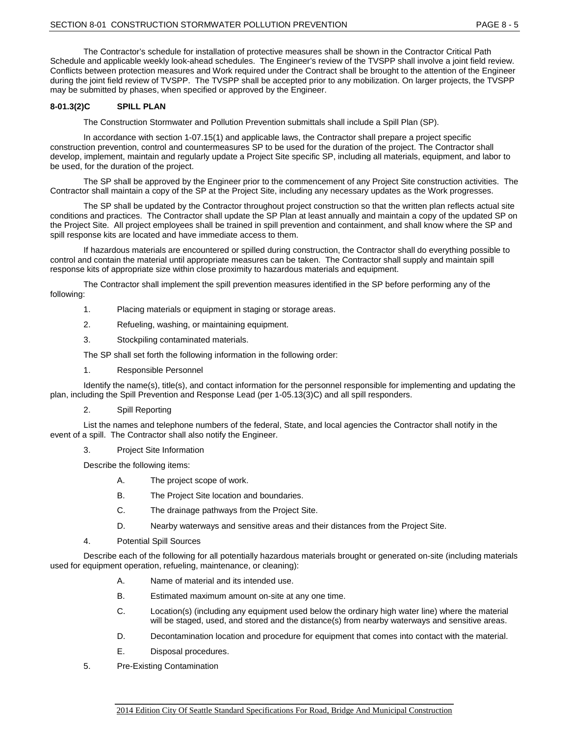The Contractor's schedule for installation of protective measures shall be shown in the Contractor Critical Path Schedule and applicable weekly look-ahead schedules. The Engineer's review of the TVSPP shall involve a joint field review. Conflicts between protection measures and Work required under the Contract shall be brought to the attention of the Engineer during the joint field review of TVSPP. The TVSPP shall be accepted prior to any mobilization. On larger projects, the TVSPP may be submitted by phases, when specified or approved by the Engineer.

#### 8-01.3(2)C SPILL PLAN

The Construction Stormwater and Pollution Prevention submittals shall include a Spill Plan (SP).

In accordance with section 1-07.15(1) and applicable laws, the Contractor shall prepare a project specific construction prevention, control and countermeasures SP to be used for the duration of the project. The Contractor shall develop, implement, maintain and regularly update a Project Site specific SP, including all materials, equipment, and labor to be used, for the duration of the project.

The SP shall be approved by the Engineer prior to the commencement of any Project Site construction activities. The Contractor shall maintain a copy of the SP at the Project Site, including any necessary updates as the Work progresses.

The SP shall be updated by the Contractor throughout project construction so that the written plan reflects actual site conditions and practices. The Contractor shall update the SP Plan at least annually and maintain a copy of the updated SP on the Project Site. All project employees shall be trained in spill prevention and containment, and shall know where the SP and spill response kits are located and have immediate access to them.

If hazardous materials are encountered or spilled during construction, the Contractor shall do everything possible to control and contain the material until appropriate measures can be taken. The Contractor shall supply and maintain spill response kits of appropriate size within close proximity to hazardous materials and equipment.

The Contractor shall implement the spill prevention measures identified in the SP before performing any of the following:

1. Placing materials or equipment in staging or storage areas.
2. Refueling, washing, or maintaining equipment.
3. Stockpiling contaminated materials.

The SP shall set forth the following information in the following order:

1. Responsible Personnel

Identify the name(s), title(s), and contact information for the personnel responsible for implementing and updating the plan, including the Spill Prevention and Response Lead (per 1-05.13(3)C) and all spill responders.

2. Spill Reporting

List the names and telephone numbers of the federal, State, and local agencies the Contractor shall notify in the event of a spill. The Contractor shall also notify the Engineer.

3. Project Site Information

Describe the following items:

A. The project scope of work.
B. The Project Site location and boundaries.
C. The drainage pathways from the Project Site.
D. Nearby waterways and sensitive areas and their distances from the Project Site.

4. Potential Spill Sources

Describe each of the following for all potentially hazardous materials brought or generated on-site (including materials used for equipment operation, refueling, maintenance, or cleaning):

A. Name of material and its intended use.
B. Estimated maximum amount on-site at any one time.
C. Location(s) (including any equipment used below the ordinary high water line) where the material will be staged, used, and stored and the distance(s) from nearby waterways and sensitive areas.
D. Decontamination location and procedure for equipment that comes into contact with the material.
E. Disposal procedures.

5. Pre-Existing Contamination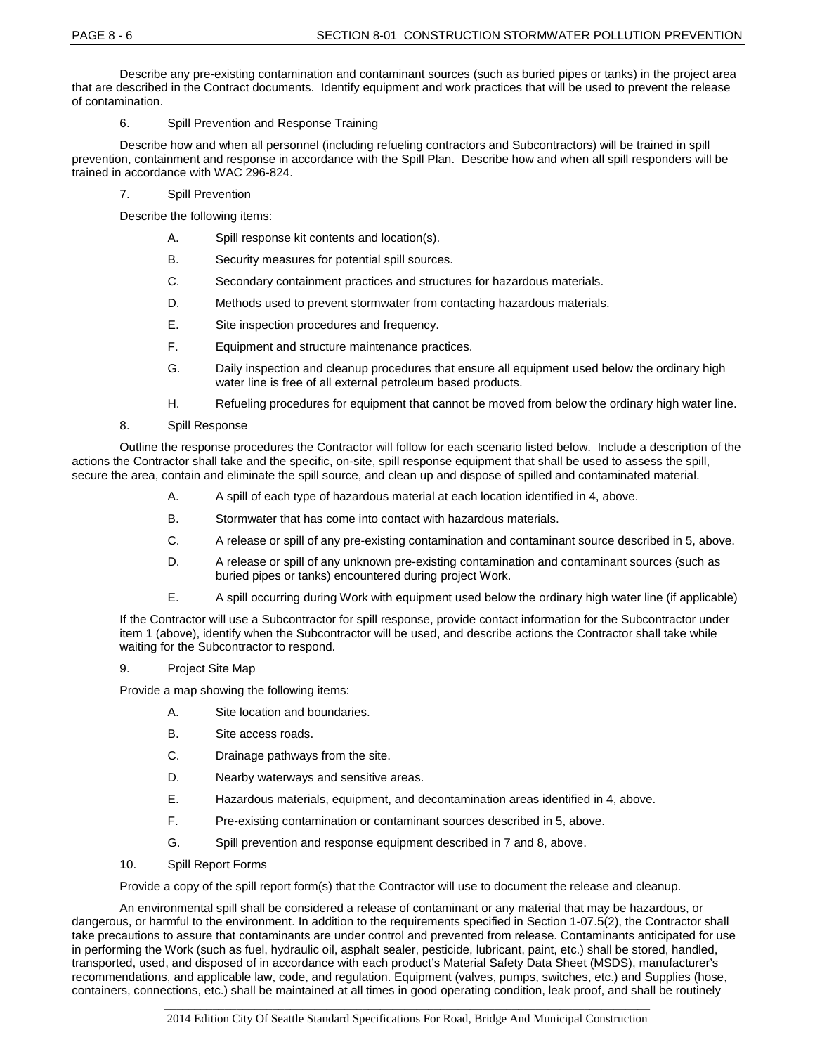Describe any pre-existing contamination and contaminant sources (such as buried pipes or tanks) in the project area that are described in the Contract documents. Identify equipment and work practices that will be used to prevent the release of contamination.

6. Spill Prevention and Response Training

Describe how and when all personnel (including refueling contractors and Subcontractors) will be trained in spill prevention, containment and response in accordance with the Spill Plan. Describe how and when all spill responders will be trained in accordance with WAC 296-824.

7. Spill Prevention

Describe the following items:

A. Spill response kit contents and location(s).

B. Security measures for potential spill sources.

C. Secondary containment practices and structures for hazardous materials.

D. Methods used to prevent stormwater from contacting hazardous materials.

E. Site inspection procedures and frequency.

F. Equipment and structure maintenance practices.

G. Daily inspection and cleanup procedures that ensure all equipment used below the ordinary high water line is free of all external petroleum based products.

H. Refueling procedures for equipment that cannot be moved from below the ordinary high water line.

8. Spill Response

Outline the response procedures the Contractor will follow for each scenario listed below. Include a description of the actions the Contractor shall take and the specific, on-site, spill response equipment that shall be used to assess the spill, secure the area, contain and eliminate the spill source, and clean up and dispose of spilled and contaminated material.

A. A spill of each type of hazardous material at each location identified in 4, above.

B. Stormwater that has come into contact with hazardous materials.

C. A release or spill of any pre-existing contamination and contaminant source described in 5, above.

D. A release or spill of any unknown pre-existing contamination and contaminant sources (such as buried pipes or tanks) encountered during project Work.

E. A spill occurring during Work with equipment used below the ordinary high water line (if applicable)

If the Contractor will use a Subcontractor for spill response, provide contact information for the Subcontractor under item 1 (above), identify when the Subcontractor will be used, and describe actions the Contractor shall take while waiting for the Subcontractor to respond.

9. Project Site Map

Provide a map showing the following items:

A. Site location and boundaries.

B. Site access roads.

C. Drainage pathways from the site.

D. Nearby waterways and sensitive areas.

E. Hazardous materials, equipment, and decontamination areas identified in 4, above.

F. Pre-existing contamination or contaminant sources described in 5, above.

G. Spill prevention and response equipment described in 7 and 8, above.

10. Spill Report Forms

Provide a copy of the spill report form(s) that the Contractor will use to document the release and cleanup.

An environmental spill shall be considered a release of contaminant or any material that may be hazardous, or dangerous, or harmful to the environment. In addition to the requirements specified in Section 1-07.5(2), the Contractor shall take precautions to assure that contaminants are under control and prevented from release. Contaminants anticipated for use in performing the Work (such as fuel, hydraulic oil, asphalt sealer, pesticide, lubricant, paint, etc.) shall be stored, handled, transported, used, and disposed of in accordance with each product's Material Safety Data Sheet (MSDS), manufacturer's recommendations, and applicable law, code, and regulation. Equipment (valves, pumps, switches, etc.) and Supplies (hose, containers, connections, etc.) shall be maintained at all times in good operating condition, leak proof, and shall be routinely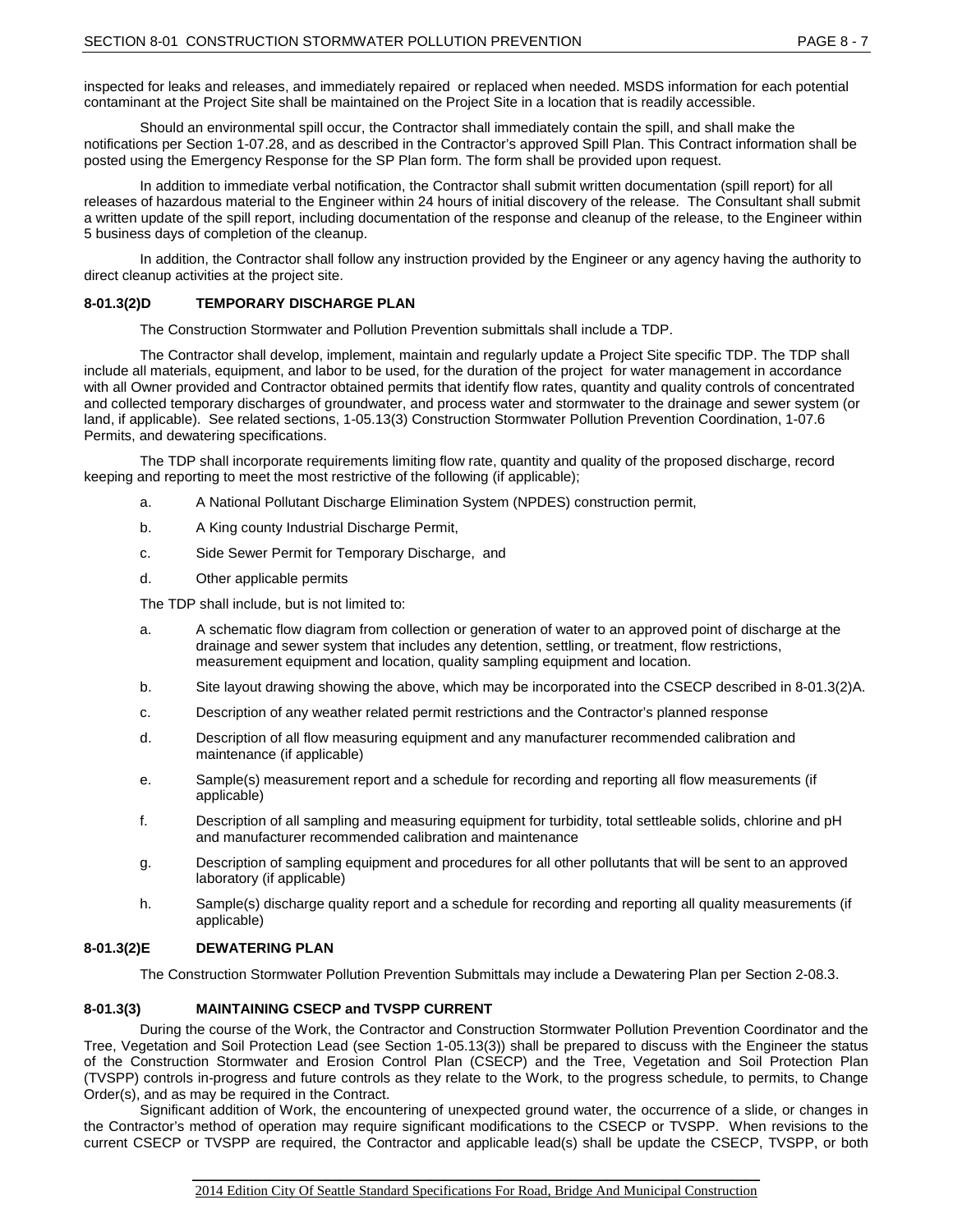inspected for leaks and releases, and immediately repaired or replaced when needed. MSDS information for each potential contaminant at the Project Site shall be maintained on the Project Site in a location that is readily accessible.

Should an environmental spill occur, the Contractor shall immediately contain the spill, and shall make the notifications per Section 1-07.28, and as described in the Contractor's approved Spill Plan. This Contract information shall be posted using the Emergency Response for the SP Plan form. The form shall be provided upon request.

In addition to immediate verbal notification, the Contractor shall submit written documentation (spill report) for all releases of hazardous material to the Engineer within 24 hours of initial discovery of the release. The Consultant shall submit a written update of the spill report, including documentation of the response and cleanup of the release, to the Engineer within 5 business days of completion of the cleanup.

In addition, the Contractor shall follow any instruction provided by the Engineer or any agency having the authority to direct cleanup activities at the project site.

### 8-01.3(2)D TEMPORARY DISCHARGE PLAN

The Construction Stormwater and Pollution Prevention submittals shall include a TDP.

The Contractor shall develop, implement, maintain and regularly update a Project Site specific TDP. The TDP shall include all materials, equipment, and labor to be used, for the duration of the project for water management in accordance with all Owner provided and Contractor obtained permits that identify flow rates, quantity and quality controls of concentrated and collected temporary discharges of groundwater, and process water and stormwater to the drainage and sewer system (or land, if applicable). See related sections, 1-05.13(3) Construction Stormwater Pollution Prevention Coordination, 1-07.6 Permits, and dewatering specifications.

The TDP shall incorporate requirements limiting flow rate, quantity and quality of the proposed discharge, record keeping and reporting to meet the most restrictive of the following (if applicable);

a. A National Pollutant Discharge Elimination System (NPDES) construction permit,

b. A King county Industrial Discharge Permit,

c. Side Sewer Permit for Temporary Discharge, and

d. Other applicable permits

The TDP shall include, but is not limited to:

a. A schematic flow diagram from collection or generation of water to an approved point of discharge at the drainage and sewer system that includes any detention, settling, or treatment, flow restrictions, measurement equipment and location, quality sampling equipment and location.

b. Site layout drawing showing the above, which may be incorporated into the CSECP described in 8-01.3(2)A.

c. Description of any weather related permit restrictions and the Contractor's planned response

d. Description of all flow measuring equipment and any manufacturer recommended calibration and maintenance (if applicable)

e. Sample(s) measurement report and a schedule for recording and reporting all flow measurements (if applicable)

f. Description of all sampling and measuring equipment for turbidity, total settleable solids, chlorine and pH and manufacturer recommended calibration and maintenance

g. Description of sampling equipment and procedures for all other pollutants that will be sent to an approved laboratory (if applicable)

h. Sample(s) discharge quality report and a schedule for recording and reporting all quality measurements (if applicable)

### 8-01.3(2)E DEWATERING PLAN

The Construction Stormwater Pollution Prevention Submittals may include a Dewatering Plan per Section 2-08.3.

### 8-01.3(3) MAINTAINING CSECP and TVSPP CURRENT

During the course of the Work, the Contractor and Construction Stormwater Pollution Prevention Coordinator and the Tree, Vegetation and Soil Protection Lead (see Section 1-05.13(3)) shall be prepared to discuss with the Engineer the status of the Construction Stormwater and Erosion Control Plan (CSECP) and the Tree, Vegetation and Soil Protection Plan (TVSPP) controls in-progress and future controls as they relate to the Work, to the progress schedule, to permits, to Change Order(s), and as may be required in the Contract.

Significant addition of Work, the encountering of unexpected ground water, the occurrence of a slide, or changes in the Contractor's method of operation may require significant modifications to the CSECP or TVSPP. When revisions to the current CSECP or TVSPP are required, the Contractor and applicable lead(s) shall be update the CSECP, TVSPP, or both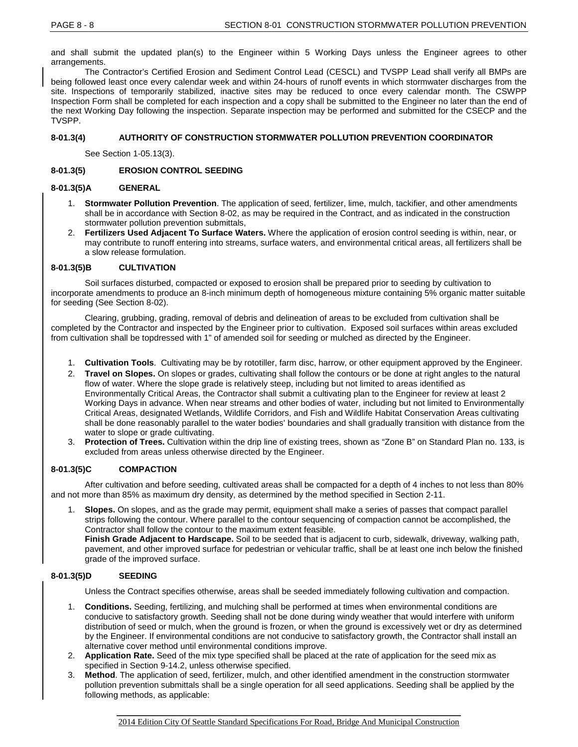and shall submit the updated plan(s) to the Engineer within 5 Working Days unless the Engineer agrees to other arrangements.

The Contractor's Certified Erosion and Sediment Control Lead (CESCL) and TVSPP Lead shall verify all BMPs are being followed least once every calendar week and within 24-hours of runoff events in which stormwater discharges from the site. Inspections of temporarily stabilized, inactive sites may be reduced to once every calendar month. The CSWPP Inspection Form shall be completed for each inspection and a copy shall be submitted to the Engineer no later than the end of the next Working Day following the inspection. Separate inspection may be performed and submitted for the CSECP and the TVSPP.

### 8-01.3(4) AUTHORITY OF CONSTRUCTION STORMWATER POLLUTION PREVENTION COORDINATOR

See Section 1-05.13(3).

### 8-01.3(5) EROSION CONTROL SEEDING

### 8-01.3(5)A GENERAL

1. **Stormwater Pollution Prevention**. The application of seed, fertilizer, lime, mulch, tackifier, and other amendments shall be in accordance with Section 8-02, as may be required in the Contract, and as indicated in the construction stormwater pollution prevention submittals,
2. **Fertilizers Used Adjacent To Surface Waters.** Where the application of erosion control seeding is within, near, or may contribute to runoff entering into streams, surface waters, and environmental critical areas, all fertilizers shall be a slow release formulation.

### 8-01.3(5)B CULTIVATION

Soil surfaces disturbed, compacted or exposed to erosion shall be prepared prior to seeding by cultivation to incorporate amendments to produce an 8-inch minimum depth of homogeneous mixture containing 5% organic matter suitable for seeding (See Section 8-02).

Clearing, grubbing, grading, removal of debris and delineation of areas to be excluded from cultivation shall be completed by the Contractor and inspected by the Engineer prior to cultivation. Exposed soil surfaces within areas excluded from cultivation shall be topdressed with 1" of amended soil for seeding or mulched as directed by the Engineer.

1. **Cultivation Tools**. Cultivating may be by rototiller, farm disc, harrow, or other equipment approved by the Engineer.
2. **Travel on Slopes.** On slopes or grades, cultivating shall follow the contours or be done at right angles to the natural flow of water. Where the slope grade is relatively steep, including but not limited to areas identified as Environmentally Critical Areas, the Contractor shall submit a cultivating plan to the Engineer for review at least 2 Working Days in advance. When near streams and other bodies of water, including but not limited to Environmentally Critical Areas, designated Wetlands, Wildlife Corridors, and Fish and Wildlife Habitat Conservation Areas cultivating shall be done reasonably parallel to the water bodies' boundaries and shall gradually transition with distance from the water to slope or grade cultivating.
3. **Protection of Trees.** Cultivation within the drip line of existing trees, shown as "Zone B" on Standard Plan no. 133, is excluded from areas unless otherwise directed by the Engineer.

### 8-01.3(5)C COMPACTION

After cultivation and before seeding, cultivated areas shall be compacted for a depth of 4 inches to not less than 80% and not more than 85% as maximum dry density, as determined by the method specified in Section 2-11.

1. **Slopes.** On slopes, and as the grade may permit, equipment shall make a series of passes that compact parallel strips following the contour. Where parallel to the contour sequencing of compaction cannot be accomplished, the Contractor shall follow the contour to the maximum extent feasible.
   **Finish Grade Adjacent to Hardscape.** Soil to be seeded that is adjacent to curb, sidewalk, driveway, walking path, pavement, and other improved surface for pedestrian or vehicular traffic, shall be at least one inch below the finished grade of the improved surface.

### 8-01.3(5)D SEEDING

Unless the Contract specifies otherwise, areas shall be seeded immediately following cultivation and compaction.

1. **Conditions.** Seeding, fertilizing, and mulching shall be performed at times when environmental conditions are conducive to satisfactory growth. Seeding shall not be done during windy weather that would interfere with uniform distribution of seed or mulch, when the ground is frozen, or when the ground is excessively wet or dry as determined by the Engineer. If environmental conditions are not conducive to satisfactory growth, the Contractor shall install an alternative cover method until environmental conditions improve.
2. **Application Rate.** Seed of the mix type specified shall be placed at the rate of application for the seed mix as specified in Section 9-14.2, unless otherwise specified.
3. **Method**. The application of seed, fertilizer, mulch, and other identified amendment in the construction stormwater pollution prevention submittals shall be a single operation for all seed applications. Seeding shall be applied by the following methods, as applicable: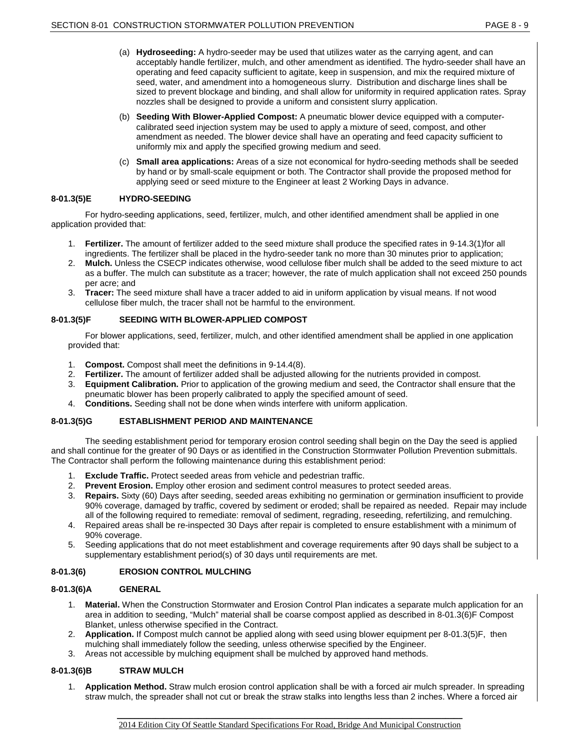(a) **Hydroseeding:** A hydro-seeder may be used that utilizes water as the carrying agent, and can acceptably handle fertilizer, mulch, and other amendment as identified. The hydro-seeder shall have an operating and feed capacity sufficient to agitate, keep in suspension, and mix the required mixture of seed, water, and amendment into a homogeneous slurry. Distribution and discharge lines shall be sized to prevent blockage and binding, and shall allow for uniformity in required application rates. Spray nozzles shall be designed to provide a uniform and consistent slurry application.

(b) **Seeding With Blower-Applied Compost:** A pneumatic blower device equipped with a computer-calibrated seed injection system may be used to apply a mixture of seed, compost, and other amendment as needed. The blower device shall have an operating and feed capacity sufficient to uniformly mix and apply the specified growing medium and seed.

(c) **Small area applications:** Areas of a size not economical for hydro-seeding methods shall be seeded by hand or by small-scale equipment or both. The Contractor shall provide the proposed method for applying seed or seed mixture to the Engineer at least 2 Working Days in advance.

### 8-01.3(5)E HYDRO-SEEDING

For hydro-seeding applications, seed, fertilizer, mulch, and other identified amendment shall be applied in one application provided that:

1. **Fertilizer.** The amount of fertilizer added to the seed mixture shall produce the specified rates in 9-14.3(1)for all ingredients. The fertilizer shall be placed in the hydro-seeder tank no more than 30 minutes prior to application;
2. **Mulch.** Unless the CSECP indicates otherwise, wood cellulose fiber mulch shall be added to the seed mixture to act as a buffer. The mulch can substitute as a tracer; however, the rate of mulch application shall not exceed 250 pounds per acre; and
3. **Tracer:** The seed mixture shall have a tracer added to aid in uniform application by visual means. If not wood cellulose fiber mulch, the tracer shall not be harmful to the environment.

### 8-01.3(5)F SEEDING WITH BLOWER-APPLIED COMPOST

For blower applications, seed, fertilizer, mulch, and other identified amendment shall be applied in one application provided that:

1. **Compost.** Compost shall meet the definitions in 9-14.4(8).
2. **Fertilizer.** The amount of fertilizer added shall be adjusted allowing for the nutrients provided in compost.
3. **Equipment Calibration.** Prior to application of the growing medium and seed, the Contractor shall ensure that the pneumatic blower has been properly calibrated to apply the specified amount of seed.
4. **Conditions.** Seeding shall not be done when winds interfere with uniform application.

### 8-01.3(5)G ESTABLISHMENT PERIOD AND MAINTENANCE

The seeding establishment period for temporary erosion control seeding shall begin on the Day the seed is applied and shall continue for the greater of 90 Days or as identified in the Construction Stormwater Pollution Prevention submittals. The Contractor shall perform the following maintenance during this establishment period:

1. **Exclude Traffic.** Protect seeded areas from vehicle and pedestrian traffic.
2. **Prevent Erosion.** Employ other erosion and sediment control measures to protect seeded areas.
3. **Repairs.** Sixty (60) Days after seeding, seeded areas exhibiting no germination or germination insufficient to provide 90% coverage, damaged by traffic, covered by sediment or eroded; shall be repaired as needed. Repair may include all of the following required to remediate: removal of sediment, regrading, reseeding, refertilizing, and remulching.
4. Repaired areas shall be re-inspected 30 Days after repair is completed to ensure establishment with a minimum of 90% coverage.
5. Seeding applications that do not meet establishment and coverage requirements after 90 days shall be subject to a supplementary establishment period(s) of 30 days until requirements are met.

## 8-01.3(6) EROSION CONTROL MULCHING

### 8-01.3(6)A GENERAL

1. **Material.** When the Construction Stormwater and Erosion Control Plan indicates a separate mulch application for an area in addition to seeding, "Mulch" material shall be coarse compost applied as described in 8-01.3(6)F Compost Blanket, unless otherwise specified in the Contract.
2. **Application.** If Compost mulch cannot be applied along with seed using blower equipment per 8-01.3(5)F, then mulching shall immediately follow the seeding, unless otherwise specified by the Engineer.
3. Areas not accessible by mulching equipment shall be mulched by approved hand methods.

### 8-01.3(6)B STRAW MULCH

1. **Application Method.** Straw mulch erosion control application shall be with a forced air mulch spreader. In spreading straw mulch, the spreader shall not cut or break the straw stalks into lengths less than 2 inches. Where a forced air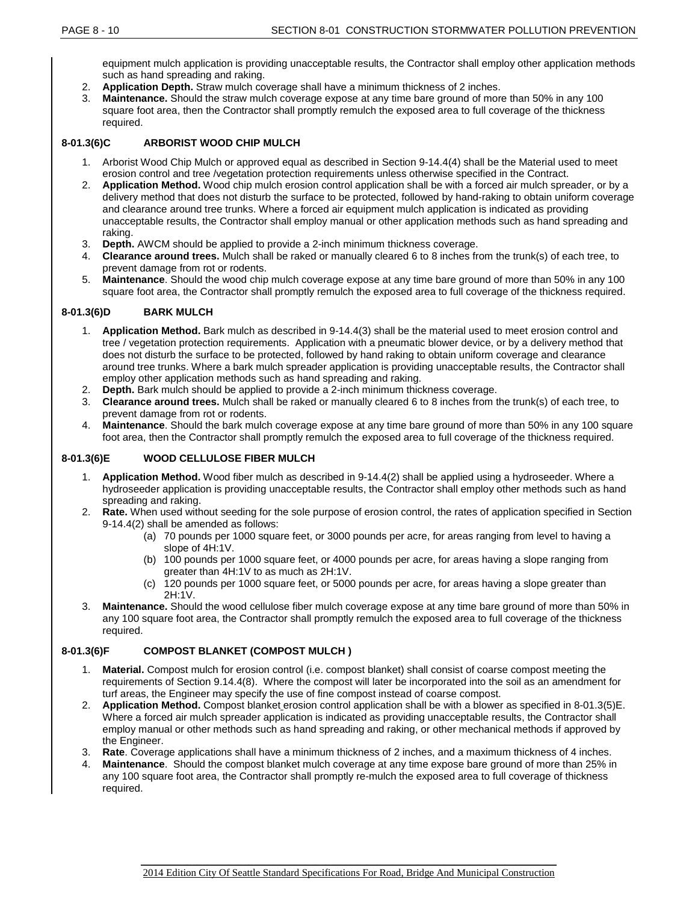equipment mulch application is providing unacceptable results, the Contractor shall employ other application methods such as hand spreading and raking.

2. **Application Depth.** Straw mulch coverage shall have a minimum thickness of 2 inches.
3. **Maintenance.** Should the straw mulch coverage expose at any time bare ground of more than 50% in any 100 square foot area, then the Contractor shall promptly remulch the exposed area to full coverage of the thickness required.

### 8-01.3(6)C ARBORIST WOOD CHIP MULCH

1. Arborist Wood Chip Mulch or approved equal as described in Section 9-14.4(4) shall be the Material used to meet erosion control and tree /vegetation protection requirements unless otherwise specified in the Contract.
2. **Application Method.** Wood chip mulch erosion control application shall be with a forced air mulch spreader, or by a delivery method that does not disturb the surface to be protected, followed by hand-raking to obtain uniform coverage and clearance around tree trunks. Where a forced air equipment mulch application is indicated as providing unacceptable results, the Contractor shall employ manual or other application methods such as hand spreading and raking.
3. **Depth.** AWCM should be applied to provide a 2-inch minimum thickness coverage.
4. **Clearance around trees.** Mulch shall be raked or manually cleared 6 to 8 inches from the trunk(s) of each tree, to prevent damage from rot or rodents.
5. **Maintenance**. Should the wood chip mulch coverage expose at any time bare ground of more than 50% in any 100 square foot area, the Contractor shall promptly remulch the exposed area to full coverage of the thickness required.

### 8-01.3(6)D BARK MULCH

1. **Application Method.** Bark mulch as described in 9-14.4(3) shall be the material used to meet erosion control and tree / vegetation protection requirements. Application with a pneumatic blower device, or by a delivery method that does not disturb the surface to be protected, followed by hand raking to obtain uniform coverage and clearance around tree trunks. Where a bark mulch spreader application is providing unacceptable results, the Contractor shall employ other application methods such as hand spreading and raking.
2. **Depth.** Bark mulch should be applied to provide a 2-inch minimum thickness coverage.
3. **Clearance around trees.** Mulch shall be raked or manually cleared 6 to 8 inches from the trunk(s) of each tree, to prevent damage from rot or rodents.
4. **Maintenance**. Should the bark mulch coverage expose at any time bare ground of more than 50% in any 100 square foot area, then the Contractor shall promptly remulch the exposed area to full coverage of the thickness required.

### 8-01.3(6)E WOOD CELLULOSE FIBER MULCH

1. **Application Method.** Wood fiber mulch as described in 9-14.4(2) shall be applied using a hydroseeder. Where a hydroseeder application is providing unacceptable results, the Contractor shall employ other methods such as hand spreading and raking.
2. **Rate.** When used without seeding for the sole purpose of erosion control, the rates of application specified in Section 9-14.4(2) shall be amended as follows:
   - (a) 70 pounds per 1000 square feet, or 3000 pounds per acre, for areas ranging from level to having a slope of 4H:1V.
   - (b) 100 pounds per 1000 square feet, or 4000 pounds per acre, for areas having a slope ranging from greater than 4H:1V to as much as 2H:1V.
   - (c) 120 pounds per 1000 square feet, or 5000 pounds per acre, for areas having a slope greater than 2H:1V.
3. **Maintenance.** Should the wood cellulose fiber mulch coverage expose at any time bare ground of more than 50% in any 100 square foot area, the Contractor shall promptly remulch the exposed area to full coverage of the thickness required.

### 8-01.3(6)F COMPOST BLANKET (COMPOST MULCH )

1. **Material.** Compost mulch for erosion control (i.e. compost blanket) shall consist of coarse compost meeting the requirements of Section 9.14.4(8). Where the compost will later be incorporated into the soil as an amendment for turf areas, the Engineer may specify the use of fine compost instead of coarse compost.
2. **Application Method.** Compost blanket erosion control application shall be with a blower as specified in 8-01.3(5)E. Where a forced air mulch spreader application is indicated as providing unacceptable results, the Contractor shall employ manual or other methods such as hand spreading and raking, or other mechanical methods if approved by the Engineer.
3. **Rate**. Coverage applications shall have a minimum thickness of 2 inches, and a maximum thickness of 4 inches.
4. **Maintenance**. Should the compost blanket mulch coverage at any time expose bare ground of more than 25% in any 100 square foot area, the Contractor shall promptly re-mulch the exposed area to full coverage of thickness required.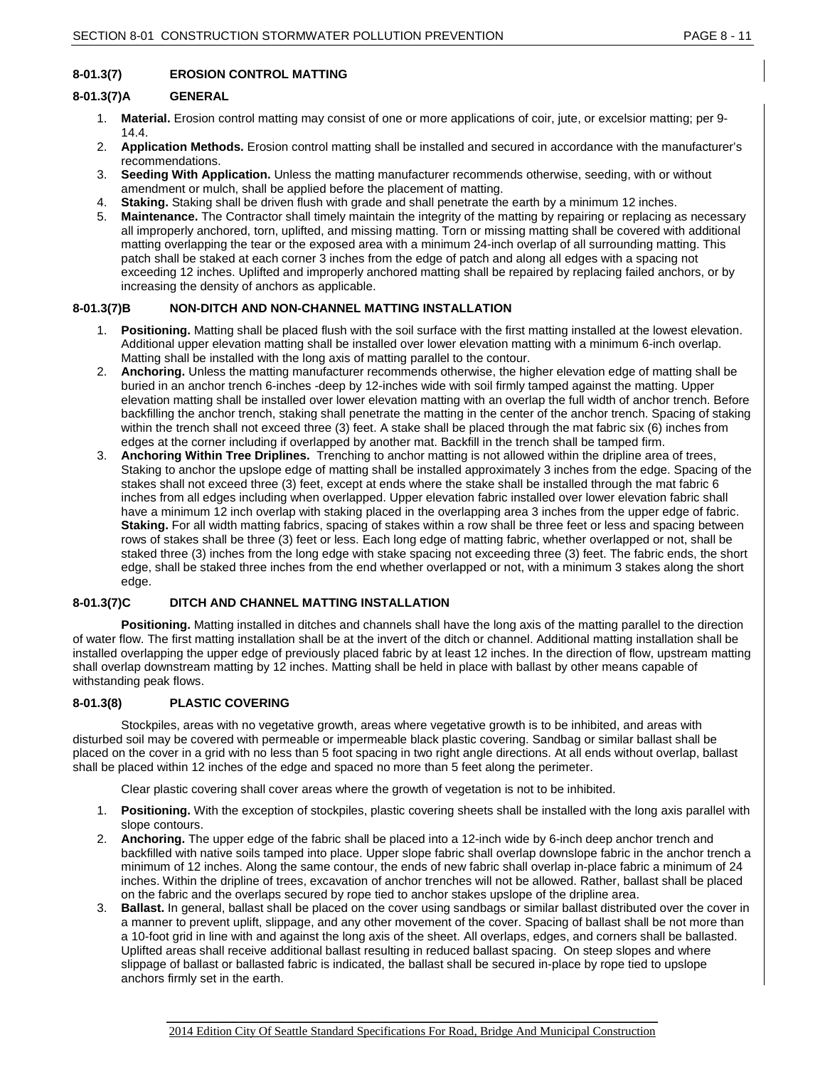### 8-01.3(7) EROSION CONTROL MATTING

#### 8-01.3(7)A GENERAL

1. **Material.** Erosion control matting may consist of one or more applications of coir, jute, or excelsior matting; per 9-14.4.
2. **Application Methods.** Erosion control matting shall be installed and secured in accordance with the manufacturer's recommendations.
3. **Seeding With Application.** Unless the matting manufacturer recommends otherwise, seeding, with or without amendment or mulch, shall be applied before the placement of matting.
4. **Staking.** Staking shall be driven flush with grade and shall penetrate the earth by a minimum 12 inches.
5. **Maintenance.** The Contractor shall timely maintain the integrity of the matting by repairing or replacing as necessary all improperly anchored, torn, uplifted, and missing matting. Torn or missing matting shall be covered with additional matting overlapping the tear or the exposed area with a minimum 24-inch overlap of all surrounding matting. This patch shall be staked at each corner 3 inches from the edge of patch and along all edges with a spacing not exceeding 12 inches. Uplifted and improperly anchored matting shall be repaired by replacing failed anchors, or by increasing the density of anchors as applicable.

#### 8-01.3(7)B NON-DITCH AND NON-CHANNEL MATTING INSTALLATION

1. **Positioning.** Matting shall be placed flush with the soil surface with the first matting installed at the lowest elevation. Additional upper elevation matting shall be installed over lower elevation matting with a minimum 6-inch overlap. Matting shall be installed with the long axis of matting parallel to the contour.
2. **Anchoring.** Unless the matting manufacturer recommends otherwise, the higher elevation edge of matting shall be buried in an anchor trench 6-inches -deep by 12-inches wide with soil firmly tamped against the matting. Upper elevation matting shall be installed over lower elevation matting with an overlap the full width of anchor trench. Before backfilling the anchor trench, staking shall penetrate the matting in the center of the anchor trench. Spacing of staking within the trench shall not exceed three (3) feet. A stake shall be placed through the mat fabric six (6) inches from edges at the corner including if overlapped by another mat. Backfill in the trench shall be tamped firm.
3. **Anchoring Within Tree Driplines.** Trenching to anchor matting is not allowed within the dripline area of trees, Staking to anchor the upslope edge of matting shall be installed approximately 3 inches from the edge. Spacing of the stakes shall not exceed three (3) feet, except at ends where the stake shall be installed through the mat fabric 6 inches from all edges including when overlapped. Upper elevation fabric installed over lower elevation fabric shall have a minimum 12 inch overlap with staking placed in the overlapping area 3 inches from the upper edge of fabric. **Staking.** For all width matting fabrics, spacing of stakes within a row shall be three feet or less and spacing between rows of stakes shall be three (3) feet or less. Each long edge of matting fabric, whether overlapped or not, shall be staked three (3) inches from the long edge with stake spacing not exceeding three (3) feet. The fabric ends, the short edge, shall be staked three inches from the end whether overlapped or not, with a minimum 3 stakes along the short edge.

#### 8-01.3(7)C DITCH AND CHANNEL MATTING INSTALLATION

**Positioning.** Matting installed in ditches and channels shall have the long axis of the matting parallel to the direction of water flow. The first matting installation shall be at the invert of the ditch or channel. Additional matting installation shall be installed overlapping the upper edge of previously placed fabric by at least 12 inches. In the direction of flow, upstream matting shall overlap downstream matting by 12 inches. Matting shall be held in place with ballast by other means capable of withstanding peak flows.

### 8-01.3(8) PLASTIC COVERING

Stockpiles, areas with no vegetative growth, areas where vegetative growth is to be inhibited, and areas with disturbed soil may be covered with permeable or impermeable black plastic covering. Sandbag or similar ballast shall be placed on the cover in a grid with no less than 5 foot spacing in two right angle directions. At all ends without overlap, ballast shall be placed within 12 inches of the edge and spaced no more than 5 feet along the perimeter.

Clear plastic covering shall cover areas where the growth of vegetation is not to be inhibited.

1. **Positioning.** With the exception of stockpiles, plastic covering sheets shall be installed with the long axis parallel with slope contours.
2. **Anchoring.** The upper edge of the fabric shall be placed into a 12-inch wide by 6-inch deep anchor trench and backfilled with native soils tamped into place. Upper slope fabric shall overlap downslope fabric in the anchor trench a minimum of 12 inches. Along the same contour, the ends of new fabric shall overlap in-place fabric a minimum of 24 inches. Within the dripline of trees, excavation of anchor trenches will not be allowed. Rather, ballast shall be placed on the fabric and the overlaps secured by rope tied to anchor stakes upslope of the dripline area.
3. **Ballast.** In general, ballast shall be placed on the cover using sandbags or similar ballast distributed over the cover in a manner to prevent uplift, slippage, and any other movement of the cover. Spacing of ballast shall be not more than a 10-foot grid in line with and against the long axis of the sheet. All overlaps, edges, and corners shall be ballasted. Uplifted areas shall receive additional ballast resulting in reduced ballast spacing. On steep slopes and where slippage of ballast or ballasted fabric is indicated, the ballast shall be secured in-place by rope tied to upslope anchors firmly set in the earth.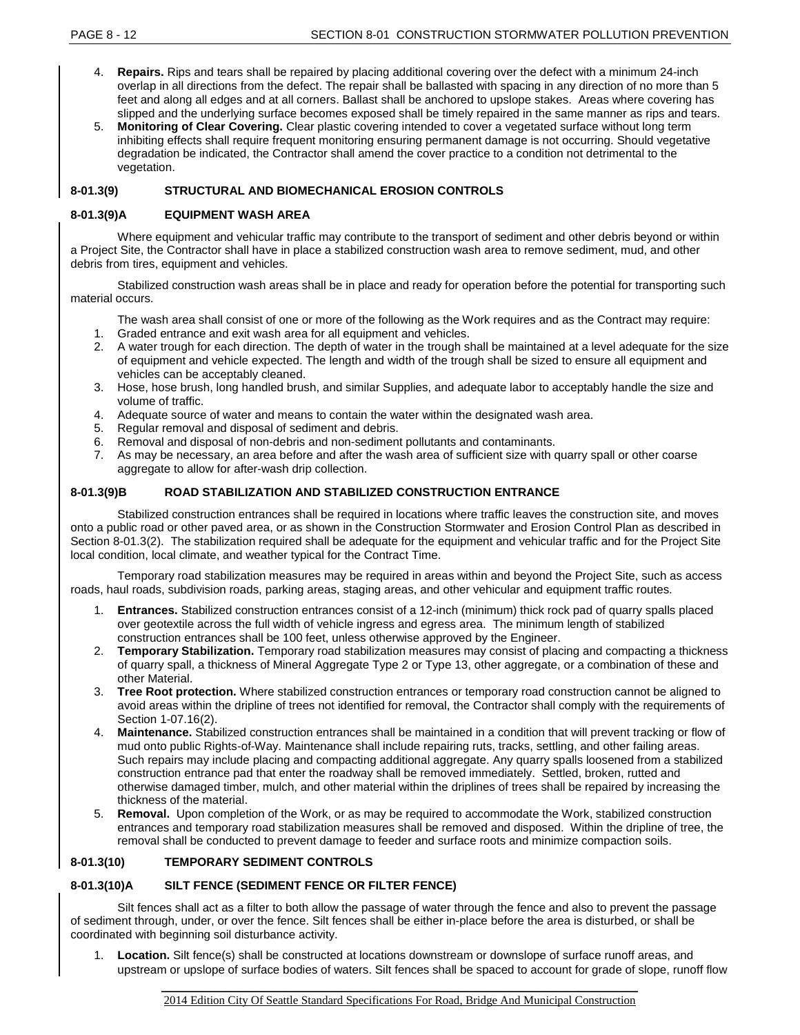4. **Repairs.** Rips and tears shall be repaired by placing additional covering over the defect with a minimum 24-inch overlap in all directions from the defect. The repair shall be ballasted with spacing in any direction of no more than 5 feet and along all edges and at all corners. Ballast shall be anchored to upslope stakes. Areas where covering has slipped and the underlying surface becomes exposed shall be timely repaired in the same manner as rips and tears.
5. **Monitoring of Clear Covering.** Clear plastic covering intended to cover a vegetated surface without long term inhibiting effects shall require frequent monitoring ensuring permanent damage is not occurring. Should vegetative degradation be indicated, the Contractor shall amend the cover practice to a condition not detrimental to the vegetation.

### 8-01.3(9) STRUCTURAL AND BIOMECHANICAL EROSION CONTROLS

#### 8-01.3(9)A EQUIPMENT WASH AREA

Where equipment and vehicular traffic may contribute to the transport of sediment and other debris beyond or within a Project Site, the Contractor shall have in place a stabilized construction wash area to remove sediment, mud, and other debris from tires, equipment and vehicles.

Stabilized construction wash areas shall be in place and ready for operation before the potential for transporting such material occurs.

The wash area shall consist of one or more of the following as the Work requires and as the Contract may require:

1. Graded entrance and exit wash area for all equipment and vehicles.
2. A water trough for each direction. The depth of water in the trough shall be maintained at a level adequate for the size of equipment and vehicle expected. The length and width of the trough shall be sized to ensure all equipment and vehicles can be acceptably cleaned.
3. Hose, hose brush, long handled brush, and similar Supplies, and adequate labor to acceptably handle the size and volume of traffic.
4. Adequate source of water and means to contain the water within the designated wash area.
5. Regular removal and disposal of sediment and debris.
6. Removal and disposal of non-debris and non-sediment pollutants and contaminants.
7. As may be necessary, an area before and after the wash area of sufficient size with quarry spall or other coarse aggregate to allow for after-wash drip collection.

#### 8-01.3(9)B ROAD STABILIZATION AND STABILIZED CONSTRUCTION ENTRANCE

Stabilized construction entrances shall be required in locations where traffic leaves the construction site, and moves onto a public road or other paved area, or as shown in the Construction Stormwater and Erosion Control Plan as described in Section 8-01.3(2). The stabilization required shall be adequate for the equipment and vehicular traffic and for the Project Site local condition, local climate, and weather typical for the Contract Time.

Temporary road stabilization measures may be required in areas within and beyond the Project Site, such as access roads, haul roads, subdivision roads, parking areas, staging areas, and other vehicular and equipment traffic routes.

1. **Entrances.** Stabilized construction entrances consist of a 12-inch (minimum) thick rock pad of quarry spalls placed over geotextile across the full width of vehicle ingress and egress area. The minimum length of stabilized construction entrances shall be 100 feet, unless otherwise approved by the Engineer.
2. **Temporary Stabilization.** Temporary road stabilization measures may consist of placing and compacting a thickness of quarry spall, a thickness of Mineral Aggregate Type 2 or Type 13, other aggregate, or a combination of these and other Material.
3. **Tree Root protection.** Where stabilized construction entrances or temporary road construction cannot be aligned to avoid areas within the dripline of trees not identified for removal, the Contractor shall comply with the requirements of Section 1-07.16(2).
4. **Maintenance.** Stabilized construction entrances shall be maintained in a condition that will prevent tracking or flow of mud onto public Rights-of-Way. Maintenance shall include repairing ruts, tracks, settling, and other failing areas. Such repairs may include placing and compacting additional aggregate. Any quarry spalls loosened from a stabilized construction entrance pad that enter the roadway shall be removed immediately. Settled, broken, rutted and otherwise damaged timber, mulch, and other material within the driplines of trees shall be repaired by increasing the thickness of the material.
5. **Removal.** Upon completion of the Work, or as may be required to accommodate the Work, stabilized construction entrances and temporary road stabilization measures shall be removed and disposed. Within the dripline of tree, the removal shall be conducted to prevent damage to feeder and surface roots and minimize compaction soils.

### 8-01.3(10) TEMPORARY SEDIMENT CONTROLS

#### 8-01.3(10)A SILT FENCE (SEDIMENT FENCE OR FILTER FENCE)

Silt fences shall act as a filter to both allow the passage of water through the fence and also to prevent the passage of sediment through, under, or over the fence. Silt fences shall be either in-place before the area is disturbed, or shall be coordinated with beginning soil disturbance activity.

1. **Location.** Silt fence(s) shall be constructed at locations downstream or downslope of surface runoff areas, and upstream or upslope of surface bodies of waters. Silt fences shall be spaced to account for grade of slope, runoff flow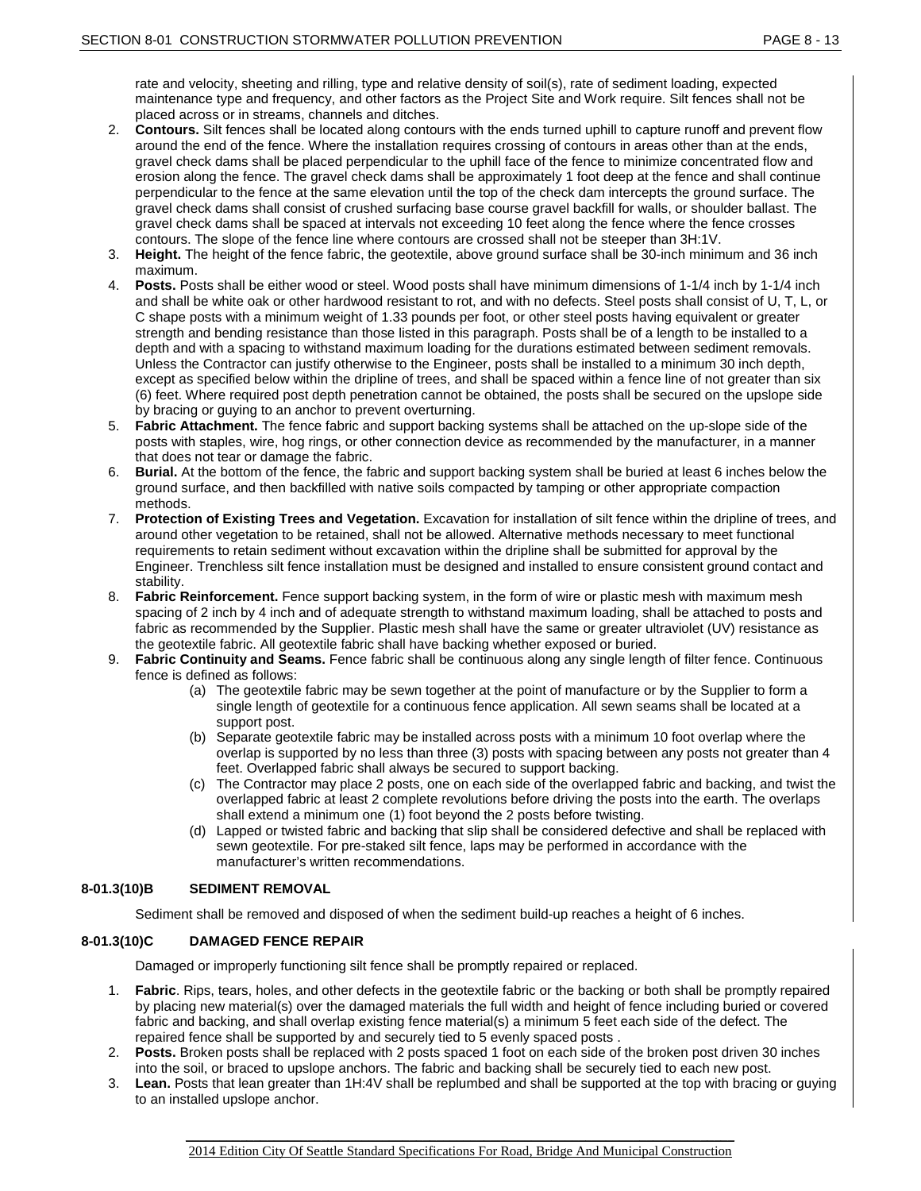rate and velocity, sheeting and rilling, type and relative density of soil(s), rate of sediment loading, expected maintenance type and frequency, and other factors as the Project Site and Work require. Silt fences shall not be placed across or in streams, channels and ditches.

2. **Contours.** Silt fences shall be located along contours with the ends turned uphill to capture runoff and prevent flow around the end of the fence. Where the installation requires crossing of contours in areas other than at the ends, gravel check dams shall be placed perpendicular to the uphill face of the fence to minimize concentrated flow and erosion along the fence. The gravel check dams shall be approximately 1 foot deep at the fence and shall continue perpendicular to the fence at the same elevation until the top of the check dam intercepts the ground surface. The gravel check dams shall consist of crushed surfacing base course gravel backfill for walls, or shoulder ballast. The gravel check dams shall be spaced at intervals not exceeding 10 feet along the fence where the fence crosses contours. The slope of the fence line where contours are crossed shall not be steeper than 3H:1V.
3. **Height.** The height of the fence fabric, the geotextile, above ground surface shall be 30-inch minimum and 36 inch maximum.
4. **Posts.** Posts shall be either wood or steel. Wood posts shall have minimum dimensions of 1-1/4 inch by 1-1/4 inch and shall be white oak or other hardwood resistant to rot, and with no defects. Steel posts shall consist of U, T, L, or C shape posts with a minimum weight of 1.33 pounds per foot, or other steel posts having equivalent or greater strength and bending resistance than those listed in this paragraph. Posts shall be of a length to be installed to a depth and with a spacing to withstand maximum loading for the durations estimated between sediment removals. Unless the Contractor can justify otherwise to the Engineer, posts shall be installed to a minimum 30 inch depth, except as specified below within the dripline of trees, and shall be spaced within a fence line of not greater than six (6) feet. Where required post depth penetration cannot be obtained, the posts shall be secured on the upslope side by bracing or guying to an anchor to prevent overturning.
5. **Fabric Attachment.** The fence fabric and support backing systems shall be attached on the up-slope side of the posts with staples, wire, hog rings, or other connection device as recommended by the manufacturer, in a manner that does not tear or damage the fabric.
6. **Burial.** At the bottom of the fence, the fabric and support backing system shall be buried at least 6 inches below the ground surface, and then backfilled with native soils compacted by tamping or other appropriate compaction methods.
7. **Protection of Existing Trees and Vegetation.** Excavation for installation of silt fence within the dripline of trees, and around other vegetation to be retained, shall not be allowed. Alternative methods necessary to meet functional requirements to retain sediment without excavation within the dripline shall be submitted for approval by the Engineer. Trenchless silt fence installation must be designed and installed to ensure consistent ground contact and stability.
8. **Fabric Reinforcement.** Fence support backing system, in the form of wire or plastic mesh with maximum mesh spacing of 2 inch by 4 inch and of adequate strength to withstand maximum loading, shall be attached to posts and fabric as recommended by the Supplier. Plastic mesh shall have the same or greater ultraviolet (UV) resistance as the geotextile fabric. All geotextile fabric shall have backing whether exposed or buried.
9. **Fabric Continuity and Seams.** Fence fabric shall be continuous along any single length of filter fence. Continuous fence is defined as follows:
   (a) The geotextile fabric may be sewn together at the point of manufacture or by the Supplier to form a single length of geotextile for a continuous fence application. All sewn seams shall be located at a support post.
   (b) Separate geotextile fabric may be installed across posts with a minimum 10 foot overlap where the overlap is supported by no less than three (3) posts with spacing between any posts not greater than 4 feet. Overlapped fabric shall always be secured to support backing.
   (c) The Contractor may place 2 posts, one on each side of the overlapped fabric and backing, and twist the overlapped fabric at least 2 complete revolutions before driving the posts into the earth. The overlaps shall extend a minimum one (1) foot beyond the 2 posts before twisting.
   (d) Lapped or twisted fabric and backing that slip shall be considered defective and shall be replaced with sewn geotextile. For pre-staked silt fence, laps may be performed in accordance with the manufacturer's written recommendations.

#### 8-01.3(10)B SEDIMENT REMOVAL

Sediment shall be removed and disposed of when the sediment build-up reaches a height of 6 inches.

#### 8-01.3(10)C DAMAGED FENCE REPAIR

Damaged or improperly functioning silt fence shall be promptly repaired or replaced.

1. **Fabric**. Rips, tears, holes, and other defects in the geotextile fabric or the backing or both shall be promptly repaired by placing new material(s) over the damaged materials the full width and height of fence including buried or covered fabric and backing, and shall overlap existing fence material(s) a minimum 5 feet each side of the defect. The repaired fence shall be supported by and securely tied to 5 evenly spaced posts .
2. **Posts.** Broken posts shall be replaced with 2 posts spaced 1 foot on each side of the broken post driven 30 inches into the soil, or braced to upslope anchors. The fabric and backing shall be securely tied to each new post.
3. **Lean.** Posts that lean greater than 1H:4V shall be replumbed and shall be supported at the top with bracing or guying to an installed upslope anchor.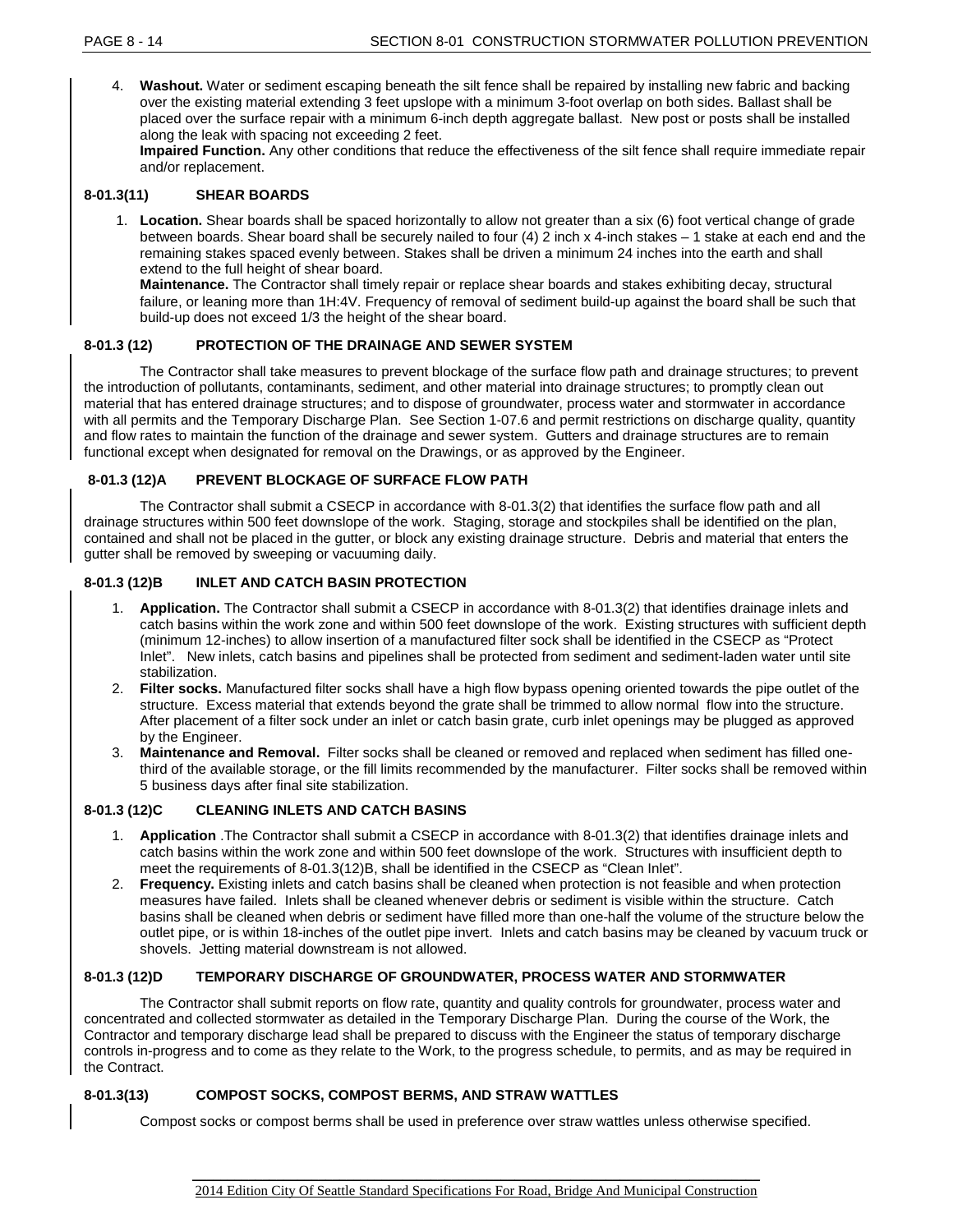4. **Washout.** Water or sediment escaping beneath the silt fence shall be repaired by installing new fabric and backing over the existing material extending 3 feet upslope with a minimum 3-foot overlap on both sides. Ballast shall be placed over the surface repair with a minimum 6-inch depth aggregate ballast. New post or posts shall be installed along the leak with spacing not exceeding 2 feet.
   **Impaired Function.** Any other conditions that reduce the effectiveness of the silt fence shall require immediate repair and/or replacement.

### 8-01.3(11) SHEAR BOARDS

1. **Location.** Shear boards shall be spaced horizontally to allow not greater than a six (6) foot vertical change of grade between boards. Shear board shall be securely nailed to four (4) 2 inch x 4-inch stakes – 1 stake at each end and the remaining stakes spaced evenly between. Stakes shall be driven a minimum 24 inches into the earth and shall extend to the full height of shear board.
   **Maintenance.** The Contractor shall timely repair or replace shear boards and stakes exhibiting decay, structural failure, or leaning more than 1H:4V. Frequency of removal of sediment build-up against the board shall be such that build-up does not exceed 1/3 the height of the shear board.

### 8-01.3 (12) PROTECTION OF THE DRAINAGE AND SEWER SYSTEM

The Contractor shall take measures to prevent blockage of the surface flow path and drainage structures; to prevent the introduction of pollutants, contaminants, sediment, and other material into drainage structures; to promptly clean out material that has entered drainage structures; and to dispose of groundwater, process water and stormwater in accordance with all permits and the Temporary Discharge Plan. See Section 1-07.6 and permit restrictions on discharge quality, quantity and flow rates to maintain the function of the drainage and sewer system. Gutters and drainage structures are to remain functional except when designated for removal on the Drawings, or as approved by the Engineer.

### 8-01.3 (12)A PREVENT BLOCKAGE OF SURFACE FLOW PATH

The Contractor shall submit a CSECP in accordance with 8-01.3(2) that identifies the surface flow path and all drainage structures within 500 feet downslope of the work. Staging, storage and stockpiles shall be identified on the plan, contained and shall not be placed in the gutter, or block any existing drainage structure. Debris and material that enters the gutter shall be removed by sweeping or vacuuming daily.

### 8-01.3 (12)B INLET AND CATCH BASIN PROTECTION

1. **Application.** The Contractor shall submit a CSECP in accordance with 8-01.3(2) that identifies drainage inlets and catch basins within the work zone and within 500 feet downslope of the work. Existing structures with sufficient depth (minimum 12-inches) to allow insertion of a manufactured filter sock shall be identified in the CSECP as "Protect Inlet". New inlets, catch basins and pipelines shall be protected from sediment and sediment-laden water until site stabilization.
2. **Filter socks.** Manufactured filter socks shall have a high flow bypass opening oriented towards the pipe outlet of the structure. Excess material that extends beyond the grate shall be trimmed to allow normal flow into the structure. After placement of a filter sock under an inlet or catch basin grate, curb inlet openings may be plugged as approved by the Engineer.
3. **Maintenance and Removal.** Filter socks shall be cleaned or removed and replaced when sediment has filled one-third of the available storage, or the fill limits recommended by the manufacturer. Filter socks shall be removed within 5 business days after final site stabilization.

### 8-01.3 (12)C CLEANING INLETS AND CATCH BASINS

1. **Application** .The Contractor shall submit a CSECP in accordance with 8-01.3(2) that identifies drainage inlets and catch basins within the work zone and within 500 feet downslope of the work. Structures with insufficient depth to meet the requirements of 8-01.3(12)B, shall be identified in the CSECP as "Clean Inlet".
2. **Frequency.** Existing inlets and catch basins shall be cleaned when protection is not feasible and when protection measures have failed. Inlets shall be cleaned whenever debris or sediment is visible within the structure. Catch basins shall be cleaned when debris or sediment have filled more than one-half the volume of the structure below the outlet pipe, or is within 18-inches of the outlet pipe invert. Inlets and catch basins may be cleaned by vacuum truck or shovels. Jetting material downstream is not allowed.

### 8-01.3 (12)D TEMPORARY DISCHARGE OF GROUNDWATER, PROCESS WATER AND STORMWATER

The Contractor shall submit reports on flow rate, quantity and quality controls for groundwater, process water and concentrated and collected stormwater as detailed in the Temporary Discharge Plan. During the course of the Work, the Contractor and temporary discharge lead shall be prepared to discuss with the Engineer the status of temporary discharge controls in-progress and to come as they relate to the Work, to the progress schedule, to permits, and as may be required in the Contract.

### 8-01.3(13) COMPOST SOCKS, COMPOST BERMS, AND STRAW WATTLES

Compost socks or compost berms shall be used in preference over straw wattles unless otherwise specified.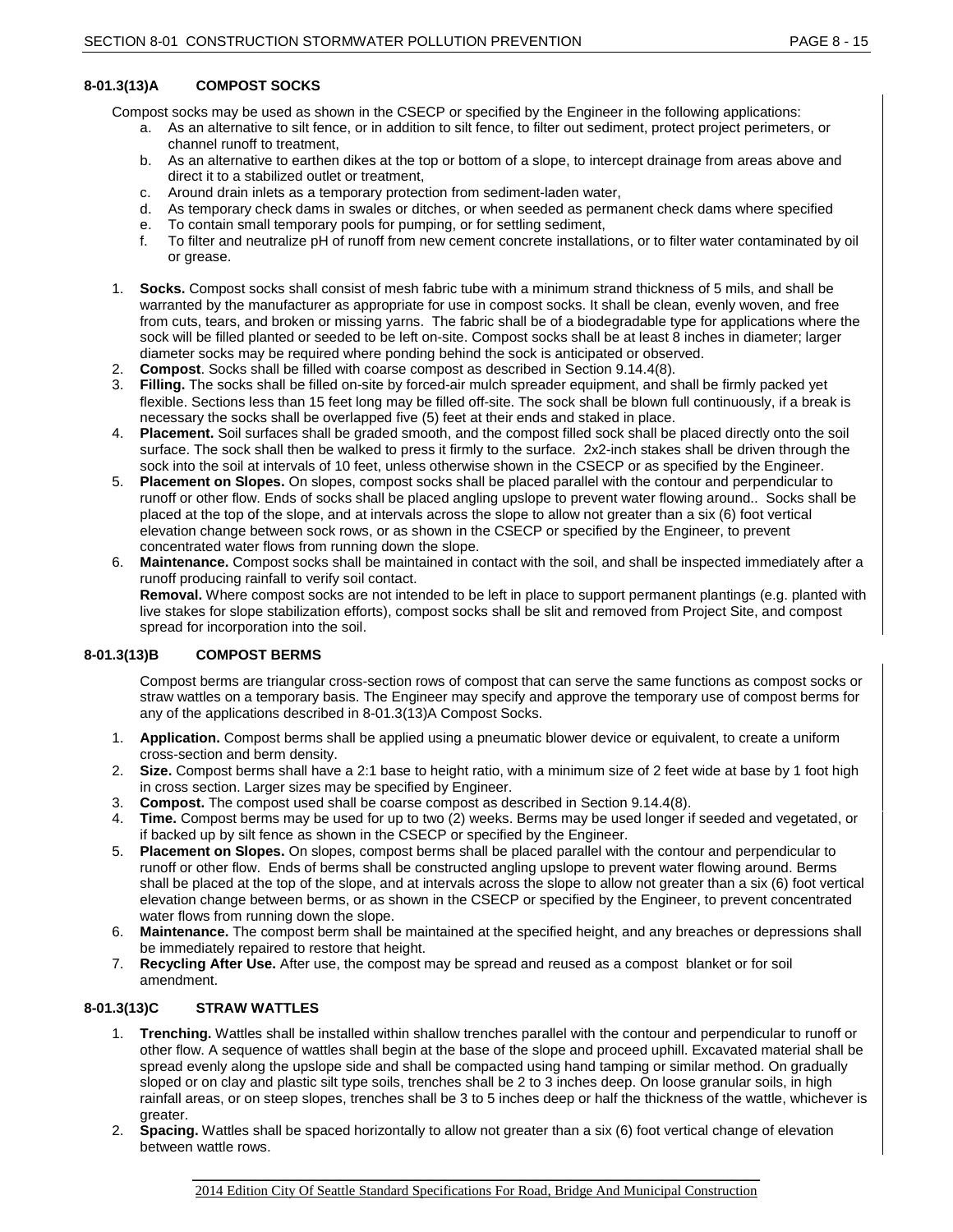### 8-01.3(13)A COMPOST SOCKS

Compost socks may be used as shown in the CSECP or specified by the Engineer in the following applications:

a. As an alternative to silt fence, or in addition to silt fence, to filter out sediment, protect project perimeters, or channel runoff to treatment,
b. As an alternative to earthen dikes at the top or bottom of a slope, to intercept drainage from areas above and direct it to a stabilized outlet or treatment,
c. Around drain inlets as a temporary protection from sediment-laden water,
d. As temporary check dams in swales or ditches, or when seeded as permanent check dams where specified
e. To contain small temporary pools for pumping, or for settling sediment,
f. To filter and neutralize pH of runoff from new cement concrete installations, or to filter water contaminated by oil or grease.

1. **Socks.** Compost socks shall consist of mesh fabric tube with a minimum strand thickness of 5 mils, and shall be warranted by the manufacturer as appropriate for use in compost socks. It shall be clean, evenly woven, and free from cuts, tears, and broken or missing yarns. The fabric shall be of a biodegradable type for applications where the sock will be filled planted or seeded to be left on-site. Compost socks shall be at least 8 inches in diameter; larger diameter socks may be required where ponding behind the sock is anticipated or observed.
2. **Compost**. Socks shall be filled with coarse compost as described in Section 9.14.4(8).
3. **Filling.** The socks shall be filled on-site by forced-air mulch spreader equipment, and shall be firmly packed yet flexible. Sections less than 15 feet long may be filled off-site. The sock shall be blown full continuously, if a break is necessary the socks shall be overlapped five (5) feet at their ends and staked in place.
4. **Placement.** Soil surfaces shall be graded smooth, and the compost filled sock shall be placed directly onto the soil surface. The sock shall then be walked to press it firmly to the surface. 2x2-inch stakes shall be driven through the sock into the soil at intervals of 10 feet, unless otherwise shown in the CSECP or as specified by the Engineer.
5. **Placement on Slopes.** On slopes, compost socks shall be placed parallel with the contour and perpendicular to runoff or other flow. Ends of socks shall be placed angling upslope to prevent water flowing around.. Socks shall be placed at the top of the slope, and at intervals across the slope to allow not greater than a six (6) foot vertical elevation change between sock rows, or as shown in the CSECP or specified by the Engineer, to prevent concentrated water flows from running down the slope.
6. **Maintenance.** Compost socks shall be maintained in contact with the soil, and shall be inspected immediately after a runoff producing rainfall to verify soil contact.
   **Removal.** Where compost socks are not intended to be left in place to support permanent plantings (e.g. planted with live stakes for slope stabilization efforts), compost socks shall be slit and removed from Project Site, and compost spread for incorporation into the soil.

### 8-01.3(13)B COMPOST BERMS

Compost berms are triangular cross-section rows of compost that can serve the same functions as compost socks or straw wattles on a temporary basis. The Engineer may specify and approve the temporary use of compost berms for any of the applications described in 8-01.3(13)A Compost Socks.

1. **Application.** Compost berms shall be applied using a pneumatic blower device or equivalent, to create a uniform cross-section and berm density.
2. **Size.** Compost berms shall have a 2:1 base to height ratio, with a minimum size of 2 feet wide at base by 1 foot high in cross section. Larger sizes may be specified by Engineer.
3. **Compost.** The compost used shall be coarse compost as described in Section 9.14.4(8).
4. **Time.** Compost berms may be used for up to two (2) weeks. Berms may be used longer if seeded and vegetated, or if backed up by silt fence as shown in the CSECP or specified by the Engineer.
5. **Placement on Slopes.** On slopes, compost berms shall be placed parallel with the contour and perpendicular to runoff or other flow. Ends of berms shall be constructed angling upslope to prevent water flowing around. Berms shall be placed at the top of the slope, and at intervals across the slope to allow not greater than a six (6) foot vertical elevation change between berms, or as shown in the CSECP or specified by the Engineer, to prevent concentrated water flows from running down the slope.
6. **Maintenance.** The compost berm shall be maintained at the specified height, and any breaches or depressions shall be immediately repaired to restore that height.
7. **Recycling After Use.** After use, the compost may be spread and reused as a compost blanket or for soil amendment.

### 8-01.3(13)C STRAW WATTLES

1. **Trenching.** Wattles shall be installed within shallow trenches parallel with the contour and perpendicular to runoff or other flow. A sequence of wattles shall begin at the base of the slope and proceed uphill. Excavated material shall be spread evenly along the upslope side and shall be compacted using hand tamping or similar method. On gradually sloped or on clay and plastic silt type soils, trenches shall be 2 to 3 inches deep. On loose granular soils, in high rainfall areas, or on steep slopes, trenches shall be 3 to 5 inches deep or half the thickness of the wattle, whichever is greater.
2. **Spacing.** Wattles shall be spaced horizontally to allow not greater than a six (6) foot vertical change of elevation between wattle rows.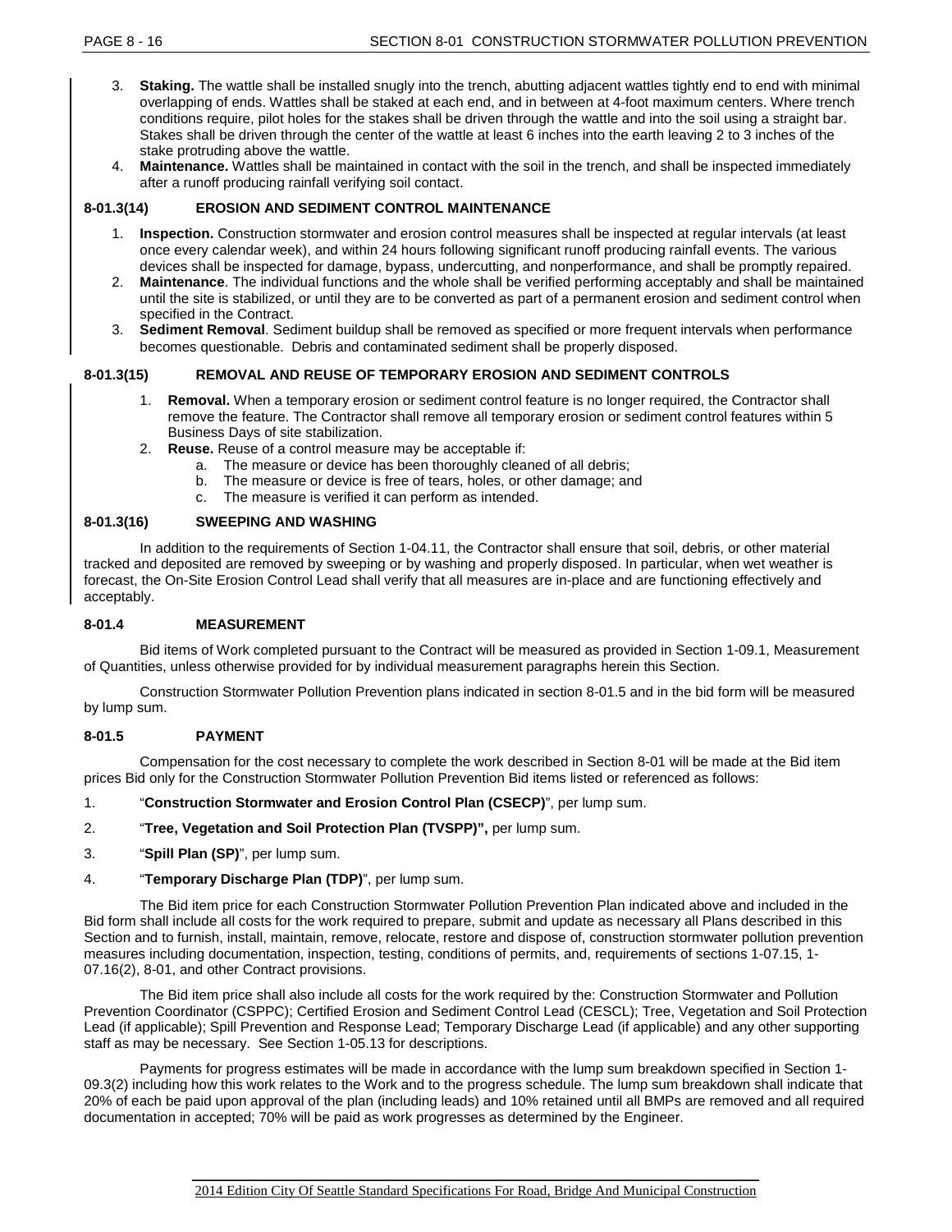3. **Staking.** The wattle shall be installed snugly into the trench, abutting adjacent wattles tightly end to end with minimal overlapping of ends. Wattles shall be staked at each end, and in between at 4-foot maximum centers. Where trench conditions require, pilot holes for the stakes shall be driven through the wattle and into the soil using a straight bar. Stakes shall be driven through the center of the wattle at least 6 inches into the earth leaving 2 to 3 inches of the stake protruding above the wattle.
4. **Maintenance.** Wattles shall be maintained in contact with the soil in the trench, and shall be inspected immediately after a runoff producing rainfall verifying soil contact.

### 8-01.3(14) EROSION AND SEDIMENT CONTROL MAINTENANCE

1. **Inspection.** Construction stormwater and erosion control measures shall be inspected at regular intervals (at least once every calendar week), and within 24 hours following significant runoff producing rainfall events. The various devices shall be inspected for damage, bypass, undercutting, and nonperformance, and shall be promptly repaired.
2. **Maintenance**. The individual functions and the whole shall be verified performing acceptably and shall be maintained until the site is stabilized, or until they are to be converted as part of a permanent erosion and sediment control when specified in the Contract.
3. **Sediment Removal**. Sediment buildup shall be removed as specified or more frequent intervals when performance becomes questionable. Debris and contaminated sediment shall be properly disposed.

### 8-01.3(15) REMOVAL AND REUSE OF TEMPORARY EROSION AND SEDIMENT CONTROLS

1. **Removal.** When a temporary erosion or sediment control feature is no longer required, the Contractor shall remove the feature. The Contractor shall remove all temporary erosion or sediment control features within 5 Business Days of site stabilization.
2. **Reuse.** Reuse of a control measure may be acceptable if:
   a. The measure or device has been thoroughly cleaned of all debris;
   b. The measure or device is free of tears, holes, or other damage; and
   c. The measure is verified it can perform as intended.

### 8-01.3(16) SWEEPING AND WASHING

In addition to the requirements of Section 1-04.11, the Contractor shall ensure that soil, debris, or other material tracked and deposited are removed by sweeping or by washing and properly disposed. In particular, when wet weather is forecast, the On-Site Erosion Control Lead shall verify that all measures are in-place and are functioning effectively and acceptably.

## 8-01.4 MEASUREMENT

Bid items of Work completed pursuant to the Contract will be measured as provided in Section 1-09.1, Measurement of Quantities, unless otherwise provided for by individual measurement paragraphs herein this Section.

Construction Stormwater Pollution Prevention plans indicated in section 8-01.5 and in the bid form will be measured by lump sum.

## 8-01.5 PAYMENT

Compensation for the cost necessary to complete the work described in Section 8-01 will be made at the Bid item prices Bid only for the Construction Stormwater Pollution Prevention Bid items listed or referenced as follows:

1. "**Construction Stormwater and Erosion Control Plan (CSECP)**", per lump sum.
2. "**Tree, Vegetation and Soil Protection Plan (TVSPP)",** per lump sum.
3. "**Spill Plan (SP)**", per lump sum.
4. "**Temporary Discharge Plan (TDP)**", per lump sum.

The Bid item price for each Construction Stormwater Pollution Prevention Plan indicated above and included in the Bid form shall include all costs for the work required to prepare, submit and update as necessary all Plans described in this Section and to furnish, install, maintain, remove, relocate, restore and dispose of, construction stormwater pollution prevention measures including documentation, inspection, testing, conditions of permits, and, requirements of sections 1-07.15, 1-07.16(2), 8-01, and other Contract provisions.

The Bid item price shall also include all costs for the work required by the: Construction Stormwater and Pollution Prevention Coordinator (CSPPC); Certified Erosion and Sediment Control Lead (CESCL); Tree, Vegetation and Soil Protection Lead (if applicable); Spill Prevention and Response Lead; Temporary Discharge Lead (if applicable) and any other supporting staff as may be necessary. See Section 1-05.13 for descriptions.

Payments for progress estimates will be made in accordance with the lump sum breakdown specified in Section 1-09.3(2) including how this work relates to the Work and to the progress schedule. The lump sum breakdown shall indicate that 20% of each be paid upon approval of the plan (including leads) and 10% retained until all BMPs are removed and all required documentation in accepted; 70% will be paid as work progresses as determined by the Engineer.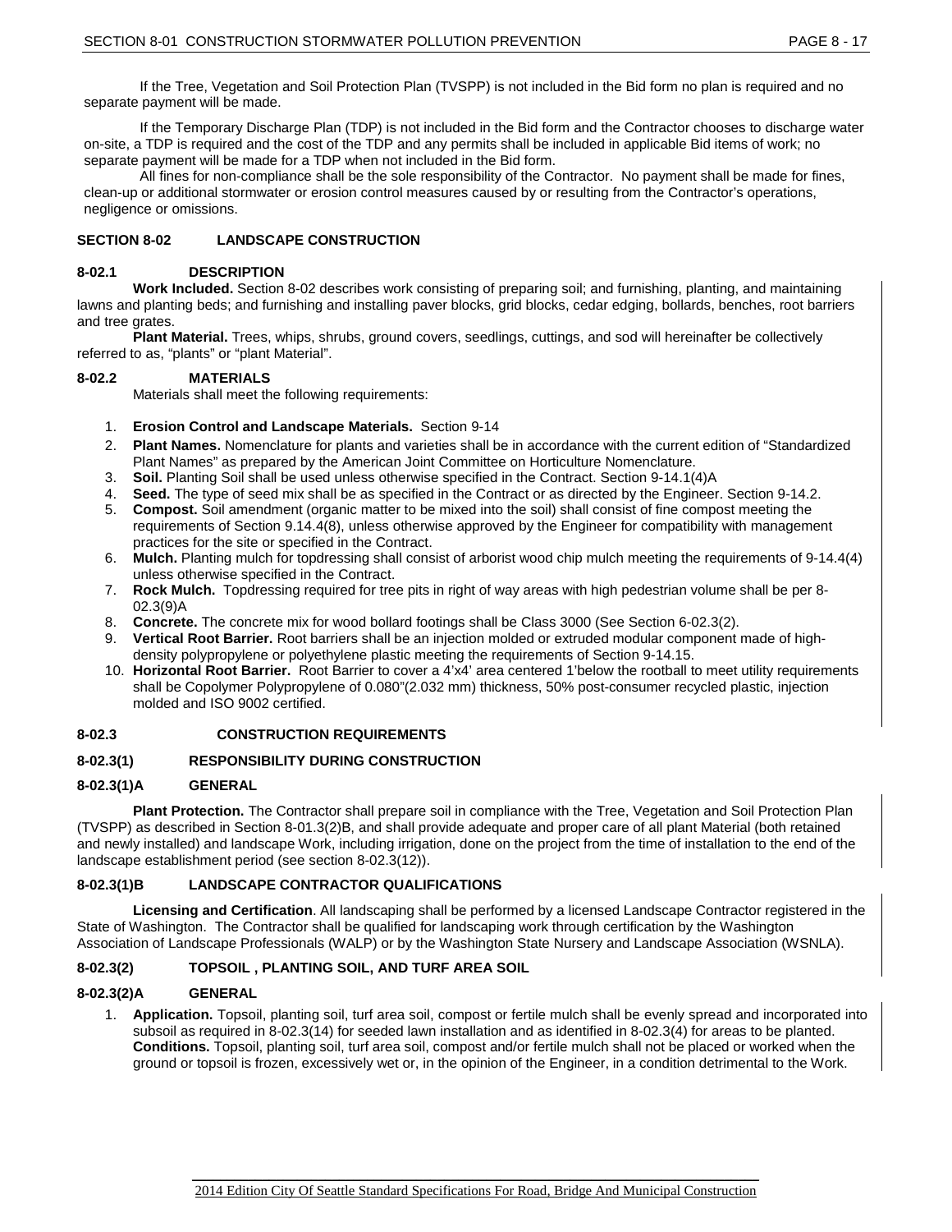If the Tree, Vegetation and Soil Protection Plan (TVSPP) is not included in the Bid form no plan is required and no separate payment will be made.

If the Temporary Discharge Plan (TDP) is not included in the Bid form and the Contractor chooses to discharge water on-site, a TDP is required and the cost of the TDP and any permits shall be included in applicable Bid items of work; no separate payment will be made for a TDP when not included in the Bid form.

All fines for non-compliance shall be the sole responsibility of the Contractor. No payment shall be made for fines, clean-up or additional stormwater or erosion control measures caused by or resulting from the Contractor's operations, negligence or omissions.

## SECTION 8-02 LANDSCAPE CONSTRUCTION

### 8-02.1 DESCRIPTION

**Work Included.** Section 8-02 describes work consisting of preparing soil; and furnishing, planting, and maintaining lawns and planting beds; and furnishing and installing paver blocks, grid blocks, cedar edging, bollards, benches, root barriers and tree grates.

**Plant Material.** Trees, whips, shrubs, ground covers, seedlings, cuttings, and sod will hereinafter be collectively referred to as, "plants" or "plant Material".

### 8-02.2 MATERIALS

Materials shall meet the following requirements:

1. **Erosion Control and Landscape Materials.** Section 9-14
2. **Plant Names.** Nomenclature for plants and varieties shall be in accordance with the current edition of "Standardized Plant Names" as prepared by the American Joint Committee on Horticulture Nomenclature.
3. **Soil.** Planting Soil shall be used unless otherwise specified in the Contract. Section 9-14.1(4)A
4. **Seed.** The type of seed mix shall be as specified in the Contract or as directed by the Engineer. Section 9-14.2.
5. **Compost.** Soil amendment (organic matter to be mixed into the soil) shall consist of fine compost meeting the requirements of Section 9.14.4(8), unless otherwise approved by the Engineer for compatibility with management practices for the site or specified in the Contract.
6. **Mulch.** Planting mulch for topdressing shall consist of arborist wood chip mulch meeting the requirements of 9-14.4(4) unless otherwise specified in the Contract.
7. **Rock Mulch.** Topdressing required for tree pits in right of way areas with high pedestrian volume shall be per 8-02.3(9)A
8. **Concrete.** The concrete mix for wood bollard footings shall be Class 3000 (See Section 6-02.3(2).
9. **Vertical Root Barrier.** Root barriers shall be an injection molded or extruded modular component made of high-density polypropylene or polyethylene plastic meeting the requirements of Section 9-14.15.
10. **Horizontal Root Barrier.** Root Barrier to cover a 4'x4' area centered 1'below the rootball to meet utility requirements shall be Copolymer Polypropylene of 0.080"(2.032 mm) thickness, 50% post-consumer recycled plastic, injection molded and ISO 9002 certified.

### 8-02.3 CONSTRUCTION REQUIREMENTS

### 8-02.3(1) RESPONSIBILITY DURING CONSTRUCTION

### 8-02.3(1)A GENERAL

**Plant Protection.** The Contractor shall prepare soil in compliance with the Tree, Vegetation and Soil Protection Plan (TVSPP) as described in Section 8-01.3(2)B, and shall provide adequate and proper care of all plant Material (both retained and newly installed) and landscape Work, including irrigation, done on the project from the time of installation to the end of the landscape establishment period (see section 8-02.3(12)).

### 8-02.3(1)B LANDSCAPE CONTRACTOR QUALIFICATIONS

**Licensing and Certification**. All landscaping shall be performed by a licensed Landscape Contractor registered in the State of Washington. The Contractor shall be qualified for landscaping work through certification by the Washington Association of Landscape Professionals (WALP) or by the Washington State Nursery and Landscape Association (WSNLA).

### 8-02.3(2) TOPSOIL , PLANTING SOIL, AND TURF AREA SOIL

### 8-02.3(2)A GENERAL

1. **Application.** Topsoil, planting soil, turf area soil, compost or fertile mulch shall be evenly spread and incorporated into subsoil as required in 8-02.3(14) for seeded lawn installation and as identified in 8-02.3(4) for areas to be planted. **Conditions.** Topsoil, planting soil, turf area soil, compost and/or fertile mulch shall not be placed or worked when the ground or topsoil is frozen, excessively wet or, in the opinion of the Engineer, in a condition detrimental to the Work.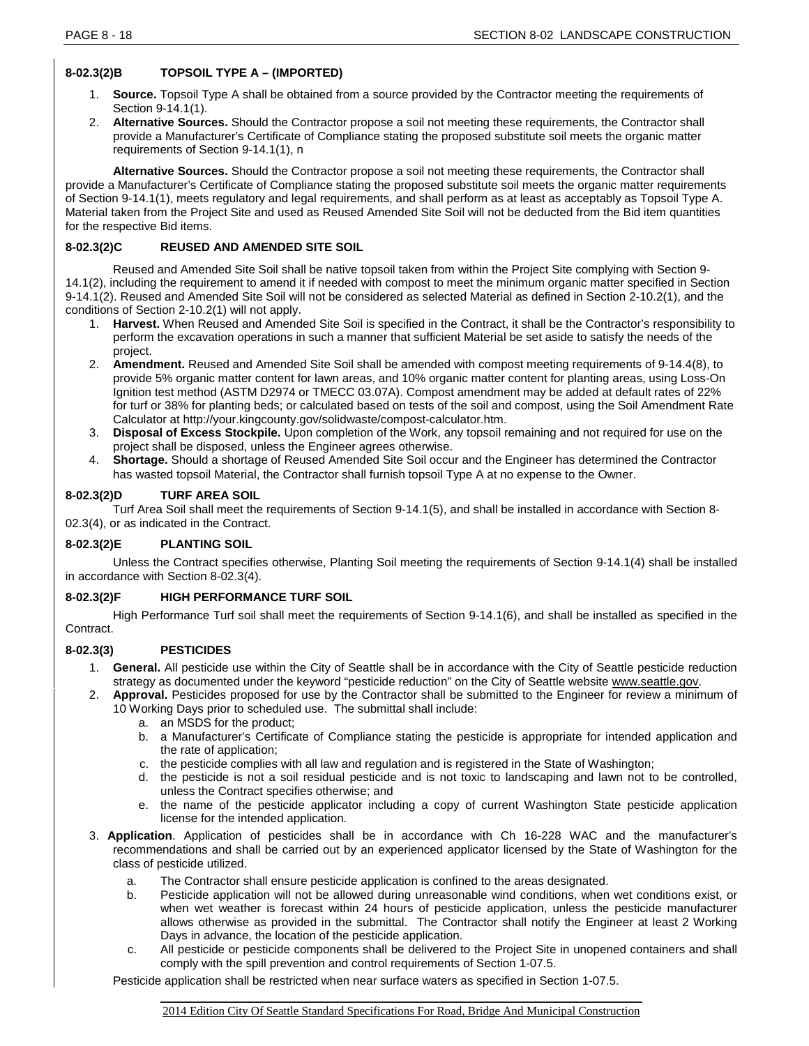### 8-02.3(2)B TOPSOIL TYPE A – (IMPORTED)

1. **Source.** Topsoil Type A shall be obtained from a source provided by the Contractor meeting the requirements of Section 9-14.1(1).
2. **Alternative Sources.** Should the Contractor propose a soil not meeting these requirements, the Contractor shall provide a Manufacturer's Certificate of Compliance stating the proposed substitute soil meets the organic matter requirements of Section 9-14.1(1), n

**Alternative Sources.** Should the Contractor propose a soil not meeting these requirements, the Contractor shall provide a Manufacturer's Certificate of Compliance stating the proposed substitute soil meets the organic matter requirements of Section 9-14.1(1), meets regulatory and legal requirements, and shall perform as at least as acceptably as Topsoil Type A. Material taken from the Project Site and used as Reused Amended Site Soil will not be deducted from the Bid item quantities for the respective Bid items.

### 8-02.3(2)C REUSED AND AMENDED SITE SOIL

Reused and Amended Site Soil shall be native topsoil taken from within the Project Site complying with Section 9-14.1(2), including the requirement to amend it if needed with compost to meet the minimum organic matter specified in Section 9-14.1(2). Reused and Amended Site Soil will not be considered as selected Material as defined in Section 2-10.2(1), and the conditions of Section 2-10.2(1) will not apply.

1. **Harvest.** When Reused and Amended Site Soil is specified in the Contract, it shall be the Contractor's responsibility to perform the excavation operations in such a manner that sufficient Material be set aside to satisfy the needs of the project.
2. **Amendment.** Reused and Amended Site Soil shall be amended with compost meeting requirements of 9-14.4(8), to provide 5% organic matter content for lawn areas, and 10% organic matter content for planting areas, using Loss-On Ignition test method (ASTM D2974 or TMECC 03.07A). Compost amendment may be added at default rates of 22% for turf or 38% for planting beds; or calculated based on tests of the soil and compost, using the Soil Amendment Rate Calculator at http://your.kingcounty.gov/solidwaste/compost-calculator.htm.
3. **Disposal of Excess Stockpile.** Upon completion of the Work, any topsoil remaining and not required for use on the project shall be disposed, unless the Engineer agrees otherwise.
4. **Shortage.** Should a shortage of Reused Amended Site Soil occur and the Engineer has determined the Contractor has wasted topsoil Material, the Contractor shall furnish topsoil Type A at no expense to the Owner.

### 8-02.3(2)D TURF AREA SOIL

Turf Area Soil shall meet the requirements of Section 9-14.1(5), and shall be installed in accordance with Section 8-02.3(4), or as indicated in the Contract.

### 8-02.3(2)E PLANTING SOIL

Unless the Contract specifies otherwise, Planting Soil meeting the requirements of Section 9-14.1(4) shall be installed in accordance with Section 8-02.3(4).

### 8-02.3(2)F HIGH PERFORMANCE TURF SOIL

High Performance Turf soil shall meet the requirements of Section 9-14.1(6), and shall be installed as specified in the Contract.

### 8-02.3(3) PESTICIDES

1. **General.** All pesticide use within the City of Seattle shall be in accordance with the City of Seattle pesticide reduction strategy as documented under the keyword "pesticide reduction" on the City of Seattle website www.seattle.gov.
2. **Approval.** Pesticides proposed for use by the Contractor shall be submitted to the Engineer for review a minimum of 10 Working Days prior to scheduled use. The submittal shall include:
   a. an MSDS for the product;
   b. a Manufacturer's Certificate of Compliance stating the pesticide is appropriate for intended application and the rate of application;
   c. the pesticide complies with all law and regulation and is registered in the State of Washington;
   d. the pesticide is not a soil residual pesticide and is not toxic to landscaping and lawn not to be controlled, unless the Contract specifies otherwise; and
   e. the name of the pesticide applicator including a copy of current Washington State pesticide application license for the intended application.
3. **Application**. Application of pesticides shall be in accordance with Ch 16-228 WAC and the manufacturer's recommendations and shall be carried out by an experienced applicator licensed by the State of Washington for the class of pesticide utilized.
   a. The Contractor shall ensure pesticide application is confined to the areas designated.
   b. Pesticide application will not be allowed during unreasonable wind conditions, when wet conditions exist, or when wet weather is forecast within 24 hours of pesticide application, unless the pesticide manufacturer allows otherwise as provided in the submittal. The Contractor shall notify the Engineer at least 2 Working Days in advance, the location of the pesticide application.
   c. All pesticide or pesticide components shall be delivered to the Project Site in unopened containers and shall comply with the spill prevention and control requirements of Section 1-07.5.

   Pesticide application shall be restricted when near surface waters as specified in Section 1-07.5.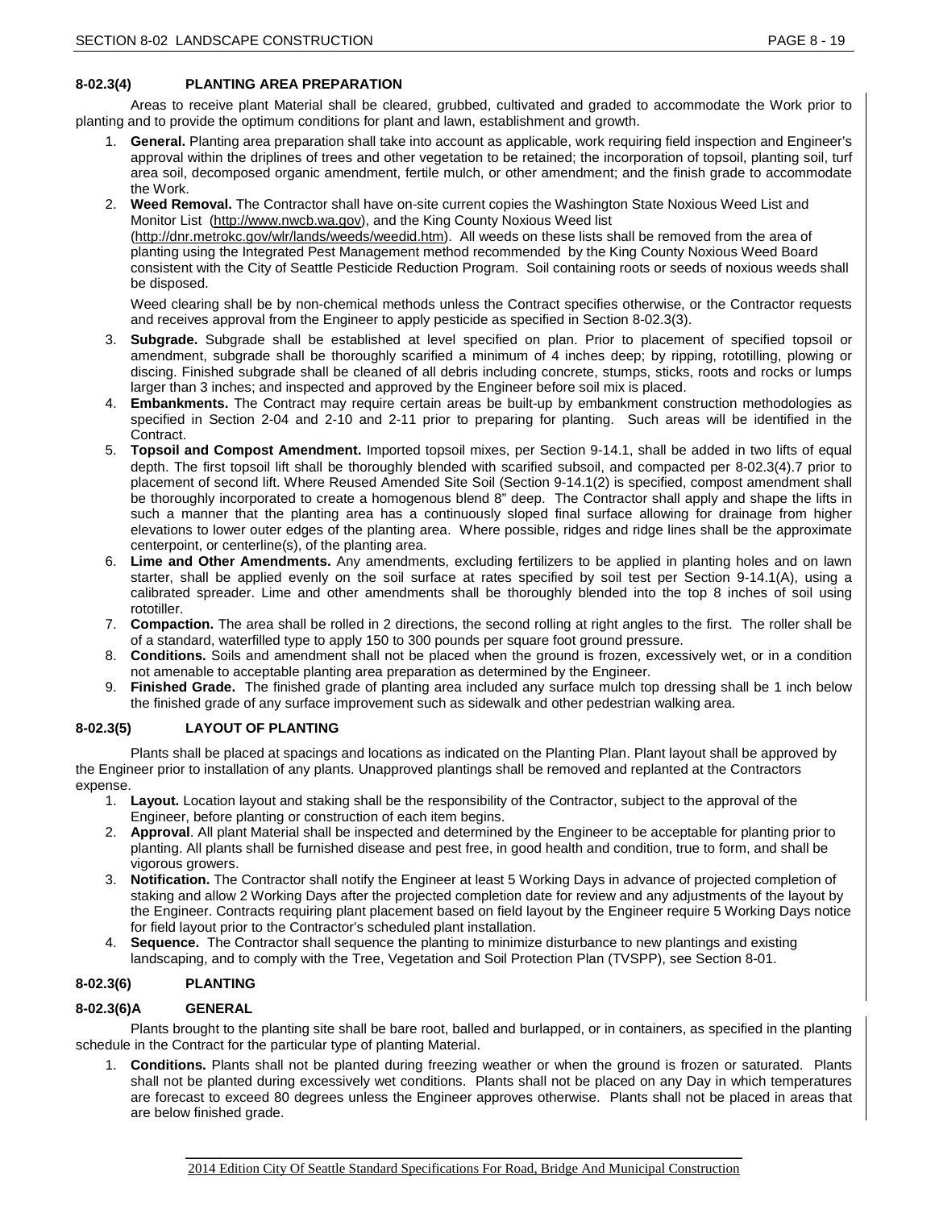#### 8-02.3(4) PLANTING AREA PREPARATION

Areas to receive plant Material shall be cleared, grubbed, cultivated and graded to accommodate the Work prior to planting and to provide the optimum conditions for plant and lawn, establishment and growth.

1. **General.** Planting area preparation shall take into account as applicable, work requiring field inspection and Engineer's approval within the driplines of trees and other vegetation to be retained; the incorporation of topsoil, planting soil, turf area soil, decomposed organic amendment, fertile mulch, or other amendment; and the finish grade to accommodate the Work.
2. **Weed Removal.** The Contractor shall have on-site current copies the Washington State Noxious Weed List and Monitor List (http://www.nwcb.wa.gov), and the King County Noxious Weed list (http://dnr.metrokc.gov/wlr/lands/weeds/weedid.htm). All weeds on these lists shall be removed from the area of planting using the Integrated Pest Management method recommended by the King County Noxious Weed Board consistent with the City of Seattle Pesticide Reduction Program. Soil containing roots or seeds of noxious weeds shall be disposed.

   Weed clearing shall be by non-chemical methods unless the Contract specifies otherwise, or the Contractor requests and receives approval from the Engineer to apply pesticide as specified in Section 8-02.3(3).
3. **Subgrade.** Subgrade shall be established at level specified on plan. Prior to placement of specified topsoil or amendment, subgrade shall be thoroughly scarified a minimum of 4 inches deep; by ripping, rototilling, plowing or discing. Finished subgrade shall be cleaned of all debris including concrete, stumps, sticks, roots and rocks or lumps larger than 3 inches; and inspected and approved by the Engineer before soil mix is placed.
4. **Embankments.** The Contract may require certain areas be built-up by embankment construction methodologies as specified in Section 2-04 and 2-10 and 2-11 prior to preparing for planting. Such areas will be identified in the Contract.
5. **Topsoil and Compost Amendment.** Imported topsoil mixes, per Section 9-14.1, shall be added in two lifts of equal depth. The first topsoil lift shall be thoroughly blended with scarified subsoil, and compacted per 8-02.3(4).7 prior to placement of second lift. Where Reused Amended Site Soil (Section 9-14.1(2) is specified, compost amendment shall be thoroughly incorporated to create a homogenous blend 8" deep. The Contractor shall apply and shape the lifts in such a manner that the planting area has a continuously sloped final surface allowing for drainage from higher elevations to lower outer edges of the planting area. Where possible, ridges and ridge lines shall be the approximate centerpoint, or centerline(s), of the planting area.
6. **Lime and Other Amendments.** Any amendments, excluding fertilizers to be applied in planting holes and on lawn starter, shall be applied evenly on the soil surface at rates specified by soil test per Section 9-14.1(A), using a calibrated spreader. Lime and other amendments shall be thoroughly blended into the top 8 inches of soil using rototiller.
7. **Compaction.** The area shall be rolled in 2 directions, the second rolling at right angles to the first. The roller shall be of a standard, waterfilled type to apply 150 to 300 pounds per square foot ground pressure.
8. **Conditions.** Soils and amendment shall not be placed when the ground is frozen, excessively wet, or in a condition not amenable to acceptable planting area preparation as determined by the Engineer.
9. **Finished Grade.** The finished grade of planting area included any surface mulch top dressing shall be 1 inch below the finished grade of any surface improvement such as sidewalk and other pedestrian walking area.

#### 8-02.3(5) LAYOUT OF PLANTING

Plants shall be placed at spacings and locations as indicated on the Planting Plan. Plant layout shall be approved by the Engineer prior to installation of any plants. Unapproved plantings shall be removed and replanted at the Contractors expense.

1. **Layout.** Location layout and staking shall be the responsibility of the Contractor, subject to the approval of the Engineer, before planting or construction of each item begins.
2. **Approval**. All plant Material shall be inspected and determined by the Engineer to be acceptable for planting prior to planting. All plants shall be furnished disease and pest free, in good health and condition, true to form, and shall be vigorous growers.
3. **Notification.** The Contractor shall notify the Engineer at least 5 Working Days in advance of projected completion of staking and allow 2 Working Days after the projected completion date for review and any adjustments of the layout by the Engineer. Contracts requiring plant placement based on field layout by the Engineer require 5 Working Days notice for field layout prior to the Contractor's scheduled plant installation.
4. **Sequence.** The Contractor shall sequence the planting to minimize disturbance to new plantings and existing landscaping, and to comply with the Tree, Vegetation and Soil Protection Plan (TVSPP), see Section 8-01.

#### 8-02.3(6) PLANTING

#### 8-02.3(6)A GENERAL

Plants brought to the planting site shall be bare root, balled and burlapped, or in containers, as specified in the planting schedule in the Contract for the particular type of planting Material.

1. **Conditions.** Plants shall not be planted during freezing weather or when the ground is frozen or saturated. Plants shall not be planted during excessively wet conditions. Plants shall not be placed on any Day in which temperatures are forecast to exceed 80 degrees unless the Engineer approves otherwise. Plants shall not be placed in areas that are below finished grade.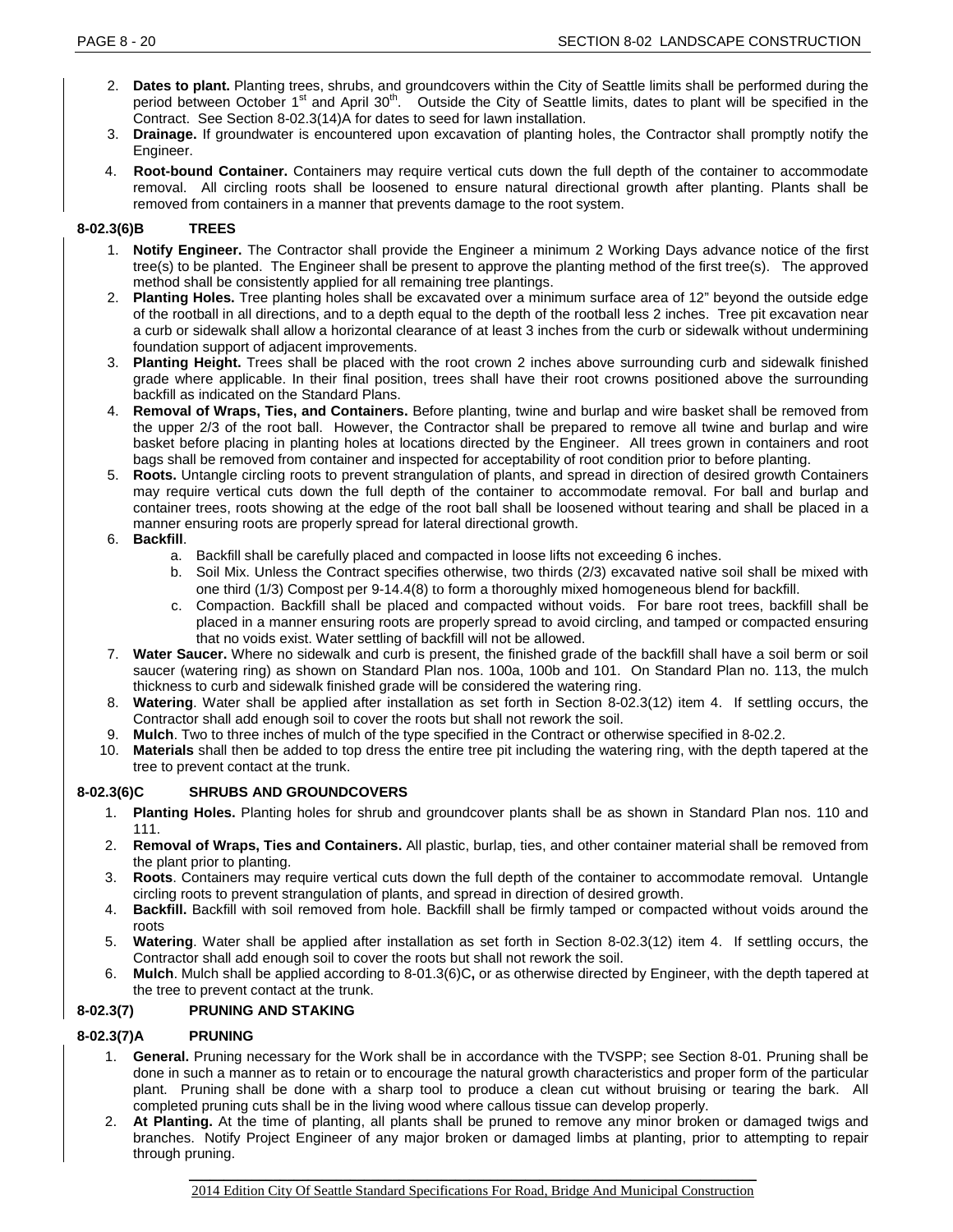2. **Dates to plant.** Planting trees, shrubs, and groundcovers within the City of Seattle limits shall be performed during the period between October 1st and April 30th. Outside the City of Seattle limits, dates to plant will be specified in the Contract. See Section 8-02.3(14)A for dates to seed for lawn installation.
3. **Drainage.** If groundwater is encountered upon excavation of planting holes, the Contractor shall promptly notify the Engineer.
4. **Root-bound Container.** Containers may require vertical cuts down the full depth of the container to accommodate removal. All circling roots shall be loosened to ensure natural directional growth after planting. Plants shall be removed from containers in a manner that prevents damage to the root system.

### 8-02.3(6)B TREES

1. **Notify Engineer.** The Contractor shall provide the Engineer a minimum 2 Working Days advance notice of the first tree(s) to be planted. The Engineer shall be present to approve the planting method of the first tree(s). The approved method shall be consistently applied for all remaining tree plantings.
2. **Planting Holes.** Tree planting holes shall be excavated over a minimum surface area of 12" beyond the outside edge of the rootball in all directions, and to a depth equal to the depth of the rootball less 2 inches. Tree pit excavation near a curb or sidewalk shall allow a horizontal clearance of at least 3 inches from the curb or sidewalk without undermining foundation support of adjacent improvements.
3. **Planting Height.** Trees shall be placed with the root crown 2 inches above surrounding curb and sidewalk finished grade where applicable. In their final position, trees shall have their root crowns positioned above the surrounding backfill as indicated on the Standard Plans.
4. **Removal of Wraps, Ties, and Containers.** Before planting, twine and burlap and wire basket shall be removed from the upper 2/3 of the root ball. However, the Contractor shall be prepared to remove all twine and burlap and wire basket before placing in planting holes at locations directed by the Engineer. All trees grown in containers and root bags shall be removed from container and inspected for acceptability of root condition prior to before planting.
5. **Roots.** Untangle circling roots to prevent strangulation of plants, and spread in direction of desired growth Containers may require vertical cuts down the full depth of the container to accommodate removal. For ball and burlap and container trees, roots showing at the edge of the root ball shall be loosened without tearing and shall be placed in a manner ensuring roots are properly spread for lateral directional growth.
6. **Backfill**.
   a. Backfill shall be carefully placed and compacted in loose lifts not exceeding 6 inches.
   b. Soil Mix. Unless the Contract specifies otherwise, two thirds (2/3) excavated native soil shall be mixed with one third (1/3) Compost per 9-14.4(8) to form a thoroughly mixed homogeneous blend for backfill.
   c. Compaction. Backfill shall be placed and compacted without voids. For bare root trees, backfill shall be placed in a manner ensuring roots are properly spread to avoid circling, and tamped or compacted ensuring that no voids exist. Water settling of backfill will not be allowed.
7. **Water Saucer.** Where no sidewalk and curb is present, the finished grade of the backfill shall have a soil berm or soil saucer (watering ring) as shown on Standard Plan nos. 100a, 100b and 101. On Standard Plan no. 113, the mulch thickness to curb and sidewalk finished grade will be considered the watering ring.
8. **Watering**. Water shall be applied after installation as set forth in Section 8-02.3(12) item 4. If settling occurs, the Contractor shall add enough soil to cover the roots but shall not rework the soil.
9. **Mulch**. Two to three inches of mulch of the type specified in the Contract or otherwise specified in 8-02.2.
10. **Materials** shall then be added to top dress the entire tree pit including the watering ring, with the depth tapered at the tree to prevent contact at the trunk.

### 8-02.3(6)C SHRUBS AND GROUNDCOVERS

1. **Planting Holes.** Planting holes for shrub and groundcover plants shall be as shown in Standard Plan nos. 110 and 111.
2. **Removal of Wraps, Ties and Containers.** All plastic, burlap, ties, and other container material shall be removed from the plant prior to planting.
3. **Roots**. Containers may require vertical cuts down the full depth of the container to accommodate removal. Untangle circling roots to prevent strangulation of plants, and spread in direction of desired growth.
4. **Backfill.** Backfill with soil removed from hole. Backfill shall be firmly tamped or compacted without voids around the roots
5. **Watering**. Water shall be applied after installation as set forth in Section 8-02.3(12) item 4. If settling occurs, the Contractor shall add enough soil to cover the roots but shall not rework the soil.
6. **Mulch**. Mulch shall be applied according to 8-01.3(6)C**,** or as otherwise directed by Engineer, with the depth tapered at the tree to prevent contact at the trunk.

## 8-02.3(7) PRUNING AND STAKING

### 8-02.3(7)A PRUNING

1. **General.** Pruning necessary for the Work shall be in accordance with the TVSPP; see Section 8-01. Pruning shall be done in such a manner as to retain or to encourage the natural growth characteristics and proper form of the particular plant. Pruning shall be done with a sharp tool to produce a clean cut without bruising or tearing the bark. All completed pruning cuts shall be in the living wood where callous tissue can develop properly.
2. **At Planting.** At the time of planting, all plants shall be pruned to remove any minor broken or damaged twigs and branches. Notify Project Engineer of any major broken or damaged limbs at planting, prior to attempting to repair through pruning.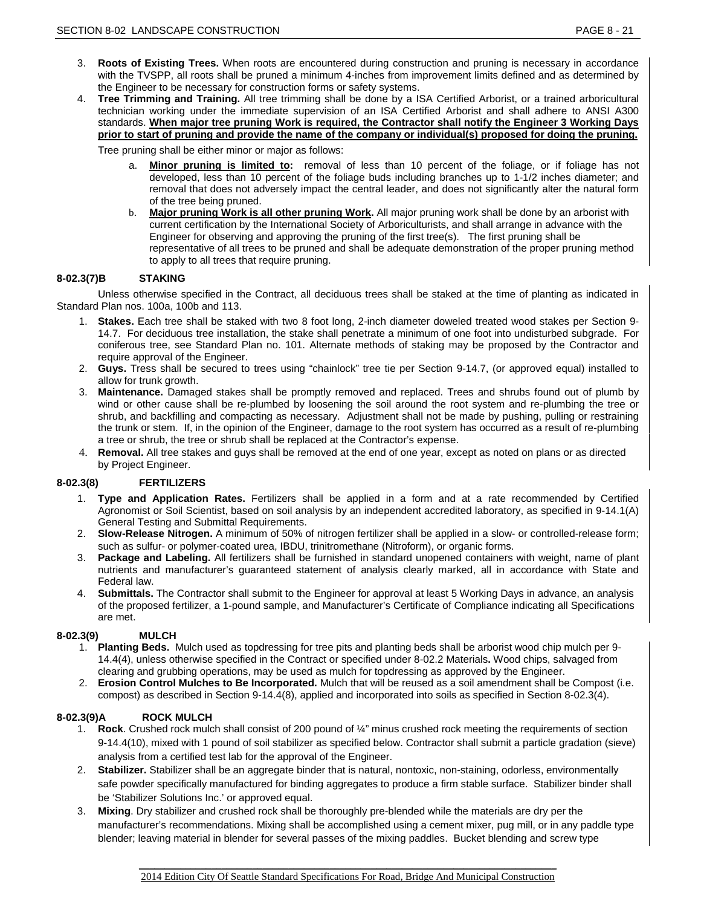3. **Roots of Existing Trees.** When roots are encountered during construction and pruning is necessary in accordance with the TVSPP, all roots shall be pruned a minimum 4-inches from improvement limits defined and as determined by the Engineer to be necessary for construction forms or safety systems.
4. **Tree Trimming and Training.** All tree trimming shall be done by a ISA Certified Arborist, or a trained arboricultural technician working under the immediate supervision of an ISA Certified Arborist and shall adhere to ANSI A300 standards. **When major tree pruning Work is required, the Contractor shall notify the Engineer 3 Working Days prior to start of pruning and provide the name of the company or individual(s) proposed for doing the pruning.**

   Tree pruning shall be either minor or major as follows:

   a. **Minor pruning is limited to:** removal of less than 10 percent of the foliage, or if foliage has not developed, less than 10 percent of the foliage buds including branches up to 1-1/2 inches diameter; and removal that does not adversely impact the central leader, and does not significantly alter the natural form of the tree being pruned.
   b. **Major pruning Work is all other pruning Work.** All major pruning work shall be done by an arborist with current certification by the International Society of Arboriculturists, and shall arrange in advance with the Engineer for observing and approving the pruning of the first tree(s). The first pruning shall be representative of all trees to be pruned and shall be adequate demonstration of the proper pruning method to apply to all trees that require pruning.

### 8-02.3(7)B STAKING

Unless otherwise specified in the Contract, all deciduous trees shall be staked at the time of planting as indicated in Standard Plan nos. 100a, 100b and 113.

1. **Stakes.** Each tree shall be staked with two 8 foot long, 2-inch diameter doweled treated wood stakes per Section 9-14.7. For deciduous tree installation, the stake shall penetrate a minimum of one foot into undisturbed subgrade. For coniferous tree, see Standard Plan no. 101. Alternate methods of staking may be proposed by the Contractor and require approval of the Engineer.
2. **Guys.** Tress shall be secured to trees using "chainlock" tree tie per Section 9-14.7, (or approved equal) installed to allow for trunk growth.
3. **Maintenance.** Damaged stakes shall be promptly removed and replaced. Trees and shrubs found out of plumb by wind or other cause shall be re-plumbed by loosening the soil around the root system and re-plumbing the tree or shrub, and backfilling and compacting as necessary. Adjustment shall not be made by pushing, pulling or restraining the trunk or stem. If, in the opinion of the Engineer, damage to the root system has occurred as a result of re-plumbing a tree or shrub, the tree or shrub shall be replaced at the Contractor's expense.
4. **Removal.** All tree stakes and guys shall be removed at the end of one year, except as noted on plans or as directed by Project Engineer.

### 8-02.3(8) FERTILIZERS

1. **Type and Application Rates.** Fertilizers shall be applied in a form and at a rate recommended by Certified Agronomist or Soil Scientist, based on soil analysis by an independent accredited laboratory, as specified in 9-14.1(A) General Testing and Submittal Requirements.
2. **Slow-Release Nitrogen.** A minimum of 50% of nitrogen fertilizer shall be applied in a slow- or controlled-release form; such as sulfur- or polymer-coated urea, IBDU, trinitromethane (Nitroform), or organic forms.
3. **Package and Labeling.** All fertilizers shall be furnished in standard unopened containers with weight, name of plant nutrients and manufacturer's guaranteed statement of analysis clearly marked, all in accordance with State and Federal law.
4. **Submittals.** The Contractor shall submit to the Engineer for approval at least 5 Working Days in advance, an analysis of the proposed fertilizer, a 1-pound sample, and Manufacturer's Certificate of Compliance indicating all Specifications are met.

### 8-02.3(9) MULCH

1. **Planting Beds.** Mulch used as topdressing for tree pits and planting beds shall be arborist wood chip mulch per 9-14.4(4), unless otherwise specified in the Contract or specified under 8-02.2 Materials**.** Wood chips, salvaged from clearing and grubbing operations, may be used as mulch for topdressing as approved by the Engineer.
2. **Erosion Control Mulches to Be Incorporated.** Mulch that will be reused as a soil amendment shall be Compost (i.e. compost) as described in Section 9-14.4(8), applied and incorporated into soils as specified in Section 8-02.3(4).

### 8-02.3(9)A ROCK MULCH

1. **Rock**. Crushed rock mulch shall consist of 200 pound of ¼" minus crushed rock meeting the requirements of section 9-14.4(10), mixed with 1 pound of soil stabilizer as specified below. Contractor shall submit a particle gradation (sieve) analysis from a certified test lab for the approval of the Engineer.
2. **Stabilizer.** Stabilizer shall be an aggregate binder that is natural, nontoxic, non-staining, odorless, environmentally safe powder specifically manufactured for binding aggregates to produce a firm stable surface. Stabilizer binder shall be 'Stabilizer Solutions Inc.' or approved equal.
3. **Mixing**. Dry stabilizer and crushed rock shall be thoroughly pre-blended while the materials are dry per the manufacturer's recommendations. Mixing shall be accomplished using a cement mixer, pug mill, or in any paddle type blender; leaving material in blender for several passes of the mixing paddles. Bucket blending and screw type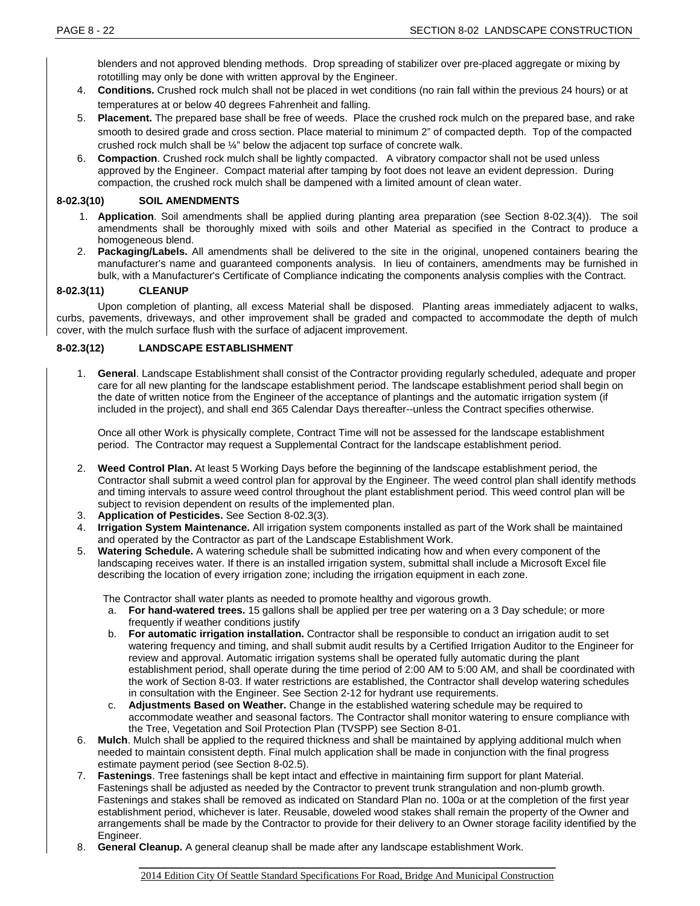blenders and not approved blending methods. Drop spreading of stabilizer over pre-placed aggregate or mixing by rototilling may only be done with written approval by the Engineer.

4. **Conditions.** Crushed rock mulch shall not be placed in wet conditions (no rain fall within the previous 24 hours) or at temperatures at or below 40 degrees Fahrenheit and falling.
5. **Placement.** The prepared base shall be free of weeds. Place the crushed rock mulch on the prepared base, and rake smooth to desired grade and cross section. Place material to minimum 2" of compacted depth. Top of the compacted crushed rock mulch shall be ¼" below the adjacent top surface of concrete walk.
6. **Compaction**. Crushed rock mulch shall be lightly compacted. A vibratory compactor shall not be used unless approved by the Engineer. Compact material after tamping by foot does not leave an evident depression. During compaction, the crushed rock mulch shall be dampened with a limited amount of clean water.

### 8-02.3(10) SOIL AMENDMENTS

1. **Application**. Soil amendments shall be applied during planting area preparation (see Section 8-02.3(4)). The soil amendments shall be thoroughly mixed with soils and other Material as specified in the Contract to produce a homogeneous blend.
2. **Packaging/Labels.** All amendments shall be delivered to the site in the original, unopened containers bearing the manufacturer's name and guaranteed components analysis. In lieu of containers, amendments may be furnished in bulk, with a Manufacturer's Certificate of Compliance indicating the components analysis complies with the Contract.

### 8-02.3(11) CLEANUP

Upon completion of planting, all excess Material shall be disposed. Planting areas immediately adjacent to walks, curbs, pavements, driveways, and other improvement shall be graded and compacted to accommodate the depth of mulch cover, with the mulch surface flush with the surface of adjacent improvement.

### 8-02.3(12) LANDSCAPE ESTABLISHMENT

1. **General**. Landscape Establishment shall consist of the Contractor providing regularly scheduled, adequate and proper care for all new planting for the landscape establishment period. The landscape establishment period shall begin on the date of written notice from the Engineer of the acceptance of plantings and the automatic irrigation system (if included in the project), and shall end 365 Calendar Days thereafter--unless the Contract specifies otherwise.

   Once all other Work is physically complete, Contract Time will not be assessed for the landscape establishment period. The Contractor may request a Supplemental Contract for the landscape establishment period.

2. **Weed Control Plan.** At least 5 Working Days before the beginning of the landscape establishment period, the Contractor shall submit a weed control plan for approval by the Engineer. The weed control plan shall identify methods and timing intervals to assure weed control throughout the plant establishment period. This weed control plan will be subject to revision dependent on results of the implemented plan.
3. **Application of Pesticides.** See Section 8-02.3(3).
4. **Irrigation System Maintenance.** All irrigation system components installed as part of the Work shall be maintained and operated by the Contractor as part of the Landscape Establishment Work.
5. **Watering Schedule.** A watering schedule shall be submitted indicating how and when every component of the landscaping receives water. If there is an installed irrigation system, submittal shall include a Microsoft Excel file describing the location of every irrigation zone; including the irrigation equipment in each zone.

   The Contractor shall water plants as needed to promote healthy and vigorous growth.

   a. **For hand-watered trees.** 15 gallons shall be applied per tree per watering on a 3 Day schedule; or more frequently if weather conditions justify
   b. **For automatic irrigation installation.** Contractor shall be responsible to conduct an irrigation audit to set watering frequency and timing, and shall submit audit results by a Certified Irrigation Auditor to the Engineer for review and approval. Automatic irrigation systems shall be operated fully automatic during the plant establishment period, shall operate during the time period of 2:00 AM to 5:00 AM, and shall be coordinated with the work of Section 8-03. If water restrictions are established, the Contractor shall develop watering schedules in consultation with the Engineer. See Section 2-12 for hydrant use requirements.
   c. **Adjustments Based on Weather.** Change in the established watering schedule may be required to accommodate weather and seasonal factors. The Contractor shall monitor watering to ensure compliance with the Tree, Vegetation and Soil Protection Plan (TVSPP) see Section 8-01.

6. **Mulch**. Mulch shall be applied to the required thickness and shall be maintained by applying additional mulch when needed to maintain consistent depth. Final mulch application shall be made in conjunction with the final progress estimate payment period (see Section 8-02.5).
7. **Fastenings**. Tree fastenings shall be kept intact and effective in maintaining firm support for plant Material. Fastenings shall be adjusted as needed by the Contractor to prevent trunk strangulation and non-plumb growth. Fastenings and stakes shall be removed as indicated on Standard Plan no. 100a or at the completion of the first year establishment period, whichever is later. Reusable, doweled wood stakes shall remain the property of the Owner and arrangements shall be made by the Contractor to provide for their delivery to an Owner storage facility identified by the Engineer.
8. **General Cleanup.** A general cleanup shall be made after any landscape establishment Work.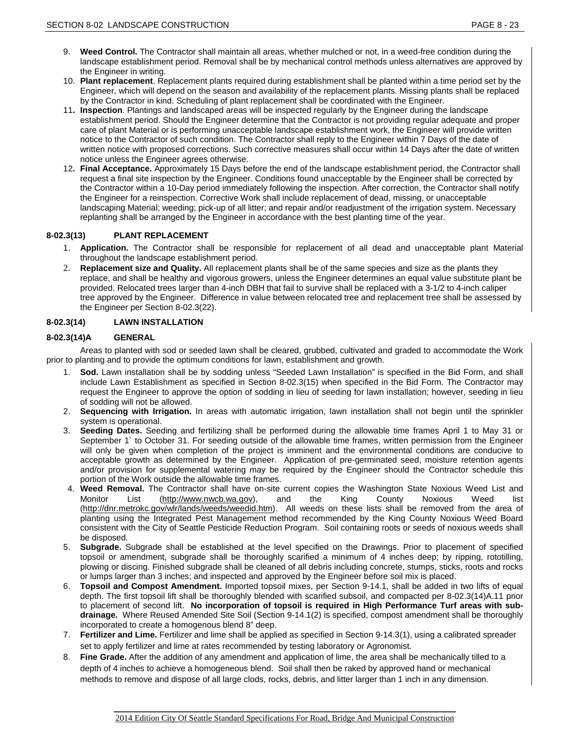9. **Weed Control.** The Contractor shall maintain all areas, whether mulched or not, in a weed-free condition during the landscape establishment period. Removal shall be by mechanical control methods unless alternatives are approved by the Engineer in writing.
10. **Plant replacement**. Replacement plants required during establishment shall be planted within a time period set by the Engineer, which will depend on the season and availability of the replacement plants. Missing plants shall be replaced by the Contractor in kind. Scheduling of plant replacement shall be coordinated with the Engineer.
11. **Inspection**. Plantings and landscaped areas will be inspected regularly by the Engineer during the landscape establishment period. Should the Engineer determine that the Contractor is not providing regular adequate and proper care of plant Material or is performing unacceptable landscape establishment work, the Engineer will provide written notice to the Contractor of such condition. The Contractor shall reply to the Engineer within 7 Days of the date of written notice with proposed corrections. Such corrective measures shall occur within 14 Days after the date of written notice unless the Engineer agrees otherwise.
12. **Final Acceptance.** Approximately 15 Days before the end of the landscape establishment period, the Contractor shall request a final site inspection by the Engineer. Conditions found unacceptable by the Engineer shall be corrected by the Contractor within a 10-Day period immediately following the inspection. After correction, the Contractor shall notify the Engineer for a reinspection. Corrective Work shall include replacement of dead, missing, or unacceptable landscaping Material; weeding; pick-up of all litter; and repair and/or readjustment of the irrigation system. Necessary replanting shall be arranged by the Engineer in accordance with the best planting time of the year.

### 8-02.3(13) PLANT REPLACEMENT

1. **Application.** The Contractor shall be responsible for replacement of all dead and unacceptable plant Material throughout the landscape establishment period.
2. **Replacement size and Quality.** All replacement plants shall be of the same species and size as the plants they replace, and shall be healthy and vigorous growers, unless the Engineer determines an equal value substitute plant be provided. Relocated trees larger than 4-inch DBH that fail to survive shall be replaced with a 3-1/2 to 4-inch caliper tree approved by the Engineer. Difference in value between relocated tree and replacement tree shall be assessed by the Engineer per Section 8-02.3(22).

### 8-02.3(14) LAWN INSTALLATION

#### 8-02.3(14)A GENERAL

Areas to planted with sod or seeded lawn shall be cleared, grubbed, cultivated and graded to accommodate the Work prior to planting and to provide the optimum conditions for lawn, establishment and growth.

1. **Sod.** Lawn installation shall be by sodding unless "Seeded Lawn Installation" is specified in the Bid Form, and shall include Lawn Establishment as specified in Section 8-02.3(15) when specified in the Bid Form. The Contractor may request the Engineer to approve the option of sodding in lieu of seeding for lawn installation; however, seeding in lieu of sodding will not be allowed.
2. **Sequencing with Irrigation.** In areas with automatic irrigation, lawn installation shall not begin until the sprinkler system is operational.
3. **Seeding Dates.** Seeding and fertilizing shall be performed during the allowable time frames April 1 to May 31 or September 1` to October 31. For seeding outside of the allowable time frames, written permission from the Engineer will only be given when completion of the project is imminent and the environmental conditions are conducive to acceptable growth as determined by the Engineer. Application of pre-germinated seed, moisture retention agents and/or provision for supplemental watering may be required by the Engineer should the Contractor schedule this portion of the Work outside the allowable time frames.
4. **Weed Removal.** The Contractor shall have on-site current copies the Washington State Noxious Weed List and Monitor List (http://www.nwcb.wa.gov), and the King County Noxious Weed list (http://dnr.metrokc.gov/wlr/lands/weeds/weedid.htm). All weeds on these lists shall be removed from the area of planting using the Integrated Pest Management method recommended by the King County Noxious Weed Board consistent with the City of Seattle Pesticide Reduction Program. Soil containing roots or seeds of noxious weeds shall be disposed.
5. **Subgrade.** Subgrade shall be established at the level specified on the Drawings. Prior to placement of specified topsoil or amendment, subgrade shall be thoroughly scarified a minimum of 4 inches deep; by ripping, rototilling, plowing or discing. Finished subgrade shall be cleaned of all debris including concrete, stumps, sticks, roots and rocks or lumps larger than 3 inches; and inspected and approved by the Engineer before soil mix is placed.
6. **Topsoil and Compost Amendment.** Imported topsoil mixes, per Section 9-14.1, shall be added in two lifts of equal depth. The first topsoil lift shall be thoroughly blended with scarified subsoil, and compacted per 8-02.3(14)A.11 prior to placement of second lift. **No incorporation of topsoil is required in High Performance Turf areas with sub-drainage.** Where Reused Amended Site Soil (Section 9-14.1(2) is specified, compost amendment shall be thoroughly incorporated to create a homogenous blend 8" deep.
7. **Fertilizer and Lime.** Fertilizer and lime shall be applied as specified in Section 9-14.3(1), using a calibrated spreader set to apply fertilizer and lime at rates recommended by testing laboratory or Agronomist.
8. **Fine Grade.** After the addition of any amendment and application of lime, the area shall be mechanically tilled to a depth of 4 inches to achieve a homogeneous blend. Soil shall then be raked by approved hand or mechanical methods to remove and dispose of all large clods, rocks, debris, and litter larger than 1 inch in any dimension.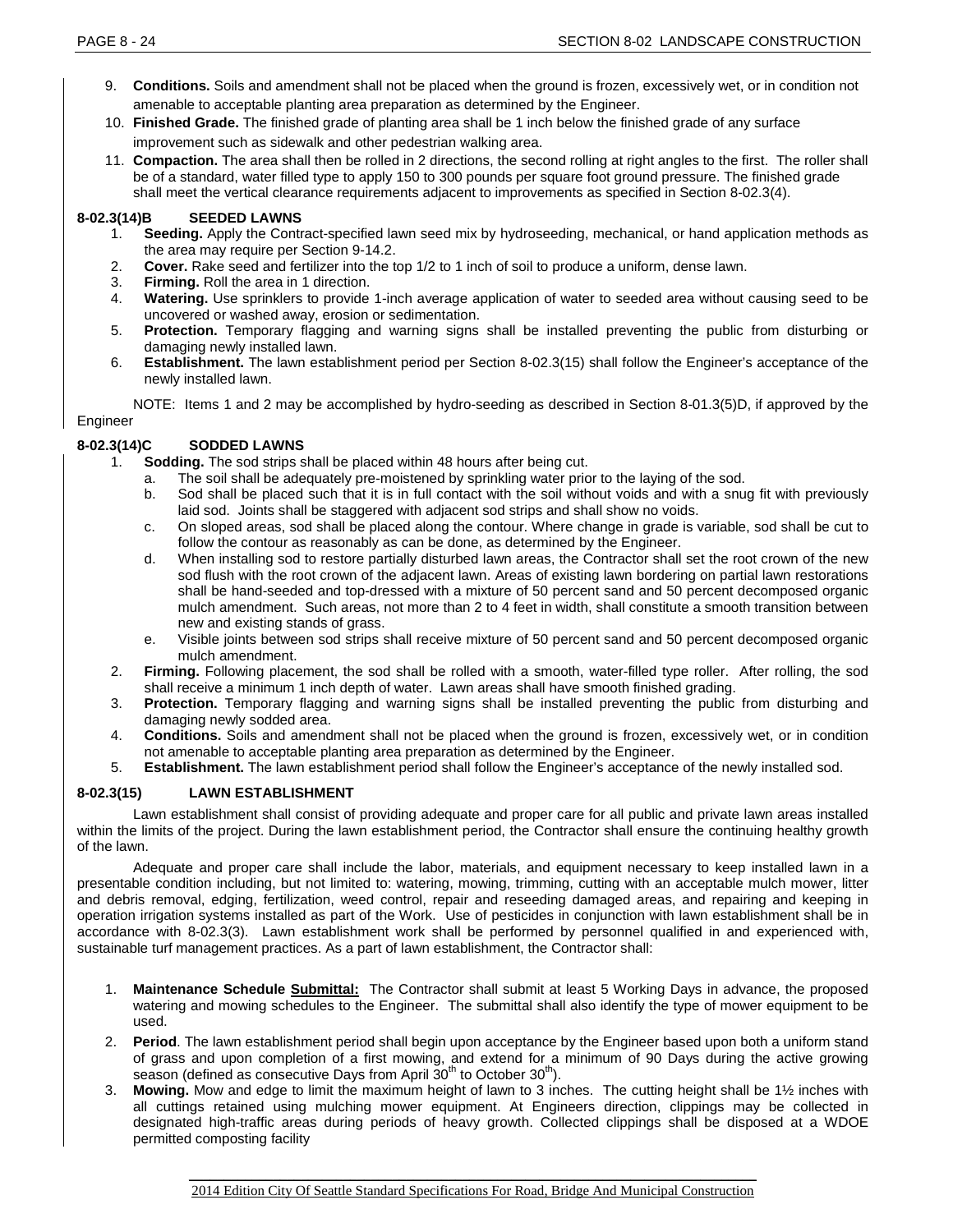9. **Conditions.** Soils and amendment shall not be placed when the ground is frozen, excessively wet, or in condition not amenable to acceptable planting area preparation as determined by the Engineer.
10. **Finished Grade.** The finished grade of planting area shall be 1 inch below the finished grade of any surface improvement such as sidewalk and other pedestrian walking area.
11. **Compaction.** The area shall then be rolled in 2 directions, the second rolling at right angles to the first. The roller shall be of a standard, water filled type to apply 150 to 300 pounds per square foot ground pressure. The finished grade shall meet the vertical clearance requirements adjacent to improvements as specified in Section 8-02.3(4).

### 8-02.3(14)B SEEDED LAWNS

1. **Seeding.** Apply the Contract-specified lawn seed mix by hydroseeding, mechanical, or hand application methods as the area may require per Section 9-14.2.
2. **Cover.** Rake seed and fertilizer into the top 1/2 to 1 inch of soil to produce a uniform, dense lawn.
3. **Firming.** Roll the area in 1 direction.
4. **Watering.** Use sprinklers to provide 1-inch average application of water to seeded area without causing seed to be uncovered or washed away, erosion or sedimentation.
5. **Protection.** Temporary flagging and warning signs shall be installed preventing the public from disturbing or damaging newly installed lawn.
6. **Establishment.** The lawn establishment period per Section 8-02.3(15) shall follow the Engineer's acceptance of the newly installed lawn.

NOTE: Items 1 and 2 may be accomplished by hydro-seeding as described in Section 8-01.3(5)D, if approved by the Engineer

### 8-02.3(14)C SODDED LAWNS

1. **Sodding.** The sod strips shall be placed within 48 hours after being cut.
   a. The soil shall be adequately pre-moistened by sprinkling water prior to the laying of the sod.
   b. Sod shall be placed such that it is in full contact with the soil without voids and with a snug fit with previously laid sod. Joints shall be staggered with adjacent sod strips and shall show no voids.
   c. On sloped areas, sod shall be placed along the contour. Where change in grade is variable, sod shall be cut to follow the contour as reasonably as can be done, as determined by the Engineer.
   d. When installing sod to restore partially disturbed lawn areas, the Contractor shall set the root crown of the new sod flush with the root crown of the adjacent lawn. Areas of existing lawn bordering on partial lawn restorations shall be hand-seeded and top-dressed with a mixture of 50 percent sand and 50 percent decomposed organic mulch amendment. Such areas, not more than 2 to 4 feet in width, shall constitute a smooth transition between new and existing stands of grass.
   e. Visible joints between sod strips shall receive mixture of 50 percent sand and 50 percent decomposed organic mulch amendment.
2. **Firming.** Following placement, the sod shall be rolled with a smooth, water-filled type roller. After rolling, the sod shall receive a minimum 1 inch depth of water. Lawn areas shall have smooth finished grading.
3. **Protection.** Temporary flagging and warning signs shall be installed preventing the public from disturbing and damaging newly sodded area.
4. **Conditions.** Soils and amendment shall not be placed when the ground is frozen, excessively wet, or in condition not amenable to acceptable planting area preparation as determined by the Engineer.
5. **Establishment.** The lawn establishment period shall follow the Engineer's acceptance of the newly installed sod.

### 8-02.3(15) LAWN ESTABLISHMENT

Lawn establishment shall consist of providing adequate and proper care for all public and private lawn areas installed within the limits of the project. During the lawn establishment period, the Contractor shall ensure the continuing healthy growth of the lawn.

Adequate and proper care shall include the labor, materials, and equipment necessary to keep installed lawn in a presentable condition including, but not limited to: watering, mowing, trimming, cutting with an acceptable mulch mower, litter and debris removal, edging, fertilization, weed control, repair and reseeding damaged areas, and repairing and keeping in operation irrigation systems installed as part of the Work. Use of pesticides in conjunction with lawn establishment shall be in accordance with 8-02.3(3). Lawn establishment work shall be performed by personnel qualified in and experienced with, sustainable turf management practices. As a part of lawn establishment, the Contractor shall:

1. **Maintenance Schedule <u>Submittal:</u>** The Contractor shall submit at least 5 Working Days in advance, the proposed watering and mowing schedules to the Engineer. The submittal shall also identify the type of mower equipment to be used.
2. **Period**. The lawn establishment period shall begin upon acceptance by the Engineer based upon both a uniform stand of grass and upon completion of a first mowing, and extend for a minimum of 90 Days during the active growing season (defined as consecutive Days from April 30th to October 30th).
3. **Mowing.** Mow and edge to limit the maximum height of lawn to 3 inches. The cutting height shall be 1½ inches with all cuttings retained using mulching mower equipment. At Engineers direction, clippings may be collected in designated high-traffic areas during periods of heavy growth. Collected clippings shall be disposed at a WDOE permitted composting facility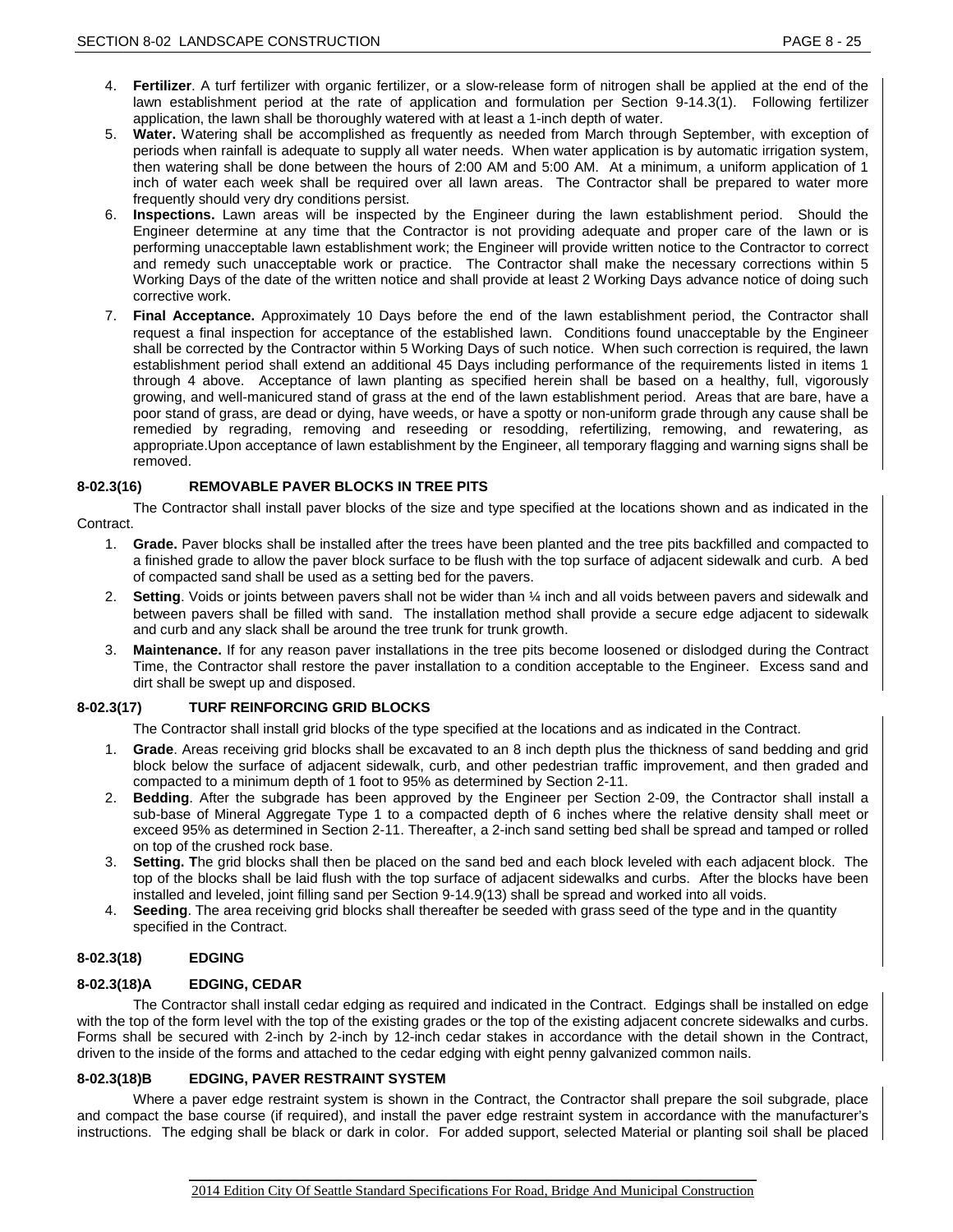4. **Fertilizer**. A turf fertilizer with organic fertilizer, or a slow-release form of nitrogen shall be applied at the end of the lawn establishment period at the rate of application and formulation per Section 9-14.3(1). Following fertilizer application, the lawn shall be thoroughly watered with at least a 1-inch depth of water.
5. **Water.** Watering shall be accomplished as frequently as needed from March through September, with exception of periods when rainfall is adequate to supply all water needs. When water application is by automatic irrigation system, then watering shall be done between the hours of 2:00 AM and 5:00 AM. At a minimum, a uniform application of 1 inch of water each week shall be required over all lawn areas. The Contractor shall be prepared to water more frequently should very dry conditions persist.
6. **Inspections.** Lawn areas will be inspected by the Engineer during the lawn establishment period. Should the Engineer determine at any time that the Contractor is not providing adequate and proper care of the lawn or is performing unacceptable lawn establishment work; the Engineer will provide written notice to the Contractor to correct and remedy such unacceptable work or practice. The Contractor shall make the necessary corrections within 5 Working Days of the date of the written notice and shall provide at least 2 Working Days advance notice of doing such corrective work.
7. **Final Acceptance.** Approximately 10 Days before the end of the lawn establishment period, the Contractor shall request a final inspection for acceptance of the established lawn. Conditions found unacceptable by the Engineer shall be corrected by the Contractor within 5 Working Days of such notice. When such correction is required, the lawn establishment period shall extend an additional 45 Days including performance of the requirements listed in items 1 through 4 above. Acceptance of lawn planting as specified herein shall be based on a healthy, full, vigorously growing, and well-manicured stand of grass at the end of the lawn establishment period. Areas that are bare, have a poor stand of grass, are dead or dying, have weeds, or have a spotty or non-uniform grade through any cause shall be remedied by regrading, removing and reseeding or resodding, refertilizing, remowing, and rewatering, as appropriate.Upon acceptance of lawn establishment by the Engineer, all temporary flagging and warning signs shall be removed.

### 8-02.3(16) REMOVABLE PAVER BLOCKS IN TREE PITS

The Contractor shall install paver blocks of the size and type specified at the locations shown and as indicated in the Contract.

1. **Grade.** Paver blocks shall be installed after the trees have been planted and the tree pits backfilled and compacted to a finished grade to allow the paver block surface to be flush with the top surface of adjacent sidewalk and curb. A bed of compacted sand shall be used as a setting bed for the pavers.
2. **Setting**. Voids or joints between pavers shall not be wider than ¼ inch and all voids between pavers and sidewalk and between pavers shall be filled with sand. The installation method shall provide a secure edge adjacent to sidewalk and curb and any slack shall be around the tree trunk for trunk growth.
3. **Maintenance.** If for any reason paver installations in the tree pits become loosened or dislodged during the Contract Time, the Contractor shall restore the paver installation to a condition acceptable to the Engineer. Excess sand and dirt shall be swept up and disposed.

### 8-02.3(17) TURF REINFORCING GRID BLOCKS

The Contractor shall install grid blocks of the type specified at the locations and as indicated in the Contract.

1. **Grade**. Areas receiving grid blocks shall be excavated to an 8 inch depth plus the thickness of sand bedding and grid block below the surface of adjacent sidewalk, curb, and other pedestrian traffic improvement, and then graded and compacted to a minimum depth of 1 foot to 95% as determined by Section 2-11.
2. **Bedding**. After the subgrade has been approved by the Engineer per Section 2-09, the Contractor shall install a sub-base of Mineral Aggregate Type 1 to a compacted depth of 6 inches where the relative density shall meet or exceed 95% as determined in Section 2-11. Thereafter, a 2-inch sand setting bed shall be spread and tamped or rolled on top of the crushed rock base.
3. **Setting. T**he grid blocks shall then be placed on the sand bed and each block leveled with each adjacent block. The top of the blocks shall be laid flush with the top surface of adjacent sidewalks and curbs. After the blocks have been installed and leveled, joint filling sand per Section 9-14.9(13) shall be spread and worked into all voids.
4. **Seeding**. The area receiving grid blocks shall thereafter be seeded with grass seed of the type and in the quantity specified in the Contract.

### 8-02.3(18) EDGING

#### 8-02.3(18)A EDGING, CEDAR

The Contractor shall install cedar edging as required and indicated in the Contract. Edgings shall be installed on edge with the top of the form level with the top of the existing grades or the top of the existing adjacent concrete sidewalks and curbs. Forms shall be secured with 2-inch by 2-inch by 12-inch cedar stakes in accordance with the detail shown in the Contract, driven to the inside of the forms and attached to the cedar edging with eight penny galvanized common nails.

#### 8-02.3(18)B EDGING, PAVER RESTRAINT SYSTEM

Where a paver edge restraint system is shown in the Contract, the Contractor shall prepare the soil subgrade, place and compact the base course (if required), and install the paver edge restraint system in accordance with the manufacturer's instructions. The edging shall be black or dark in color. For added support, selected Material or planting soil shall be placed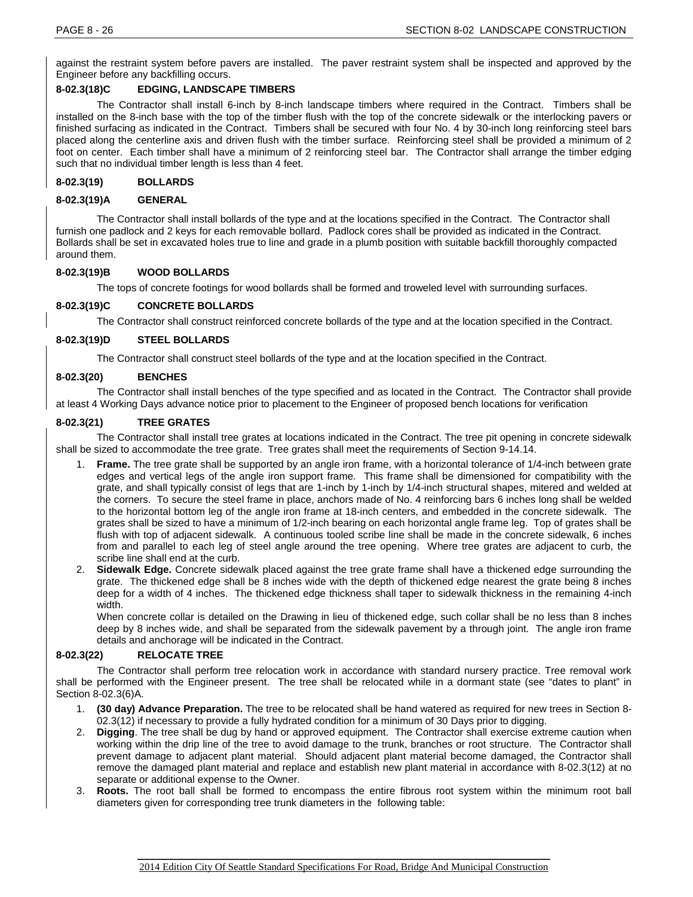against the restraint system before pavers are installed. The paver restraint system shall be inspected and approved by the Engineer before any backfilling occurs.

#### 8-02.3(18)C EDGING, LANDSCAPE TIMBERS

The Contractor shall install 6-inch by 8-inch landscape timbers where required in the Contract. Timbers shall be installed on the 8-inch base with the top of the timber flush with the top of the concrete sidewalk or the interlocking pavers or finished surfacing as indicated in the Contract. Timbers shall be secured with four No. 4 by 30-inch long reinforcing steel bars placed along the centerline axis and driven flush with the timber surface. Reinforcing steel shall be provided a minimum of 2 foot on center. Each timber shall have a minimum of 2 reinforcing steel bar. The Contractor shall arrange the timber edging such that no individual timber length is less than 4 feet.

### 8-02.3(19) BOLLARDS

#### 8-02.3(19)A GENERAL

The Contractor shall install bollards of the type and at the locations specified in the Contract. The Contractor shall furnish one padlock and 2 keys for each removable bollard. Padlock cores shall be provided as indicated in the Contract. Bollards shall be set in excavated holes true to line and grade in a plumb position with suitable backfill thoroughly compacted around them.

#### 8-02.3(19)B WOOD BOLLARDS

The tops of concrete footings for wood bollards shall be formed and troweled level with surrounding surfaces.

#### 8-02.3(19)C CONCRETE BOLLARDS

The Contractor shall construct reinforced concrete bollards of the type and at the location specified in the Contract.

#### 8-02.3(19)D STEEL BOLLARDS

The Contractor shall construct steel bollards of the type and at the location specified in the Contract.

### 8-02.3(20) BENCHES

The Contractor shall install benches of the type specified and as located in the Contract. The Contractor shall provide at least 4 Working Days advance notice prior to placement to the Engineer of proposed bench locations for verification

### 8-02.3(21) TREE GRATES

The Contractor shall install tree grates at locations indicated in the Contract. The tree pit opening in concrete sidewalk shall be sized to accommodate the tree grate. Tree grates shall meet the requirements of Section 9-14.14.

1. **Frame.** The tree grate shall be supported by an angle iron frame, with a horizontal tolerance of 1/4-inch between grate edges and vertical legs of the angle iron support frame. This frame shall be dimensioned for compatibility with the grate, and shall typically consist of legs that are 1-inch by 1-inch by 1/4-inch structural shapes, mitered and welded at the corners. To secure the steel frame in place, anchors made of No. 4 reinforcing bars 6 inches long shall be welded to the horizontal bottom leg of the angle iron frame at 18-inch centers, and embedded in the concrete sidewalk. The grates shall be sized to have a minimum of 1/2-inch bearing on each horizontal angle frame leg. Top of grates shall be flush with top of adjacent sidewalk. A continuous tooled scribe line shall be made in the concrete sidewalk, 6 inches from and parallel to each leg of steel angle around the tree opening. Where tree grates are adjacent to curb, the scribe line shall end at the curb.
2. **Sidewalk Edge.** Concrete sidewalk placed against the tree grate frame shall have a thickened edge surrounding the grate. The thickened edge shall be 8 inches wide with the depth of thickened edge nearest the grate being 8 inches deep for a width of 4 inches. The thickened edge thickness shall taper to sidewalk thickness in the remaining 4-inch width.
   When concrete collar is detailed on the Drawing in lieu of thickened edge, such collar shall be no less than 8 inches deep by 8 inches wide, and shall be separated from the sidewalk pavement by a through joint. The angle iron frame details and anchorage will be indicated in the Contract.

### 8-02.3(22) RELOCATE TREE

The Contractor shall perform tree relocation work in accordance with standard nursery practice. Tree removal work shall be performed with the Engineer present. The tree shall be relocated while in a dormant state (see "dates to plant" in Section 8-02.3(6)A.

1. **(30 day) Advance Preparation.** The tree to be relocated shall be hand watered as required for new trees in Section 8-02.3(12) if necessary to provide a fully hydrated condition for a minimum of 30 Days prior to digging.
2. **Digging**. The tree shall be dug by hand or approved equipment. The Contractor shall exercise extreme caution when working within the drip line of the tree to avoid damage to the trunk, branches or root structure. The Contractor shall prevent damage to adjacent plant material. Should adjacent plant material become damaged, the Contractor shall remove the damaged plant material and replace and establish new plant material in accordance with 8-02.3(12) at no separate or additional expense to the Owner.
3. **Roots.** The root ball shall be formed to encompass the entire fibrous root system within the minimum root ball diameters given for corresponding tree trunk diameters in the following table: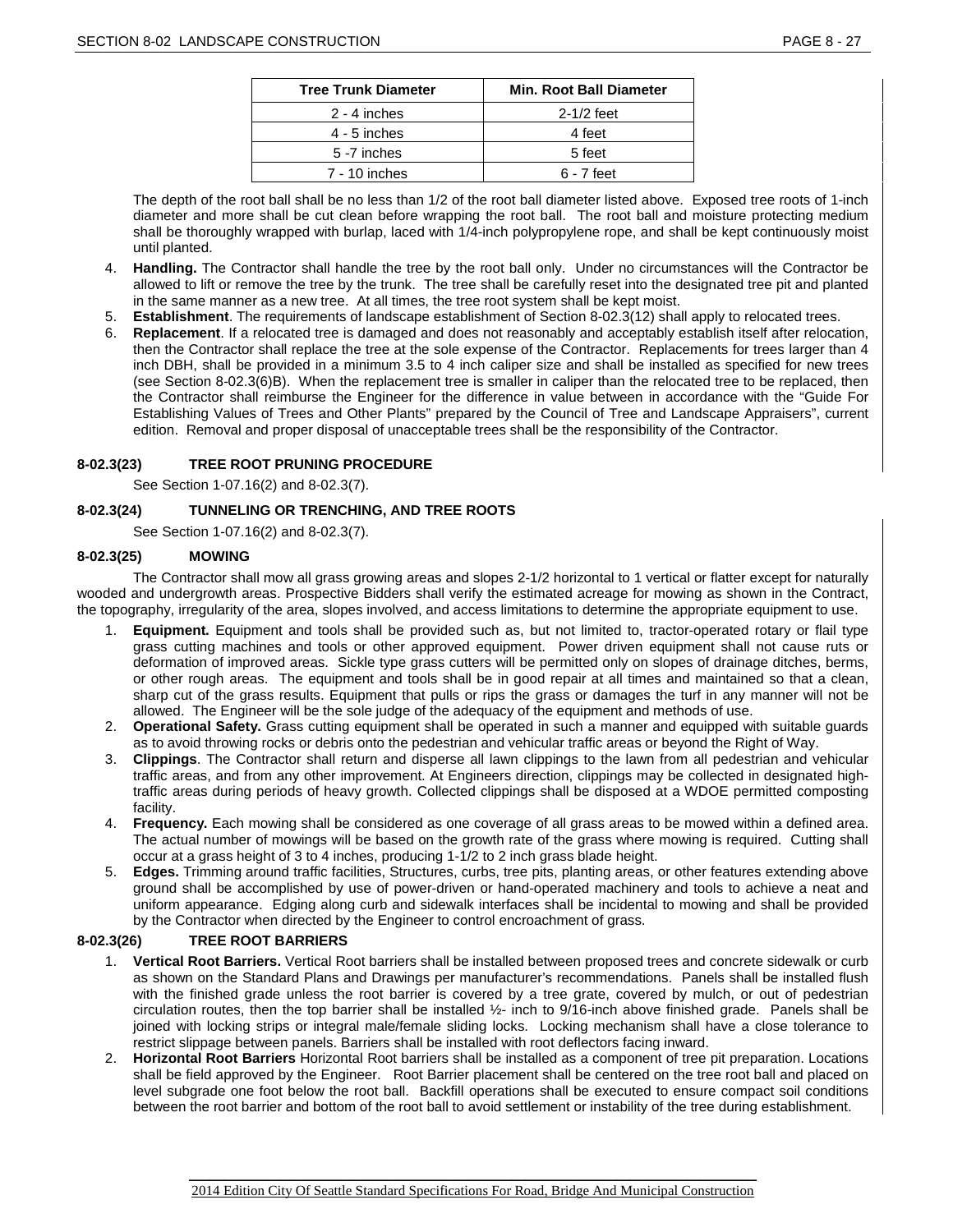| Tree Trunk Diameter | Min. Root Ball Diameter |
|---|---|
| 2 - 4 inches | 2-1/2 feet |
| 4 - 5 inches | 4 feet |
| 5 -7 inches | 5 feet |
| 7 - 10 inches | 6 - 7 feet |

The depth of the root ball shall be no less than 1/2 of the root ball diameter listed above. Exposed tree roots of 1-inch diameter and more shall be cut clean before wrapping the root ball. The root ball and moisture protecting medium shall be thoroughly wrapped with burlap, laced with 1/4-inch polypropylene rope, and shall be kept continuously moist until planted.

4. **Handling.** The Contractor shall handle the tree by the root ball only. Under no circumstances will the Contractor be allowed to lift or remove the tree by the trunk. The tree shall be carefully reset into the designated tree pit and planted in the same manner as a new tree. At all times, the tree root system shall be kept moist.
5. **Establishment**. The requirements of landscape establishment of Section 8-02.3(12) shall apply to relocated trees.
6. **Replacement**. If a relocated tree is damaged and does not reasonably and acceptably establish itself after relocation, then the Contractor shall replace the tree at the sole expense of the Contractor. Replacements for trees larger than 4 inch DBH, shall be provided in a minimum 3.5 to 4 inch caliper size and shall be installed as specified for new trees (see Section 8-02.3(6)B). When the replacement tree is smaller in caliper than the relocated tree to be replaced, then the Contractor shall reimburse the Engineer for the difference in value between in accordance with the "Guide For Establishing Values of Trees and Other Plants" prepared by the Council of Tree and Landscape Appraisers", current edition. Removal and proper disposal of unacceptable trees shall be the responsibility of the Contractor.

### 8-02.3(23) TREE ROOT PRUNING PROCEDURE

See Section 1-07.16(2) and 8-02.3(7).

### 8-02.3(24) TUNNELING OR TRENCHING, AND TREE ROOTS

See Section 1-07.16(2) and 8-02.3(7).

### 8-02.3(25) MOWING

The Contractor shall mow all grass growing areas and slopes 2-1/2 horizontal to 1 vertical or flatter except for naturally wooded and undergrowth areas. Prospective Bidders shall verify the estimated acreage for mowing as shown in the Contract, the topography, irregularity of the area, slopes involved, and access limitations to determine the appropriate equipment to use.

1. **Equipment.** Equipment and tools shall be provided such as, but not limited to, tractor-operated rotary or flail type grass cutting machines and tools or other approved equipment. Power driven equipment shall not cause ruts or deformation of improved areas. Sickle type grass cutters will be permitted only on slopes of drainage ditches, berms, or other rough areas. The equipment and tools shall be in good repair at all times and maintained so that a clean, sharp cut of the grass results. Equipment that pulls or rips the grass or damages the turf in any manner will not be allowed. The Engineer will be the sole judge of the adequacy of the equipment and methods of use.
2. **Operational Safety.** Grass cutting equipment shall be operated in such a manner and equipped with suitable guards as to avoid throwing rocks or debris onto the pedestrian and vehicular traffic areas or beyond the Right of Way.
3. **Clippings**. The Contractor shall return and disperse all lawn clippings to the lawn from all pedestrian and vehicular traffic areas, and from any other improvement. At Engineers direction, clippings may be collected in designated high-traffic areas during periods of heavy growth. Collected clippings shall be disposed at a WDOE permitted composting facility.
4. **Frequency.** Each mowing shall be considered as one coverage of all grass areas to be mowed within a defined area. The actual number of mowings will be based on the growth rate of the grass where mowing is required. Cutting shall occur at a grass height of 3 to 4 inches, producing 1-1/2 to 2 inch grass blade height.
5. **Edges.** Trimming around traffic facilities, Structures, curbs, tree pits, planting areas, or other features extending above ground shall be accomplished by use of power-driven or hand-operated machinery and tools to achieve a neat and uniform appearance. Edging along curb and sidewalk interfaces shall be incidental to mowing and shall be provided by the Contractor when directed by the Engineer to control encroachment of grass.

### 8-02.3(26) TREE ROOT BARRIERS

1. **Vertical Root Barriers.** Vertical Root barriers shall be installed between proposed trees and concrete sidewalk or curb as shown on the Standard Plans and Drawings per manufacturer's recommendations. Panels shall be installed flush with the finished grade unless the root barrier is covered by a tree grate, covered by mulch, or out of pedestrian circulation routes, then the top barrier shall be installed ½- inch to 9/16-inch above finished grade. Panels shall be joined with locking strips or integral male/female sliding locks. Locking mechanism shall have a close tolerance to restrict slippage between panels. Barriers shall be installed with root deflectors facing inward.
2. **Horizontal Root Barriers** Horizontal Root barriers shall be installed as a component of tree pit preparation. Locations shall be field approved by the Engineer. Root Barrier placement shall be centered on the tree root ball and placed on level subgrade one foot below the root ball. Backfill operations shall be executed to ensure compact soil conditions between the root barrier and bottom of the root ball to avoid settlement or instability of the tree during establishment.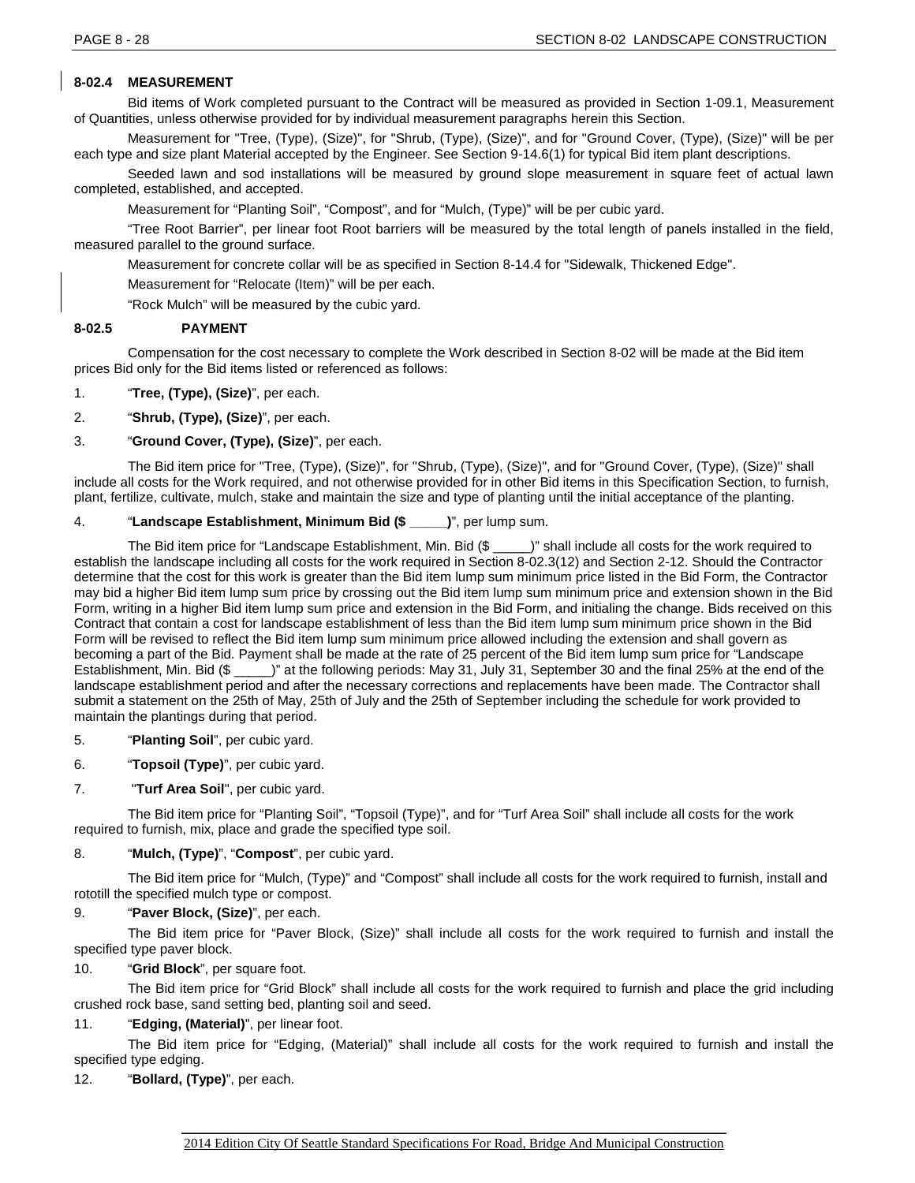### 8-02.4 MEASUREMENT

Bid items of Work completed pursuant to the Contract will be measured as provided in Section 1-09.1, Measurement of Quantities, unless otherwise provided for by individual measurement paragraphs herein this Section.

Measurement for "Tree, (Type), (Size)", for "Shrub, (Type), (Size)", and for "Ground Cover, (Type), (Size)" will be per each type and size plant Material accepted by the Engineer. See Section 9-14.6(1) for typical Bid item plant descriptions.

Seeded lawn and sod installations will be measured by ground slope measurement in square feet of actual lawn completed, established, and accepted.

Measurement for "Planting Soil", "Compost", and for "Mulch, (Type)" will be per cubic yard.

"Tree Root Barrier", per linear foot Root barriers will be measured by the total length of panels installed in the field, measured parallel to the ground surface.

Measurement for concrete collar will be as specified in Section 8-14.4 for "Sidewalk, Thickened Edge".

Measurement for "Relocate (Item)" will be per each.

"Rock Mulch" will be measured by the cubic yard.

### 8-02.5 PAYMENT

Compensation for the cost necessary to complete the Work described in Section 8-02 will be made at the Bid item prices Bid only for the Bid items listed or referenced as follows:

1. "**Tree, (Type), (Size)**", per each.

2. "**Shrub, (Type), (Size)**", per each.

3. "**Ground Cover, (Type), (Size)**", per each.

The Bid item price for "Tree, (Type), (Size)", for "Shrub, (Type), (Size)", and for "Ground Cover, (Type), (Size)" shall include all costs for the Work required, and not otherwise provided for in other Bid items in this Specification Section, to furnish, plant, fertilize, cultivate, mulch, stake and maintain the size and type of planting until the initial acceptance of the planting.

4. "**Landscape Establishment, Minimum Bid ($ _____)**", per lump sum.

The Bid item price for "Landscape Establishment, Min. Bid ($ _____)" shall include all costs for the work required to establish the landscape including all costs for the work required in Section 8-02.3(12) and Section 2-12. Should the Contractor determine that the cost for this work is greater than the Bid item lump sum minimum price listed in the Bid Form, the Contractor may bid a higher Bid item lump sum price by crossing out the Bid item lump sum minimum price and extension shown in the Bid Form, writing in a higher Bid item lump sum price and extension in the Bid Form, and initialing the change. Bids received on this Contract that contain a cost for landscape establishment of less than the Bid item lump sum minimum price shown in the Bid Form will be revised to reflect the Bid item lump sum minimum price allowed including the extension and shall govern as becoming a part of the Bid. Payment shall be made at the rate of 25 percent of the Bid item lump sum price for "Landscape Establishment, Min. Bid ($ _____)" at the following periods: May 31, July 31, September 30 and the final 25% at the end of the landscape establishment period and after the necessary corrections and replacements have been made. The Contractor shall submit a statement on the 25th of May, 25th of July and the 25th of September including the schedule for work provided to maintain the plantings during that period.

5. "**Planting Soil**", per cubic yard.

6. "**Topsoil (Type)**", per cubic yard.

7. "**Turf Area Soil**", per cubic yard.

The Bid item price for "Planting Soil", "Topsoil (Type)", and for "Turf Area Soil" shall include all costs for the work required to furnish, mix, place and grade the specified type soil.

8. "**Mulch, (Type)**", "**Compost**", per cubic yard.

The Bid item price for "Mulch, (Type)" and "Compost" shall include all costs for the work required to furnish, install and rototill the specified mulch type or compost.

9. "**Paver Block, (Size)**", per each.

The Bid item price for "Paver Block, (Size)" shall include all costs for the work required to furnish and install the specified type paver block.

10. "**Grid Block**", per square foot.

The Bid item price for "Grid Block" shall include all costs for the work required to furnish and place the grid including crushed rock base, sand setting bed, planting soil and seed.

11. "**Edging, (Material)**", per linear foot.

The Bid item price for "Edging, (Material)" shall include all costs for the work required to furnish and install the specified type edging.

12. "**Bollard, (Type)**", per each.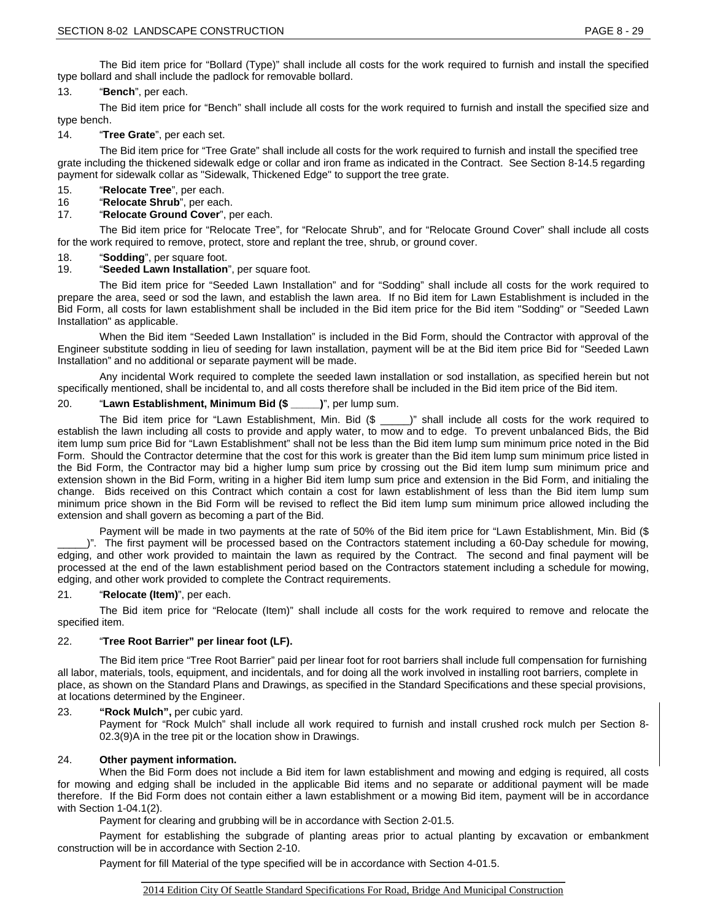The Bid item price for "Bollard (Type)" shall include all costs for the work required to furnish and install the specified type bollard and shall include the padlock for removable bollard.

13. "**Bench**", per each.

The Bid item price for "Bench" shall include all costs for the work required to furnish and install the specified size and type bench.

14. "**Tree Grate**", per each set.

The Bid item price for "Tree Grate" shall include all costs for the work required to furnish and install the specified tree grate including the thickened sidewalk edge or collar and iron frame as indicated in the Contract. See Section 8-14.5 regarding payment for sidewalk collar as "Sidewalk, Thickened Edge" to support the tree grate.

15. "**Relocate Tree**", per each.
16 "**Relocate Shrub**", per each.
17. "**Relocate Ground Cover**", per each.

The Bid item price for "Relocate Tree", for "Relocate Shrub", and for "Relocate Ground Cover" shall include all costs for the work required to remove, protect, store and replant the tree, shrub, or ground cover.

18. "**Sodding**", per square foot.
19. "**Seeded Lawn Installation**", per square foot.

The Bid item price for "Seeded Lawn Installation" and for "Sodding" shall include all costs for the work required to prepare the area, seed or sod the lawn, and establish the lawn area. If no Bid item for Lawn Establishment is included in the Bid Form, all costs for lawn establishment shall be included in the Bid item price for the Bid item "Sodding" or "Seeded Lawn Installation" as applicable.

When the Bid item "Seeded Lawn Installation" is included in the Bid Form, should the Contractor with approval of the Engineer substitute sodding in lieu of seeding for lawn installation, payment will be at the Bid item price Bid for "Seeded Lawn Installation" and no additional or separate payment will be made.

Any incidental Work required to complete the seeded lawn installation or sod installation, as specified herein but not specifically mentioned, shall be incidental to, and all costs therefore shall be included in the Bid item price of the Bid item.

20. "**Lawn Establishment, Minimum Bid ($ _____)**", per lump sum.

The Bid item price for "Lawn Establishment, Min. Bid ($ _____)" shall include all costs for the work required to establish the lawn including all costs to provide and apply water, to mow and to edge. To prevent unbalanced Bids, the Bid item lump sum price Bid for "Lawn Establishment" shall not be less than the Bid item lump sum minimum price noted in the Bid Form. Should the Contractor determine that the cost for this work is greater than the Bid item lump sum minimum price listed in the Bid Form, the Contractor may bid a higher lump sum price by crossing out the Bid item lump sum minimum price and extension shown in the Bid Form, writing in a higher Bid item lump sum price and extension in the Bid Form, and initialing the change. Bids received on this Contract which contain a cost for lawn establishment of less than the Bid item lump sum minimum price shown in the Bid Form will be revised to reflect the Bid item lump sum minimum price allowed including the extension and shall govern as becoming a part of the Bid.

Payment will be made in two payments at the rate of 50% of the Bid item price for "Lawn Establishment, Min. Bid ($ _____)". The first payment will be processed based on the Contractors statement including a 60-Day schedule for mowing, edging, and other work provided to maintain the lawn as required by the Contract. The second and final payment will be processed at the end of the lawn establishment period based on the Contractors statement including a schedule for mowing, edging, and other work provided to complete the Contract requirements.

21. "**Relocate (Item)**", per each.

The Bid item price for "Relocate (Item)" shall include all costs for the work required to remove and relocate the specified item.

22. "**Tree Root Barrier" per linear foot (LF).**

The Bid item price "Tree Root Barrier" paid per linear foot for root barriers shall include full compensation for furnishing all labor, materials, tools, equipment, and incidentals, and for doing all the work involved in installing root barriers, complete in place, as shown on the Standard Plans and Drawings, as specified in the Standard Specifications and these special provisions, at locations determined by the Engineer.

23. **"Rock Mulch",** per cubic yard.

Payment for "Rock Mulch" shall include all work required to furnish and install crushed rock mulch per Section 8-02.3(9)A in the tree pit or the location show in Drawings.

24. **Other payment information.**

When the Bid Form does not include a Bid item for lawn establishment and mowing and edging is required, all costs for mowing and edging shall be included in the applicable Bid items and no separate or additional payment will be made therefore. If the Bid Form does not contain either a lawn establishment or a mowing Bid item, payment will be in accordance with Section 1-04.1(2).

Payment for clearing and grubbing will be in accordance with Section 2-01.5.

Payment for establishing the subgrade of planting areas prior to actual planting by excavation or embankment construction will be in accordance with Section 2-10.

Payment for fill Material of the type specified will be in accordance with Section 4-01.5.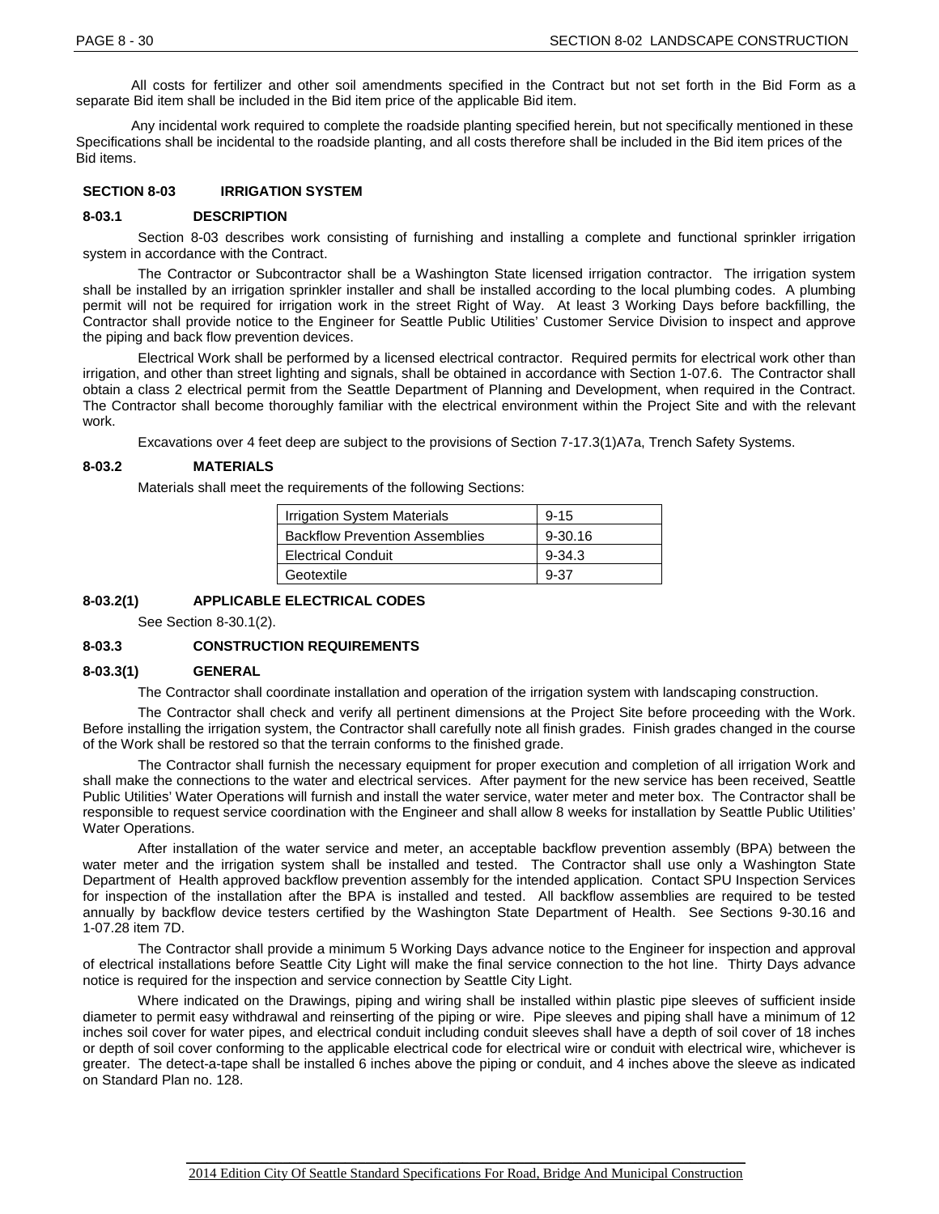All costs for fertilizer and other soil amendments specified in the Contract but not set forth in the Bid Form as a separate Bid item shall be included in the Bid item price of the applicable Bid item.

Any incidental work required to complete the roadside planting specified herein, but not specifically mentioned in these Specifications shall be incidental to the roadside planting, and all costs therefore shall be included in the Bid item prices of the Bid items.

## SECTION 8-03 IRRIGATION SYSTEM

### 8-03.1 DESCRIPTION

Section 8-03 describes work consisting of furnishing and installing a complete and functional sprinkler irrigation system in accordance with the Contract.

The Contractor or Subcontractor shall be a Washington State licensed irrigation contractor. The irrigation system shall be installed by an irrigation sprinkler installer and shall be installed according to the local plumbing codes. A plumbing permit will not be required for irrigation work in the street Right of Way. At least 3 Working Days before backfilling, the Contractor shall provide notice to the Engineer for Seattle Public Utilities' Customer Service Division to inspect and approve the piping and back flow prevention devices.

Electrical Work shall be performed by a licensed electrical contractor. Required permits for electrical work other than irrigation, and other than street lighting and signals, shall be obtained in accordance with Section 1-07.6. The Contractor shall obtain a class 2 electrical permit from the Seattle Department of Planning and Development, when required in the Contract. The Contractor shall become thoroughly familiar with the electrical environment within the Project Site and with the relevant work.

Excavations over 4 feet deep are subject to the provisions of Section 7-17.3(1)A7a, Trench Safety Systems.

### 8-03.2 MATERIALS

Materials shall meet the requirements of the following Sections:

| | |
|---|---|
| Irrigation System Materials | 9-15 |
| Backflow Prevention Assemblies | 9-30.16 |
| Electrical Conduit | 9-34.3 |
| Geotextile | 9-37 |

### 8-03.2(1) APPLICABLE ELECTRICAL CODES

See Section 8-30.1(2).

### 8-03.3 CONSTRUCTION REQUIREMENTS

### 8-03.3(1) GENERAL

The Contractor shall coordinate installation and operation of the irrigation system with landscaping construction.

The Contractor shall check and verify all pertinent dimensions at the Project Site before proceeding with the Work. Before installing the irrigation system, the Contractor shall carefully note all finish grades. Finish grades changed in the course of the Work shall be restored so that the terrain conforms to the finished grade.

The Contractor shall furnish the necessary equipment for proper execution and completion of all irrigation Work and shall make the connections to the water and electrical services. After payment for the new service has been received, Seattle Public Utilities' Water Operations will furnish and install the water service, water meter and meter box. The Contractor shall be responsible to request service coordination with the Engineer and shall allow 8 weeks for installation by Seattle Public Utilities' Water Operations.

After installation of the water service and meter, an acceptable backflow prevention assembly (BPA) between the water meter and the irrigation system shall be installed and tested. The Contractor shall use only a Washington State Department of Health approved backflow prevention assembly for the intended application. Contact SPU Inspection Services for inspection of the installation after the BPA is installed and tested. All backflow assemblies are required to be tested annually by backflow device testers certified by the Washington State Department of Health. See Sections 9-30.16 and 1-07.28 item 7D.

The Contractor shall provide a minimum 5 Working Days advance notice to the Engineer for inspection and approval of electrical installations before Seattle City Light will make the final service connection to the hot line. Thirty Days advance notice is required for the inspection and service connection by Seattle City Light.

Where indicated on the Drawings, piping and wiring shall be installed within plastic pipe sleeves of sufficient inside diameter to permit easy withdrawal and reinserting of the piping or wire. Pipe sleeves and piping shall have a minimum of 12 inches soil cover for water pipes, and electrical conduit including conduit sleeves shall have a depth of soil cover of 18 inches or depth of soil cover conforming to the applicable electrical code for electrical wire or conduit with electrical wire, whichever is greater. The detect-a-tape shall be installed 6 inches above the piping or conduit, and 4 inches above the sleeve as indicated on Standard Plan no. 128.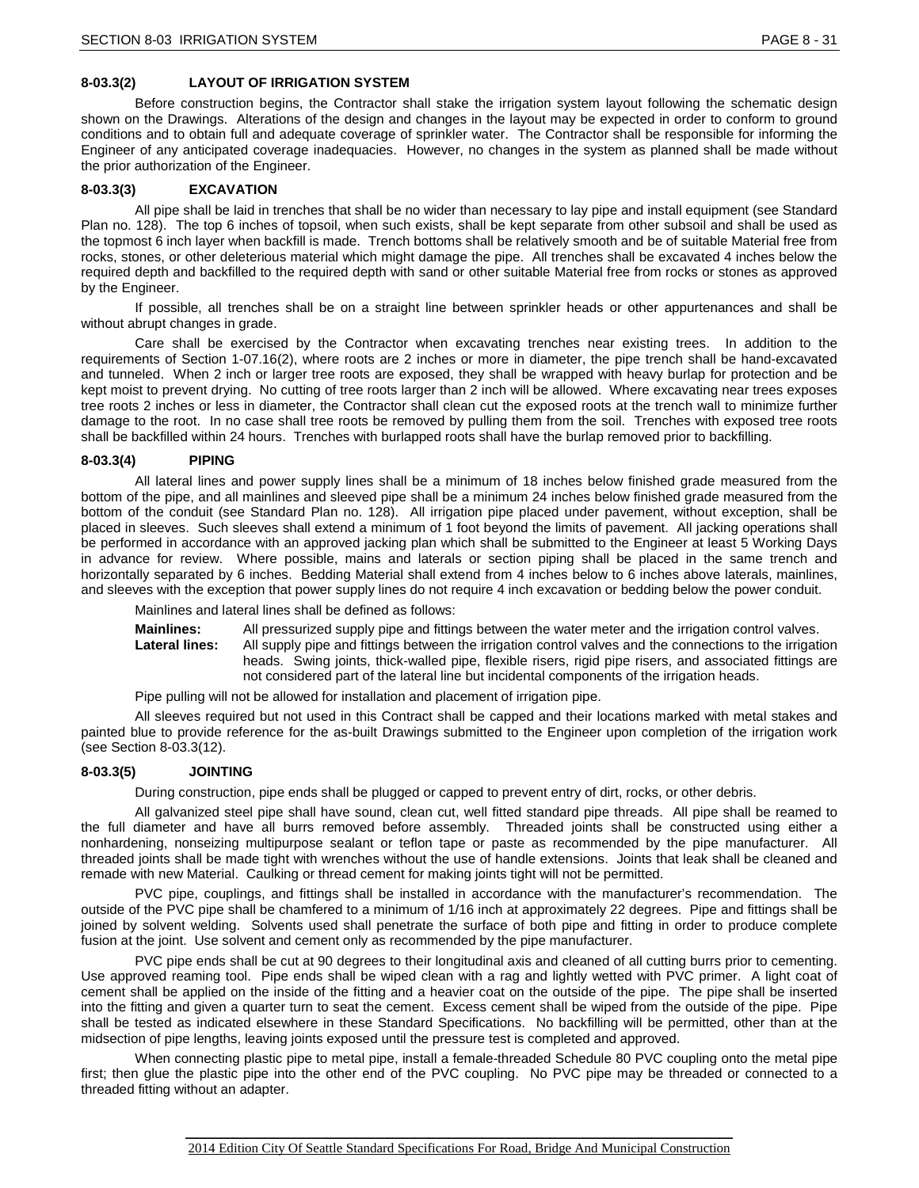#### 8-03.3(2) LAYOUT OF IRRIGATION SYSTEM

Before construction begins, the Contractor shall stake the irrigation system layout following the schematic design shown on the Drawings. Alterations of the design and changes in the layout may be expected in order to conform to ground conditions and to obtain full and adequate coverage of sprinkler water. The Contractor shall be responsible for informing the Engineer of any anticipated coverage inadequacies. However, no changes in the system as planned shall be made without the prior authorization of the Engineer.

#### 8-03.3(3) EXCAVATION

All pipe shall be laid in trenches that shall be no wider than necessary to lay pipe and install equipment (see Standard Plan no. 128). The top 6 inches of topsoil, when such exists, shall be kept separate from other subsoil and shall be used as the topmost 6 inch layer when backfill is made. Trench bottoms shall be relatively smooth and be of suitable Material free from rocks, stones, or other deleterious material which might damage the pipe. All trenches shall be excavated 4 inches below the required depth and backfilled to the required depth with sand or other suitable Material free from rocks or stones as approved by the Engineer.

If possible, all trenches shall be on a straight line between sprinkler heads or other appurtenances and shall be without abrupt changes in grade.

Care shall be exercised by the Contractor when excavating trenches near existing trees. In addition to the requirements of Section 1-07.16(2), where roots are 2 inches or more in diameter, the pipe trench shall be hand-excavated and tunneled. When 2 inch or larger tree roots are exposed, they shall be wrapped with heavy burlap for protection and be kept moist to prevent drying. No cutting of tree roots larger than 2 inch will be allowed. Where excavating near trees exposes tree roots 2 inches or less in diameter, the Contractor shall clean cut the exposed roots at the trench wall to minimize further damage to the root. In no case shall tree roots be removed by pulling them from the soil. Trenches with exposed tree roots shall be backfilled within 24 hours. Trenches with burlapped roots shall have the burlap removed prior to backfilling.

#### 8-03.3(4) PIPING

All lateral lines and power supply lines shall be a minimum of 18 inches below finished grade measured from the bottom of the pipe, and all mainlines and sleeved pipe shall be a minimum 24 inches below finished grade measured from the bottom of the conduit (see Standard Plan no. 128). All irrigation pipe placed under pavement, without exception, shall be placed in sleeves. Such sleeves shall extend a minimum of 1 foot beyond the limits of pavement. All jacking operations shall be performed in accordance with an approved jacking plan which shall be submitted to the Engineer at least 5 Working Days in advance for review. Where possible, mains and laterals or section piping shall be placed in the same trench and horizontally separated by 6 inches. Bedding Material shall extend from 4 inches below to 6 inches above laterals, mainlines, and sleeves with the exception that power supply lines do not require 4 inch excavation or bedding below the power conduit.

Mainlines and lateral lines shall be defined as follows:

**Mainlines:** All pressurized supply pipe and fittings between the water meter and the irrigation control valves.

**Lateral lines:** All supply pipe and fittings between the irrigation control valves and the connections to the irrigation heads. Swing joints, thick-walled pipe, flexible risers, rigid pipe risers, and associated fittings are not considered part of the lateral line but incidental components of the irrigation heads.

Pipe pulling will not be allowed for installation and placement of irrigation pipe.

All sleeves required but not used in this Contract shall be capped and their locations marked with metal stakes and painted blue to provide reference for the as-built Drawings submitted to the Engineer upon completion of the irrigation work (see Section 8-03.3(12).

#### 8-03.3(5) JOINTING

During construction, pipe ends shall be plugged or capped to prevent entry of dirt, rocks, or other debris.

All galvanized steel pipe shall have sound, clean cut, well fitted standard pipe threads. All pipe shall be reamed to the full diameter and have all burrs removed before assembly. Threaded joints shall be constructed using either a nonhardening, nonseizing multipurpose sealant or teflon tape or paste as recommended by the pipe manufacturer. All threaded joints shall be made tight with wrenches without the use of handle extensions. Joints that leak shall be cleaned and remade with new Material. Caulking or thread cement for making joints tight will not be permitted.

PVC pipe, couplings, and fittings shall be installed in accordance with the manufacturer's recommendation. The outside of the PVC pipe shall be chamfered to a minimum of 1/16 inch at approximately 22 degrees. Pipe and fittings shall be joined by solvent welding. Solvents used shall penetrate the surface of both pipe and fitting in order to produce complete fusion at the joint. Use solvent and cement only as recommended by the pipe manufacturer.

PVC pipe ends shall be cut at 90 degrees to their longitudinal axis and cleaned of all cutting burrs prior to cementing. Use approved reaming tool. Pipe ends shall be wiped clean with a rag and lightly wetted with PVC primer. A light coat of cement shall be applied on the inside of the fitting and a heavier coat on the outside of the pipe. The pipe shall be inserted into the fitting and given a quarter turn to seat the cement. Excess cement shall be wiped from the outside of the pipe. Pipe shall be tested as indicated elsewhere in these Standard Specifications. No backfilling will be permitted, other than at the midsection of pipe lengths, leaving joints exposed until the pressure test is completed and approved.

When connecting plastic pipe to metal pipe, install a female-threaded Schedule 80 PVC coupling onto the metal pipe first; then glue the plastic pipe into the other end of the PVC coupling. No PVC pipe may be threaded or connected to a threaded fitting without an adapter.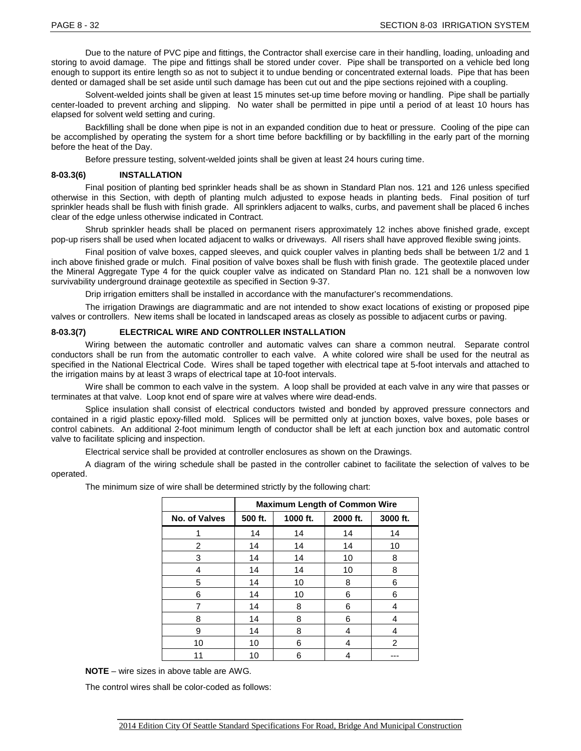Due to the nature of PVC pipe and fittings, the Contractor shall exercise care in their handling, loading, unloading and storing to avoid damage. The pipe and fittings shall be stored under cover. Pipe shall be transported on a vehicle bed long enough to support its entire length so as not to subject it to undue bending or concentrated external loads. Pipe that has been dented or damaged shall be set aside until such damage has been cut out and the pipe sections rejoined with a coupling.

Solvent-welded joints shall be given at least 15 minutes set-up time before moving or handling. Pipe shall be partially center-loaded to prevent arching and slipping. No water shall be permitted in pipe until a period of at least 10 hours has elapsed for solvent weld setting and curing.

Backfilling shall be done when pipe is not in an expanded condition due to heat or pressure. Cooling of the pipe can be accomplished by operating the system for a short time before backfilling or by backfilling in the early part of the morning before the heat of the Day.

Before pressure testing, solvent-welded joints shall be given at least 24 hours curing time.

### 8-03.3(6) INSTALLATION

Final position of planting bed sprinkler heads shall be as shown in Standard Plan nos. 121 and 126 unless specified otherwise in this Section, with depth of planting mulch adjusted to expose heads in planting beds. Final position of turf sprinkler heads shall be flush with finish grade. All sprinklers adjacent to walks, curbs, and pavement shall be placed 6 inches clear of the edge unless otherwise indicated in Contract.

Shrub sprinkler heads shall be placed on permanent risers approximately 12 inches above finished grade, except pop-up risers shall be used when located adjacent to walks or driveways. All risers shall have approved flexible swing joints.

Final position of valve boxes, capped sleeves, and quick coupler valves in planting beds shall be between 1/2 and 1 inch above finished grade or mulch. Final position of valve boxes shall be flush with finish grade. The geotextile placed under the Mineral Aggregate Type 4 for the quick coupler valve as indicated on Standard Plan no. 121 shall be a nonwoven low survivability underground drainage geotextile as specified in Section 9-37.

Drip irrigation emitters shall be installed in accordance with the manufacturer's recommendations.

The irrigation Drawings are diagrammatic and are not intended to show exact locations of existing or proposed pipe valves or controllers. New items shall be located in landscaped areas as closely as possible to adjacent curbs or paving.

### 8-03.3(7) ELECTRICAL WIRE AND CONTROLLER INSTALLATION

Wiring between the automatic controller and automatic valves can share a common neutral. Separate control conductors shall be run from the automatic controller to each valve. A white colored wire shall be used for the neutral as specified in the National Electrical Code. Wires shall be taped together with electrical tape at 5-foot intervals and attached to the irrigation mains by at least 3 wraps of electrical tape at 10-foot intervals.

Wire shall be common to each valve in the system. A loop shall be provided at each valve in any wire that passes or terminates at that valve. Loop knot end of spare wire at valves where wire dead-ends.

Splice insulation shall consist of electrical conductors twisted and bonded by approved pressure connectors and contained in a rigid plastic epoxy-filled mold. Splices will be permitted only at junction boxes, valve boxes, pole bases or control cabinets. An additional 2-foot minimum length of conductor shall be left at each junction box and automatic control valve to facilitate splicing and inspection.

Electrical service shall be provided at controller enclosures as shown on the Drawings.

A diagram of the wiring schedule shall be pasted in the controller cabinet to facilitate the selection of valves to be operated.

The minimum size of wire shall be determined strictly by the following chart:

| | Maximum Length of Common Wire | | | |
|---|---|---|---|---|
| **No. of Valves** | **500 ft.** | **1000 ft.** | **2000 ft.** | **3000 ft.** |
| 1 | 14 | 14 | 14 | 14 |
| 2 | 14 | 14 | 14 | 10 |
| 3 | 14 | 14 | 10 | 8 |
| 4 | 14 | 14 | 10 | 8 |
| 5 | 14 | 10 | 8 | 6 |
| 6 | 14 | 10 | 6 | 6 |
| 7 | 14 | 8 | 6 | 4 |
| 8 | 14 | 8 | 6 | 4 |
| 9 | 14 | 8 | 4 | 4 |
| 10 | 10 | 6 | 4 | 2 |
| 11 | 10 | 6 | 4 | --- |

**NOTE** – wire sizes in above table are AWG.

The control wires shall be color-coded as follows: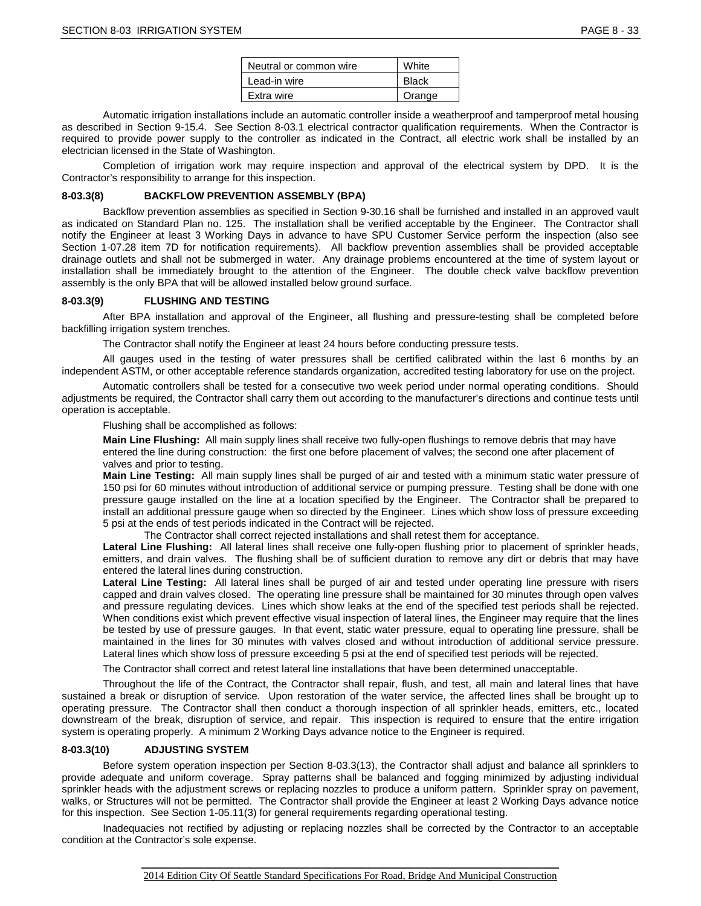| Neutral or common wire | White |
| --- | --- |
| Lead-in wire | Black |
| Extra wire | Orange |

Automatic irrigation installations include an automatic controller inside a weatherproof and tamperproof metal housing as described in Section 9-15.4. See Section 8-03.1 electrical contractor qualification requirements. When the Contractor is required to provide power supply to the controller as indicated in the Contract, all electric work shall be installed by an electrician licensed in the State of Washington.

Completion of irrigation work may require inspection and approval of the electrical system by DPD. It is the Contractor's responsibility to arrange for this inspection.

### 8-03.3(8) BACKFLOW PREVENTION ASSEMBLY (BPA)

Backflow prevention assemblies as specified in Section 9-30.16 shall be furnished and installed in an approved vault as indicated on Standard Plan no. 125. The installation shall be verified acceptable by the Engineer. The Contractor shall notify the Engineer at least 3 Working Days in advance to have SPU Customer Service perform the inspection (also see Section 1-07.28 item 7D for notification requirements). All backflow prevention assemblies shall be provided acceptable drainage outlets and shall not be submerged in water. Any drainage problems encountered at the time of system layout or installation shall be immediately brought to the attention of the Engineer. The double check valve backflow prevention assembly is the only BPA that will be allowed installed below ground surface.

### 8-03.3(9) FLUSHING AND TESTING

After BPA installation and approval of the Engineer, all flushing and pressure-testing shall be completed before backfilling irrigation system trenches.

The Contractor shall notify the Engineer at least 24 hours before conducting pressure tests.

All gauges used in the testing of water pressures shall be certified calibrated within the last 6 months by an independent ASTM, or other acceptable reference standards organization, accredited testing laboratory for use on the project.

Automatic controllers shall be tested for a consecutive two week period under normal operating conditions. Should adjustments be required, the Contractor shall carry them out according to the manufacturer's directions and continue tests until operation is acceptable.

Flushing shall be accomplished as follows:

**Main Line Flushing:** All main supply lines shall receive two fully-open flushings to remove debris that may have entered the line during construction: the first one before placement of valves; the second one after placement of valves and prior to testing.

**Main Line Testing:** All main supply lines shall be purged of air and tested with a minimum static water pressure of 150 psi for 60 minutes without introduction of additional service or pumping pressure. Testing shall be done with one pressure gauge installed on the line at a location specified by the Engineer. The Contractor shall be prepared to install an additional pressure gauge when so directed by the Engineer. Lines which show loss of pressure exceeding 5 psi at the ends of test periods indicated in the Contract will be rejected.

The Contractor shall correct rejected installations and shall retest them for acceptance.

**Lateral Line Flushing:** All lateral lines shall receive one fully-open flushing prior to placement of sprinkler heads, emitters, and drain valves. The flushing shall be of sufficient duration to remove any dirt or debris that may have entered the lateral lines during construction.

**Lateral Line Testing:** All lateral lines shall be purged of air and tested under operating line pressure with risers capped and drain valves closed. The operating line pressure shall be maintained for 30 minutes through open valves and pressure regulating devices. Lines which show leaks at the end of the specified test periods shall be rejected. When conditions exist which prevent effective visual inspection of lateral lines, the Engineer may require that the lines be tested by use of pressure gauges. In that event, static water pressure, equal to operating line pressure, shall be maintained in the lines for 30 minutes with valves closed and without introduction of additional service pressure. Lateral lines which show loss of pressure exceeding 5 psi at the end of specified test periods will be rejected.

The Contractor shall correct and retest lateral line installations that have been determined unacceptable.

Throughout the life of the Contract, the Contractor shall repair, flush, and test, all main and lateral lines that have sustained a break or disruption of service. Upon restoration of the water service, the affected lines shall be brought up to operating pressure. The Contractor shall then conduct a thorough inspection of all sprinkler heads, emitters, etc., located downstream of the break, disruption of service, and repair. This inspection is required to ensure that the entire irrigation system is operating properly. A minimum 2 Working Days advance notice to the Engineer is required.

### 8-03.3(10) ADJUSTING SYSTEM

Before system operation inspection per Section 8-03.3(13), the Contractor shall adjust and balance all sprinklers to provide adequate and uniform coverage. Spray patterns shall be balanced and fogging minimized by adjusting individual sprinkler heads with the adjustment screws or replacing nozzles to produce a uniform pattern. Sprinkler spray on pavement, walks, or Structures will not be permitted. The Contractor shall provide the Engineer at least 2 Working Days advance notice for this inspection. See Section 1-05.11(3) for general requirements regarding operational testing.

Inadequacies not rectified by adjusting or replacing nozzles shall be corrected by the Contractor to an acceptable condition at the Contractor's sole expense.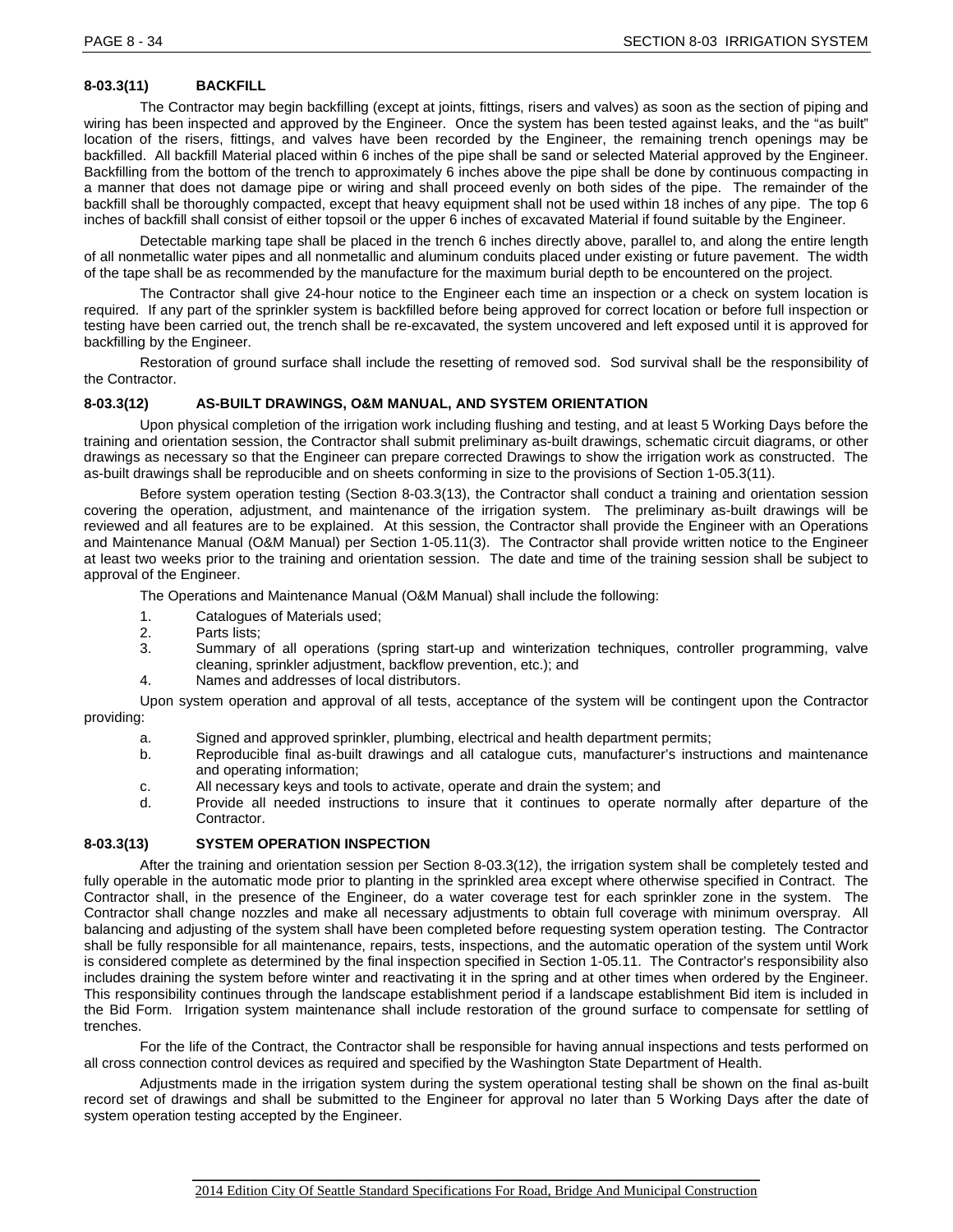### 8-03.3(11) BACKFILL

The Contractor may begin backfilling (except at joints, fittings, risers and valves) as soon as the section of piping and wiring has been inspected and approved by the Engineer. Once the system has been tested against leaks, and the "as built" location of the risers, fittings, and valves have been recorded by the Engineer, the remaining trench openings may be backfilled. All backfill Material placed within 6 inches of the pipe shall be sand or selected Material approved by the Engineer. Backfilling from the bottom of the trench to approximately 6 inches above the pipe shall be done by continuous compacting in a manner that does not damage pipe or wiring and shall proceed evenly on both sides of the pipe. The remainder of the backfill shall be thoroughly compacted, except that heavy equipment shall not be used within 18 inches of any pipe. The top 6 inches of backfill shall consist of either topsoil or the upper 6 inches of excavated Material if found suitable by the Engineer.

Detectable marking tape shall be placed in the trench 6 inches directly above, parallel to, and along the entire length of all nonmetallic water pipes and all nonmetallic and aluminum conduits placed under existing or future pavement. The width of the tape shall be as recommended by the manufacture for the maximum burial depth to be encountered on the project.

The Contractor shall give 24-hour notice to the Engineer each time an inspection or a check on system location is required. If any part of the sprinkler system is backfilled before being approved for correct location or before full inspection or testing have been carried out, the trench shall be re-excavated, the system uncovered and left exposed until it is approved for backfilling by the Engineer.

Restoration of ground surface shall include the resetting of removed sod. Sod survival shall be the responsibility of the Contractor.

### 8-03.3(12) AS-BUILT DRAWINGS, O&M MANUAL, AND SYSTEM ORIENTATION

Upon physical completion of the irrigation work including flushing and testing, and at least 5 Working Days before the training and orientation session, the Contractor shall submit preliminary as-built drawings, schematic circuit diagrams, or other drawings as necessary so that the Engineer can prepare corrected Drawings to show the irrigation work as constructed. The as-built drawings shall be reproducible and on sheets conforming in size to the provisions of Section 1-05.3(11).

Before system operation testing (Section 8-03.3(13), the Contractor shall conduct a training and orientation session covering the operation, adjustment, and maintenance of the irrigation system. The preliminary as-built drawings will be reviewed and all features are to be explained. At this session, the Contractor shall provide the Engineer with an Operations and Maintenance Manual (O&M Manual) per Section 1-05.11(3). The Contractor shall provide written notice to the Engineer at least two weeks prior to the training and orientation session. The date and time of the training session shall be subject to approval of the Engineer.

The Operations and Maintenance Manual (O&M Manual) shall include the following:

1. Catalogues of Materials used;
2. Parts lists;
3. Summary of all operations (spring start-up and winterization techniques, controller programming, valve cleaning, sprinkler adjustment, backflow prevention, etc.); and
4. Names and addresses of local distributors.

Upon system operation and approval of all tests, acceptance of the system will be contingent upon the Contractor providing:

a. Signed and approved sprinkler, plumbing, electrical and health department permits;
b. Reproducible final as-built drawings and all catalogue cuts, manufacturer's instructions and maintenance and operating information;
c. All necessary keys and tools to activate, operate and drain the system; and
d. Provide all needed instructions to insure that it continues to operate normally after departure of the Contractor.

### 8-03.3(13) SYSTEM OPERATION INSPECTION

After the training and orientation session per Section 8-03.3(12), the irrigation system shall be completely tested and fully operable in the automatic mode prior to planting in the sprinkled area except where otherwise specified in Contract. The Contractor shall, in the presence of the Engineer, do a water coverage test for each sprinkler zone in the system. The Contractor shall change nozzles and make all necessary adjustments to obtain full coverage with minimum overspray. All balancing and adjusting of the system shall have been completed before requesting system operation testing. The Contractor shall be fully responsible for all maintenance, repairs, tests, inspections, and the automatic operation of the system until Work is considered complete as determined by the final inspection specified in Section 1-05.11. The Contractor's responsibility also includes draining the system before winter and reactivating it in the spring and at other times when ordered by the Engineer. This responsibility continues through the landscape establishment period if a landscape establishment Bid item is included in the Bid Form. Irrigation system maintenance shall include restoration of the ground surface to compensate for settling of trenches.

For the life of the Contract, the Contractor shall be responsible for having annual inspections and tests performed on all cross connection control devices as required and specified by the Washington State Department of Health.

Adjustments made in the irrigation system during the system operational testing shall be shown on the final as-built record set of drawings and shall be submitted to the Engineer for approval no later than 5 Working Days after the date of system operation testing accepted by the Engineer.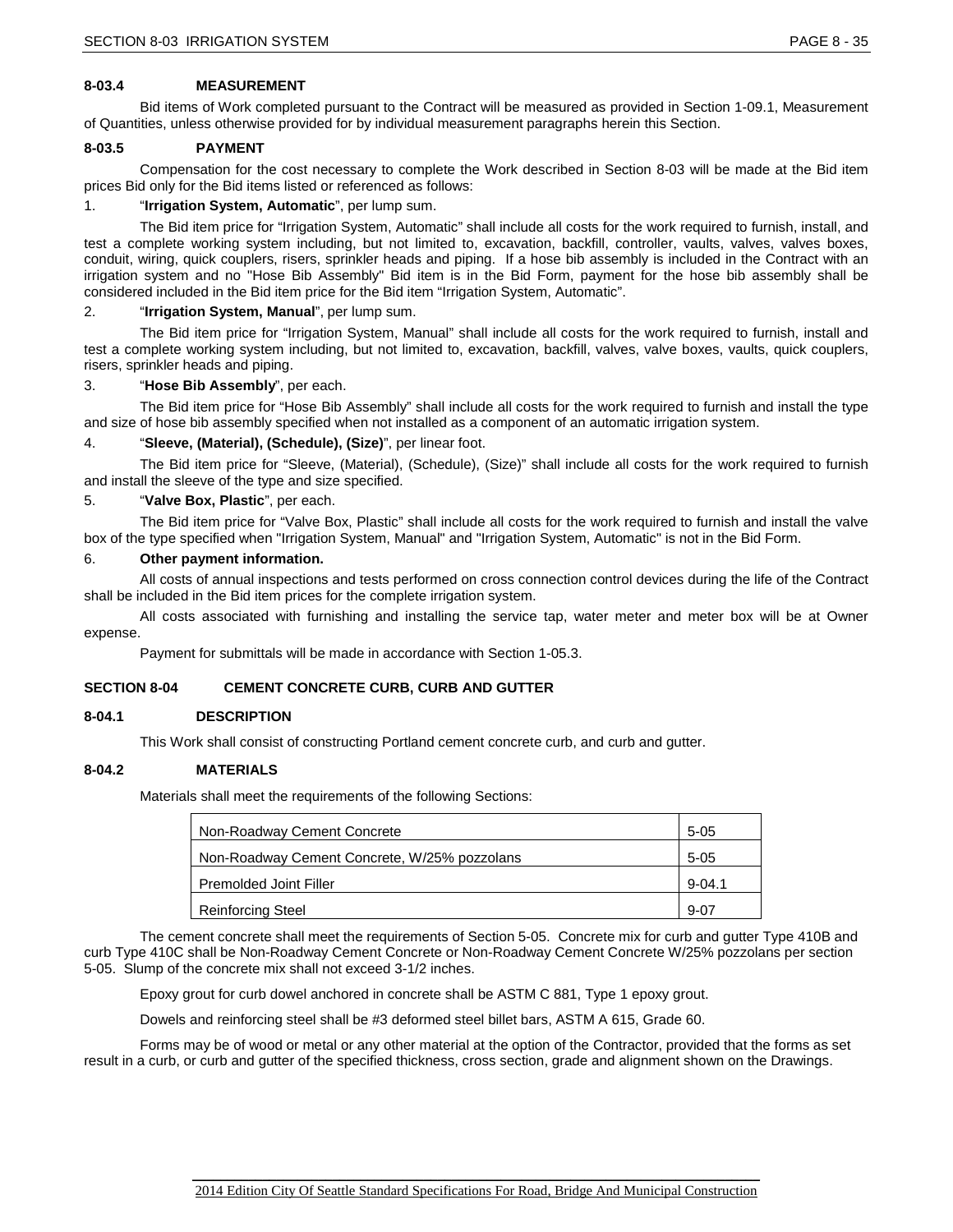### 8-03.4 MEASUREMENT

Bid items of Work completed pursuant to the Contract will be measured as provided in Section 1-09.1, Measurement of Quantities, unless otherwise provided for by individual measurement paragraphs herein this Section.

### 8-03.5 PAYMENT

Compensation for the cost necessary to complete the Work described in Section 8-03 will be made at the Bid item prices Bid only for the Bid items listed or referenced as follows:

1. "**Irrigation System, Automatic**", per lump sum.

   The Bid item price for "Irrigation System, Automatic" shall include all costs for the work required to furnish, install, and test a complete working system including, but not limited to, excavation, backfill, controller, vaults, valves, valves boxes, conduit, wiring, quick couplers, risers, sprinkler heads and piping. If a hose bib assembly is included in the Contract with an irrigation system and no "Hose Bib Assembly" Bid item is in the Bid Form, payment for the hose bib assembly shall be considered included in the Bid item price for the Bid item "Irrigation System, Automatic".

2. "**Irrigation System, Manual**", per lump sum.

   The Bid item price for "Irrigation System, Manual" shall include all costs for the work required to furnish, install and test a complete working system including, but not limited to, excavation, backfill, valves, valve boxes, vaults, quick couplers, risers, sprinkler heads and piping.

3. "**Hose Bib Assembly**", per each.

   The Bid item price for "Hose Bib Assembly" shall include all costs for the work required to furnish and install the type and size of hose bib assembly specified when not installed as a component of an automatic irrigation system.

4. "**Sleeve, (Material), (Schedule), (Size)**", per linear foot.

   The Bid item price for "Sleeve, (Material), (Schedule), (Size)" shall include all costs for the work required to furnish and install the sleeve of the type and size specified.

5. "**Valve Box, Plastic**", per each.

   The Bid item price for "Valve Box, Plastic" shall include all costs for the work required to furnish and install the valve box of the type specified when "Irrigation System, Manual" and "Irrigation System, Automatic" is not in the Bid Form.

6. **Other payment information.**

   All costs of annual inspections and tests performed on cross connection control devices during the life of the Contract shall be included in the Bid item prices for the complete irrigation system.

   All costs associated with furnishing and installing the service tap, water meter and meter box will be at Owner expense.

   Payment for submittals will be made in accordance with Section 1-05.3.

## SECTION 8-04 CEMENT CONCRETE CURB, CURB AND GUTTER

### 8-04.1 DESCRIPTION

This Work shall consist of constructing Portland cement concrete curb, and curb and gutter.

### 8-04.2 MATERIALS

Materials shall meet the requirements of the following Sections:

| Material | Section |
|---|---|
| Non-Roadway Cement Concrete | 5-05 |
| Non-Roadway Cement Concrete, W/25% pozzolans | 5-05 |
| Premolded Joint Filler | 9-04.1 |
| Reinforcing Steel | 9-07 |

The cement concrete shall meet the requirements of Section 5-05. Concrete mix for curb and gutter Type 410B and curb Type 410C shall be Non-Roadway Cement Concrete or Non-Roadway Cement Concrete W/25% pozzolans per section 5-05. Slump of the concrete mix shall not exceed 3-1/2 inches.

Epoxy grout for curb dowel anchored in concrete shall be ASTM C 881, Type 1 epoxy grout.

Dowels and reinforcing steel shall be #3 deformed steel billet bars, ASTM A 615, Grade 60.

Forms may be of wood or metal or any other material at the option of the Contractor, provided that the forms as set result in a curb, or curb and gutter of the specified thickness, cross section, grade and alignment shown on the Drawings.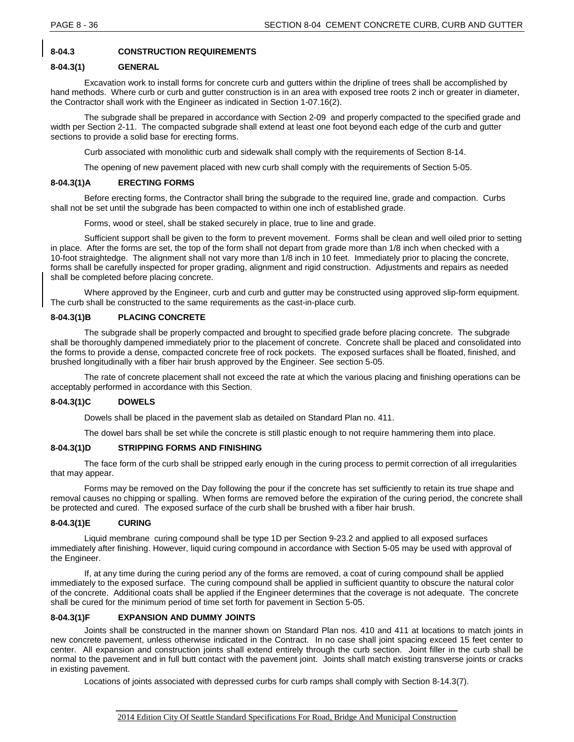## 8-04.3 CONSTRUCTION REQUIREMENTS

### 8-04.3(1) GENERAL

Excavation work to install forms for concrete curb and gutters within the dripline of trees shall be accomplished by hand methods. Where curb or curb and gutter construction is in an area with exposed tree roots 2 inch or greater in diameter, the Contractor shall work with the Engineer as indicated in Section 1-07.16(2).

The subgrade shall be prepared in accordance with Section 2-09 and properly compacted to the specified grade and width per Section 2-11. The compacted subgrade shall extend at least one foot beyond each edge of the curb and gutter sections to provide a solid base for erecting forms.

Curb associated with monolithic curb and sidewalk shall comply with the requirements of Section 8-14.

The opening of new pavement placed with new curb shall comply with the requirements of Section 5-05.

### 8-04.3(1)A ERECTING FORMS

Before erecting forms, the Contractor shall bring the subgrade to the required line, grade and compaction. Curbs shall not be set until the subgrade has been compacted to within one inch of established grade.

Forms, wood or steel, shall be staked securely in place, true to line and grade.

Sufficient support shall be given to the form to prevent movement. Forms shall be clean and well oiled prior to setting in place. After the forms are set, the top of the form shall not depart from grade more than 1/8 inch when checked with a 10-foot straightedge. The alignment shall not vary more than 1/8 inch in 10 feet. Immediately prior to placing the concrete, forms shall be carefully inspected for proper grading, alignment and rigid construction. Adjustments and repairs as needed shall be completed before placing concrete.

Where approved by the Engineer, curb and curb and gutter may be constructed using approved slip-form equipment. The curb shall be constructed to the same requirements as the cast-in-place curb.

### 8-04.3(1)B PLACING CONCRETE

The subgrade shall be properly compacted and brought to specified grade before placing concrete. The subgrade shall be thoroughly dampened immediately prior to the placement of concrete. Concrete shall be placed and consolidated into the forms to provide a dense, compacted concrete free of rock pockets. The exposed surfaces shall be floated, finished, and brushed longitudinally with a fiber hair brush approved by the Engineer. See section 5-05.

The rate of concrete placement shall not exceed the rate at which the various placing and finishing operations can be acceptably performed in accordance with this Section.

### 8-04.3(1)C DOWELS

Dowels shall be placed in the pavement slab as detailed on Standard Plan no. 411.

The dowel bars shall be set while the concrete is still plastic enough to not require hammering them into place.

### 8-04.3(1)D STRIPPING FORMS AND FINISHING

The face form of the curb shall be stripped early enough in the curing process to permit correction of all irregularities that may appear.

Forms may be removed on the Day following the pour if the concrete has set sufficiently to retain its true shape and removal causes no chipping or spalling. When forms are removed before the expiration of the curing period, the concrete shall be protected and cured. The exposed surface of the curb shall be brushed with a fiber hair brush.

### 8-04.3(1)E CURING

Liquid membrane curing compound shall be type 1D per Section 9-23.2 and applied to all exposed surfaces immediately after finishing. However, liquid curing compound in accordance with Section 5-05 may be used with approval of the Engineer.

If, at any time during the curing period any of the forms are removed, a coat of curing compound shall be applied immediately to the exposed surface. The curing compound shall be applied in sufficient quantity to obscure the natural color of the concrete. Additional coats shall be applied if the Engineer determines that the coverage is not adequate. The concrete shall be cured for the minimum period of time set forth for pavement in Section 5-05.

### 8-04.3(1)F EXPANSION AND DUMMY JOINTS

Joints shall be constructed in the manner shown on Standard Plan nos. 410 and 411 at locations to match joints in new concrete pavement, unless otherwise indicated in the Contract. In no case shall joint spacing exceed 15 feet center to center. All expansion and construction joints shall extend entirely through the curb section. Joint filler in the curb shall be normal to the pavement and in full butt contact with the pavement joint. Joints shall match existing transverse joints or cracks in existing pavement.

Locations of joints associated with depressed curbs for curb ramps shall comply with Section 8-14.3(7).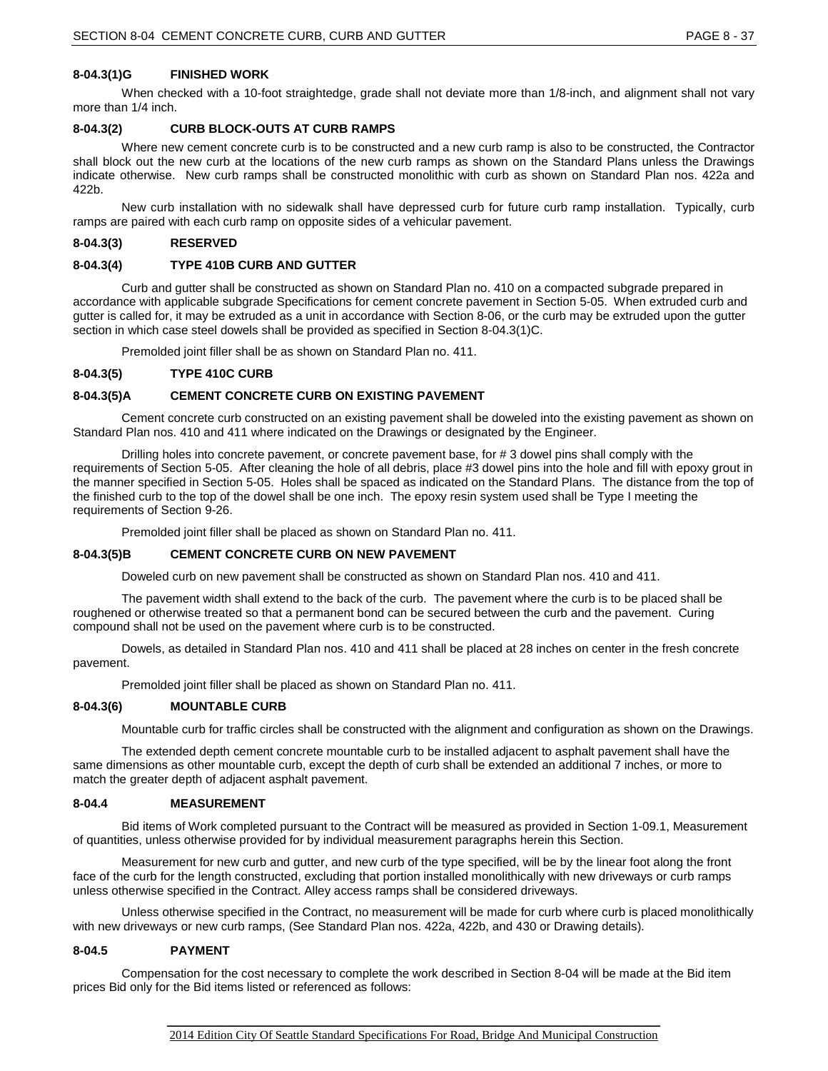#### 8-04.3(1)G FINISHED WORK

When checked with a 10-foot straightedge, grade shall not deviate more than 1/8-inch, and alignment shall not vary more than 1/4 inch.

### 8-04.3(2) CURB BLOCK-OUTS AT CURB RAMPS

Where new cement concrete curb is to be constructed and a new curb ramp is also to be constructed, the Contractor shall block out the new curb at the locations of the new curb ramps as shown on the Standard Plans unless the Drawings indicate otherwise. New curb ramps shall be constructed monolithic with curb as shown on Standard Plan nos. 422a and 422b.

New curb installation with no sidewalk shall have depressed curb for future curb ramp installation. Typically, curb ramps are paired with each curb ramp on opposite sides of a vehicular pavement.

### 8-04.3(3) RESERVED

### 8-04.3(4) TYPE 410B CURB AND GUTTER

Curb and gutter shall be constructed as shown on Standard Plan no. 410 on a compacted subgrade prepared in accordance with applicable subgrade Specifications for cement concrete pavement in Section 5-05. When extruded curb and gutter is called for, it may be extruded as a unit in accordance with Section 8-06, or the curb may be extruded upon the gutter section in which case steel dowels shall be provided as specified in Section 8-04.3(1)C.

Premolded joint filler shall be as shown on Standard Plan no. 411.

### 8-04.3(5) TYPE 410C CURB

#### 8-04.3(5)A CEMENT CONCRETE CURB ON EXISTING PAVEMENT

Cement concrete curb constructed on an existing pavement shall be doweled into the existing pavement as shown on Standard Plan nos. 410 and 411 where indicated on the Drawings or designated by the Engineer.

Drilling holes into concrete pavement, or concrete pavement base, for # 3 dowel pins shall comply with the requirements of Section 5-05. After cleaning the hole of all debris, place #3 dowel pins into the hole and fill with epoxy grout in the manner specified in Section 5-05. Holes shall be spaced as indicated on the Standard Plans. The distance from the top of the finished curb to the top of the dowel shall be one inch. The epoxy resin system used shall be Type I meeting the requirements of Section 9-26.

Premolded joint filler shall be placed as shown on Standard Plan no. 411.

#### 8-04.3(5)B CEMENT CONCRETE CURB ON NEW PAVEMENT

Doweled curb on new pavement shall be constructed as shown on Standard Plan nos. 410 and 411.

The pavement width shall extend to the back of the curb. The pavement where the curb is to be placed shall be roughened or otherwise treated so that a permanent bond can be secured between the curb and the pavement. Curing compound shall not be used on the pavement where curb is to be constructed.

Dowels, as detailed in Standard Plan nos. 410 and 411 shall be placed at 28 inches on center in the fresh concrete pavement.

Premolded joint filler shall be placed as shown on Standard Plan no. 411.

### 8-04.3(6) MOUNTABLE CURB

Mountable curb for traffic circles shall be constructed with the alignment and configuration as shown on the Drawings.

The extended depth cement concrete mountable curb to be installed adjacent to asphalt pavement shall have the same dimensions as other mountable curb, except the depth of curb shall be extended an additional 7 inches, or more to match the greater depth of adjacent asphalt pavement.

## 8-04.4 MEASUREMENT

Bid items of Work completed pursuant to the Contract will be measured as provided in Section 1-09.1, Measurement of quantities, unless otherwise provided for by individual measurement paragraphs herein this Section.

Measurement for new curb and gutter, and new curb of the type specified, will be by the linear foot along the front face of the curb for the length constructed, excluding that portion installed monolithically with new driveways or curb ramps unless otherwise specified in the Contract. Alley access ramps shall be considered driveways.

Unless otherwise specified in the Contract, no measurement will be made for curb where curb is placed monolithically with new driveways or new curb ramps, (See Standard Plan nos. 422a, 422b, and 430 or Drawing details).

## 8-04.5 PAYMENT

Compensation for the cost necessary to complete the work described in Section 8-04 will be made at the Bid item prices Bid only for the Bid items listed or referenced as follows: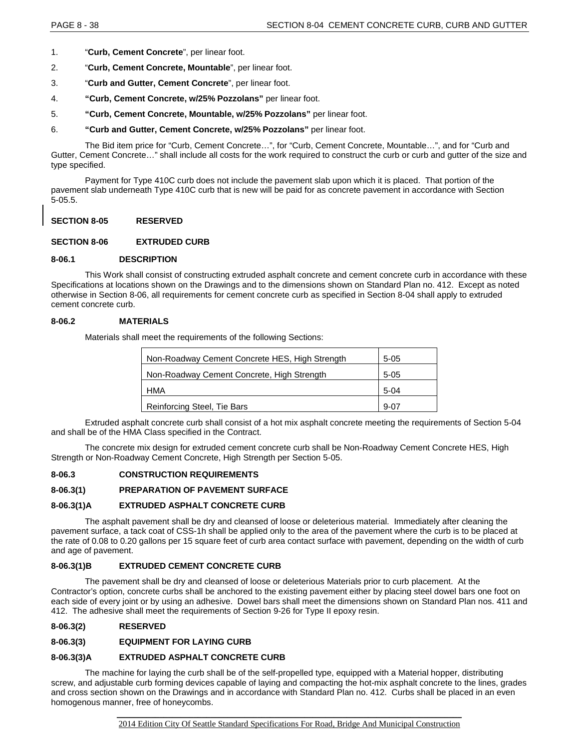1. "**Curb, Cement Concrete**", per linear foot.
2. "**Curb, Cement Concrete, Mountable**", per linear foot.
3. "**Curb and Gutter, Cement Concrete**", per linear foot.
4. **"Curb, Cement Concrete, w/25% Pozzolans"** per linear foot.
5. **"Curb, Cement Concrete, Mountable, w/25% Pozzolans"** per linear foot.
6. **"Curb and Gutter, Cement Concrete, w/25% Pozzolans"** per linear foot.

The Bid item price for "Curb, Cement Concrete…", for "Curb, Cement Concrete, Mountable…", and for "Curb and Gutter, Cement Concrete…" shall include all costs for the work required to construct the curb or curb and gutter of the size and type specified.

Payment for Type 410C curb does not include the pavement slab upon which it is placed. That portion of the pavement slab underneath Type 410C curb that is new will be paid for as concrete pavement in accordance with Section 5-05.5.

## SECTION 8-05 RESERVED

## SECTION 8-06 EXTRUDED CURB

### 8-06.1 DESCRIPTION

This Work shall consist of constructing extruded asphalt concrete and cement concrete curb in accordance with these Specifications at locations shown on the Drawings and to the dimensions shown on Standard Plan no. 412. Except as noted otherwise in Section 8-06, all requirements for cement concrete curb as specified in Section 8-04 shall apply to extruded cement concrete curb.

### 8-06.2 MATERIALS

Materials shall meet the requirements of the following Sections:

| Material | Section |
|---|---|
| Non-Roadway Cement Concrete HES, High Strength | 5-05 |
| Non-Roadway Cement Concrete, High Strength | 5-05 |
| HMA | 5-04 |
| Reinforcing Steel, Tie Bars | 9-07 |

Extruded asphalt concrete curb shall consist of a hot mix asphalt concrete meeting the requirements of Section 5-04 and shall be of the HMA Class specified in the Contract.

The concrete mix design for extruded cement concrete curb shall be Non-Roadway Cement Concrete HES, High Strength or Non-Roadway Cement Concrete, High Strength per Section 5-05.

### 8-06.3 CONSTRUCTION REQUIREMENTS

#### 8-06.3(1) PREPARATION OF PAVEMENT SURFACE

##### 8-06.3(1)A EXTRUDED ASPHALT CONCRETE CURB

The asphalt pavement shall be dry and cleansed of loose or deleterious material. Immediately after cleaning the pavement surface, a tack coat of CSS-1h shall be applied only to the area of the pavement where the curb is to be placed at the rate of 0.08 to 0.20 gallons per 15 square feet of curb area contact surface with pavement, depending on the width of curb and age of pavement.

##### 8-06.3(1)B EXTRUDED CEMENT CONCRETE CURB

The pavement shall be dry and cleansed of loose or deleterious Materials prior to curb placement. At the Contractor's option, concrete curbs shall be anchored to the existing pavement either by placing steel dowel bars one foot on each side of every joint or by using an adhesive. Dowel bars shall meet the dimensions shown on Standard Plan nos. 411 and 412. The adhesive shall meet the requirements of Section 9-26 for Type II epoxy resin.

#### 8-06.3(2) RESERVED

#### 8-06.3(3) EQUIPMENT FOR LAYING CURB

##### 8-06.3(3)A EXTRUDED ASPHALT CONCRETE CURB

The machine for laying the curb shall be of the self-propelled type, equipped with a Material hopper, distributing screw, and adjustable curb forming devices capable of laying and compacting the hot-mix asphalt concrete to the lines, grades and cross section shown on the Drawings and in accordance with Standard Plan no. 412. Curbs shall be placed in an even homogenous manner, free of honeycombs.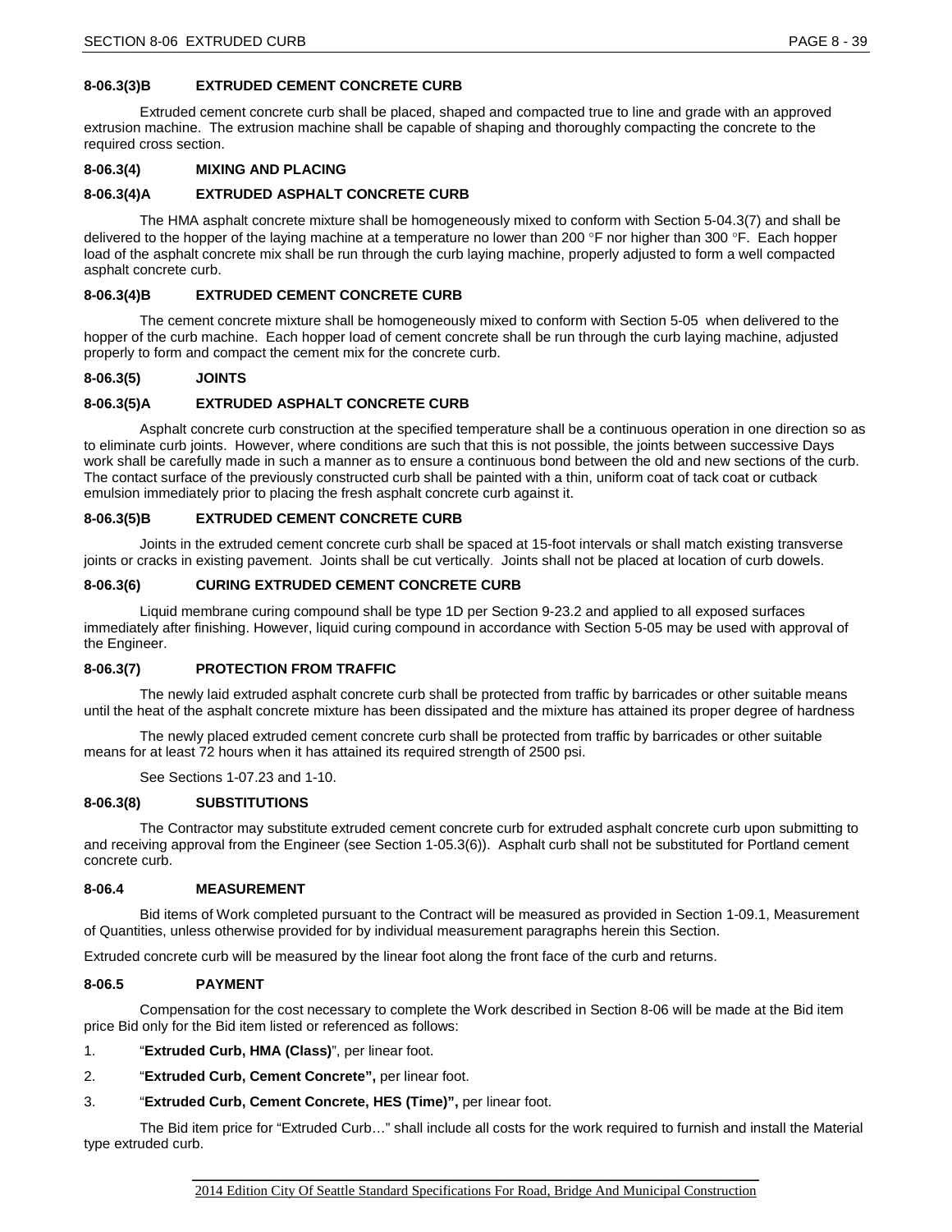#### 8-06.3(3)B EXTRUDED CEMENT CONCRETE CURB

Extruded cement concrete curb shall be placed, shaped and compacted true to line and grade with an approved extrusion machine. The extrusion machine shall be capable of shaping and thoroughly compacting the concrete to the required cross section.

### 8-06.3(4) MIXING AND PLACING

#### 8-06.3(4)A EXTRUDED ASPHALT CONCRETE CURB

The HMA asphalt concrete mixture shall be homogeneously mixed to conform with Section 5-04.3(7) and shall be delivered to the hopper of the laying machine at a temperature no lower than 200 °F nor higher than 300 °F. Each hopper load of the asphalt concrete mix shall be run through the curb laying machine, properly adjusted to form a well compacted asphalt concrete curb.

#### 8-06.3(4)B EXTRUDED CEMENT CONCRETE CURB

The cement concrete mixture shall be homogeneously mixed to conform with Section 5-05 when delivered to the hopper of the curb machine. Each hopper load of cement concrete shall be run through the curb laying machine, adjusted properly to form and compact the cement mix for the concrete curb.

### 8-06.3(5) JOINTS

#### 8-06.3(5)A EXTRUDED ASPHALT CONCRETE CURB

Asphalt concrete curb construction at the specified temperature shall be a continuous operation in one direction so as to eliminate curb joints. However, where conditions are such that this is not possible, the joints between successive Days work shall be carefully made in such a manner as to ensure a continuous bond between the old and new sections of the curb. The contact surface of the previously constructed curb shall be painted with a thin, uniform coat of tack coat or cutback emulsion immediately prior to placing the fresh asphalt concrete curb against it.

#### 8-06.3(5)B EXTRUDED CEMENT CONCRETE CURB

Joints in the extruded cement concrete curb shall be spaced at 15-foot intervals or shall match existing transverse joints or cracks in existing pavement. Joints shall be cut vertically. Joints shall not be placed at location of curb dowels.

### 8-06.3(6) CURING EXTRUDED CEMENT CONCRETE CURB

Liquid membrane curing compound shall be type 1D per Section 9-23.2 and applied to all exposed surfaces immediately after finishing. However, liquid curing compound in accordance with Section 5-05 may be used with approval of the Engineer.

### 8-06.3(7) PROTECTION FROM TRAFFIC

The newly laid extruded asphalt concrete curb shall be protected from traffic by barricades or other suitable means until the heat of the asphalt concrete mixture has been dissipated and the mixture has attained its proper degree of hardness

The newly placed extruded cement concrete curb shall be protected from traffic by barricades or other suitable means for at least 72 hours when it has attained its required strength of 2500 psi.

See Sections 1-07.23 and 1-10.

### 8-06.3(8) SUBSTITUTIONS

The Contractor may substitute extruded cement concrete curb for extruded asphalt concrete curb upon submitting to and receiving approval from the Engineer (see Section 1-05.3(6)). Asphalt curb shall not be substituted for Portland cement concrete curb.

## 8-06.4 MEASUREMENT

Bid items of Work completed pursuant to the Contract will be measured as provided in Section 1-09.1, Measurement of Quantities, unless otherwise provided for by individual measurement paragraphs herein this Section.

Extruded concrete curb will be measured by the linear foot along the front face of the curb and returns.

## 8-06.5 PAYMENT

Compensation for the cost necessary to complete the Work described in Section 8-06 will be made at the Bid item price Bid only for the Bid item listed or referenced as follows:

1. "**Extruded Curb, HMA (Class)**", per linear foot.
2. "**Extruded Curb, Cement Concrete",** per linear foot.
3. "**Extruded Curb, Cement Concrete, HES (Time)",** per linear foot.

The Bid item price for "Extruded Curb…" shall include all costs for the work required to furnish and install the Material type extruded curb.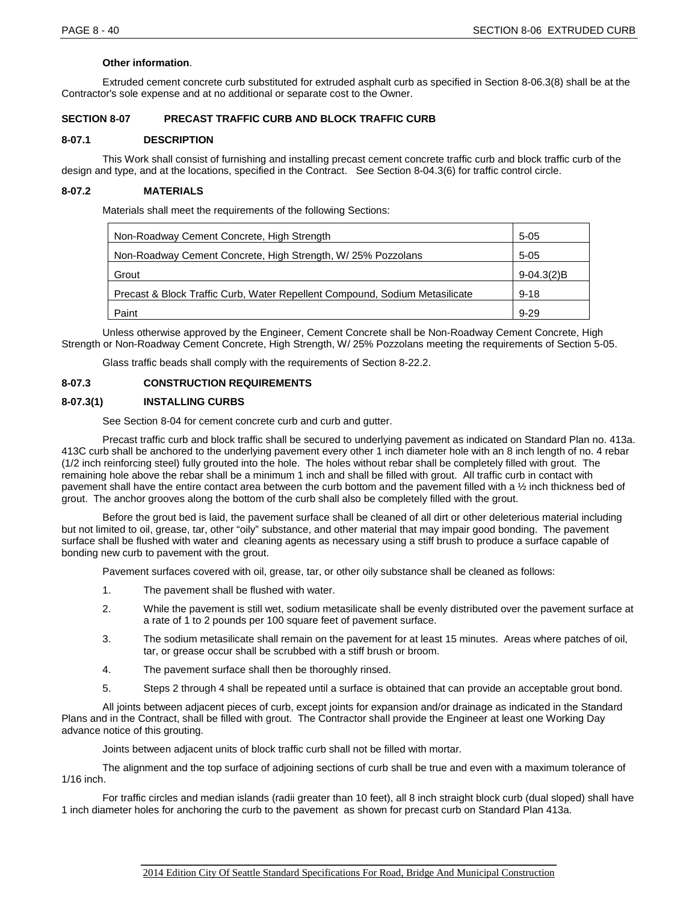**Other information**.

Extruded cement concrete curb substituted for extruded asphalt curb as specified in Section 8-06.3(8) shall be at the Contractor's sole expense and at no additional or separate cost to the Owner.

## SECTION 8-07 PRECAST TRAFFIC CURB AND BLOCK TRAFFIC CURB

### 8-07.1 DESCRIPTION

This Work shall consist of furnishing and installing precast cement concrete traffic curb and block traffic curb of the design and type, and at the locations, specified in the Contract. See Section 8-04.3(6) for traffic control circle.

### 8-07.2 MATERIALS

Materials shall meet the requirements of the following Sections:

| | |
|---|---|
| Non-Roadway Cement Concrete, High Strength | 5-05 |
| Non-Roadway Cement Concrete, High Strength, W/ 25% Pozzolans | 5-05 |
| Grout | 9-04.3(2)B |
| Precast & Block Traffic Curb, Water Repellent Compound, Sodium Metasilicate | 9-18 |
| Paint | 9-29 |

Unless otherwise approved by the Engineer, Cement Concrete shall be Non-Roadway Cement Concrete, High Strength or Non-Roadway Cement Concrete, High Strength, W/ 25% Pozzolans meeting the requirements of Section 5-05.

Glass traffic beads shall comply with the requirements of Section 8-22.2.

### 8-07.3 CONSTRUCTION REQUIREMENTS

#### 8-07.3(1) INSTALLING CURBS

See Section 8-04 for cement concrete curb and curb and gutter.

Precast traffic curb and block traffic shall be secured to underlying pavement as indicated on Standard Plan no. 413a. 413C curb shall be anchored to the underlying pavement every other 1 inch diameter hole with an 8 inch length of no. 4 rebar (1/2 inch reinforcing steel) fully grouted into the hole. The holes without rebar shall be completely filled with grout. The remaining hole above the rebar shall be a minimum 1 inch and shall be filled with grout. All traffic curb in contact with pavement shall have the entire contact area between the curb bottom and the pavement filled with a ½ inch thickness bed of grout. The anchor grooves along the bottom of the curb shall also be completely filled with the grout.

Before the grout bed is laid, the pavement surface shall be cleaned of all dirt or other deleterious material including but not limited to oil, grease, tar, other "oily" substance, and other material that may impair good bonding. The pavement surface shall be flushed with water and cleaning agents as necessary using a stiff brush to produce a surface capable of bonding new curb to pavement with the grout.

Pavement surfaces covered with oil, grease, tar, or other oily substance shall be cleaned as follows:

1. The pavement shall be flushed with water.
2. While the pavement is still wet, sodium metasilicate shall be evenly distributed over the pavement surface at a rate of 1 to 2 pounds per 100 square feet of pavement surface.
3. The sodium metasilicate shall remain on the pavement for at least 15 minutes. Areas where patches of oil, tar, or grease occur shall be scrubbed with a stiff brush or broom.
4. The pavement surface shall then be thoroughly rinsed.
5. Steps 2 through 4 shall be repeated until a surface is obtained that can provide an acceptable grout bond.

All joints between adjacent pieces of curb, except joints for expansion and/or drainage as indicated in the Standard Plans and in the Contract, shall be filled with grout. The Contractor shall provide the Engineer at least one Working Day advance notice of this grouting.

Joints between adjacent units of block traffic curb shall not be filled with mortar.

The alignment and the top surface of adjoining sections of curb shall be true and even with a maximum tolerance of 1/16 inch.

For traffic circles and median islands (radii greater than 10 feet), all 8 inch straight block curb (dual sloped) shall have 1 inch diameter holes for anchoring the curb to the pavement as shown for precast curb on Standard Plan 413a.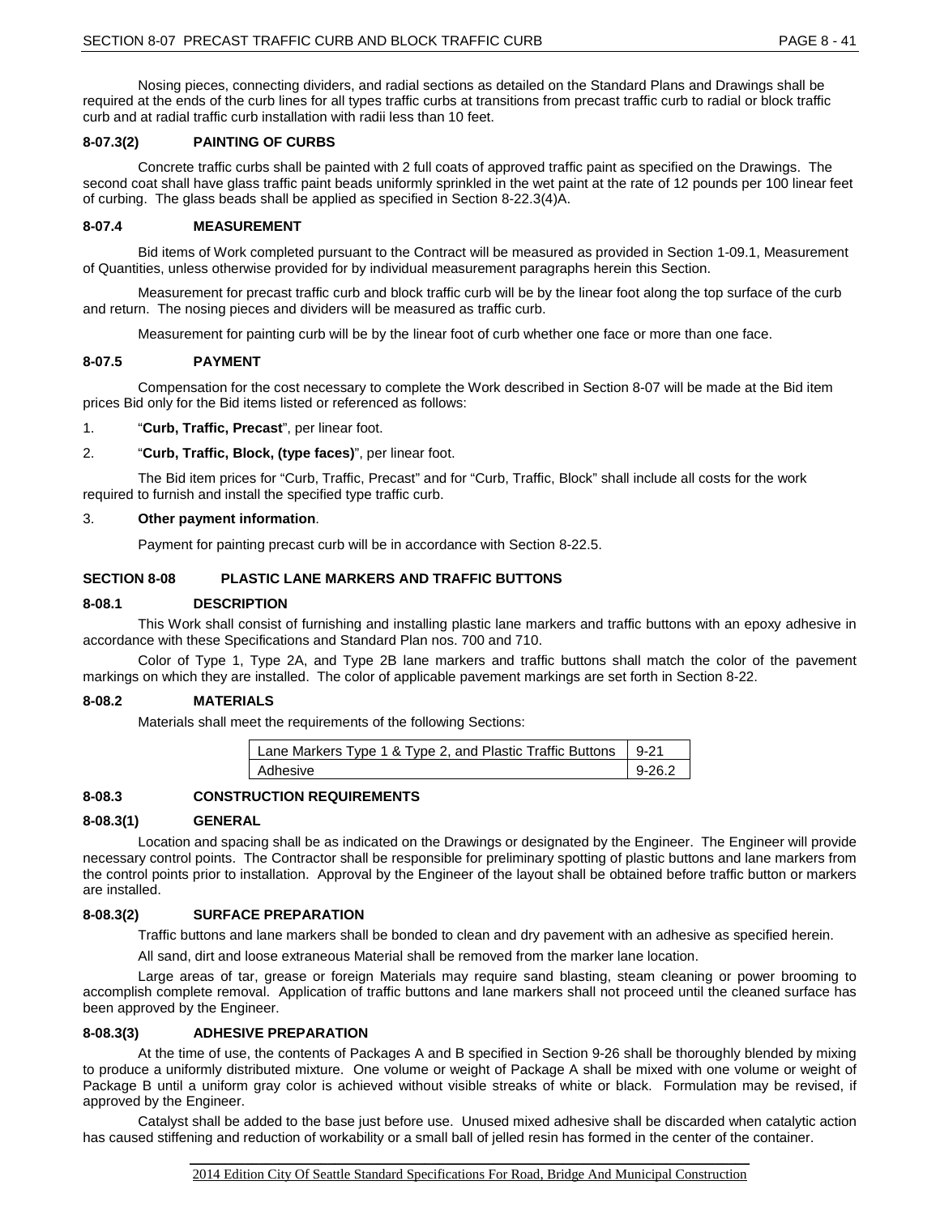Nosing pieces, connecting dividers, and radial sections as detailed on the Standard Plans and Drawings shall be required at the ends of the curb lines for all types traffic curbs at transitions from precast traffic curb to radial or block traffic curb and at radial traffic curb installation with radii less than 10 feet.

### 8-07.3(2) PAINTING OF CURBS

Concrete traffic curbs shall be painted with 2 full coats of approved traffic paint as specified on the Drawings. The second coat shall have glass traffic paint beads uniformly sprinkled in the wet paint at the rate of 12 pounds per 100 linear feet of curbing. The glass beads shall be applied as specified in Section 8-22.3(4)A.

### 8-07.4 MEASUREMENT

Bid items of Work completed pursuant to the Contract will be measured as provided in Section 1-09.1, Measurement of Quantities, unless otherwise provided for by individual measurement paragraphs herein this Section.

Measurement for precast traffic curb and block traffic curb will be by the linear foot along the top surface of the curb and return. The nosing pieces and dividers will be measured as traffic curb.

Measurement for painting curb will be by the linear foot of curb whether one face or more than one face.

### 8-07.5 PAYMENT

Compensation for the cost necessary to complete the Work described in Section 8-07 will be made at the Bid item prices Bid only for the Bid items listed or referenced as follows:

1. "**Curb, Traffic, Precast**", per linear foot.

2. "**Curb, Traffic, Block, (type faces)**", per linear foot.

The Bid item prices for "Curb, Traffic, Precast" and for "Curb, Traffic, Block" shall include all costs for the work required to furnish and install the specified type traffic curb.

3. **Other payment information**.

Payment for painting precast curb will be in accordance with Section 8-22.5.

## SECTION 8-08 PLASTIC LANE MARKERS AND TRAFFIC BUTTONS

### 8-08.1 DESCRIPTION

This Work shall consist of furnishing and installing plastic lane markers and traffic buttons with an epoxy adhesive in accordance with these Specifications and Standard Plan nos. 700 and 710.

Color of Type 1, Type 2A, and Type 2B lane markers and traffic buttons shall match the color of the pavement markings on which they are installed. The color of applicable pavement markings are set forth in Section 8-22.

### 8-08.2 MATERIALS

Materials shall meet the requirements of the following Sections:

| | |
|---|---|
| Lane Markers Type 1 & Type 2, and Plastic Traffic Buttons | 9-21 |
| Adhesive | 9-26.2 |

### 8-08.3 CONSTRUCTION REQUIREMENTS

### 8-08.3(1) GENERAL

Location and spacing shall be as indicated on the Drawings or designated by the Engineer. The Engineer will provide necessary control points. The Contractor shall be responsible for preliminary spotting of plastic buttons and lane markers from the control points prior to installation. Approval by the Engineer of the layout shall be obtained before traffic button or markers are installed.

### 8-08.3(2) SURFACE PREPARATION

Traffic buttons and lane markers shall be bonded to clean and dry pavement with an adhesive as specified herein.

All sand, dirt and loose extraneous Material shall be removed from the marker lane location.

Large areas of tar, grease or foreign Materials may require sand blasting, steam cleaning or power brooming to accomplish complete removal. Application of traffic buttons and lane markers shall not proceed until the cleaned surface has been approved by the Engineer.

### 8-08.3(3) ADHESIVE PREPARATION

At the time of use, the contents of Packages A and B specified in Section 9-26 shall be thoroughly blended by mixing to produce a uniformly distributed mixture. One volume or weight of Package A shall be mixed with one volume or weight of Package B until a uniform gray color is achieved without visible streaks of white or black. Formulation may be revised, if approved by the Engineer.

Catalyst shall be added to the base just before use. Unused mixed adhesive shall be discarded when catalytic action has caused stiffening and reduction of workability or a small ball of jelled resin has formed in the center of the container.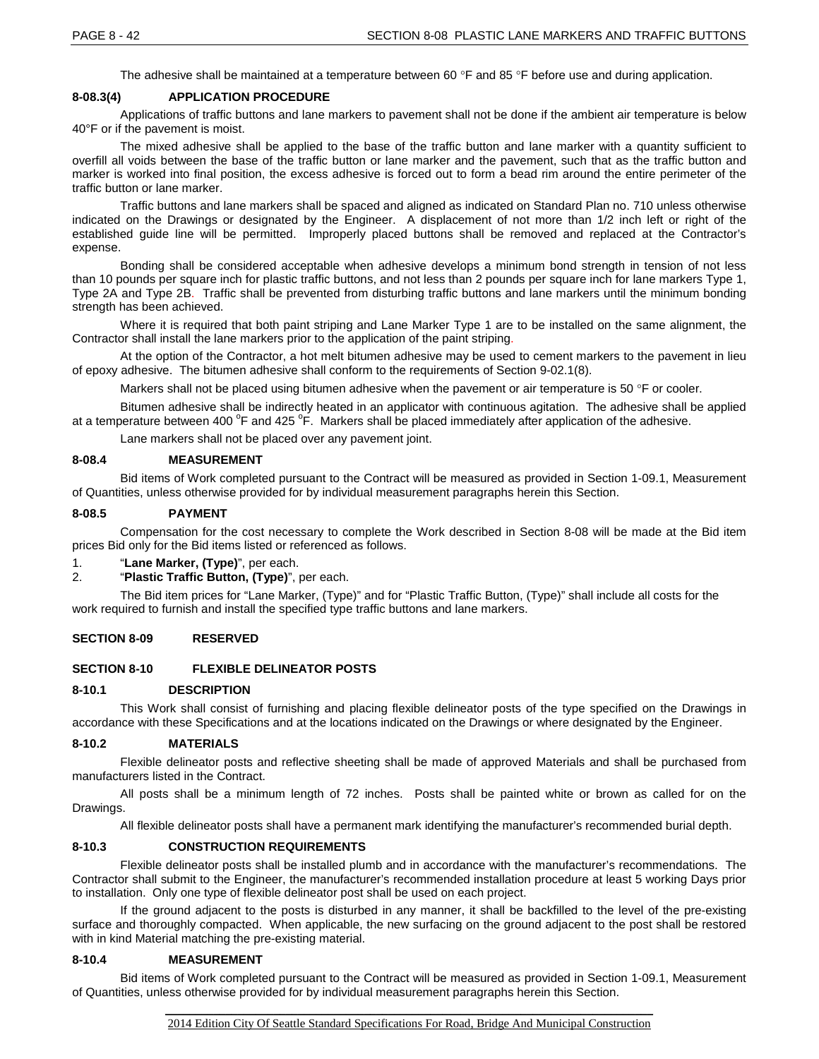The adhesive shall be maintained at a temperature between 60 °F and 85 °F before use and during application.

#### 8-08.3(4) APPLICATION PROCEDURE

Applications of traffic buttons and lane markers to pavement shall not be done if the ambient air temperature is below 40°F or if the pavement is moist.

The mixed adhesive shall be applied to the base of the traffic button and lane marker with a quantity sufficient to overfill all voids between the base of the traffic button or lane marker and the pavement, such that as the traffic button and marker is worked into final position, the excess adhesive is forced out to form a bead rim around the entire perimeter of the traffic button or lane marker.

Traffic buttons and lane markers shall be spaced and aligned as indicated on Standard Plan no. 710 unless otherwise indicated on the Drawings or designated by the Engineer. A displacement of not more than 1/2 inch left or right of the established guide line will be permitted. Improperly placed buttons shall be removed and replaced at the Contractor's expense.

Bonding shall be considered acceptable when adhesive develops a minimum bond strength in tension of not less than 10 pounds per square inch for plastic traffic buttons, and not less than 2 pounds per square inch for lane markers Type 1, Type 2A and Type 2B. Traffic shall be prevented from disturbing traffic buttons and lane markers until the minimum bonding strength has been achieved.

Where it is required that both paint striping and Lane Marker Type 1 are to be installed on the same alignment, the Contractor shall install the lane markers prior to the application of the paint striping.

At the option of the Contractor, a hot melt bitumen adhesive may be used to cement markers to the pavement in lieu of epoxy adhesive. The bitumen adhesive shall conform to the requirements of Section 9-02.1(8).

Markers shall not be placed using bitumen adhesive when the pavement or air temperature is 50 °F or cooler.

Bitumen adhesive shall be indirectly heated in an applicator with continuous agitation. The adhesive shall be applied at a temperature between 400 °F and 425 °F. Markers shall be placed immediately after application of the adhesive.

Lane markers shall not be placed over any pavement joint.

### 8-08.4 MEASUREMENT

Bid items of Work completed pursuant to the Contract will be measured as provided in Section 1-09.1, Measurement of Quantities, unless otherwise provided for by individual measurement paragraphs herein this Section.

### 8-08.5 PAYMENT

Compensation for the cost necessary to complete the Work described in Section 8-08 will be made at the Bid item prices Bid only for the Bid items listed or referenced as follows.

1. "**Lane Marker, (Type)**", per each.
2. "**Plastic Traffic Button, (Type)**", per each.

The Bid item prices for "Lane Marker, (Type)" and for "Plastic Traffic Button, (Type)" shall include all costs for the work required to furnish and install the specified type traffic buttons and lane markers.

## SECTION 8-09 RESERVED

## SECTION 8-10 FLEXIBLE DELINEATOR POSTS

### 8-10.1 DESCRIPTION

This Work shall consist of furnishing and placing flexible delineator posts of the type specified on the Drawings in accordance with these Specifications and at the locations indicated on the Drawings or where designated by the Engineer.

### 8-10.2 MATERIALS

Flexible delineator posts and reflective sheeting shall be made of approved Materials and shall be purchased from manufacturers listed in the Contract.

All posts shall be a minimum length of 72 inches. Posts shall be painted white or brown as called for on the Drawings.

All flexible delineator posts shall have a permanent mark identifying the manufacturer's recommended burial depth.

### 8-10.3 CONSTRUCTION REQUIREMENTS

Flexible delineator posts shall be installed plumb and in accordance with the manufacturer's recommendations. The Contractor shall submit to the Engineer, the manufacturer's recommended installation procedure at least 5 working Days prior to installation. Only one type of flexible delineator post shall be used on each project.

If the ground adjacent to the posts is disturbed in any manner, it shall be backfilled to the level of the pre-existing surface and thoroughly compacted. When applicable, the new surfacing on the ground adjacent to the post shall be restored with in kind Material matching the pre-existing material.

### 8-10.4 MEASUREMENT

Bid items of Work completed pursuant to the Contract will be measured as provided in Section 1-09.1, Measurement of Quantities, unless otherwise provided for by individual measurement paragraphs herein this Section.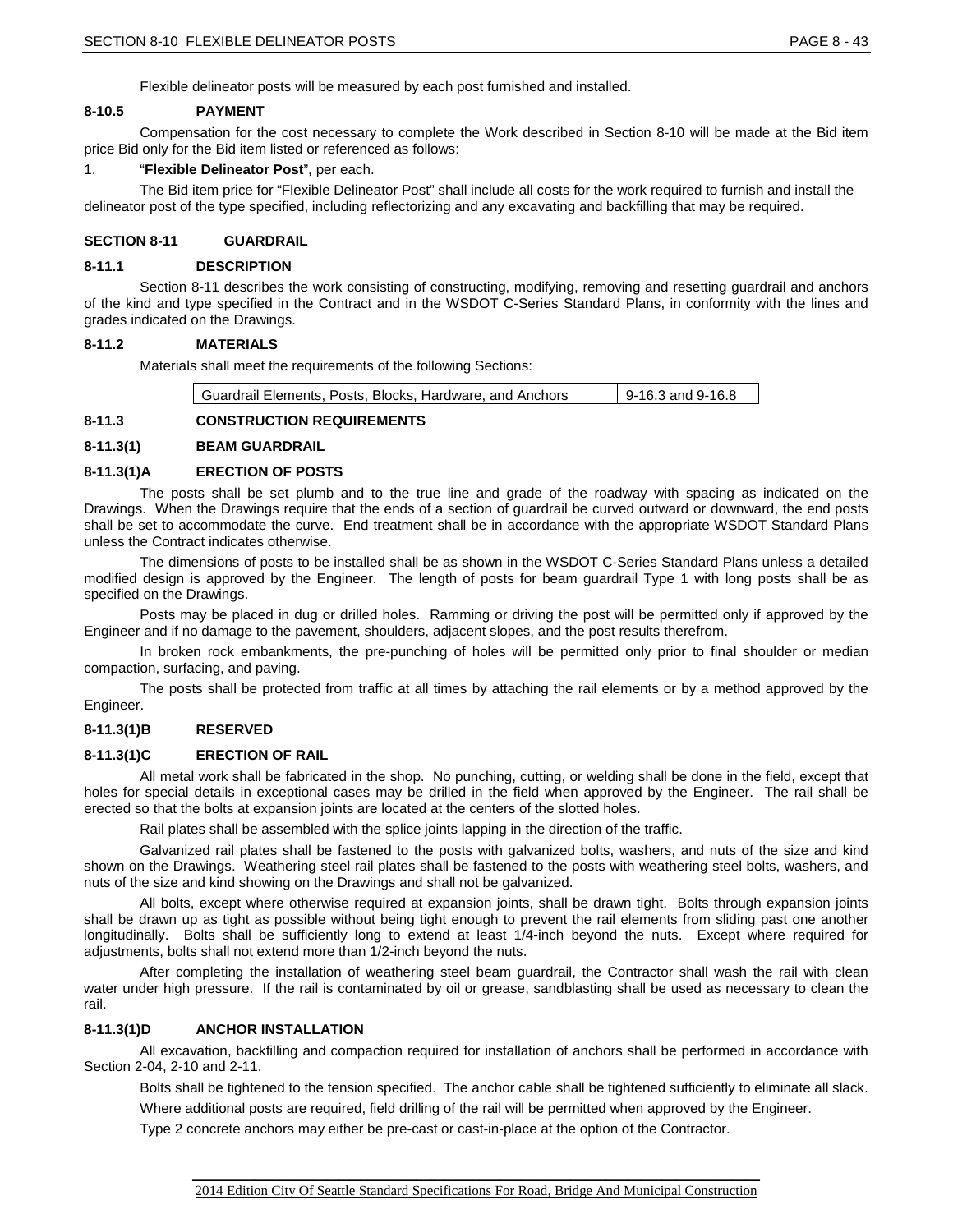Flexible delineator posts will be measured by each post furnished and installed.

### 8-10.5 PAYMENT

Compensation for the cost necessary to complete the Work described in Section 8-10 will be made at the Bid item price Bid only for the Bid item listed or referenced as follows:

1. "**Flexible Delineator Post**", per each.

The Bid item price for "Flexible Delineator Post" shall include all costs for the work required to furnish and install the delineator post of the type specified, including reflectorizing and any excavating and backfilling that may be required.

## SECTION 8-11 GUARDRAIL

### 8-11.1 DESCRIPTION

Section 8-11 describes the work consisting of constructing, modifying, removing and resetting guardrail and anchors of the kind and type specified in the Contract and in the WSDOT C-Series Standard Plans, in conformity with the lines and grades indicated on the Drawings.

### 8-11.2 MATERIALS

Materials shall meet the requirements of the following Sections:

| Guardrail Elements, Posts, Blocks, Hardware, and Anchors | 9-16.3 and 9-16.8 |
|---|---|

### 8-11.3 CONSTRUCTION REQUIREMENTS

### 8-11.3(1) BEAM GUARDRAIL

### 8-11.3(1)A ERECTION OF POSTS

The posts shall be set plumb and to the true line and grade of the roadway with spacing as indicated on the Drawings. When the Drawings require that the ends of a section of guardrail be curved outward or downward, the end posts shall be set to accommodate the curve. End treatment shall be in accordance with the appropriate WSDOT Standard Plans unless the Contract indicates otherwise.

The dimensions of posts to be installed shall be as shown in the WSDOT C-Series Standard Plans unless a detailed modified design is approved by the Engineer. The length of posts for beam guardrail Type 1 with long posts shall be as specified on the Drawings.

Posts may be placed in dug or drilled holes. Ramming or driving the post will be permitted only if approved by the Engineer and if no damage to the pavement, shoulders, adjacent slopes, and the post results therefrom.

In broken rock embankments, the pre-punching of holes will be permitted only prior to final shoulder or median compaction, surfacing, and paving.

The posts shall be protected from traffic at all times by attaching the rail elements or by a method approved by the Engineer.

### 8-11.3(1)B RESERVED

### 8-11.3(1)C ERECTION OF RAIL

All metal work shall be fabricated in the shop. No punching, cutting, or welding shall be done in the field, except that holes for special details in exceptional cases may be drilled in the field when approved by the Engineer. The rail shall be erected so that the bolts at expansion joints are located at the centers of the slotted holes.

Rail plates shall be assembled with the splice joints lapping in the direction of the traffic.

Galvanized rail plates shall be fastened to the posts with galvanized bolts, washers, and nuts of the size and kind shown on the Drawings. Weathering steel rail plates shall be fastened to the posts with weathering steel bolts, washers, and nuts of the size and kind showing on the Drawings and shall not be galvanized.

All bolts, except where otherwise required at expansion joints, shall be drawn tight. Bolts through expansion joints shall be drawn up as tight as possible without being tight enough to prevent the rail elements from sliding past one another longitudinally. Bolts shall be sufficiently long to extend at least 1/4-inch beyond the nuts. Except where required for adjustments, bolts shall not extend more than 1/2-inch beyond the nuts.

After completing the installation of weathering steel beam guardrail, the Contractor shall wash the rail with clean water under high pressure. If the rail is contaminated by oil or grease, sandblasting shall be used as necessary to clean the rail.

### 8-11.3(1)D ANCHOR INSTALLATION

All excavation, backfilling and compaction required for installation of anchors shall be performed in accordance with Section 2-04, 2-10 and 2-11.

Bolts shall be tightened to the tension specified. The anchor cable shall be tightened sufficiently to eliminate all slack.

Where additional posts are required, field drilling of the rail will be permitted when approved by the Engineer.

Type 2 concrete anchors may either be pre-cast or cast-in-place at the option of the Contractor.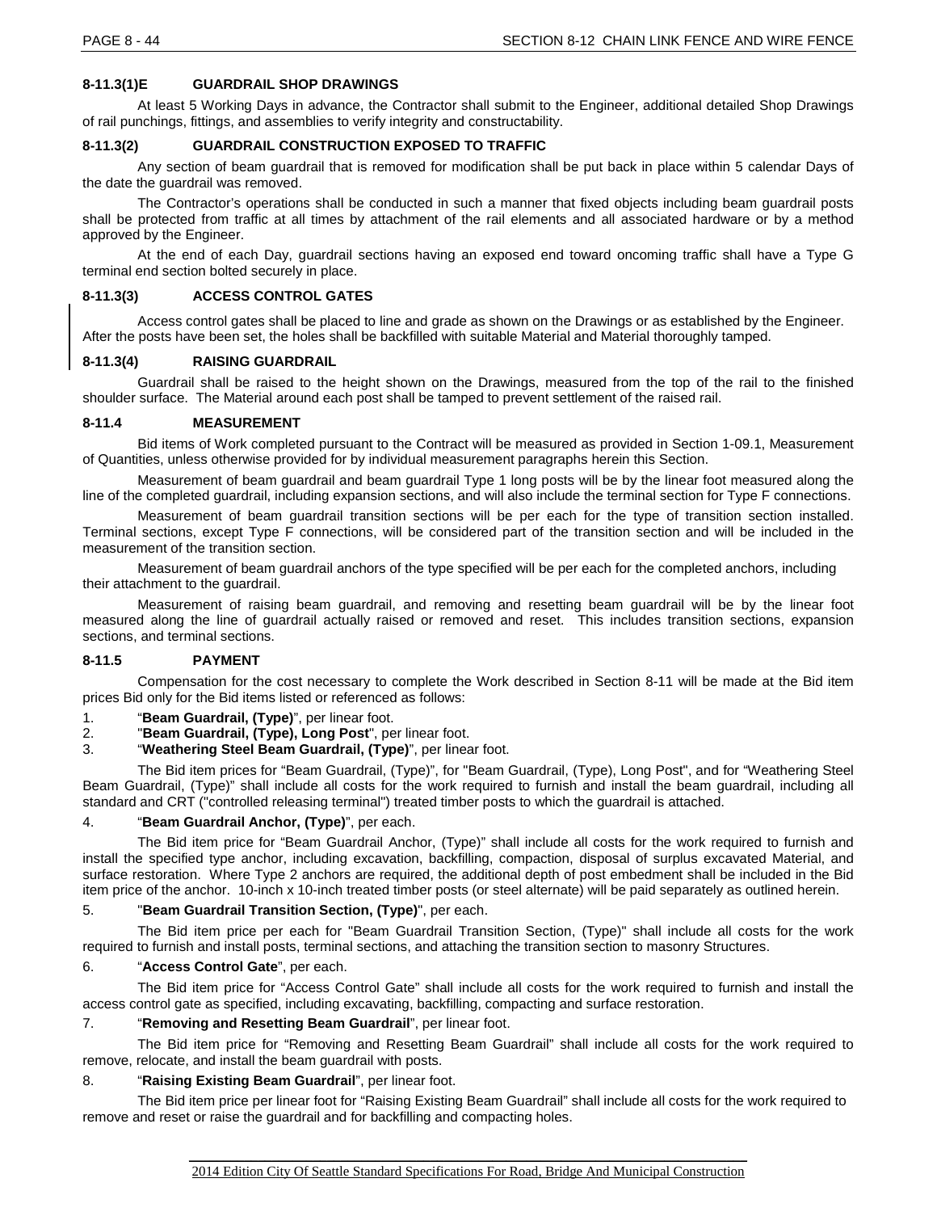### 8-11.3(1)E GUARDRAIL SHOP DRAWINGS

At least 5 Working Days in advance, the Contractor shall submit to the Engineer, additional detailed Shop Drawings of rail punchings, fittings, and assemblies to verify integrity and constructability.

### 8-11.3(2) GUARDRAIL CONSTRUCTION EXPOSED TO TRAFFIC

Any section of beam guardrail that is removed for modification shall be put back in place within 5 calendar Days of the date the guardrail was removed.

The Contractor's operations shall be conducted in such a manner that fixed objects including beam guardrail posts shall be protected from traffic at all times by attachment of the rail elements and all associated hardware or by a method approved by the Engineer.

At the end of each Day, guardrail sections having an exposed end toward oncoming traffic shall have a Type G terminal end section bolted securely in place.

### 8-11.3(3) ACCESS CONTROL GATES

Access control gates shall be placed to line and grade as shown on the Drawings or as established by the Engineer. After the posts have been set, the holes shall be backfilled with suitable Material and Material thoroughly tamped.

### 8-11.3(4) RAISING GUARDRAIL

Guardrail shall be raised to the height shown on the Drawings, measured from the top of the rail to the finished shoulder surface. The Material around each post shall be tamped to prevent settlement of the raised rail.

### 8-11.4 MEASUREMENT

Bid items of Work completed pursuant to the Contract will be measured as provided in Section 1-09.1, Measurement of Quantities, unless otherwise provided for by individual measurement paragraphs herein this Section.

Measurement of beam guardrail and beam guardrail Type 1 long posts will be by the linear foot measured along the line of the completed guardrail, including expansion sections, and will also include the terminal section for Type F connections.

Measurement of beam guardrail transition sections will be per each for the type of transition section installed. Terminal sections, except Type F connections, will be considered part of the transition section and will be included in the measurement of the transition section.

Measurement of beam guardrail anchors of the type specified will be per each for the completed anchors, including their attachment to the guardrail.

Measurement of raising beam guardrail, and removing and resetting beam guardrail will be by the linear foot measured along the line of guardrail actually raised or removed and reset. This includes transition sections, expansion sections, and terminal sections.

### 8-11.5 PAYMENT

Compensation for the cost necessary to complete the Work described in Section 8-11 will be made at the Bid item prices Bid only for the Bid items listed or referenced as follows:

1. "**Beam Guardrail, (Type)**", per linear foot.
2. "**Beam Guardrail, (Type), Long Post**", per linear foot.
3. "**Weathering Steel Beam Guardrail, (Type)**", per linear foot.

The Bid item prices for "Beam Guardrail, (Type)", for "Beam Guardrail, (Type), Long Post", and for "Weathering Steel Beam Guardrail, (Type)" shall include all costs for the work required to furnish and install the beam guardrail, including all standard and CRT ("controlled releasing terminal") treated timber posts to which the guardrail is attached.

4. "**Beam Guardrail Anchor, (Type)**", per each.

The Bid item price for "Beam Guardrail Anchor, (Type)" shall include all costs for the work required to furnish and install the specified type anchor, including excavation, backfilling, compaction, disposal of surplus excavated Material, and surface restoration. Where Type 2 anchors are required, the additional depth of post embedment shall be included in the Bid item price of the anchor. 10-inch x 10-inch treated timber posts (or steel alternate) will be paid separately as outlined herein.

5. "**Beam Guardrail Transition Section, (Type)**", per each.

The Bid item price per each for "Beam Guardrail Transition Section, (Type)" shall include all costs for the work required to furnish and install posts, terminal sections, and attaching the transition section to masonry Structures.

6. "**Access Control Gate**", per each.

The Bid item price for "Access Control Gate" shall include all costs for the work required to furnish and install the access control gate as specified, including excavating, backfilling, compacting and surface restoration.

7. "**Removing and Resetting Beam Guardrail**", per linear foot.

The Bid item price for "Removing and Resetting Beam Guardrail" shall include all costs for the work required to remove, relocate, and install the beam guardrail with posts.

8. "**Raising Existing Beam Guardrail**", per linear foot.

The Bid item price per linear foot for "Raising Existing Beam Guardrail" shall include all costs for the work required to remove and reset or raise the guardrail and for backfilling and compacting holes.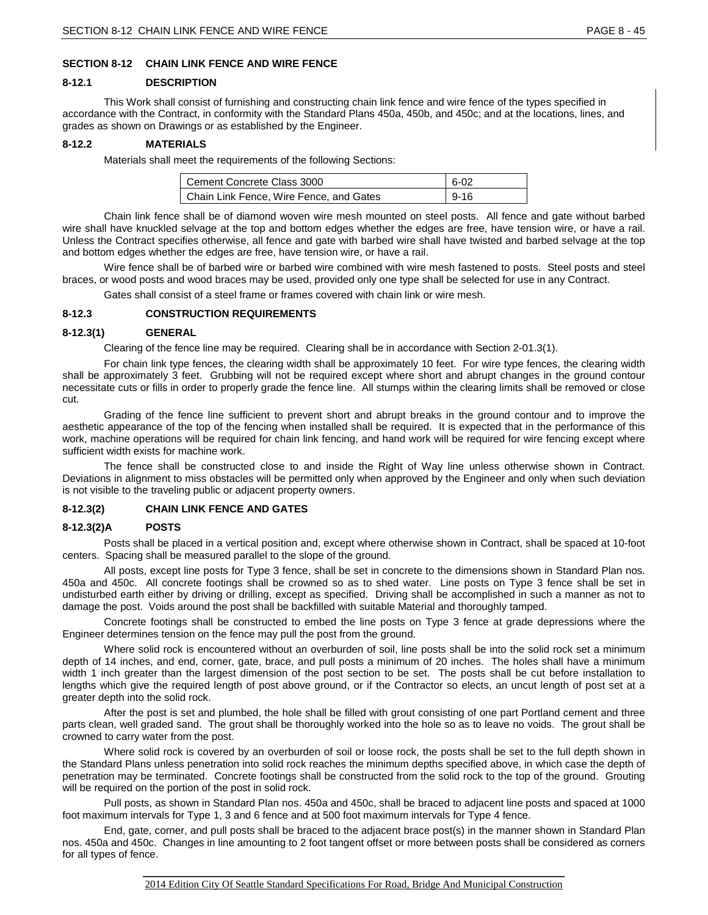## SECTION 8-12 CHAIN LINK FENCE AND WIRE FENCE

### 8-12.1 DESCRIPTION

This Work shall consist of furnishing and constructing chain link fence and wire fence of the types specified in accordance with the Contract, in conformity with the Standard Plans 450a, 450b, and 450c; and at the locations, lines, and grades as shown on Drawings or as established by the Engineer.

### 8-12.2 MATERIALS

Materials shall meet the requirements of the following Sections:

| | |
|---|---|
| Cement Concrete Class 3000 | 6-02 |
| Chain Link Fence, Wire Fence, and Gates | 9-16 |

Chain link fence shall be of diamond woven wire mesh mounted on steel posts. All fence and gate without barbed wire shall have knuckled selvage at the top and bottom edges whether the edges are free, have tension wire, or have a rail. Unless the Contract specifies otherwise, all fence and gate with barbed wire shall have twisted and barbed selvage at the top and bottom edges whether the edges are free, have tension wire, or have a rail.

Wire fence shall be of barbed wire or barbed wire combined with wire mesh fastened to posts. Steel posts and steel braces, or wood posts and wood braces may be used, provided only one type shall be selected for use in any Contract.

Gates shall consist of a steel frame or frames covered with chain link or wire mesh.

### 8-12.3 CONSTRUCTION REQUIREMENTS

#### 8-12.3(1) GENERAL

Clearing of the fence line may be required. Clearing shall be in accordance with Section 2-01.3(1).

For chain link type fences, the clearing width shall be approximately 10 feet. For wire type fences, the clearing width shall be approximately 3 feet. Grubbing will not be required except where short and abrupt changes in the ground contour necessitate cuts or fills in order to properly grade the fence line. All stumps within the clearing limits shall be removed or close cut.

Grading of the fence line sufficient to prevent short and abrupt breaks in the ground contour and to improve the aesthetic appearance of the top of the fencing when installed shall be required. It is expected that in the performance of this work, machine operations will be required for chain link fencing, and hand work will be required for wire fencing except where sufficient width exists for machine work.

The fence shall be constructed close to and inside the Right of Way line unless otherwise shown in Contract. Deviations in alignment to miss obstacles will be permitted only when approved by the Engineer and only when such deviation is not visible to the traveling public or adjacent property owners.

#### 8-12.3(2) CHAIN LINK FENCE AND GATES

##### 8-12.3(2)A POSTS

Posts shall be placed in a vertical position and, except where otherwise shown in Contract, shall be spaced at 10-foot centers. Spacing shall be measured parallel to the slope of the ground.

All posts, except line posts for Type 3 fence, shall be set in concrete to the dimensions shown in Standard Plan nos. 450a and 450c. All concrete footings shall be crowned so as to shed water. Line posts on Type 3 fence shall be set in undisturbed earth either by driving or drilling, except as specified. Driving shall be accomplished in such a manner as not to damage the post. Voids around the post shall be backfilled with suitable Material and thoroughly tamped.

Concrete footings shall be constructed to embed the line posts on Type 3 fence at grade depressions where the Engineer determines tension on the fence may pull the post from the ground.

Where solid rock is encountered without an overburden of soil, line posts shall be into the solid rock set a minimum depth of 14 inches, and end, corner, gate, brace, and pull posts a minimum of 20 inches. The holes shall have a minimum width 1 inch greater than the largest dimension of the post section to be set. The posts shall be cut before installation to lengths which give the required length of post above ground, or if the Contractor so elects, an uncut length of post set at a greater depth into the solid rock.

After the post is set and plumbed, the hole shall be filled with grout consisting of one part Portland cement and three parts clean, well graded sand. The grout shall be thoroughly worked into the hole so as to leave no voids. The grout shall be crowned to carry water from the post.

Where solid rock is covered by an overburden of soil or loose rock, the posts shall be set to the full depth shown in the Standard Plans unless penetration into solid rock reaches the minimum depths specified above, in which case the depth of penetration may be terminated. Concrete footings shall be constructed from the solid rock to the top of the ground. Grouting will be required on the portion of the post in solid rock.

Pull posts, as shown in Standard Plan nos. 450a and 450c, shall be braced to adjacent line posts and spaced at 1000 foot maximum intervals for Type 1, 3 and 6 fence and at 500 foot maximum intervals for Type 4 fence.

End, gate, corner, and pull posts shall be braced to the adjacent brace post(s) in the manner shown in Standard Plan nos. 450a and 450c. Changes in line amounting to 2 foot tangent offset or more between posts shall be considered as corners for all types of fence.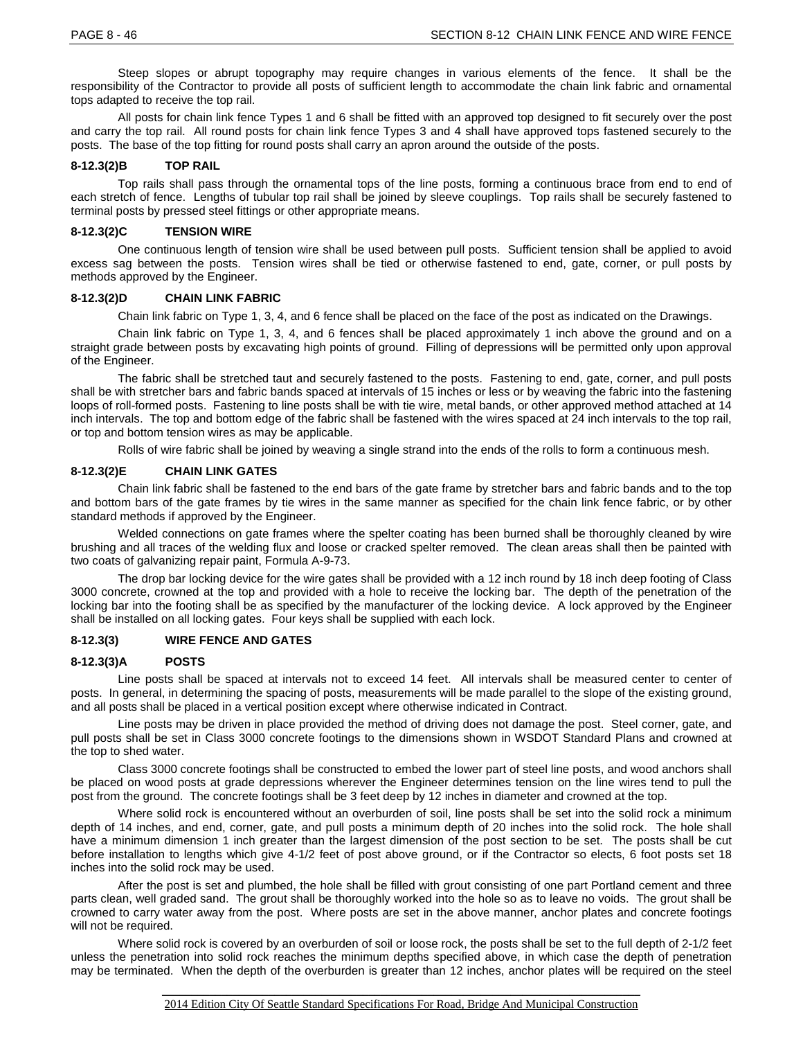Steep slopes or abrupt topography may require changes in various elements of the fence. It shall be the responsibility of the Contractor to provide all posts of sufficient length to accommodate the chain link fabric and ornamental tops adapted to receive the top rail.

All posts for chain link fence Types 1 and 6 shall be fitted with an approved top designed to fit securely over the post and carry the top rail. All round posts for chain link fence Types 3 and 4 shall have approved tops fastened securely to the posts. The base of the top fitting for round posts shall carry an apron around the outside of the posts.

#### 8-12.3(2)B TOP RAIL

Top rails shall pass through the ornamental tops of the line posts, forming a continuous brace from end to end of each stretch of fence. Lengths of tubular top rail shall be joined by sleeve couplings. Top rails shall be securely fastened to terminal posts by pressed steel fittings or other appropriate means.

#### 8-12.3(2)C TENSION WIRE

One continuous length of tension wire shall be used between pull posts. Sufficient tension shall be applied to avoid excess sag between the posts. Tension wires shall be tied or otherwise fastened to end, gate, corner, or pull posts by methods approved by the Engineer.

#### 8-12.3(2)D CHAIN LINK FABRIC

Chain link fabric on Type 1, 3, 4, and 6 fence shall be placed on the face of the post as indicated on the Drawings.

Chain link fabric on Type 1, 3, 4, and 6 fences shall be placed approximately 1 inch above the ground and on a straight grade between posts by excavating high points of ground. Filling of depressions will be permitted only upon approval of the Engineer.

The fabric shall be stretched taut and securely fastened to the posts. Fastening to end, gate, corner, and pull posts shall be with stretcher bars and fabric bands spaced at intervals of 15 inches or less or by weaving the fabric into the fastening loops of roll-formed posts. Fastening to line posts shall be with tie wire, metal bands, or other approved method attached at 14 inch intervals. The top and bottom edge of the fabric shall be fastened with the wires spaced at 24 inch intervals to the top rail, or top and bottom tension wires as may be applicable.

Rolls of wire fabric shall be joined by weaving a single strand into the ends of the rolls to form a continuous mesh.

#### 8-12.3(2)E CHAIN LINK GATES

Chain link fabric shall be fastened to the end bars of the gate frame by stretcher bars and fabric bands and to the top and bottom bars of the gate frames by tie wires in the same manner as specified for the chain link fence fabric, or by other standard methods if approved by the Engineer.

Welded connections on gate frames where the spelter coating has been burned shall be thoroughly cleaned by wire brushing and all traces of the welding flux and loose or cracked spelter removed. The clean areas shall then be painted with two coats of galvanizing repair paint, Formula A-9-73.

The drop bar locking device for the wire gates shall be provided with a 12 inch round by 18 inch deep footing of Class 3000 concrete, crowned at the top and provided with a hole to receive the locking bar. The depth of the penetration of the locking bar into the footing shall be as specified by the manufacturer of the locking device. A lock approved by the Engineer shall be installed on all locking gates. Four keys shall be supplied with each lock.

### 8-12.3(3) WIRE FENCE AND GATES

#### 8-12.3(3)A POSTS

Line posts shall be spaced at intervals not to exceed 14 feet. All intervals shall be measured center to center of posts. In general, in determining the spacing of posts, measurements will be made parallel to the slope of the existing ground, and all posts shall be placed in a vertical position except where otherwise indicated in Contract.

Line posts may be driven in place provided the method of driving does not damage the post. Steel corner, gate, and pull posts shall be set in Class 3000 concrete footings to the dimensions shown in WSDOT Standard Plans and crowned at the top to shed water.

Class 3000 concrete footings shall be constructed to embed the lower part of steel line posts, and wood anchors shall be placed on wood posts at grade depressions wherever the Engineer determines tension on the line wires tend to pull the post from the ground. The concrete footings shall be 3 feet deep by 12 inches in diameter and crowned at the top.

Where solid rock is encountered without an overburden of soil, line posts shall be set into the solid rock a minimum depth of 14 inches, and end, corner, gate, and pull posts a minimum depth of 20 inches into the solid rock. The hole shall have a minimum dimension 1 inch greater than the largest dimension of the post section to be set. The posts shall be cut before installation to lengths which give 4-1/2 feet of post above ground, or if the Contractor so elects, 6 foot posts set 18 inches into the solid rock may be used.

After the post is set and plumbed, the hole shall be filled with grout consisting of one part Portland cement and three parts clean, well graded sand. The grout shall be thoroughly worked into the hole so as to leave no voids. The grout shall be crowned to carry water away from the post. Where posts are set in the above manner, anchor plates and concrete footings will not be required.

Where solid rock is covered by an overburden of soil or loose rock, the posts shall be set to the full depth of 2-1/2 feet unless the penetration into solid rock reaches the minimum depths specified above, in which case the depth of penetration may be terminated. When the depth of the overburden is greater than 12 inches, anchor plates will be required on the steel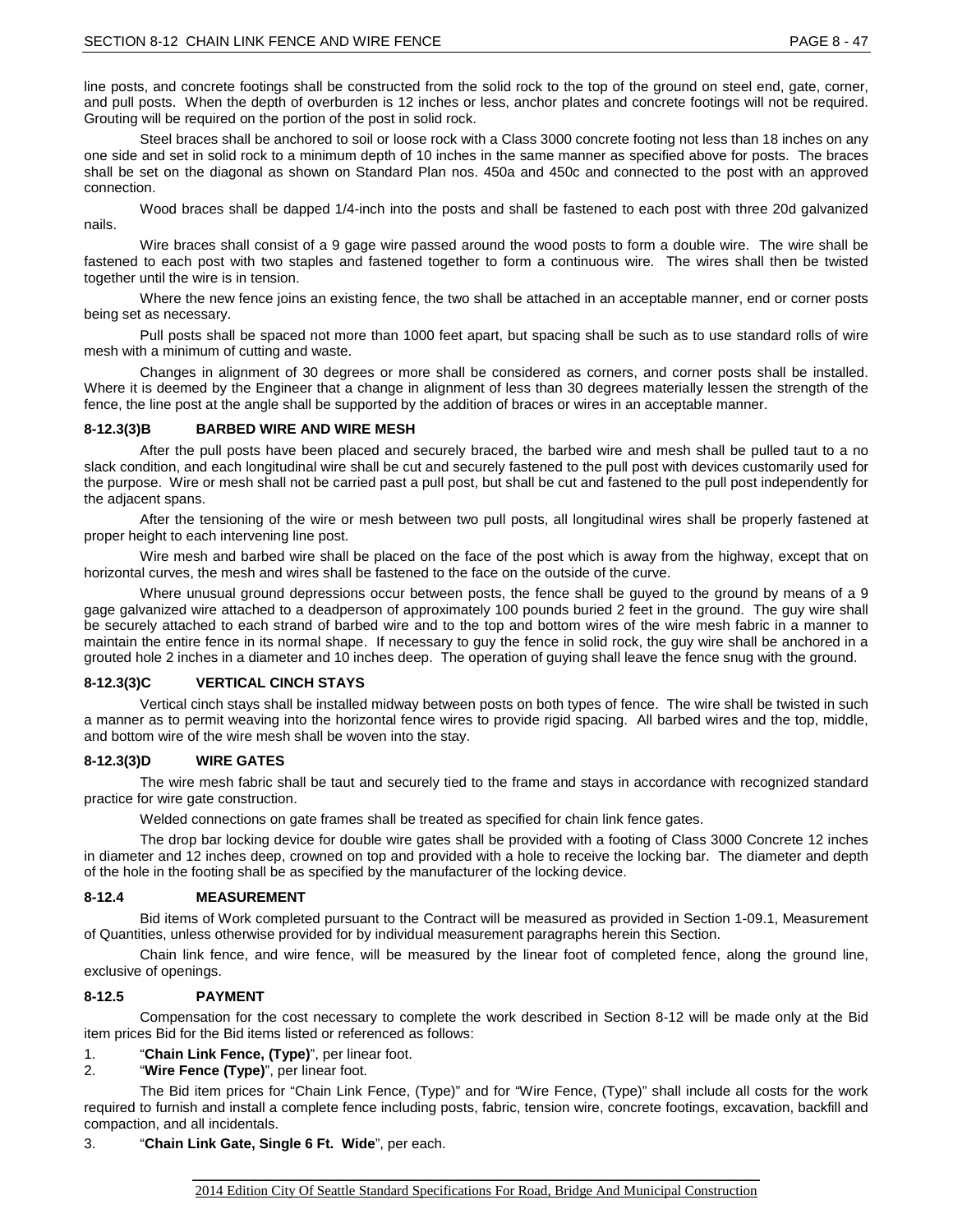line posts, and concrete footings shall be constructed from the solid rock to the top of the ground on steel end, gate, corner, and pull posts. When the depth of overburden is 12 inches or less, anchor plates and concrete footings will not be required. Grouting will be required on the portion of the post in solid rock.

Steel braces shall be anchored to soil or loose rock with a Class 3000 concrete footing not less than 18 inches on any one side and set in solid rock to a minimum depth of 10 inches in the same manner as specified above for posts. The braces shall be set on the diagonal as shown on Standard Plan nos. 450a and 450c and connected to the post with an approved connection.

Wood braces shall be dapped 1/4-inch into the posts and shall be fastened to each post with three 20d galvanized nails.

Wire braces shall consist of a 9 gage wire passed around the wood posts to form a double wire. The wire shall be fastened to each post with two staples and fastened together to form a continuous wire. The wires shall then be twisted together until the wire is in tension.

Where the new fence joins an existing fence, the two shall be attached in an acceptable manner, end or corner posts being set as necessary.

Pull posts shall be spaced not more than 1000 feet apart, but spacing shall be such as to use standard rolls of wire mesh with a minimum of cutting and waste.

Changes in alignment of 30 degrees or more shall be considered as corners, and corner posts shall be installed. Where it is deemed by the Engineer that a change in alignment of less than 30 degrees materially lessen the strength of the fence, the line post at the angle shall be supported by the addition of braces or wires in an acceptable manner.

#### 8-12.3(3)B BARBED WIRE AND WIRE MESH

After the pull posts have been placed and securely braced, the barbed wire and mesh shall be pulled taut to a no slack condition, and each longitudinal wire shall be cut and securely fastened to the pull post with devices customarily used for the purpose. Wire or mesh shall not be carried past a pull post, but shall be cut and fastened to the pull post independently for the adjacent spans.

After the tensioning of the wire or mesh between two pull posts, all longitudinal wires shall be properly fastened at proper height to each intervening line post.

Wire mesh and barbed wire shall be placed on the face of the post which is away from the highway, except that on horizontal curves, the mesh and wires shall be fastened to the face on the outside of the curve.

Where unusual ground depressions occur between posts, the fence shall be guyed to the ground by means of a 9 gage galvanized wire attached to a deadperson of approximately 100 pounds buried 2 feet in the ground. The guy wire shall be securely attached to each strand of barbed wire and to the top and bottom wires of the wire mesh fabric in a manner to maintain the entire fence in its normal shape. If necessary to guy the fence in solid rock, the guy wire shall be anchored in a grouted hole 2 inches in a diameter and 10 inches deep. The operation of guying shall leave the fence snug with the ground.

#### 8-12.3(3)C VERTICAL CINCH STAYS

Vertical cinch stays shall be installed midway between posts on both types of fence. The wire shall be twisted in such a manner as to permit weaving into the horizontal fence wires to provide rigid spacing. All barbed wires and the top, middle, and bottom wire of the wire mesh shall be woven into the stay.

#### 8-12.3(3)D WIRE GATES

The wire mesh fabric shall be taut and securely tied to the frame and stays in accordance with recognized standard practice for wire gate construction.

Welded connections on gate frames shall be treated as specified for chain link fence gates.

The drop bar locking device for double wire gates shall be provided with a footing of Class 3000 Concrete 12 inches in diameter and 12 inches deep, crowned on top and provided with a hole to receive the locking bar. The diameter and depth of the hole in the footing shall be as specified by the manufacturer of the locking device.

### 8-12.4 MEASUREMENT

Bid items of Work completed pursuant to the Contract will be measured as provided in Section 1-09.1, Measurement of Quantities, unless otherwise provided for by individual measurement paragraphs herein this Section.

Chain link fence, and wire fence, will be measured by the linear foot of completed fence, along the ground line, exclusive of openings.

### 8-12.5 PAYMENT

Compensation for the cost necessary to complete the work described in Section 8-12 will be made only at the Bid item prices Bid for the Bid items listed or referenced as follows:

1. "**Chain Link Fence, (Type)**", per linear foot.
2. "**Wire Fence (Type)**", per linear foot.

The Bid item prices for "Chain Link Fence, (Type)" and for "Wire Fence, (Type)" shall include all costs for the work required to furnish and install a complete fence including posts, fabric, tension wire, concrete footings, excavation, backfill and compaction, and all incidentals.

3. "**Chain Link Gate, Single 6 Ft. Wide**", per each.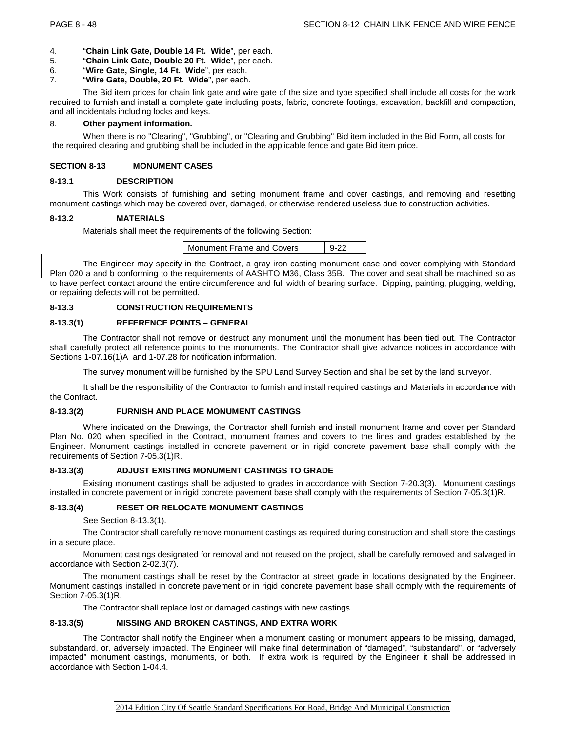4. "**Chain Link Gate, Double 14 Ft. Wide**", per each.
5. "**Chain Link Gate, Double 20 Ft. Wide**", per each.
6. "**Wire Gate, Single, 14 Ft. Wide**", per each.
7. "**Wire Gate, Double, 20 Ft. Wide**", per each.

The Bid item prices for chain link gate and wire gate of the size and type specified shall include all costs for the work required to furnish and install a complete gate including posts, fabric, concrete footings, excavation, backfill and compaction, and all incidentals including locks and keys.

8. **Other payment information.**

When there is no "Clearing", "Grubbing", or "Clearing and Grubbing" Bid item included in the Bid Form, all costs for the required clearing and grubbing shall be included in the applicable fence and gate Bid item price.

## SECTION 8-13 MONUMENT CASES

### 8-13.1 DESCRIPTION

This Work consists of furnishing and setting monument frame and cover castings, and removing and resetting monument castings which may be covered over, damaged, or otherwise rendered useless due to construction activities.

### 8-13.2 MATERIALS

Materials shall meet the requirements of the following Section:

| Monument Frame and Covers | 9-22 |
|---|---|

The Engineer may specify in the Contract, a gray iron casting monument case and cover complying with Standard Plan 020 a and b conforming to the requirements of AASHTO M36, Class 35B. The cover and seat shall be machined so as to have perfect contact around the entire circumference and full width of bearing surface. Dipping, painting, plugging, welding, or repairing defects will not be permitted.

### 8-13.3 CONSTRUCTION REQUIREMENTS

#### 8-13.3(1) REFERENCE POINTS – GENERAL

The Contractor shall not remove or destruct any monument until the monument has been tied out. The Contractor shall carefully protect all reference points to the monuments. The Contractor shall give advance notices in accordance with Sections 1-07.16(1)A and 1-07.28 for notification information.

The survey monument will be furnished by the SPU Land Survey Section and shall be set by the land surveyor.

It shall be the responsibility of the Contractor to furnish and install required castings and Materials in accordance with the Contract.

#### 8-13.3(2) FURNISH AND PLACE MONUMENT CASTINGS

Where indicated on the Drawings, the Contractor shall furnish and install monument frame and cover per Standard Plan No. 020 when specified in the Contract, monument frames and covers to the lines and grades established by the Engineer. Monument castings installed in concrete pavement or in rigid concrete pavement base shall comply with the requirements of Section 7-05.3(1)R.

#### 8-13.3(3) ADJUST EXISTING MONUMENT CASTINGS TO GRADE

Existing monument castings shall be adjusted to grades in accordance with Section 7-20.3(3). Monument castings installed in concrete pavement or in rigid concrete pavement base shall comply with the requirements of Section 7-05.3(1)R.

#### 8-13.3(4) RESET OR RELOCATE MONUMENT CASTINGS

See Section 8-13.3(1).

The Contractor shall carefully remove monument castings as required during construction and shall store the castings in a secure place.

Monument castings designated for removal and not reused on the project, shall be carefully removed and salvaged in accordance with Section 2-02.3(7).

The monument castings shall be reset by the Contractor at street grade in locations designated by the Engineer. Monument castings installed in concrete pavement or in rigid concrete pavement base shall comply with the requirements of Section 7-05.3(1)R.

The Contractor shall replace lost or damaged castings with new castings.

#### 8-13.3(5) MISSING AND BROKEN CASTINGS, AND EXTRA WORK

The Contractor shall notify the Engineer when a monument casting or monument appears to be missing, damaged, substandard, or, adversely impacted. The Engineer will make final determination of "damaged", "substandard", or "adversely impacted" monument castings, monuments, or both. If extra work is required by the Engineer it shall be addressed in accordance with Section 1-04.4.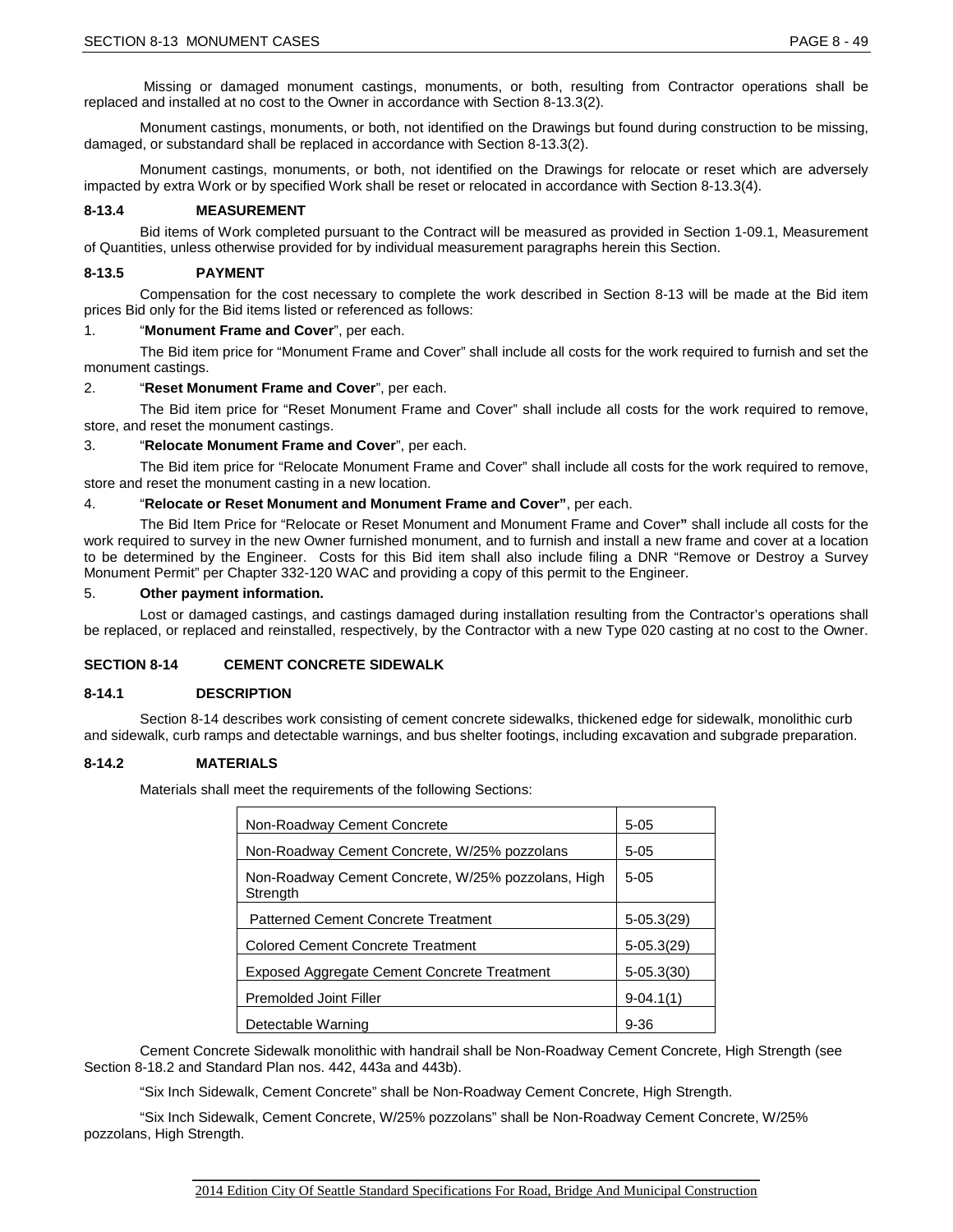Missing or damaged monument castings, monuments, or both, resulting from Contractor operations shall be replaced and installed at no cost to the Owner in accordance with Section 8-13.3(2).

Monument castings, monuments, or both, not identified on the Drawings but found during construction to be missing, damaged, or substandard shall be replaced in accordance with Section 8-13.3(2).

Monument castings, monuments, or both, not identified on the Drawings for relocate or reset which are adversely impacted by extra Work or by specified Work shall be reset or relocated in accordance with Section 8-13.3(4).

### 8-13.4 MEASUREMENT

Bid items of Work completed pursuant to the Contract will be measured as provided in Section 1-09.1, Measurement of Quantities, unless otherwise provided for by individual measurement paragraphs herein this Section.

### 8-13.5 PAYMENT

Compensation for the cost necessary to complete the work described in Section 8-13 will be made at the Bid item prices Bid only for the Bid items listed or referenced as follows:

1. "**Monument Frame and Cover**", per each.

   The Bid item price for "Monument Frame and Cover" shall include all costs for the work required to furnish and set the monument castings.

2. "**Reset Monument Frame and Cover**", per each.

   The Bid item price for "Reset Monument Frame and Cover" shall include all costs for the work required to remove, store, and reset the monument castings.

3. "**Relocate Monument Frame and Cover**", per each.

   The Bid item price for "Relocate Monument Frame and Cover" shall include all costs for the work required to remove, store and reset the monument casting in a new location.

4. "**Relocate or Reset Monument and Monument Frame and Cover"**, per each.

   The Bid Item Price for "Relocate or Reset Monument and Monument Frame and Cover**"** shall include all costs for the work required to survey in the new Owner furnished monument, and to furnish and install a new frame and cover at a location to be determined by the Engineer. Costs for this Bid item shall also include filing a DNR "Remove or Destroy a Survey Monument Permit" per Chapter 332-120 WAC and providing a copy of this permit to the Engineer.

5. **Other payment information.**

   Lost or damaged castings, and castings damaged during installation resulting from the Contractor's operations shall be replaced, or replaced and reinstalled, respectively, by the Contractor with a new Type 020 casting at no cost to the Owner.

## SECTION 8-14 CEMENT CONCRETE SIDEWALK

### 8-14.1 DESCRIPTION

Section 8-14 describes work consisting of cement concrete sidewalks, thickened edge for sidewalk, monolithic curb and sidewalk, curb ramps and detectable warnings, and bus shelter footings, including excavation and subgrade preparation.

### 8-14.2 MATERIALS

Materials shall meet the requirements of the following Sections:

| Material | Section |
|---|---|
| Non-Roadway Cement Concrete | 5-05 |
| Non-Roadway Cement Concrete, W/25% pozzolans | 5-05 |
| Non-Roadway Cement Concrete, W/25% pozzolans, High Strength | 5-05 |
| Patterned Cement Concrete Treatment | 5-05.3(29) |
| Colored Cement Concrete Treatment | 5-05.3(29) |
| Exposed Aggregate Cement Concrete Treatment | 5-05.3(30) |
| Premolded Joint Filler | 9-04.1(1) |
| Detectable Warning | 9-36 |

Cement Concrete Sidewalk monolithic with handrail shall be Non-Roadway Cement Concrete, High Strength (see Section 8-18.2 and Standard Plan nos. 442, 443a and 443b).

"Six Inch Sidewalk, Cement Concrete" shall be Non-Roadway Cement Concrete, High Strength.

"Six Inch Sidewalk, Cement Concrete, W/25% pozzolans" shall be Non-Roadway Cement Concrete, W/25% pozzolans, High Strength.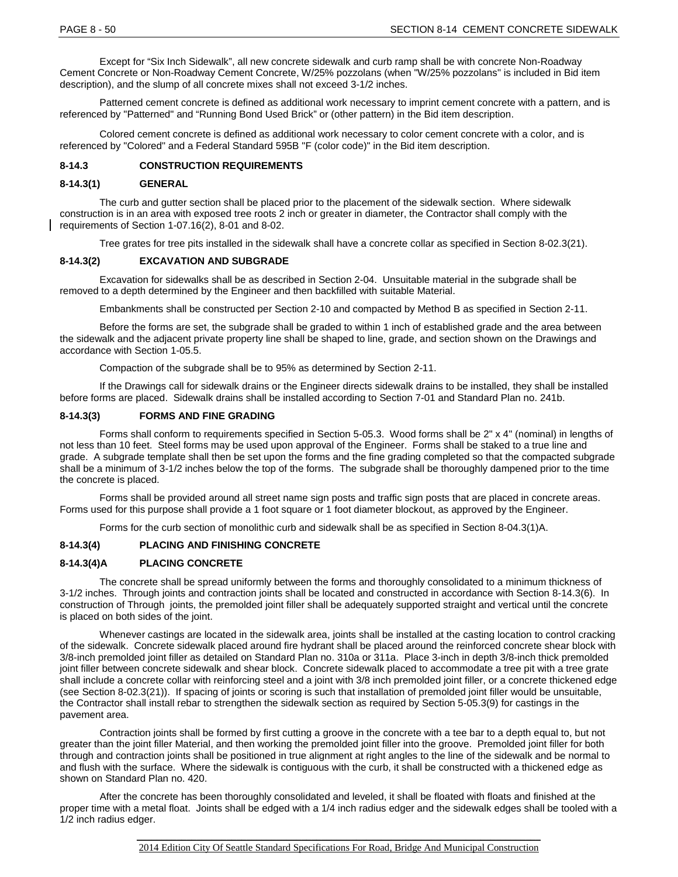Except for "Six Inch Sidewalk", all new concrete sidewalk and curb ramp shall be with concrete Non-Roadway Cement Concrete or Non-Roadway Cement Concrete, W/25% pozzolans (when "W/25% pozzolans" is included in Bid item description), and the slump of all concrete mixes shall not exceed 3-1/2 inches.

Patterned cement concrete is defined as additional work necessary to imprint cement concrete with a pattern, and is referenced by "Patterned" and "Running Bond Used Brick" or (other pattern) in the Bid item description.

Colored cement concrete is defined as additional work necessary to color cement concrete with a color, and is referenced by "Colored" and a Federal Standard 595B "F (color code)" in the Bid item description.

### 8-14.3 CONSTRUCTION REQUIREMENTS

#### 8-14.3(1) GENERAL

The curb and gutter section shall be placed prior to the placement of the sidewalk section. Where sidewalk construction is in an area with exposed tree roots 2 inch or greater in diameter, the Contractor shall comply with the requirements of Section 1-07.16(2), 8-01 and 8-02.

Tree grates for tree pits installed in the sidewalk shall have a concrete collar as specified in Section 8-02.3(21).

#### 8-14.3(2) EXCAVATION AND SUBGRADE

Excavation for sidewalks shall be as described in Section 2-04. Unsuitable material in the subgrade shall be removed to a depth determined by the Engineer and then backfilled with suitable Material.

Embankments shall be constructed per Section 2-10 and compacted by Method B as specified in Section 2-11.

Before the forms are set, the subgrade shall be graded to within 1 inch of established grade and the area between the sidewalk and the adjacent private property line shall be shaped to line, grade, and section shown on the Drawings and accordance with Section 1-05.5.

Compaction of the subgrade shall be to 95% as determined by Section 2-11.

If the Drawings call for sidewalk drains or the Engineer directs sidewalk drains to be installed, they shall be installed before forms are placed. Sidewalk drains shall be installed according to Section 7-01 and Standard Plan no. 241b.

#### 8-14.3(3) FORMS AND FINE GRADING

Forms shall conform to requirements specified in Section 5-05.3. Wood forms shall be 2" x 4" (nominal) in lengths of not less than 10 feet. Steel forms may be used upon approval of the Engineer. Forms shall be staked to a true line and grade. A subgrade template shall then be set upon the forms and the fine grading completed so that the compacted subgrade shall be a minimum of 3-1/2 inches below the top of the forms. The subgrade shall be thoroughly dampened prior to the time the concrete is placed.

Forms shall be provided around all street name sign posts and traffic sign posts that are placed in concrete areas. Forms used for this purpose shall provide a 1 foot square or 1 foot diameter blockout, as approved by the Engineer.

Forms for the curb section of monolithic curb and sidewalk shall be as specified in Section 8-04.3(1)A.

#### 8-14.3(4) PLACING AND FINISHING CONCRETE

#### 8-14.3(4)A PLACING CONCRETE

The concrete shall be spread uniformly between the forms and thoroughly consolidated to a minimum thickness of 3-1/2 inches. Through joints and contraction joints shall be located and constructed in accordance with Section 8-14.3(6). In construction of Through joints, the premolded joint filler shall be adequately supported straight and vertical until the concrete is placed on both sides of the joint.

Whenever castings are located in the sidewalk area, joints shall be installed at the casting location to control cracking of the sidewalk. Concrete sidewalk placed around fire hydrant shall be placed around the reinforced concrete shear block with 3/8-inch premolded joint filler as detailed on Standard Plan no. 310a or 311a. Place 3-inch in depth 3/8-inch thick premolded joint filler between concrete sidewalk and shear block. Concrete sidewalk placed to accommodate a tree pit with a tree grate shall include a concrete collar with reinforcing steel and a joint with 3/8 inch premolded joint filler, or a concrete thickened edge (see Section 8-02.3(21)). If spacing of joints or scoring is such that installation of premolded joint filler would be unsuitable, the Contractor shall install rebar to strengthen the sidewalk section as required by Section 5-05.3(9) for castings in the pavement area.

Contraction joints shall be formed by first cutting a groove in the concrete with a tee bar to a depth equal to, but not greater than the joint filler Material, and then working the premolded joint filler into the groove. Premolded joint filler for both through and contraction joints shall be positioned in true alignment at right angles to the line of the sidewalk and be normal to and flush with the surface. Where the sidewalk is contiguous with the curb, it shall be constructed with a thickened edge as shown on Standard Plan no. 420.

After the concrete has been thoroughly consolidated and leveled, it shall be floated with floats and finished at the proper time with a metal float. Joints shall be edged with a 1/4 inch radius edger and the sidewalk edges shall be tooled with a 1/2 inch radius edger.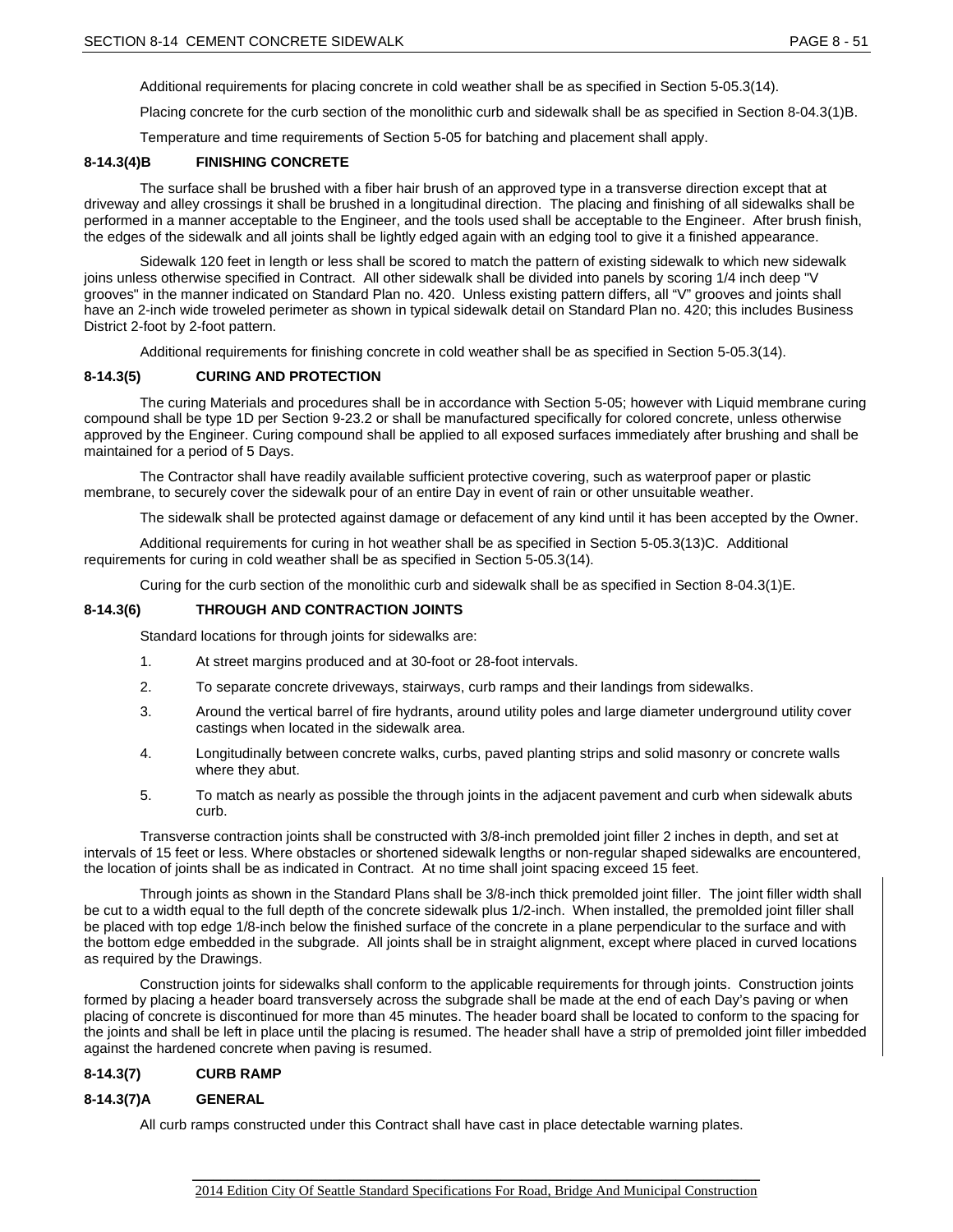Additional requirements for placing concrete in cold weather shall be as specified in Section 5-05.3(14).

Placing concrete for the curb section of the monolithic curb and sidewalk shall be as specified in Section 8-04.3(1)B.

Temperature and time requirements of Section 5-05 for batching and placement shall apply.

### 8-14.3(4)B FINISHING CONCRETE

The surface shall be brushed with a fiber hair brush of an approved type in a transverse direction except that at driveway and alley crossings it shall be brushed in a longitudinal direction. The placing and finishing of all sidewalks shall be performed in a manner acceptable to the Engineer, and the tools used shall be acceptable to the Engineer. After brush finish, the edges of the sidewalk and all joints shall be lightly edged again with an edging tool to give it a finished appearance.

Sidewalk 120 feet in length or less shall be scored to match the pattern of existing sidewalk to which new sidewalk joins unless otherwise specified in Contract. All other sidewalk shall be divided into panels by scoring 1/4 inch deep "V grooves" in the manner indicated on Standard Plan no. 420. Unless existing pattern differs, all "V" grooves and joints shall have an 2-inch wide troweled perimeter as shown in typical sidewalk detail on Standard Plan no. 420; this includes Business District 2-foot by 2-foot pattern.

Additional requirements for finishing concrete in cold weather shall be as specified in Section 5-05.3(14).

### 8-14.3(5) CURING AND PROTECTION

The curing Materials and procedures shall be in accordance with Section 5-05; however with Liquid membrane curing compound shall be type 1D per Section 9-23.2 or shall be manufactured specifically for colored concrete, unless otherwise approved by the Engineer. Curing compound shall be applied to all exposed surfaces immediately after brushing and shall be maintained for a period of 5 Days.

The Contractor shall have readily available sufficient protective covering, such as waterproof paper or plastic membrane, to securely cover the sidewalk pour of an entire Day in event of rain or other unsuitable weather.

The sidewalk shall be protected against damage or defacement of any kind until it has been accepted by the Owner.

Additional requirements for curing in hot weather shall be as specified in Section 5-05.3(13)C. Additional requirements for curing in cold weather shall be as specified in Section 5-05.3(14).

Curing for the curb section of the monolithic curb and sidewalk shall be as specified in Section 8-04.3(1)E.

### 8-14.3(6) THROUGH AND CONTRACTION JOINTS

Standard locations for through joints for sidewalks are:

1. At street margins produced and at 30-foot or 28-foot intervals.
2. To separate concrete driveways, stairways, curb ramps and their landings from sidewalks.
3. Around the vertical barrel of fire hydrants, around utility poles and large diameter underground utility cover castings when located in the sidewalk area.
4. Longitudinally between concrete walks, curbs, paved planting strips and solid masonry or concrete walls where they abut.
5. To match as nearly as possible the through joints in the adjacent pavement and curb when sidewalk abuts curb.

Transverse contraction joints shall be constructed with 3/8-inch premolded joint filler 2 inches in depth, and set at intervals of 15 feet or less. Where obstacles or shortened sidewalk lengths or non-regular shaped sidewalks are encountered, the location of joints shall be as indicated in Contract. At no time shall joint spacing exceed 15 feet.

Through joints as shown in the Standard Plans shall be 3/8-inch thick premolded joint filler. The joint filler width shall be cut to a width equal to the full depth of the concrete sidewalk plus 1/2-inch. When installed, the premolded joint filler shall be placed with top edge 1/8-inch below the finished surface of the concrete in a plane perpendicular to the surface and with the bottom edge embedded in the subgrade. All joints shall be in straight alignment, except where placed in curved locations as required by the Drawings.

Construction joints for sidewalks shall conform to the applicable requirements for through joints. Construction joints formed by placing a header board transversely across the subgrade shall be made at the end of each Day's paving or when placing of concrete is discontinued for more than 45 minutes. The header board shall be located to conform to the spacing for the joints and shall be left in place until the placing is resumed. The header shall have a strip of premolded joint filler imbedded against the hardened concrete when paving is resumed.

### 8-14.3(7) CURB RAMP

### 8-14.3(7)A GENERAL

All curb ramps constructed under this Contract shall have cast in place detectable warning plates.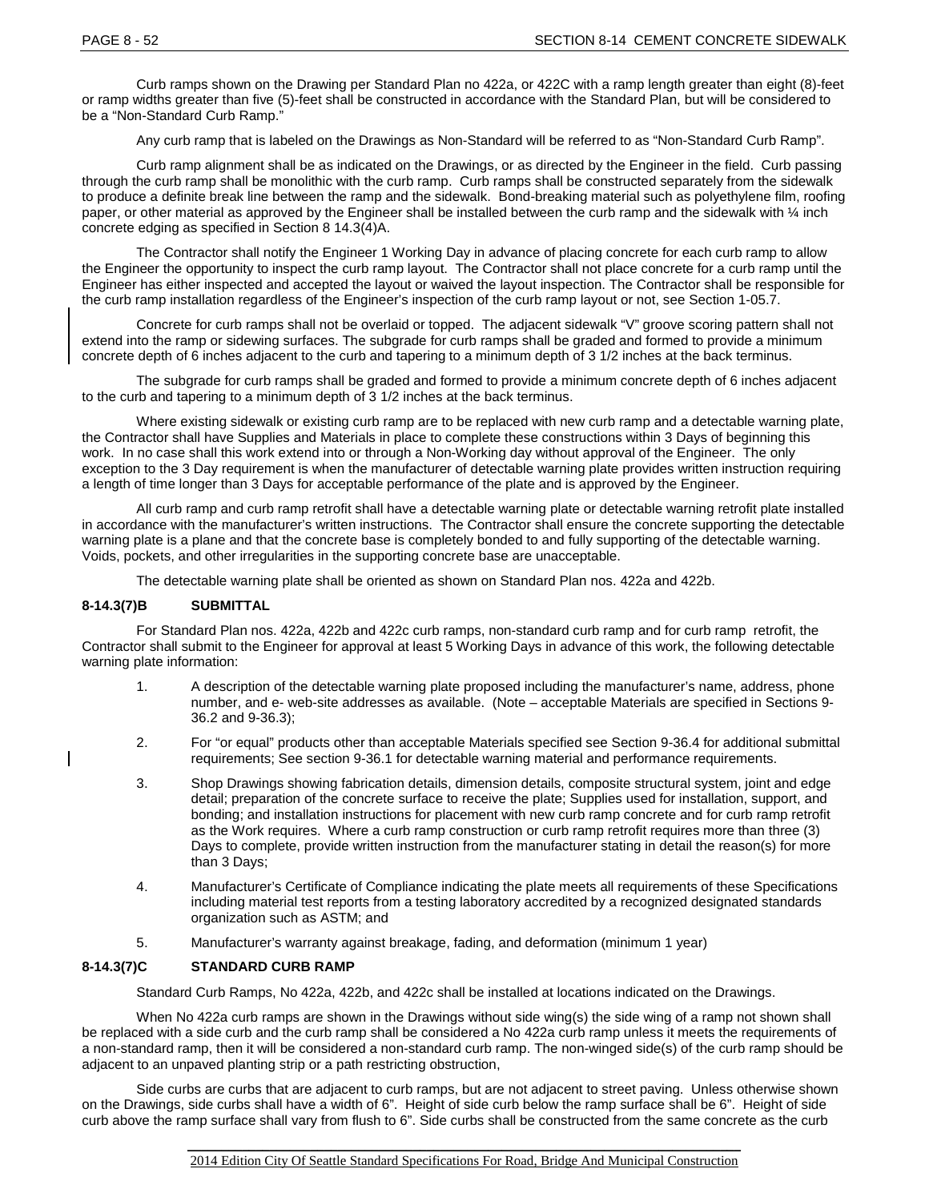Curb ramps shown on the Drawing per Standard Plan no 422a, or 422C with a ramp length greater than eight (8)-feet or ramp widths greater than five (5)-feet shall be constructed in accordance with the Standard Plan, but will be considered to be a "Non-Standard Curb Ramp."

Any curb ramp that is labeled on the Drawings as Non-Standard will be referred to as "Non-Standard Curb Ramp".

Curb ramp alignment shall be as indicated on the Drawings, or as directed by the Engineer in the field. Curb passing through the curb ramp shall be monolithic with the curb ramp. Curb ramps shall be constructed separately from the sidewalk to produce a definite break line between the ramp and the sidewalk. Bond-breaking material such as polyethylene film, roofing paper, or other material as approved by the Engineer shall be installed between the curb ramp and the sidewalk with ¼ inch concrete edging as specified in Section 8 14.3(4)A.

The Contractor shall notify the Engineer 1 Working Day in advance of placing concrete for each curb ramp to allow the Engineer the opportunity to inspect the curb ramp layout. The Contractor shall not place concrete for a curb ramp until the Engineer has either inspected and accepted the layout or waived the layout inspection. The Contractor shall be responsible for the curb ramp installation regardless of the Engineer's inspection of the curb ramp layout or not, see Section 1-05.7.

Concrete for curb ramps shall not be overlaid or topped. The adjacent sidewalk "V" groove scoring pattern shall not extend into the ramp or sidewing surfaces. The subgrade for curb ramps shall be graded and formed to provide a minimum concrete depth of 6 inches adjacent to the curb and tapering to a minimum depth of 3 1/2 inches at the back terminus.

The subgrade for curb ramps shall be graded and formed to provide a minimum concrete depth of 6 inches adjacent to the curb and tapering to a minimum depth of 3 1/2 inches at the back terminus.

Where existing sidewalk or existing curb ramp are to be replaced with new curb ramp and a detectable warning plate, the Contractor shall have Supplies and Materials in place to complete these constructions within 3 Days of beginning this work. In no case shall this work extend into or through a Non-Working day without approval of the Engineer. The only exception to the 3 Day requirement is when the manufacturer of detectable warning plate provides written instruction requiring a length of time longer than 3 Days for acceptable performance of the plate and is approved by the Engineer.

All curb ramp and curb ramp retrofit shall have a detectable warning plate or detectable warning retrofit plate installed in accordance with the manufacturer's written instructions. The Contractor shall ensure the concrete supporting the detectable warning plate is a plane and that the concrete base is completely bonded to and fully supporting of the detectable warning. Voids, pockets, and other irregularities in the supporting concrete base are unacceptable.

The detectable warning plate shall be oriented as shown on Standard Plan nos. 422a and 422b.

#### 8-14.3(7)B SUBMITTAL

For Standard Plan nos. 422a, 422b and 422c curb ramps, non-standard curb ramp and for curb ramp retrofit, the Contractor shall submit to the Engineer for approval at least 5 Working Days in advance of this work, the following detectable warning plate information:

1. A description of the detectable warning plate proposed including the manufacturer's name, address, phone number, and e- web-site addresses as available. (Note – acceptable Materials are specified in Sections 9-36.2 and 9-36.3);
2. For "or equal" products other than acceptable Materials specified see Section 9-36.4 for additional submittal requirements; See section 9-36.1 for detectable warning material and performance requirements.
3. Shop Drawings showing fabrication details, dimension details, composite structural system, joint and edge detail; preparation of the concrete surface to receive the plate; Supplies used for installation, support, and bonding; and installation instructions for placement with new curb ramp concrete and for curb ramp retrofit as the Work requires. Where a curb ramp construction or curb ramp retrofit requires more than three (3) Days to complete, provide written instruction from the manufacturer stating in detail the reason(s) for more than 3 Days;
4. Manufacturer's Certificate of Compliance indicating the plate meets all requirements of these Specifications including material test reports from a testing laboratory accredited by a recognized designated standards organization such as ASTM; and
5. Manufacturer's warranty against breakage, fading, and deformation (minimum 1 year)

#### 8-14.3(7)C STANDARD CURB RAMP

Standard Curb Ramps, No 422a, 422b, and 422c shall be installed at locations indicated on the Drawings.

When No 422a curb ramps are shown in the Drawings without side wing(s) the side wing of a ramp not shown shall be replaced with a side curb and the curb ramp shall be considered a No 422a curb ramp unless it meets the requirements of a non-standard ramp, then it will be considered a non-standard curb ramp. The non-winged side(s) of the curb ramp should be adjacent to an unpaved planting strip or a path restricting obstruction,

Side curbs are curbs that are adjacent to curb ramps, but are not adjacent to street paving. Unless otherwise shown on the Drawings, side curbs shall have a width of 6". Height of side curb below the ramp surface shall be 6". Height of side curb above the ramp surface shall vary from flush to 6". Side curbs shall be constructed from the same concrete as the curb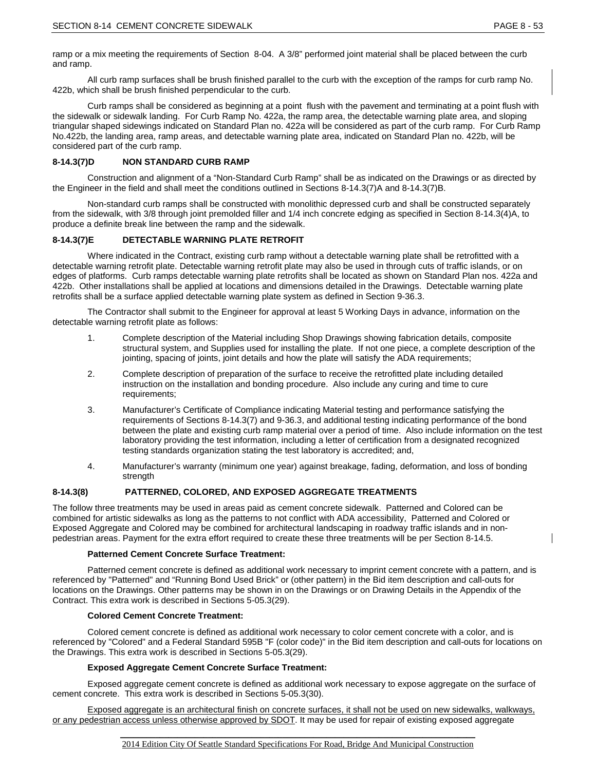ramp or a mix meeting the requirements of Section 8-04. A 3/8" performed joint material shall be placed between the curb and ramp.

All curb ramp surfaces shall be brush finished parallel to the curb with the exception of the ramps for curb ramp No. 422b, which shall be brush finished perpendicular to the curb.

Curb ramps shall be considered as beginning at a point flush with the pavement and terminating at a point flush with the sidewalk or sidewalk landing. For Curb Ramp No. 422a, the ramp area, the detectable warning plate area, and sloping triangular shaped sidewings indicated on Standard Plan no. 422a will be considered as part of the curb ramp. For Curb Ramp No.422b, the landing area, ramp areas, and detectable warning plate area, indicated on Standard Plan no. 422b, will be considered part of the curb ramp.

#### 8-14.3(7)D NON STANDARD CURB RAMP

Construction and alignment of a "Non-Standard Curb Ramp" shall be as indicated on the Drawings or as directed by the Engineer in the field and shall meet the conditions outlined in Sections 8-14.3(7)A and 8-14.3(7)B.

Non-standard curb ramps shall be constructed with monolithic depressed curb and shall be constructed separately from the sidewalk, with 3/8 through joint premolded filler and 1/4 inch concrete edging as specified in Section 8-14.3(4)A, to produce a definite break line between the ramp and the sidewalk.

#### 8-14.3(7)E DETECTABLE WARNING PLATE RETROFIT

Where indicated in the Contract, existing curb ramp without a detectable warning plate shall be retrofitted with a detectable warning retrofit plate. Detectable warning retrofit plate may also be used in through cuts of traffic islands, or on edges of platforms. Curb ramps detectable warning plate retrofits shall be located as shown on Standard Plan nos. 422a and 422b. Other installations shall be applied at locations and dimensions detailed in the Drawings. Detectable warning plate retrofits shall be a surface applied detectable warning plate system as defined in Section 9-36.3.

The Contractor shall submit to the Engineer for approval at least 5 Working Days in advance, information on the detectable warning retrofit plate as follows:

1. Complete description of the Material including Shop Drawings showing fabrication details, composite structural system, and Supplies used for installing the plate. If not one piece, a complete description of the jointing, spacing of joints, joint details and how the plate will satisfy the ADA requirements;
2. Complete description of preparation of the surface to receive the retrofitted plate including detailed instruction on the installation and bonding procedure. Also include any curing and time to cure requirements;
3. Manufacturer's Certificate of Compliance indicating Material testing and performance satisfying the requirements of Sections 8-14.3(7) and 9-36.3, and additional testing indicating performance of the bond between the plate and existing curb ramp material over a period of time. Also include information on the test laboratory providing the test information, including a letter of certification from a designated recognized testing standards organization stating the test laboratory is accredited; and,
4. Manufacturer's warranty (minimum one year) against breakage, fading, deformation, and loss of bonding strength

### 8-14.3(8) PATTERNED, COLORED, AND EXPOSED AGGREGATE TREATMENTS

The follow three treatments may be used in areas paid as cement concrete sidewalk. Patterned and Colored can be combined for artistic sidewalks as long as the patterns to not conflict with ADA accessibility, Patterned and Colored or Exposed Aggregate and Colored may be combined for architectural landscaping in roadway traffic islands and in non-pedestrian areas. Payment for the extra effort required to create these three treatments will be per Section 8-14.5.

**Patterned Cement Concrete Surface Treatment:**

Patterned cement concrete is defined as additional work necessary to imprint cement concrete with a pattern, and is referenced by "Patterned" and "Running Bond Used Brick" or (other pattern) in the Bid item description and call-outs for locations on the Drawings. Other patterns may be shown in on the Drawings or on Drawing Details in the Appendix of the Contract. This extra work is described in Sections 5-05.3(29).

**Colored Cement Concrete Treatment:**

Colored cement concrete is defined as additional work necessary to color cement concrete with a color, and is referenced by "Colored" and a Federal Standard 595B "F (color code)" in the Bid item description and call-outs for locations on the Drawings. This extra work is described in Sections 5-05.3(29).

**Exposed Aggregate Cement Concrete Surface Treatment:**

Exposed aggregate cement concrete is defined as additional work necessary to expose aggregate on the surface of cement concrete. This extra work is described in Sections 5-05.3(30).

<u>Exposed aggregate is an architectural finish on concrete surfaces, it shall not be used on new sidewalks, walkways, or any pedestrian access unless otherwise approved by SDOT</u>. It may be used for repair of existing exposed aggregate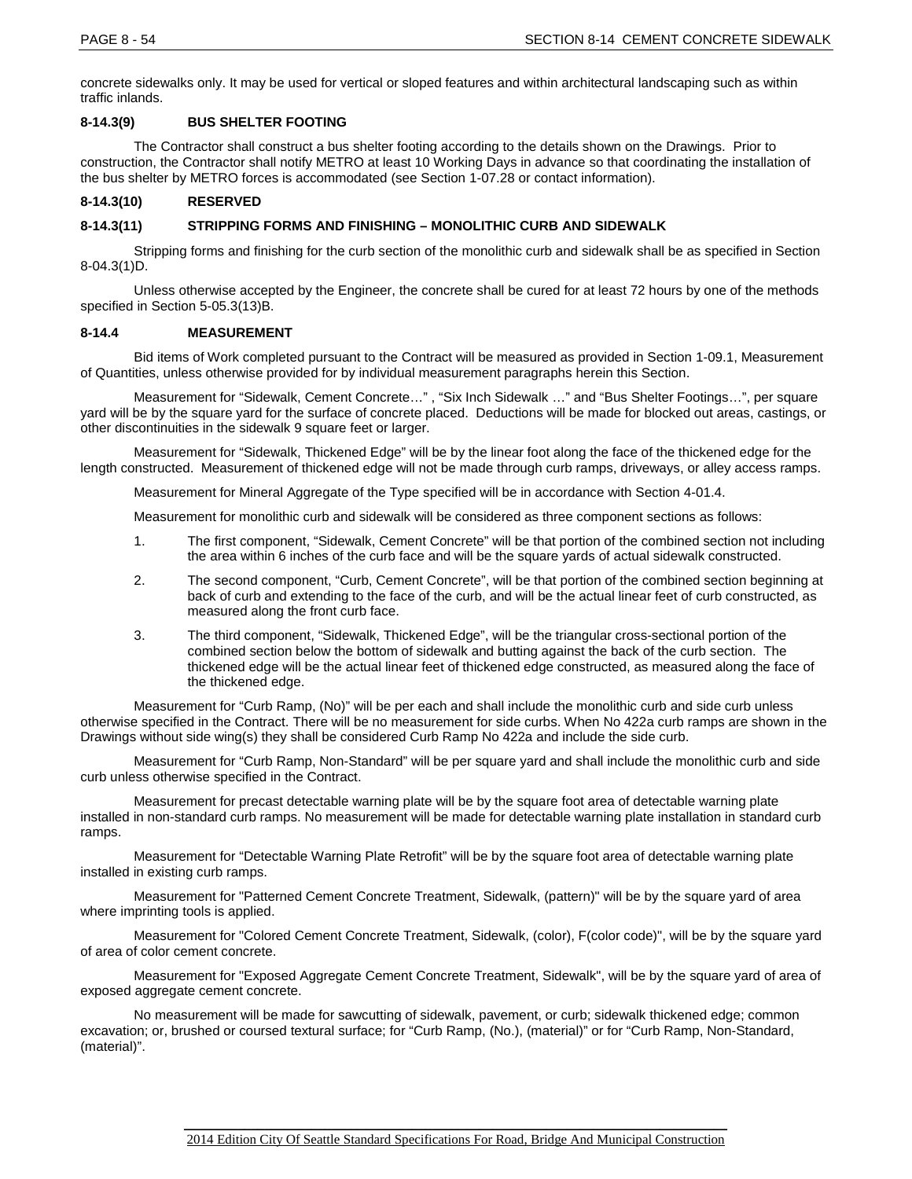concrete sidewalks only. It may be used for vertical or sloped features and within architectural landscaping such as within traffic inlands.

### 8-14.3(9) BUS SHELTER FOOTING

The Contractor shall construct a bus shelter footing according to the details shown on the Drawings. Prior to construction, the Contractor shall notify METRO at least 10 Working Days in advance so that coordinating the installation of the bus shelter by METRO forces is accommodated (see Section 1-07.28 or contact information).

### 8-14.3(10) RESERVED

### 8-14.3(11) STRIPPING FORMS AND FINISHING – MONOLITHIC CURB AND SIDEWALK

Stripping forms and finishing for the curb section of the monolithic curb and sidewalk shall be as specified in Section 8-04.3(1)D.

Unless otherwise accepted by the Engineer, the concrete shall be cured for at least 72 hours by one of the methods specified in Section 5-05.3(13)B.

## 8-14.4 MEASUREMENT

Bid items of Work completed pursuant to the Contract will be measured as provided in Section 1-09.1, Measurement of Quantities, unless otherwise provided for by individual measurement paragraphs herein this Section.

Measurement for "Sidewalk, Cement Concrete…" , "Six Inch Sidewalk …" and "Bus Shelter Footings…", per square yard will be by the square yard for the surface of concrete placed. Deductions will be made for blocked out areas, castings, or other discontinuities in the sidewalk 9 square feet or larger.

Measurement for "Sidewalk, Thickened Edge" will be by the linear foot along the face of the thickened edge for the length constructed. Measurement of thickened edge will not be made through curb ramps, driveways, or alley access ramps.

Measurement for Mineral Aggregate of the Type specified will be in accordance with Section 4-01.4.

Measurement for monolithic curb and sidewalk will be considered as three component sections as follows:

1. The first component, "Sidewalk, Cement Concrete" will be that portion of the combined section not including the area within 6 inches of the curb face and will be the square yards of actual sidewalk constructed.
2. The second component, "Curb, Cement Concrete", will be that portion of the combined section beginning at back of curb and extending to the face of the curb, and will be the actual linear feet of curb constructed, as measured along the front curb face.
3. The third component, "Sidewalk, Thickened Edge", will be the triangular cross-sectional portion of the combined section below the bottom of sidewalk and butting against the back of the curb section. The thickened edge will be the actual linear feet of thickened edge constructed, as measured along the face of the thickened edge.

Measurement for "Curb Ramp, (No)" will be per each and shall include the monolithic curb and side curb unless otherwise specified in the Contract. There will be no measurement for side curbs. When No 422a curb ramps are shown in the Drawings without side wing(s) they shall be considered Curb Ramp No 422a and include the side curb.

Measurement for "Curb Ramp, Non-Standard" will be per square yard and shall include the monolithic curb and side curb unless otherwise specified in the Contract.

Measurement for precast detectable warning plate will be by the square foot area of detectable warning plate installed in non-standard curb ramps. No measurement will be made for detectable warning plate installation in standard curb ramps.

Measurement for "Detectable Warning Plate Retrofit" will be by the square foot area of detectable warning plate installed in existing curb ramps.

Measurement for "Patterned Cement Concrete Treatment, Sidewalk, (pattern)" will be by the square yard of area where imprinting tools is applied.

Measurement for "Colored Cement Concrete Treatment, Sidewalk, (color), F(color code)", will be by the square yard of area of color cement concrete.

Measurement for "Exposed Aggregate Cement Concrete Treatment, Sidewalk", will be by the square yard of area of exposed aggregate cement concrete.

No measurement will be made for sawcutting of sidewalk, pavement, or curb; sidewalk thickened edge; common excavation; or, brushed or coursed textural surface; for "Curb Ramp, (No.), (material)" or for "Curb Ramp, Non-Standard, (material)".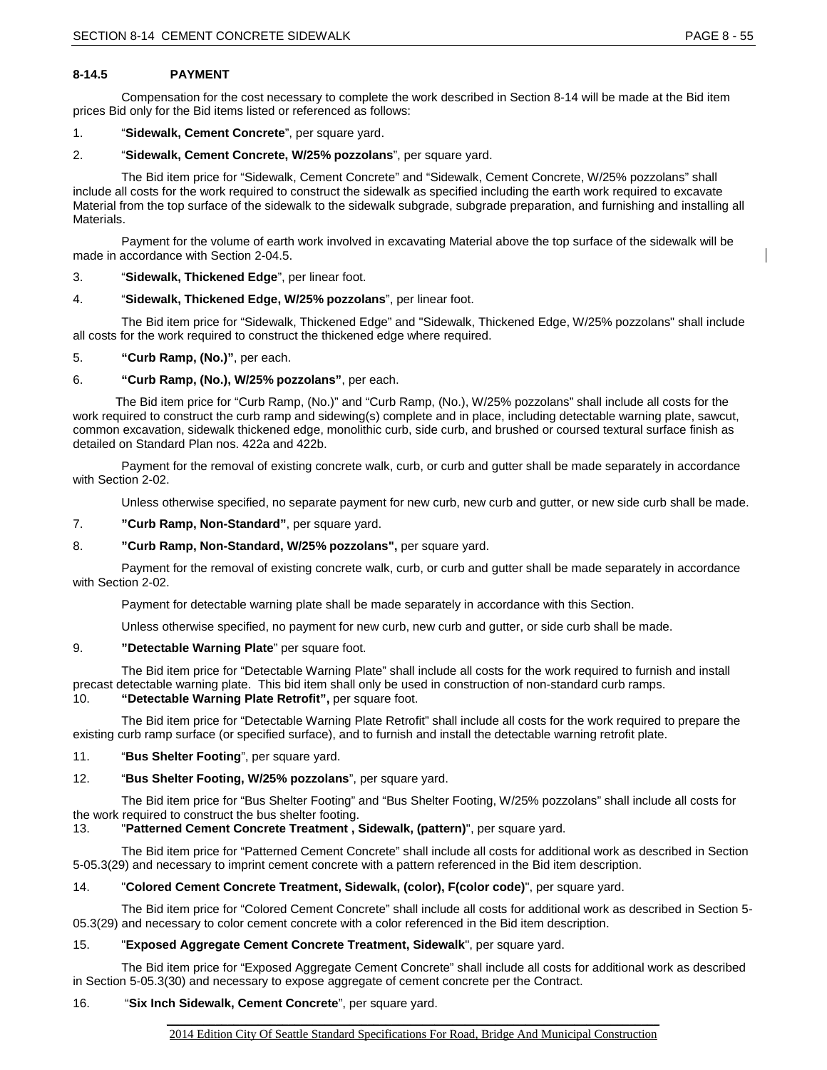### 8-14.5 PAYMENT

Compensation for the cost necessary to complete the work described in Section 8-14 will be made at the Bid item prices Bid only for the Bid items listed or referenced as follows:

1. "**Sidewalk, Cement Concrete**", per square yard.
2. "**Sidewalk, Cement Concrete, W/25% pozzolans**", per square yard.

The Bid item price for "Sidewalk, Cement Concrete" and "Sidewalk, Cement Concrete, W/25% pozzolans" shall include all costs for the work required to construct the sidewalk as specified including the earth work required to excavate Material from the top surface of the sidewalk to the sidewalk subgrade, subgrade preparation, and furnishing and installing all Materials.

Payment for the volume of earth work involved in excavating Material above the top surface of the sidewalk will be made in accordance with Section 2-04.5.

3. "**Sidewalk, Thickened Edge**", per linear foot.
4. "**Sidewalk, Thickened Edge, W/25% pozzolans**", per linear foot.

The Bid item price for "Sidewalk, Thickened Edge" and "Sidewalk, Thickened Edge, W/25% pozzolans" shall include all costs for the work required to construct the thickened edge where required.

5. **"Curb Ramp, (No.)"**, per each.
6. **"Curb Ramp, (No.), W/25% pozzolans"**, per each.

The Bid item price for "Curb Ramp, (No.)" and "Curb Ramp, (No.), W/25% pozzolans" shall include all costs for the work required to construct the curb ramp and sidewing(s) complete and in place, including detectable warning plate, sawcut, common excavation, sidewalk thickened edge, monolithic curb, side curb, and brushed or coursed textural surface finish as detailed on Standard Plan nos. 422a and 422b.

Payment for the removal of existing concrete walk, curb, or curb and gutter shall be made separately in accordance with Section 2-02.

Unless otherwise specified, no separate payment for new curb, new curb and gutter, or new side curb shall be made.

7. **"Curb Ramp, Non-Standard"**, per square yard.
8. **"Curb Ramp, Non-Standard, W/25% pozzolans",** per square yard.

Payment for the removal of existing concrete walk, curb, or curb and gutter shall be made separately in accordance with Section 2-02.

Payment for detectable warning plate shall be made separately in accordance with this Section.

Unless otherwise specified, no payment for new curb, new curb and gutter, or side curb shall be made.

9. **"Detectable Warning Plate**" per square foot.

The Bid item price for "Detectable Warning Plate" shall include all costs for the work required to furnish and install precast detectable warning plate. This bid item shall only be used in construction of non-standard curb ramps.

10. **"Detectable Warning Plate Retrofit",** per square foot.

The Bid item price for "Detectable Warning Plate Retrofit" shall include all costs for the work required to prepare the existing curb ramp surface (or specified surface), and to furnish and install the detectable warning retrofit plate.

11. "**Bus Shelter Footing**", per square yard.
12. "**Bus Shelter Footing, W/25% pozzolans**", per square yard.

The Bid item price for "Bus Shelter Footing" and "Bus Shelter Footing, W/25% pozzolans" shall include all costs for the work required to construct the bus shelter footing.

13. "**Patterned Cement Concrete Treatment , Sidewalk, (pattern)**", per square yard.

The Bid item price for "Patterned Cement Concrete" shall include all costs for additional work as described in Section 5-05.3(29) and necessary to imprint cement concrete with a pattern referenced in the Bid item description.

14. "**Colored Cement Concrete Treatment, Sidewalk, (color), F(color code)**", per square yard.

The Bid item price for "Colored Cement Concrete" shall include all costs for additional work as described in Section 5-05.3(29) and necessary to color cement concrete with a color referenced in the Bid item description.

15. "**Exposed Aggregate Cement Concrete Treatment, Sidewalk**", per square yard.

The Bid item price for "Exposed Aggregate Cement Concrete" shall include all costs for additional work as described in Section 5-05.3(30) and necessary to expose aggregate of cement concrete per the Contract.

16. "**Six Inch Sidewalk, Cement Concrete**", per square yard.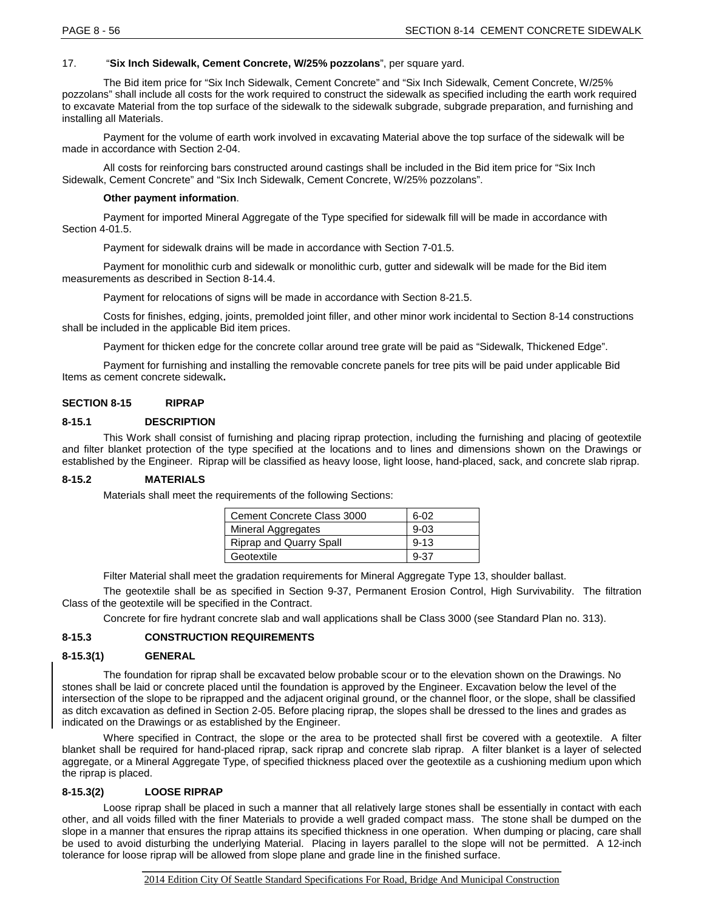17. "**Six Inch Sidewalk, Cement Concrete, W/25% pozzolans**", per square yard.

The Bid item price for "Six Inch Sidewalk, Cement Concrete" and "Six Inch Sidewalk, Cement Concrete, W/25% pozzolans" shall include all costs for the work required to construct the sidewalk as specified including the earth work required to excavate Material from the top surface of the sidewalk to the sidewalk subgrade, subgrade preparation, and furnishing and installing all Materials.

Payment for the volume of earth work involved in excavating Material above the top surface of the sidewalk will be made in accordance with Section 2-04.

All costs for reinforcing bars constructed around castings shall be included in the Bid item price for "Six Inch Sidewalk, Cement Concrete" and "Six Inch Sidewalk, Cement Concrete, W/25% pozzolans".

**Other payment information**.

Payment for imported Mineral Aggregate of the Type specified for sidewalk fill will be made in accordance with Section 4-01.5.

Payment for sidewalk drains will be made in accordance with Section 7-01.5.

Payment for monolithic curb and sidewalk or monolithic curb, gutter and sidewalk will be made for the Bid item measurements as described in Section 8-14.4.

Payment for relocations of signs will be made in accordance with Section 8-21.5.

Costs for finishes, edging, joints, premolded joint filler, and other minor work incidental to Section 8-14 constructions shall be included in the applicable Bid item prices.

Payment for thicken edge for the concrete collar around tree grate will be paid as "Sidewalk, Thickened Edge".

Payment for furnishing and installing the removable concrete panels for tree pits will be paid under applicable Bid Items as cement concrete sidewalk**.**

## SECTION 8-15 RIPRAP

### 8-15.1 DESCRIPTION

This Work shall consist of furnishing and placing riprap protection, including the furnishing and placing of geotextile and filter blanket protection of the type specified at the locations and to lines and dimensions shown on the Drawings or established by the Engineer. Riprap will be classified as heavy loose, light loose, hand-placed, sack, and concrete slab riprap.

### 8-15.2 MATERIALS

Materials shall meet the requirements of the following Sections:

| Cement Concrete Class 3000 | 6-02 |
|---|---|
| Mineral Aggregates | 9-03 |
| Riprap and Quarry Spall | 9-13 |
| Geotextile | 9-37 |

Filter Material shall meet the gradation requirements for Mineral Aggregate Type 13, shoulder ballast.

The geotextile shall be as specified in Section 9-37, Permanent Erosion Control, High Survivability. The filtration Class of the geotextile will be specified in the Contract.

Concrete for fire hydrant concrete slab and wall applications shall be Class 3000 (see Standard Plan no. 313).

### 8-15.3 CONSTRUCTION REQUIREMENTS

#### 8-15.3(1) GENERAL

The foundation for riprap shall be excavated below probable scour or to the elevation shown on the Drawings. No stones shall be laid or concrete placed until the foundation is approved by the Engineer. Excavation below the level of the intersection of the slope to be riprapped and the adjacent original ground, or the channel floor, or the slope, shall be classified as ditch excavation as defined in Section 2-05. Before placing riprap, the slopes shall be dressed to the lines and grades as indicated on the Drawings or as established by the Engineer.

Where specified in Contract, the slope or the area to be protected shall first be covered with a geotextile. A filter blanket shall be required for hand-placed riprap, sack riprap and concrete slab riprap. A filter blanket is a layer of selected aggregate, or a Mineral Aggregate Type, of specified thickness placed over the geotextile as a cushioning medium upon which the riprap is placed.

#### 8-15.3(2) LOOSE RIPRAP

Loose riprap shall be placed in such a manner that all relatively large stones shall be essentially in contact with each other, and all voids filled with the finer Materials to provide a well graded compact mass. The stone shall be dumped on the slope in a manner that ensures the riprap attains its specified thickness in one operation. When dumping or placing, care shall be used to avoid disturbing the underlying Material. Placing in layers parallel to the slope will not be permitted. A 12-inch tolerance for loose riprap will be allowed from slope plane and grade line in the finished surface.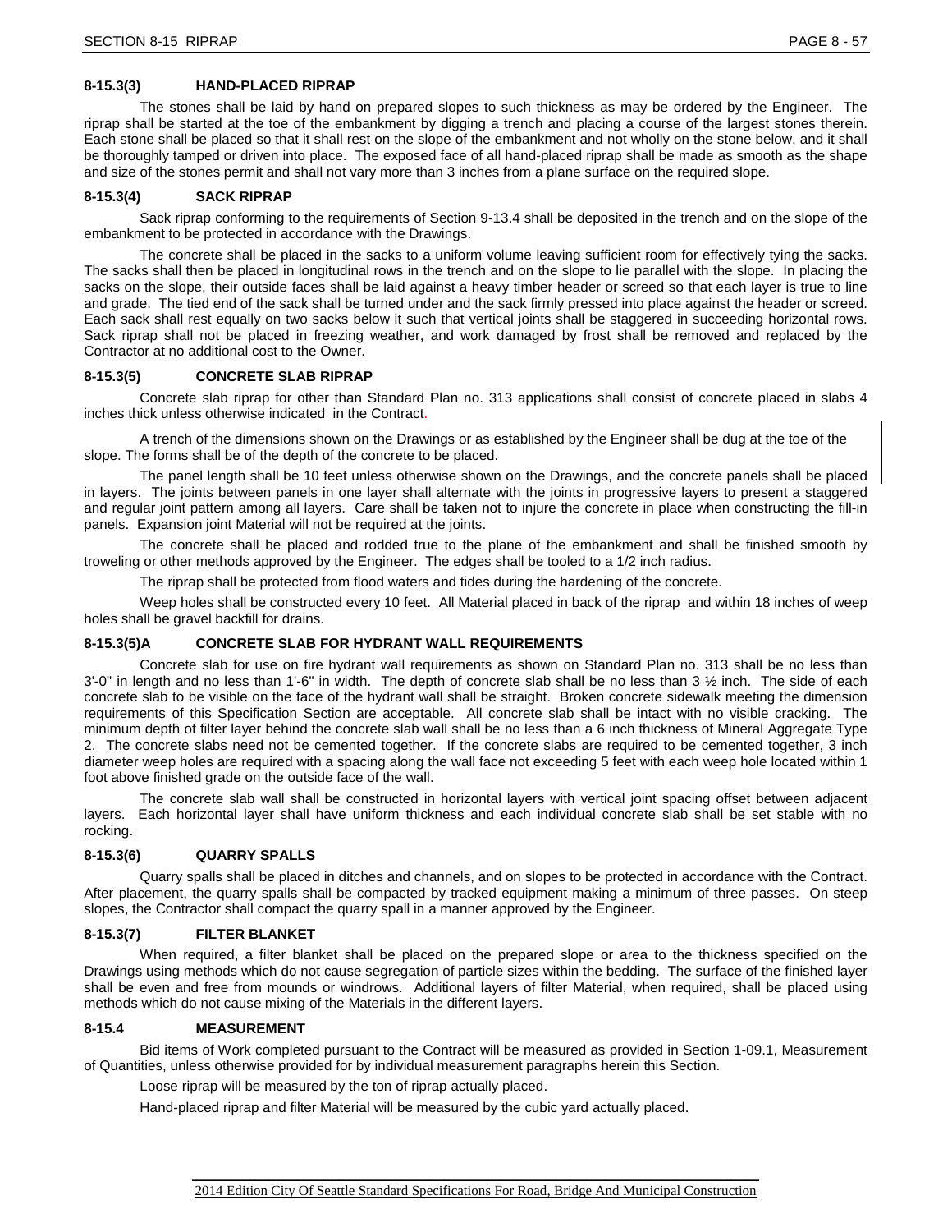### 8-15.3(3) HAND-PLACED RIPRAP

The stones shall be laid by hand on prepared slopes to such thickness as may be ordered by the Engineer. The riprap shall be started at the toe of the embankment by digging a trench and placing a course of the largest stones therein. Each stone shall be placed so that it shall rest on the slope of the embankment and not wholly on the stone below, and it shall be thoroughly tamped or driven into place. The exposed face of all hand-placed riprap shall be made as smooth as the shape and size of the stones permit and shall not vary more than 3 inches from a plane surface on the required slope.

### 8-15.3(4) SACK RIPRAP

Sack riprap conforming to the requirements of Section 9-13.4 shall be deposited in the trench and on the slope of the embankment to be protected in accordance with the Drawings.

The concrete shall be placed in the sacks to a uniform volume leaving sufficient room for effectively tying the sacks. The sacks shall then be placed in longitudinal rows in the trench and on the slope to lie parallel with the slope. In placing the sacks on the slope, their outside faces shall be laid against a heavy timber header or screed so that each layer is true to line and grade. The tied end of the sack shall be turned under and the sack firmly pressed into place against the header or screed. Each sack shall rest equally on two sacks below it such that vertical joints shall be staggered in succeeding horizontal rows. Sack riprap shall not be placed in freezing weather, and work damaged by frost shall be removed and replaced by the Contractor at no additional cost to the Owner.

### 8-15.3(5) CONCRETE SLAB RIPRAP

Concrete slab riprap for other than Standard Plan no. 313 applications shall consist of concrete placed in slabs 4 inches thick unless otherwise indicated in the Contract.

A trench of the dimensions shown on the Drawings or as established by the Engineer shall be dug at the toe of the slope. The forms shall be of the depth of the concrete to be placed.

The panel length shall be 10 feet unless otherwise shown on the Drawings, and the concrete panels shall be placed in layers. The joints between panels in one layer shall alternate with the joints in progressive layers to present a staggered and regular joint pattern among all layers. Care shall be taken not to injure the concrete in place when constructing the fill-in panels. Expansion joint Material will not be required at the joints.

The concrete shall be placed and rodded true to the plane of the embankment and shall be finished smooth by troweling or other methods approved by the Engineer. The edges shall be tooled to a 1/2 inch radius.

The riprap shall be protected from flood waters and tides during the hardening of the concrete.

Weep holes shall be constructed every 10 feet. All Material placed in back of the riprap and within 18 inches of weep holes shall be gravel backfill for drains.

### 8-15.3(5)A CONCRETE SLAB FOR HYDRANT WALL REQUIREMENTS

Concrete slab for use on fire hydrant wall requirements as shown on Standard Plan no. 313 shall be no less than 3'-0" in length and no less than 1'-6" in width. The depth of concrete slab shall be no less than 3 ½ inch. The side of each concrete slab to be visible on the face of the hydrant wall shall be straight. Broken concrete sidewalk meeting the dimension requirements of this Specification Section are acceptable. All concrete slab shall be intact with no visible cracking. The minimum depth of filter layer behind the concrete slab wall shall be no less than a 6 inch thickness of Mineral Aggregate Type 2. The concrete slabs need not be cemented together. If the concrete slabs are required to be cemented together, 3 inch diameter weep holes are required with a spacing along the wall face not exceeding 5 feet with each weep hole located within 1 foot above finished grade on the outside face of the wall.

The concrete slab wall shall be constructed in horizontal layers with vertical joint spacing offset between adjacent layers. Each horizontal layer shall have uniform thickness and each individual concrete slab shall be set stable with no rocking.

### 8-15.3(6) QUARRY SPALLS

Quarry spalls shall be placed in ditches and channels, and on slopes to be protected in accordance with the Contract. After placement, the quarry spalls shall be compacted by tracked equipment making a minimum of three passes. On steep slopes, the Contractor shall compact the quarry spall in a manner approved by the Engineer.

### 8-15.3(7) FILTER BLANKET

When required, a filter blanket shall be placed on the prepared slope or area to the thickness specified on the Drawings using methods which do not cause segregation of particle sizes within the bedding. The surface of the finished layer shall be even and free from mounds or windrows. Additional layers of filter Material, when required, shall be placed using methods which do not cause mixing of the Materials in the different layers.

### 8-15.4 MEASUREMENT

Bid items of Work completed pursuant to the Contract will be measured as provided in Section 1-09.1, Measurement of Quantities, unless otherwise provided for by individual measurement paragraphs herein this Section.

Loose riprap will be measured by the ton of riprap actually placed.

Hand-placed riprap and filter Material will be measured by the cubic yard actually placed.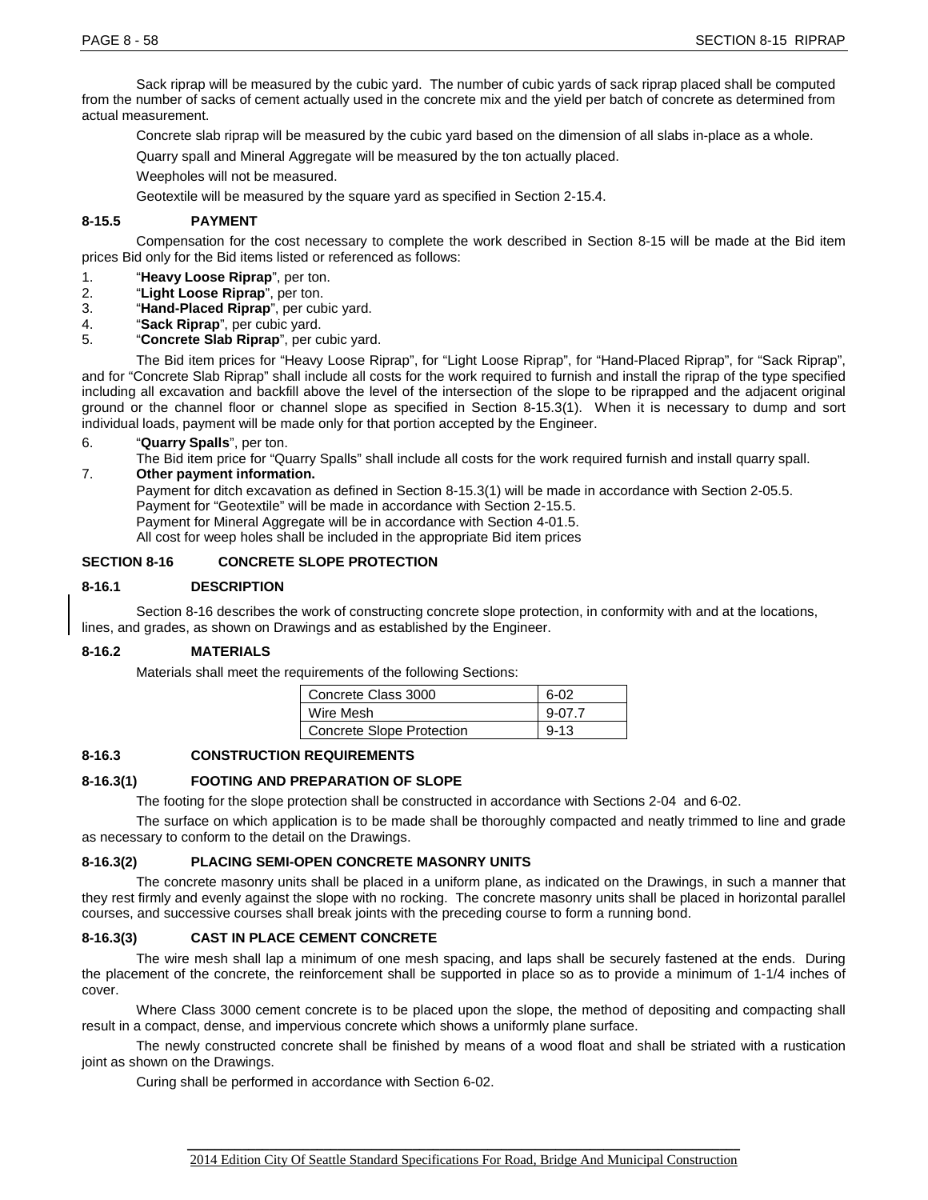Sack riprap will be measured by the cubic yard. The number of cubic yards of sack riprap placed shall be computed from the number of sacks of cement actually used in the concrete mix and the yield per batch of concrete as determined from actual measurement.

Concrete slab riprap will be measured by the cubic yard based on the dimension of all slabs in-place as a whole.

Quarry spall and Mineral Aggregate will be measured by the ton actually placed.

Weepholes will not be measured.

Geotextile will be measured by the square yard as specified in Section 2-15.4.

### 8-15.5 PAYMENT

Compensation for the cost necessary to complete the work described in Section 8-15 will be made at the Bid item prices Bid only for the Bid items listed or referenced as follows:

1. "**Heavy Loose Riprap**", per ton.
2. "**Light Loose Riprap**", per ton.
3. "**Hand-Placed Riprap**", per cubic yard.
4. "**Sack Riprap**", per cubic yard.
5. "**Concrete Slab Riprap**", per cubic yard.

   The Bid item prices for "Heavy Loose Riprap", for "Light Loose Riprap", for "Hand-Placed Riprap", for "Sack Riprap", and for "Concrete Slab Riprap" shall include all costs for the work required to furnish and install the riprap of the type specified including all excavation and backfill above the level of the intersection of the slope to be riprapped and the adjacent original ground or the channel floor or channel slope as specified in Section 8-15.3(1). When it is necessary to dump and sort individual loads, payment will be made only for that portion accepted by the Engineer.

6. "**Quarry Spalls**", per ton.

   The Bid item price for "Quarry Spalls" shall include all costs for the work required furnish and install quarry spall.

7. **Other payment information.**

   Payment for ditch excavation as defined in Section 8-15.3(1) will be made in accordance with Section 2-05.5.
   Payment for "Geotextile" will be made in accordance with Section 2-15.5.
   Payment for Mineral Aggregate will be in accordance with Section 4-01.5.
   All cost for weep holes shall be included in the appropriate Bid item prices

## SECTION 8-16 CONCRETE SLOPE PROTECTION

### 8-16.1 DESCRIPTION

Section 8-16 describes the work of constructing concrete slope protection, in conformity with and at the locations, lines, and grades, as shown on Drawings and as established by the Engineer.

### 8-16.2 MATERIALS

Materials shall meet the requirements of the following Sections:

| | |
|---|---|
| Concrete Class 3000 | 6-02 |
| Wire Mesh | 9-07.7 |
| Concrete Slope Protection | 9-13 |

### 8-16.3 CONSTRUCTION REQUIREMENTS

#### 8-16.3(1) FOOTING AND PREPARATION OF SLOPE

The footing for the slope protection shall be constructed in accordance with Sections 2-04 and 6-02.

The surface on which application is to be made shall be thoroughly compacted and neatly trimmed to line and grade as necessary to conform to the detail on the Drawings.

#### 8-16.3(2) PLACING SEMI-OPEN CONCRETE MASONRY UNITS

The concrete masonry units shall be placed in a uniform plane, as indicated on the Drawings, in such a manner that they rest firmly and evenly against the slope with no rocking. The concrete masonry units shall be placed in horizontal parallel courses, and successive courses shall break joints with the preceding course to form a running bond.

#### 8-16.3(3) CAST IN PLACE CEMENT CONCRETE

The wire mesh shall lap a minimum of one mesh spacing, and laps shall be securely fastened at the ends. During the placement of the concrete, the reinforcement shall be supported in place so as to provide a minimum of 1-1/4 inches of cover.

Where Class 3000 cement concrete is to be placed upon the slope, the method of depositing and compacting shall result in a compact, dense, and impervious concrete which shows a uniformly plane surface.

The newly constructed concrete shall be finished by means of a wood float and shall be striated with a rustication joint as shown on the Drawings.

Curing shall be performed in accordance with Section 6-02.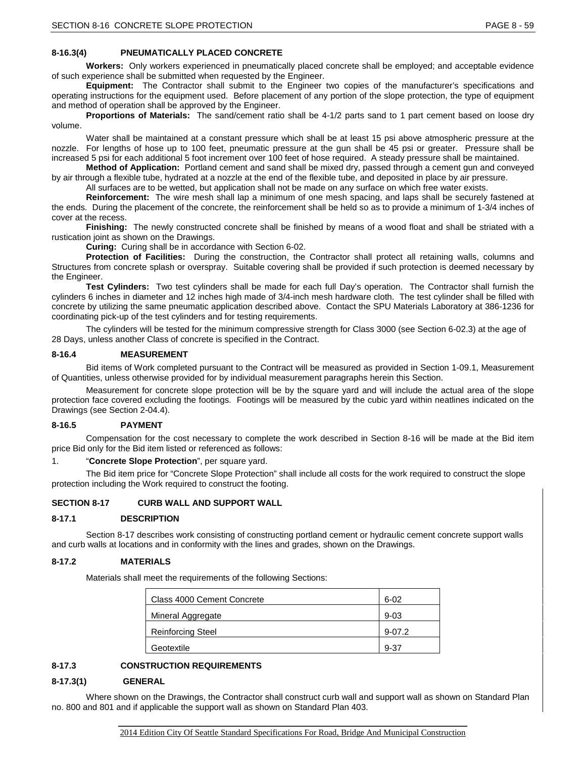#### 8-16.3(4) PNEUMATICALLY PLACED CONCRETE

**Workers:** Only workers experienced in pneumatically placed concrete shall be employed; and acceptable evidence of such experience shall be submitted when requested by the Engineer.

**Equipment:** The Contractor shall submit to the Engineer two copies of the manufacturer's specifications and operating instructions for the equipment used. Before placement of any portion of the slope protection, the type of equipment and method of operation shall be approved by the Engineer.

**Proportions of Materials:** The sand/cement ratio shall be 4-1/2 parts sand to 1 part cement based on loose dry volume.

Water shall be maintained at a constant pressure which shall be at least 15 psi above atmospheric pressure at the nozzle. For lengths of hose up to 100 feet, pneumatic pressure at the gun shall be 45 psi or greater. Pressure shall be increased 5 psi for each additional 5 foot increment over 100 feet of hose required. A steady pressure shall be maintained.

**Method of Application:** Portland cement and sand shall be mixed dry, passed through a cement gun and conveyed by air through a flexible tube, hydrated at a nozzle at the end of the flexible tube, and deposited in place by air pressure.

All surfaces are to be wetted, but application shall not be made on any surface on which free water exists.

**Reinforcement:** The wire mesh shall lap a minimum of one mesh spacing, and laps shall be securely fastened at the ends. During the placement of the concrete, the reinforcement shall be held so as to provide a minimum of 1-3/4 inches of cover at the recess.

**Finishing:** The newly constructed concrete shall be finished by means of a wood float and shall be striated with a rustication joint as shown on the Drawings.

**Curing:** Curing shall be in accordance with Section 6-02.

**Protection of Facilities:** During the construction, the Contractor shall protect all retaining walls, columns and Structures from concrete splash or overspray. Suitable covering shall be provided if such protection is deemed necessary by the Engineer.

**Test Cylinders:** Two test cylinders shall be made for each full Day's operation. The Contractor shall furnish the cylinders 6 inches in diameter and 12 inches high made of 3/4-inch mesh hardware cloth. The test cylinder shall be filled with concrete by utilizing the same pneumatic application described above. Contact the SPU Materials Laboratory at 386-1236 for coordinating pick-up of the test cylinders and for testing requirements.

The cylinders will be tested for the minimum compressive strength for Class 3000 (see Section 6-02.3) at the age of 28 Days, unless another Class of concrete is specified in the Contract.

### 8-16.4 MEASUREMENT

Bid items of Work completed pursuant to the Contract will be measured as provided in Section 1-09.1, Measurement of Quantities, unless otherwise provided for by individual measurement paragraphs herein this Section.

Measurement for concrete slope protection will be by the square yard and will include the actual area of the slope protection face covered excluding the footings. Footings will be measured by the cubic yard within neatlines indicated on the Drawings (see Section 2-04.4).

### 8-16.5 PAYMENT

Compensation for the cost necessary to complete the work described in Section 8-16 will be made at the Bid item price Bid only for the Bid item listed or referenced as follows:

1. "**Concrete Slope Protection**", per square yard.

The Bid item price for "Concrete Slope Protection" shall include all costs for the work required to construct the slope protection including the Work required to construct the footing.

## SECTION 8-17 CURB WALL AND SUPPORT WALL

### 8-17.1 DESCRIPTION

Section 8-17 describes work consisting of constructing portland cement or hydraulic cement concrete support walls and curb walls at locations and in conformity with the lines and grades, shown on the Drawings.

### 8-17.2 MATERIALS

Materials shall meet the requirements of the following Sections:

| Material | Section |
|---|---|
| Class 4000 Cement Concrete | 6-02 |
| Mineral Aggregate | 9-03 |
| Reinforcing Steel | 9-07.2 |
| Geotextile | 9-37 |

### 8-17.3 CONSTRUCTION REQUIREMENTS

#### 8-17.3(1) GENERAL

Where shown on the Drawings, the Contractor shall construct curb wall and support wall as shown on Standard Plan no. 800 and 801 and if applicable the support wall as shown on Standard Plan 403.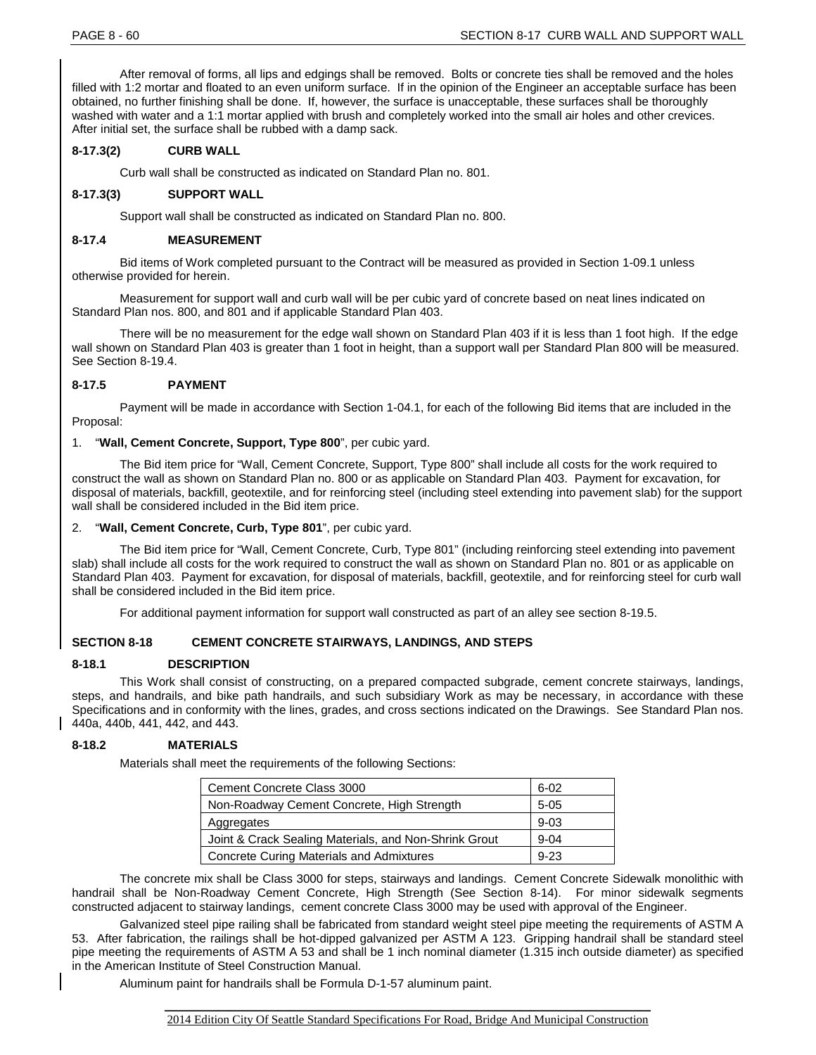After removal of forms, all lips and edgings shall be removed. Bolts or concrete ties shall be removed and the holes filled with 1:2 mortar and floated to an even uniform surface. If in the opinion of the Engineer an acceptable surface has been obtained, no further finishing shall be done. If, however, the surface is unacceptable, these surfaces shall be thoroughly washed with water and a 1:1 mortar applied with brush and completely worked into the small air holes and other crevices. After initial set, the surface shall be rubbed with a damp sack.

### 8-17.3(2) CURB WALL

Curb wall shall be constructed as indicated on Standard Plan no. 801.

### 8-17.3(3) SUPPORT WALL

Support wall shall be constructed as indicated on Standard Plan no. 800.

### 8-17.4 MEASUREMENT

Bid items of Work completed pursuant to the Contract will be measured as provided in Section 1-09.1 unless otherwise provided for herein.

Measurement for support wall and curb wall will be per cubic yard of concrete based on neat lines indicated on Standard Plan nos. 800, and 801 and if applicable Standard Plan 403.

There will be no measurement for the edge wall shown on Standard Plan 403 if it is less than 1 foot high. If the edge wall shown on Standard Plan 403 is greater than 1 foot in height, than a support wall per Standard Plan 800 will be measured. See Section 8-19.4.

### 8-17.5 PAYMENT

Payment will be made in accordance with Section 1-04.1, for each of the following Bid items that are included in the Proposal:

1. "**Wall, Cement Concrete, Support, Type 800**", per cubic yard.

The Bid item price for "Wall, Cement Concrete, Support, Type 800" shall include all costs for the work required to construct the wall as shown on Standard Plan no. 800 or as applicable on Standard Plan 403. Payment for excavation, for disposal of materials, backfill, geotextile, and for reinforcing steel (including steel extending into pavement slab) for the support wall shall be considered included in the Bid item price.

2. "**Wall, Cement Concrete, Curb, Type 801**", per cubic yard.

The Bid item price for "Wall, Cement Concrete, Curb, Type 801" (including reinforcing steel extending into pavement slab) shall include all costs for the work required to construct the wall as shown on Standard Plan no. 801 or as applicable on Standard Plan 403. Payment for excavation, for disposal of materials, backfill, geotextile, and for reinforcing steel for curb wall shall be considered included in the Bid item price.

For additional payment information for support wall constructed as part of an alley see section 8-19.5.

## SECTION 8-18 CEMENT CONCRETE STAIRWAYS, LANDINGS, AND STEPS

### 8-18.1 DESCRIPTION

This Work shall consist of constructing, on a prepared compacted subgrade, cement concrete stairways, landings, steps, and handrails, and bike path handrails, and such subsidiary Work as may be necessary, in accordance with these Specifications and in conformity with the lines, grades, and cross sections indicated on the Drawings. See Standard Plan nos. 440a, 440b, 441, 442, and 443.

### 8-18.2 MATERIALS

Materials shall meet the requirements of the following Sections:

| | |
|---|---|
| Cement Concrete Class 3000 | 6-02 |
| Non-Roadway Cement Concrete, High Strength | 5-05 |
| Aggregates | 9-03 |
| Joint & Crack Sealing Materials, and Non-Shrink Grout | 9-04 |
| Concrete Curing Materials and Admixtures | 9-23 |

The concrete mix shall be Class 3000 for steps, stairways and landings. Cement Concrete Sidewalk monolithic with handrail shall be Non-Roadway Cement Concrete, High Strength (See Section 8-14). For minor sidewalk segments constructed adjacent to stairway landings, cement concrete Class 3000 may be used with approval of the Engineer.

Galvanized steel pipe railing shall be fabricated from standard weight steel pipe meeting the requirements of ASTM A 53. After fabrication, the railings shall be hot-dipped galvanized per ASTM A 123. Gripping handrail shall be standard steel pipe meeting the requirements of ASTM A 53 and shall be 1 inch nominal diameter (1.315 inch outside diameter) as specified in the American Institute of Steel Construction Manual.

Aluminum paint for handrails shall be Formula D-1-57 aluminum paint.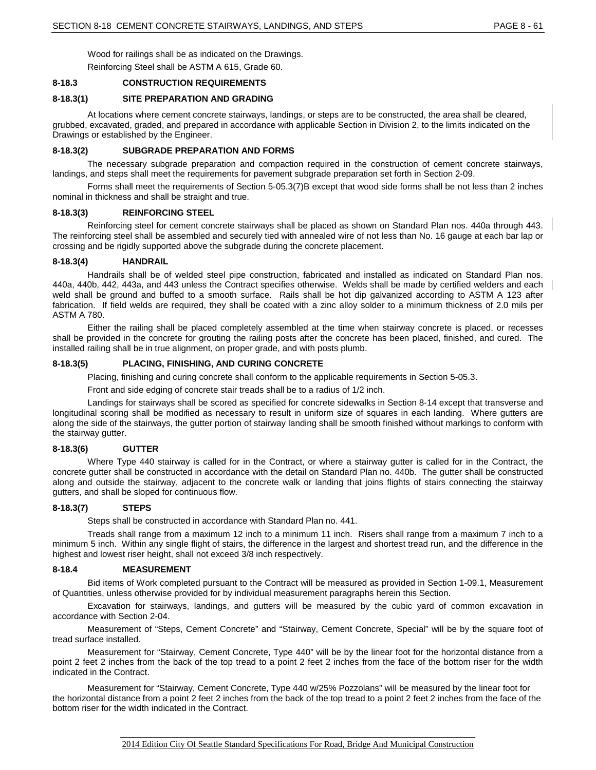Wood for railings shall be as indicated on the Drawings.

Reinforcing Steel shall be ASTM A 615, Grade 60.

## 8-18.3 CONSTRUCTION REQUIREMENTS

### 8-18.3(1) SITE PREPARATION AND GRADING

At locations where cement concrete stairways, landings, or steps are to be constructed, the area shall be cleared, grubbed, excavated, graded, and prepared in accordance with applicable Section in Division 2, to the limits indicated on the Drawings or established by the Engineer.

### 8-18.3(2) SUBGRADE PREPARATION AND FORMS

The necessary subgrade preparation and compaction required in the construction of cement concrete stairways, landings, and steps shall meet the requirements for pavement subgrade preparation set forth in Section 2-09.

Forms shall meet the requirements of Section 5-05.3(7)B except that wood side forms shall be not less than 2 inches nominal in thickness and shall be straight and true.

### 8-18.3(3) REINFORCING STEEL

Reinforcing steel for cement concrete stairways shall be placed as shown on Standard Plan nos. 440a through 443. The reinforcing steel shall be assembled and securely tied with annealed wire of not less than No. 16 gauge at each bar lap or crossing and be rigidly supported above the subgrade during the concrete placement.

### 8-18.3(4) HANDRAIL

Handrails shall be of welded steel pipe construction, fabricated and installed as indicated on Standard Plan nos. 440a, 440b, 442, 443a, and 443 unless the Contract specifies otherwise. Welds shall be made by certified welders and each weld shall be ground and buffed to a smooth surface. Rails shall be hot dip galvanized according to ASTM A 123 after fabrication. If field welds are required, they shall be coated with a zinc alloy solder to a minimum thickness of 2.0 mils per ASTM A 780.

Either the railing shall be placed completely assembled at the time when stairway concrete is placed, or recesses shall be provided in the concrete for grouting the railing posts after the concrete has been placed, finished, and cured. The installed railing shall be in true alignment, on proper grade, and with posts plumb.

### 8-18.3(5) PLACING, FINISHING, AND CURING CONCRETE

Placing, finishing and curing concrete shall conform to the applicable requirements in Section 5-05.3.

Front and side edging of concrete stair treads shall be to a radius of 1/2 inch.

Landings for stairways shall be scored as specified for concrete sidewalks in Section 8-14 except that transverse and longitudinal scoring shall be modified as necessary to result in uniform size of squares in each landing. Where gutters are along the side of the stairways, the gutter portion of stairway landing shall be smooth finished without markings to conform with the stairway gutter.

### 8-18.3(6) GUTTER

Where Type 440 stairway is called for in the Contract, or where a stairway gutter is called for in the Contract, the concrete gutter shall be constructed in accordance with the detail on Standard Plan no. 440b. The gutter shall be constructed along and outside the stairway, adjacent to the concrete walk or landing that joins flights of stairs connecting the stairway gutters, and shall be sloped for continuous flow.

### 8-18.3(7) STEPS

Steps shall be constructed in accordance with Standard Plan no. 441.

Treads shall range from a maximum 12 inch to a minimum 11 inch. Risers shall range from a maximum 7 inch to a minimum 5 inch. Within any single flight of stairs, the difference in the largest and shortest tread run, and the difference in the highest and lowest riser height, shall not exceed 3/8 inch respectively.

## 8-18.4 MEASUREMENT

Bid items of Work completed pursuant to the Contract will be measured as provided in Section 1-09.1, Measurement of Quantities, unless otherwise provided for by individual measurement paragraphs herein this Section.

Excavation for stairways, landings, and gutters will be measured by the cubic yard of common excavation in accordance with Section 2-04.

Measurement of "Steps, Cement Concrete" and "Stairway, Cement Concrete, Special" will be by the square foot of tread surface installed.

Measurement for "Stairway, Cement Concrete, Type 440" will be by the linear foot for the horizontal distance from a point 2 feet 2 inches from the back of the top tread to a point 2 feet 2 inches from the face of the bottom riser for the width indicated in the Contract.

Measurement for "Stairway, Cement Concrete, Type 440 w/25% Pozzolans" will be measured by the linear foot for the horizontal distance from a point 2 feet 2 inches from the back of the top tread to a point 2 feet 2 inches from the face of the bottom riser for the width indicated in the Contract.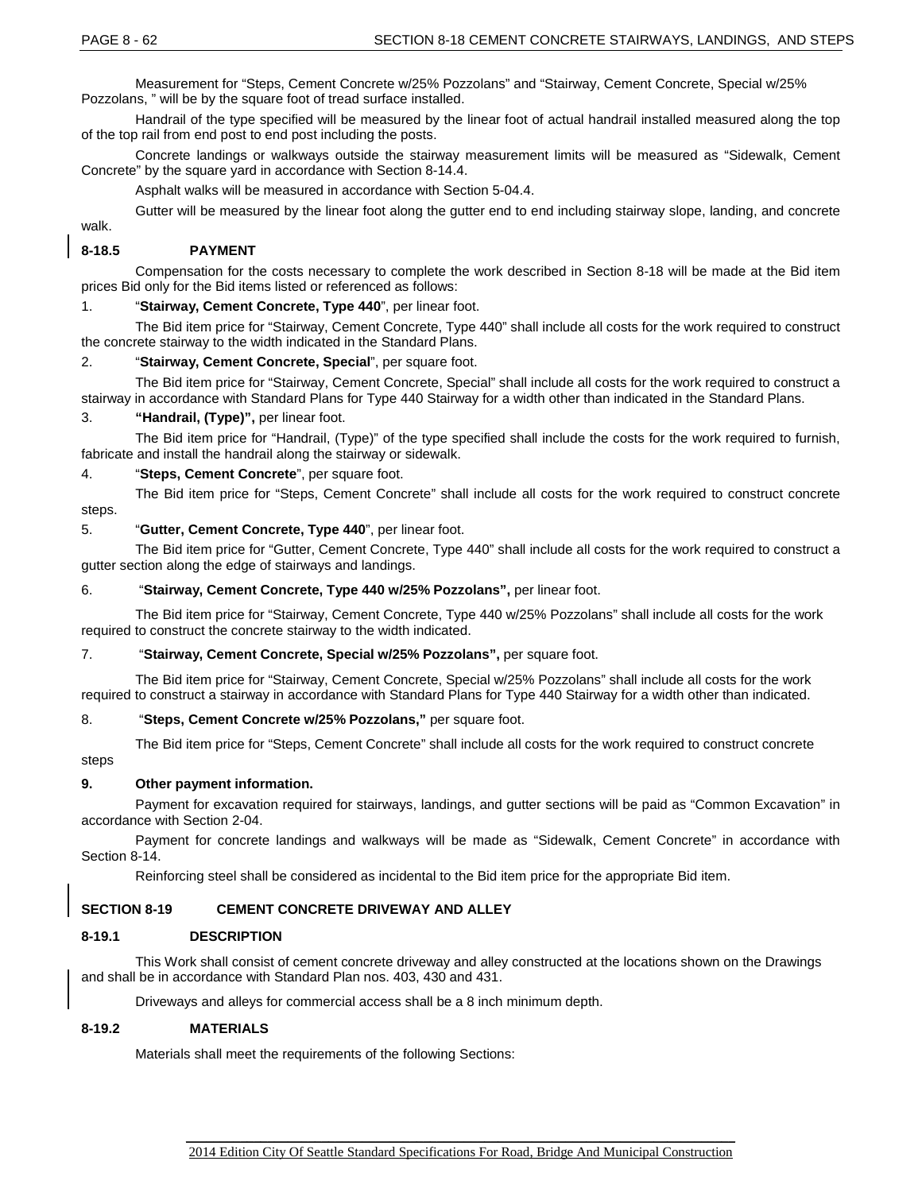Measurement for "Steps, Cement Concrete w/25% Pozzolans" and "Stairway, Cement Concrete, Special w/25% Pozzolans, " will be by the square foot of tread surface installed.

Handrail of the type specified will be measured by the linear foot of actual handrail installed measured along the top of the top rail from end post to end post including the posts.

Concrete landings or walkways outside the stairway measurement limits will be measured as "Sidewalk, Cement Concrete" by the square yard in accordance with Section 8-14.4.

Asphalt walks will be measured in accordance with Section 5-04.4.

Gutter will be measured by the linear foot along the gutter end to end including stairway slope, landing, and concrete walk.

### 8-18.5 PAYMENT

Compensation for the costs necessary to complete the work described in Section 8-18 will be made at the Bid item prices Bid only for the Bid items listed or referenced as follows:

1. "**Stairway, Cement Concrete, Type 440**", per linear foot.

   The Bid item price for "Stairway, Cement Concrete, Type 440" shall include all costs for the work required to construct the concrete stairway to the width indicated in the Standard Plans.

2. "**Stairway, Cement Concrete, Special**", per square foot.

   The Bid item price for "Stairway, Cement Concrete, Special" shall include all costs for the work required to construct a stairway in accordance with Standard Plans for Type 440 Stairway for a width other than indicated in the Standard Plans.

3. **"Handrail, (Type)",** per linear foot.

   The Bid item price for "Handrail, (Type)" of the type specified shall include the costs for the work required to furnish, fabricate and install the handrail along the stairway or sidewalk.

4. "**Steps, Cement Concrete**", per square foot.

   The Bid item price for "Steps, Cement Concrete" shall include all costs for the work required to construct concrete steps.

5. "**Gutter, Cement Concrete, Type 440**", per linear foot.

   The Bid item price for "Gutter, Cement Concrete, Type 440" shall include all costs for the work required to construct a gutter section along the edge of stairways and landings.

6. "**Stairway, Cement Concrete, Type 440 w/25% Pozzolans",** per linear foot.

   The Bid item price for "Stairway, Cement Concrete, Type 440 w/25% Pozzolans" shall include all costs for the work required to construct the concrete stairway to the width indicated.

7. "**Stairway, Cement Concrete, Special w/25% Pozzolans",** per square foot.

   The Bid item price for "Stairway, Cement Concrete, Special w/25% Pozzolans" shall include all costs for the work required to construct a stairway in accordance with Standard Plans for Type 440 Stairway for a width other than indicated.

8. "**Steps, Cement Concrete w/25% Pozzolans,"** per square foot.

   The Bid item price for "Steps, Cement Concrete" shall include all costs for the work required to construct concrete steps

9. **Other payment information.**

   Payment for excavation required for stairways, landings, and gutter sections will be paid as "Common Excavation" in accordance with Section 2-04.

   Payment for concrete landings and walkways will be made as "Sidewalk, Cement Concrete" in accordance with Section 8-14.

   Reinforcing steel shall be considered as incidental to the Bid item price for the appropriate Bid item.

## SECTION 8-19 CEMENT CONCRETE DRIVEWAY AND ALLEY

### 8-19.1 DESCRIPTION

This Work shall consist of cement concrete driveway and alley constructed at the locations shown on the Drawings and shall be in accordance with Standard Plan nos. 403, 430 and 431.

Driveways and alleys for commercial access shall be a 8 inch minimum depth.

### 8-19.2 MATERIALS

Materials shall meet the requirements of the following Sections: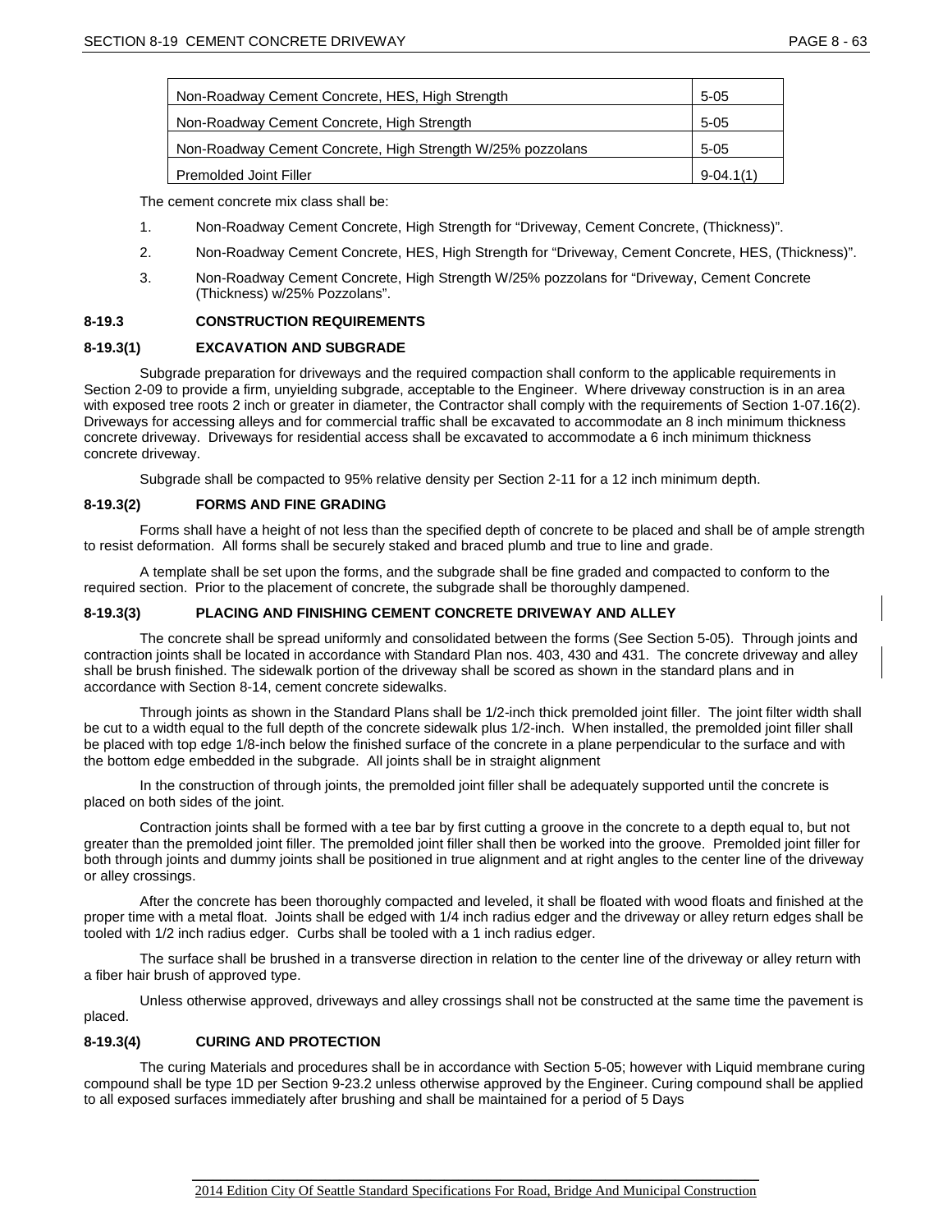| Non-Roadway Cement Concrete, HES, High Strength | 5-05 |
|---|---|
| Non-Roadway Cement Concrete, High Strength | 5-05 |
| Non-Roadway Cement Concrete, High Strength W/25% pozzolans | 5-05 |
| Premolded Joint Filler | 9-04.1(1) |

The cement concrete mix class shall be:

1. Non-Roadway Cement Concrete, High Strength for "Driveway, Cement Concrete, (Thickness)".
2. Non-Roadway Cement Concrete, HES, High Strength for "Driveway, Cement Concrete, HES, (Thickness)".
3. Non-Roadway Cement Concrete, High Strength W/25% pozzolans for "Driveway, Cement Concrete (Thickness) w/25% Pozzolans".

### 8-19.3 CONSTRUCTION REQUIREMENTS

#### 8-19.3(1) EXCAVATION AND SUBGRADE

Subgrade preparation for driveways and the required compaction shall conform to the applicable requirements in Section 2-09 to provide a firm, unyielding subgrade, acceptable to the Engineer. Where driveway construction is in an area with exposed tree roots 2 inch or greater in diameter, the Contractor shall comply with the requirements of Section 1-07.16(2). Driveways for accessing alleys and for commercial traffic shall be excavated to accommodate an 8 inch minimum thickness concrete driveway. Driveways for residential access shall be excavated to accommodate a 6 inch minimum thickness concrete driveway.

Subgrade shall be compacted to 95% relative density per Section 2-11 for a 12 inch minimum depth.

#### 8-19.3(2) FORMS AND FINE GRADING

Forms shall have a height of not less than the specified depth of concrete to be placed and shall be of ample strength to resist deformation. All forms shall be securely staked and braced plumb and true to line and grade.

A template shall be set upon the forms, and the subgrade shall be fine graded and compacted to conform to the required section. Prior to the placement of concrete, the subgrade shall be thoroughly dampened.

#### 8-19.3(3) PLACING AND FINISHING CEMENT CONCRETE DRIVEWAY AND ALLEY

The concrete shall be spread uniformly and consolidated between the forms (See Section 5-05). Through joints and contraction joints shall be located in accordance with Standard Plan nos. 403, 430 and 431. The concrete driveway and alley shall be brush finished. The sidewalk portion of the driveway shall be scored as shown in the standard plans and in accordance with Section 8-14, cement concrete sidewalks.

Through joints as shown in the Standard Plans shall be 1/2-inch thick premolded joint filler. The joint filter width shall be cut to a width equal to the full depth of the concrete sidewalk plus 1/2-inch. When installed, the premolded joint filler shall be placed with top edge 1/8-inch below the finished surface of the concrete in a plane perpendicular to the surface and with the bottom edge embedded in the subgrade. All joints shall be in straight alignment

In the construction of through joints, the premolded joint filler shall be adequately supported until the concrete is placed on both sides of the joint.

Contraction joints shall be formed with a tee bar by first cutting a groove in the concrete to a depth equal to, but not greater than the premolded joint filler. The premolded joint filler shall then be worked into the groove. Premolded joint filler for both through joints and dummy joints shall be positioned in true alignment and at right angles to the center line of the driveway or alley crossings.

After the concrete has been thoroughly compacted and leveled, it shall be floated with wood floats and finished at the proper time with a metal float. Joints shall be edged with 1/4 inch radius edger and the driveway or alley return edges shall be tooled with 1/2 inch radius edger. Curbs shall be tooled with a 1 inch radius edger.

The surface shall be brushed in a transverse direction in relation to the center line of the driveway or alley return with a fiber hair brush of approved type.

Unless otherwise approved, driveways and alley crossings shall not be constructed at the same time the pavement is placed.

#### 8-19.3(4) CURING AND PROTECTION

The curing Materials and procedures shall be in accordance with Section 5-05; however with Liquid membrane curing compound shall be type 1D per Section 9-23.2 unless otherwise approved by the Engineer. Curing compound shall be applied to all exposed surfaces immediately after brushing and shall be maintained for a period of 5 Days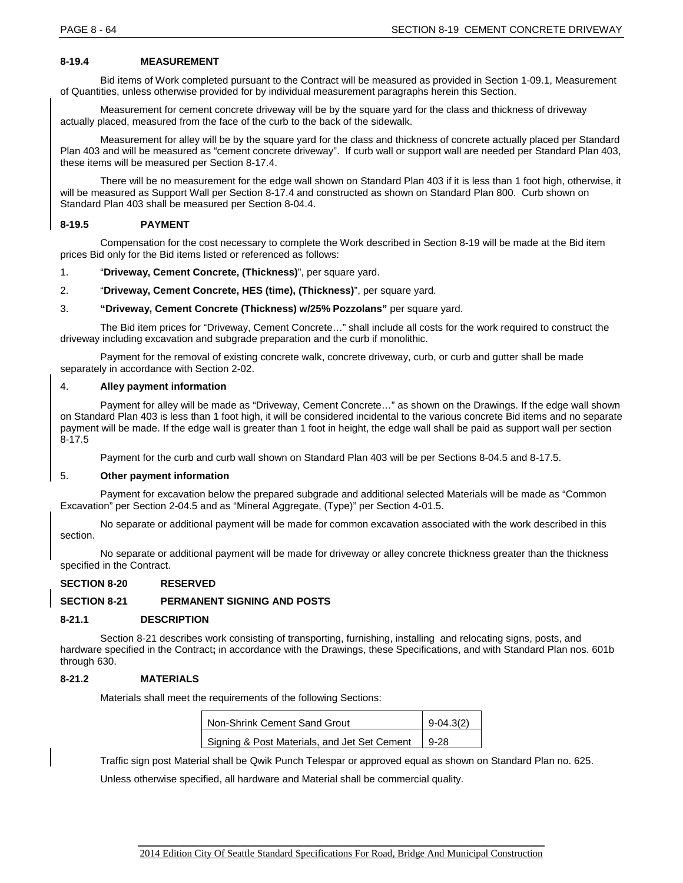### 8-19.4 MEASUREMENT

Bid items of Work completed pursuant to the Contract will be measured as provided in Section 1-09.1, Measurement of Quantities, unless otherwise provided for by individual measurement paragraphs herein this Section.

Measurement for cement concrete driveway will be by the square yard for the class and thickness of driveway actually placed, measured from the face of the curb to the back of the sidewalk.

Measurement for alley will be by the square yard for the class and thickness of concrete actually placed per Standard Plan 403 and will be measured as "cement concrete driveway". If curb wall or support wall are needed per Standard Plan 403, these items will be measured per Section 8-17.4.

There will be no measurement for the edge wall shown on Standard Plan 403 if it is less than 1 foot high, otherwise, it will be measured as Support Wall per Section 8-17.4 and constructed as shown on Standard Plan 800. Curb shown on Standard Plan 403 shall be measured per Section 8-04.4.

### 8-19.5 PAYMENT

Compensation for the cost necessary to complete the Work described in Section 8-19 will be made at the Bid item prices Bid only for the Bid items listed or referenced as follows:

1. "**Driveway, Cement Concrete, (Thickness)**", per square yard.
2. "**Driveway, Cement Concrete, HES (time), (Thickness)**", per square yard.
3. **"Driveway, Cement Concrete (Thickness) w/25% Pozzolans"** per square yard.

The Bid item prices for "Driveway, Cement Concrete…" shall include all costs for the work required to construct the driveway including excavation and subgrade preparation and the curb if monolithic.

Payment for the removal of existing concrete walk, concrete driveway, curb, or curb and gutter shall be made separately in accordance with Section 2-02.

4. **Alley payment information**

Payment for alley will be made as "Driveway, Cement Concrete…" as shown on the Drawings. If the edge wall shown on Standard Plan 403 is less than 1 foot high, it will be considered incidental to the various concrete Bid items and no separate payment will be made. If the edge wall is greater than 1 foot in height, the edge wall shall be paid as support wall per section 8-17.5

Payment for the curb and curb wall shown on Standard Plan 403 will be per Sections 8-04.5 and 8-17.5.

5. **Other payment information**

Payment for excavation below the prepared subgrade and additional selected Materials will be made as "Common Excavation" per Section 2-04.5 and as "Mineral Aggregate, (Type)" per Section 4-01.5.

No separate or additional payment will be made for common excavation associated with the work described in this section.

No separate or additional payment will be made for driveway or alley concrete thickness greater than the thickness specified in the Contract.

## SECTION 8-20 RESERVED

## SECTION 8-21 PERMANENT SIGNING AND POSTS

### 8-21.1 DESCRIPTION

Section 8-21 describes work consisting of transporting, furnishing, installing and relocating signs, posts, and hardware specified in the Contract**;** in accordance with the Drawings, these Specifications, and with Standard Plan nos. 601b through 630.

### 8-21.2 MATERIALS

Materials shall meet the requirements of the following Sections:

| | |
|---|---|
| Non-Shrink Cement Sand Grout | 9-04.3(2) |
| Signing & Post Materials, and Jet Set Cement | 9-28 |

Traffic sign post Material shall be Qwik Punch Telespar or approved equal as shown on Standard Plan no. 625.

Unless otherwise specified, all hardware and Material shall be commercial quality.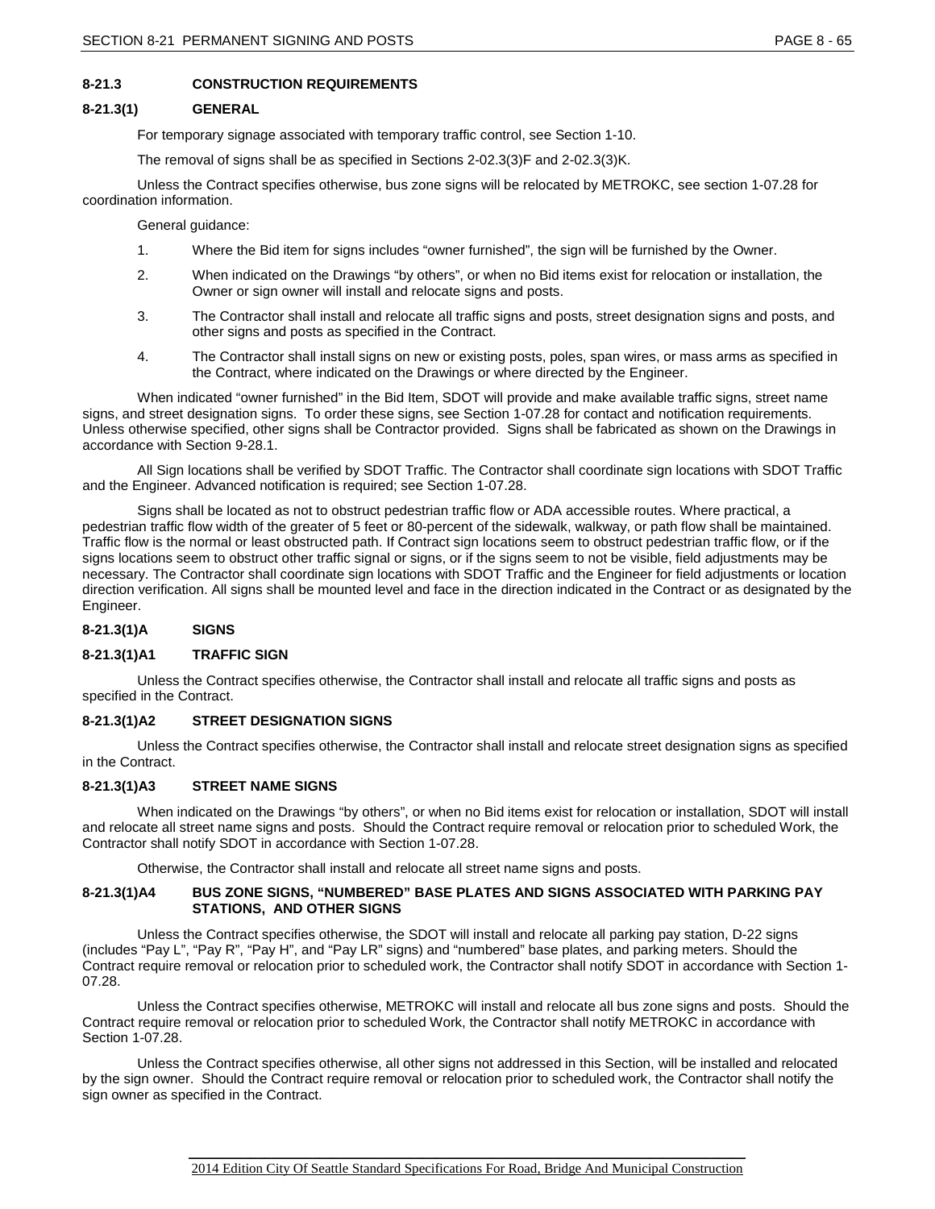## 8-21.3 CONSTRUCTION REQUIREMENTS

### 8-21.3(1) GENERAL

For temporary signage associated with temporary traffic control, see Section 1-10.

The removal of signs shall be as specified in Sections 2-02.3(3)F and 2-02.3(3)K.

Unless the Contract specifies otherwise, bus zone signs will be relocated by METROKC, see section 1-07.28 for coordination information.

General guidance:

1. Where the Bid item for signs includes "owner furnished", the sign will be furnished by the Owner.
2. When indicated on the Drawings "by others", or when no Bid items exist for relocation or installation, the Owner or sign owner will install and relocate signs and posts.
3. The Contractor shall install and relocate all traffic signs and posts, street designation signs and posts, and other signs and posts as specified in the Contract.
4. The Contractor shall install signs on new or existing posts, poles, span wires, or mass arms as specified in the Contract, where indicated on the Drawings or where directed by the Engineer.

When indicated "owner furnished" in the Bid Item, SDOT will provide and make available traffic signs, street name signs, and street designation signs. To order these signs, see Section 1-07.28 for contact and notification requirements. Unless otherwise specified, other signs shall be Contractor provided. Signs shall be fabricated as shown on the Drawings in accordance with Section 9-28.1.

All Sign locations shall be verified by SDOT Traffic. The Contractor shall coordinate sign locations with SDOT Traffic and the Engineer. Advanced notification is required; see Section 1-07.28.

Signs shall be located as not to obstruct pedestrian traffic flow or ADA accessible routes. Where practical, a pedestrian traffic flow width of the greater of 5 feet or 80-percent of the sidewalk, walkway, or path flow shall be maintained. Traffic flow is the normal or least obstructed path. If Contract sign locations seem to obstruct pedestrian traffic flow, or if the signs locations seem to obstruct other traffic signal or signs, or if the signs seem to not be visible, field adjustments may be necessary. The Contractor shall coordinate sign locations with SDOT Traffic and the Engineer for field adjustments or location direction verification. All signs shall be mounted level and face in the direction indicated in the Contract or as designated by the Engineer.

### 8-21.3(1)A SIGNS

#### 8-21.3(1)A1 TRAFFIC SIGN

Unless the Contract specifies otherwise, the Contractor shall install and relocate all traffic signs and posts as specified in the Contract.

#### 8-21.3(1)A2 STREET DESIGNATION SIGNS

Unless the Contract specifies otherwise, the Contractor shall install and relocate street designation signs as specified in the Contract.

#### 8-21.3(1)A3 STREET NAME SIGNS

When indicated on the Drawings "by others", or when no Bid items exist for relocation or installation, SDOT will install and relocate all street name signs and posts. Should the Contract require removal or relocation prior to scheduled Work, the Contractor shall notify SDOT in accordance with Section 1-07.28.

Otherwise, the Contractor shall install and relocate all street name signs and posts.

#### 8-21.3(1)A4 BUS ZONE SIGNS, "NUMBERED" BASE PLATES AND SIGNS ASSOCIATED WITH PARKING PAY STATIONS, AND OTHER SIGNS

Unless the Contract specifies otherwise, the SDOT will install and relocate all parking pay station, D-22 signs (includes "Pay L", "Pay R", "Pay H", and "Pay LR" signs) and "numbered" base plates, and parking meters. Should the Contract require removal or relocation prior to scheduled work, the Contractor shall notify SDOT in accordance with Section 1-07.28.

Unless the Contract specifies otherwise, METROKC will install and relocate all bus zone signs and posts. Should the Contract require removal or relocation prior to scheduled Work, the Contractor shall notify METROKC in accordance with Section 1-07.28.

Unless the Contract specifies otherwise, all other signs not addressed in this Section, will be installed and relocated by the sign owner. Should the Contract require removal or relocation prior to scheduled work, the Contractor shall notify the sign owner as specified in the Contract.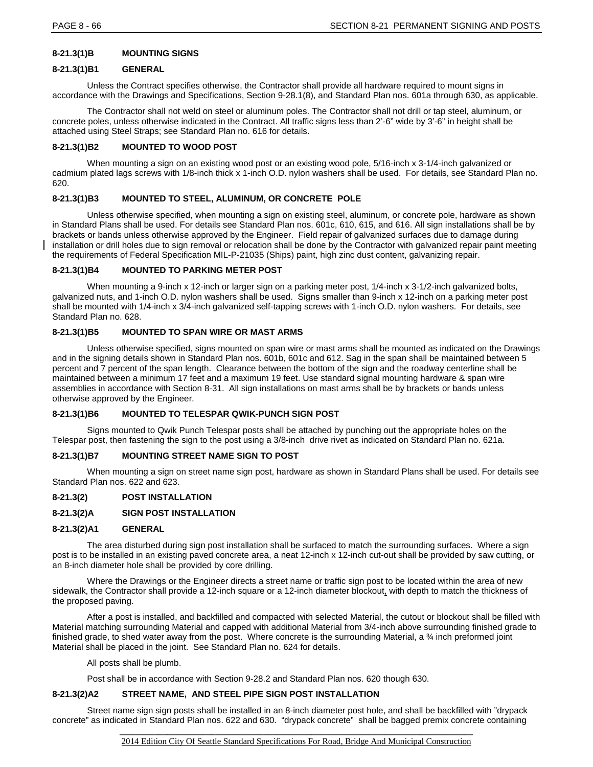#### 8-21.3(1)B MOUNTING SIGNS

#### 8-21.3(1)B1 GENERAL

Unless the Contract specifies otherwise, the Contractor shall provide all hardware required to mount signs in accordance with the Drawings and Specifications, Section 9-28.1(8), and Standard Plan nos. 601a through 630, as applicable.

The Contractor shall not weld on steel or aluminum poles. The Contractor shall not drill or tap steel, aluminum, or concrete poles, unless otherwise indicated in the Contract. All traffic signs less than 2'-6" wide by 3'-6" in height shall be attached using Steel Straps; see Standard Plan no. 616 for details.

#### 8-21.3(1)B2 MOUNTED TO WOOD POST

When mounting a sign on an existing wood post or an existing wood pole, 5/16-inch x 3-1/4-inch galvanized or cadmium plated lags screws with 1/8-inch thick x 1-inch O.D. nylon washers shall be used. For details, see Standard Plan no. 620.

#### 8-21.3(1)B3 MOUNTED TO STEEL, ALUMINUM, OR CONCRETE POLE

Unless otherwise specified, when mounting a sign on existing steel, aluminum, or concrete pole, hardware as shown in Standard Plans shall be used. For details see Standard Plan nos. 601c, 610, 615, and 616. All sign installations shall be by brackets or bands unless otherwise approved by the Engineer. Field repair of galvanized surfaces due to damage during installation or drill holes due to sign removal or relocation shall be done by the Contractor with galvanized repair paint meeting the requirements of Federal Specification MIL-P-21035 (Ships) paint, high zinc dust content, galvanizing repair.

#### 8-21.3(1)B4 MOUNTED TO PARKING METER POST

When mounting a 9-inch x 12-inch or larger sign on a parking meter post, 1/4-inch x 3-1/2-inch galvanized bolts, galvanized nuts, and 1-inch O.D. nylon washers shall be used. Signs smaller than 9-inch x 12-inch on a parking meter post shall be mounted with 1/4-inch x 3/4-inch galvanized self-tapping screws with 1-inch O.D. nylon washers. For details, see Standard Plan no. 628.

#### 8-21.3(1)B5 MOUNTED TO SPAN WIRE OR MAST ARMS

Unless otherwise specified, signs mounted on span wire or mast arms shall be mounted as indicated on the Drawings and in the signing details shown in Standard Plan nos. 601b, 601c and 612. Sag in the span shall be maintained between 5 percent and 7 percent of the span length. Clearance between the bottom of the sign and the roadway centerline shall be maintained between a minimum 17 feet and a maximum 19 feet. Use standard signal mounting hardware & span wire assemblies in accordance with Section 8-31. All sign installations on mast arms shall be by brackets or bands unless otherwise approved by the Engineer.

#### 8-21.3(1)B6 MOUNTED TO TELESPAR QWIK-PUNCH SIGN POST

Signs mounted to Qwik Punch Telespar posts shall be attached by punching out the appropriate holes on the Telespar post, then fastening the sign to the post using a 3/8-inch drive rivet as indicated on Standard Plan no. 621a.

#### 8-21.3(1)B7 MOUNTING STREET NAME SIGN TO POST

When mounting a sign on street name sign post, hardware as shown in Standard Plans shall be used. For details see Standard Plan nos. 622 and 623.

#### 8-21.3(2) POST INSTALLATION

#### 8-21.3(2)A SIGN POST INSTALLATION

#### 8-21.3(2)A1 GENERAL

The area disturbed during sign post installation shall be surfaced to match the surrounding surfaces. Where a sign post is to be installed in an existing paved concrete area, a neat 12-inch x 12-inch cut-out shall be provided by saw cutting, or an 8-inch diameter hole shall be provided by core drilling.

Where the Drawings or the Engineer directs a street name or traffic sign post to be located within the area of new sidewalk, the Contractor shall provide a 12-inch square or a 12-inch diameter blockout, with depth to match the thickness of the proposed paving.

After a post is installed, and backfilled and compacted with selected Material, the cutout or blockout shall be filled with Material matching surrounding Material and capped with additional Material from 3/4-inch above surrounding finished grade to finished grade, to shed water away from the post. Where concrete is the surrounding Material, a ¾ inch preformed joint Material shall be placed in the joint. See Standard Plan no. 624 for details.

All posts shall be plumb.

Post shall be in accordance with Section 9-28.2 and Standard Plan nos. 620 though 630.

#### 8-21.3(2)A2 STREET NAME, AND STEEL PIPE SIGN POST INSTALLATION

Street name sign sign posts shall be installed in an 8-inch diameter post hole, and shall be backfilled with "drypack concrete" as indicated in Standard Plan nos. 622 and 630. "drypack concrete" shall be bagged premix concrete containing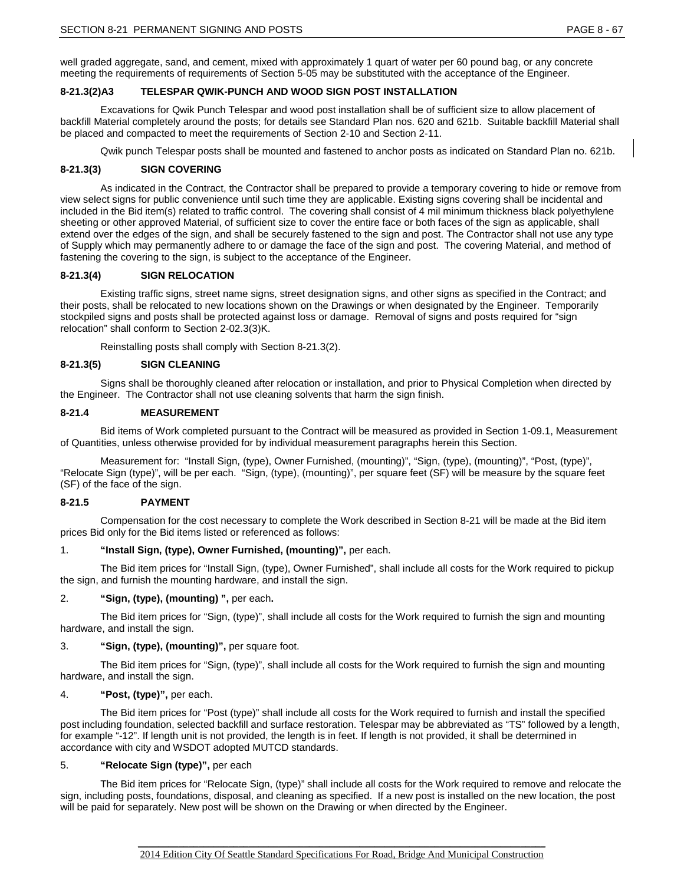well graded aggregate, sand, and cement, mixed with approximately 1 quart of water per 60 pound bag, or any concrete meeting the requirements of requirements of Section 5-05 may be substituted with the acceptance of the Engineer.

#### 8-21.3(2)A3 TELESPAR QWIK-PUNCH AND WOOD SIGN POST INSTALLATION

Excavations for Qwik Punch Telespar and wood post installation shall be of sufficient size to allow placement of backfill Material completely around the posts; for details see Standard Plan nos. 620 and 621b. Suitable backfill Material shall be placed and compacted to meet the requirements of Section 2-10 and Section 2-11.

Qwik punch Telespar posts shall be mounted and fastened to anchor posts as indicated on Standard Plan no. 621b.

#### 8-21.3(3) SIGN COVERING

As indicated in the Contract, the Contractor shall be prepared to provide a temporary covering to hide or remove from view select signs for public convenience until such time they are applicable. Existing signs covering shall be incidental and included in the Bid item(s) related to traffic control. The covering shall consist of 4 mil minimum thickness black polyethylene sheeting or other approved Material, of sufficient size to cover the entire face or both faces of the sign as applicable, shall extend over the edges of the sign, and shall be securely fastened to the sign and post. The Contractor shall not use any type of Supply which may permanently adhere to or damage the face of the sign and post. The covering Material, and method of fastening the covering to the sign, is subject to the acceptance of the Engineer.

#### 8-21.3(4) SIGN RELOCATION

Existing traffic signs, street name signs, street designation signs, and other signs as specified in the Contract; and their posts, shall be relocated to new locations shown on the Drawings or when designated by the Engineer. Temporarily stockpiled signs and posts shall be protected against loss or damage. Removal of signs and posts required for "sign relocation" shall conform to Section 2-02.3(3)K.

Reinstalling posts shall comply with Section 8-21.3(2).

#### 8-21.3(5) SIGN CLEANING

Signs shall be thoroughly cleaned after relocation or installation, and prior to Physical Completion when directed by the Engineer. The Contractor shall not use cleaning solvents that harm the sign finish.

### 8-21.4 MEASUREMENT

Bid items of Work completed pursuant to the Contract will be measured as provided in Section 1-09.1, Measurement of Quantities, unless otherwise provided for by individual measurement paragraphs herein this Section.

Measurement for: "Install Sign, (type), Owner Furnished, (mounting)", "Sign, (type), (mounting)", "Post, (type)", "Relocate Sign (type)", will be per each. "Sign, (type), (mounting)", per square feet (SF) will be measure by the square feet (SF) of the face of the sign.

### 8-21.5 PAYMENT

Compensation for the cost necessary to complete the Work described in Section 8-21 will be made at the Bid item prices Bid only for the Bid items listed or referenced as follows:

1. **"Install Sign, (type), Owner Furnished, (mounting)",** per each.

   The Bid item prices for "Install Sign, (type), Owner Furnished", shall include all costs for the Work required to pickup the sign, and furnish the mounting hardware, and install the sign.

2. **"Sign, (type), (mounting) ",** per each**.**

   The Bid item prices for "Sign, (type)", shall include all costs for the Work required to furnish the sign and mounting hardware, and install the sign.

3. **"Sign, (type), (mounting)",** per square foot.

   The Bid item prices for "Sign, (type)", shall include all costs for the Work required to furnish the sign and mounting hardware, and install the sign.

4. **"Post, (type)",** per each.

   The Bid item prices for "Post (type)" shall include all costs for the Work required to furnish and install the specified post including foundation, selected backfill and surface restoration. Telespar may be abbreviated as "TS" followed by a length, for example "-12". If length unit is not provided, the length is in feet. If length is not provided, it shall be determined in accordance with city and WSDOT adopted MUTCD standards.

5. **"Relocate Sign (type)",** per each

   The Bid item prices for "Relocate Sign, (type)" shall include all costs for the Work required to remove and relocate the sign, including posts, foundations, disposal, and cleaning as specified. If a new post is installed on the new location, the post will be paid for separately. New post will be shown on the Drawing or when directed by the Engineer.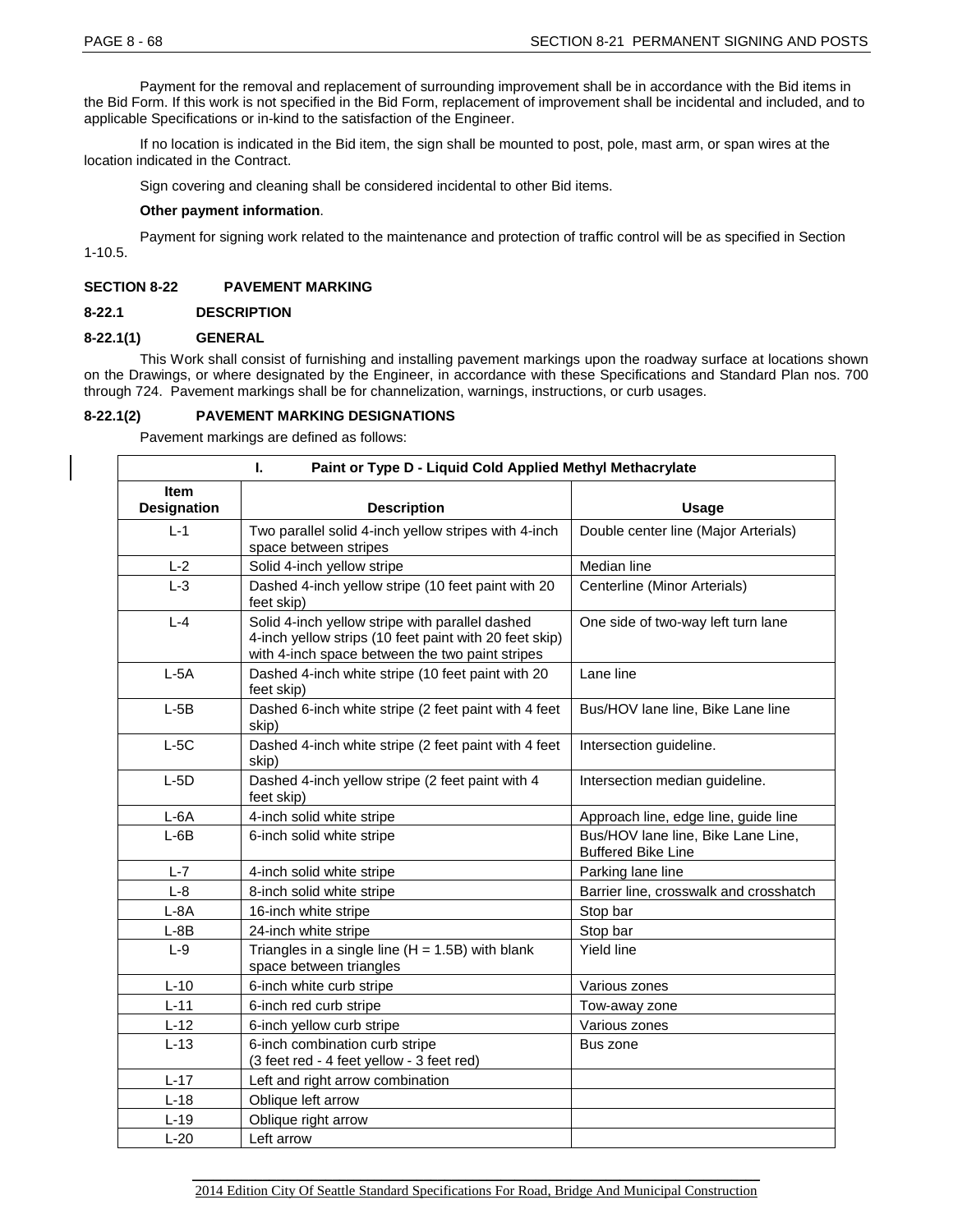Payment for the removal and replacement of surrounding improvement shall be in accordance with the Bid items in the Bid Form. If this work is not specified in the Bid Form, replacement of improvement shall be incidental and included, and to applicable Specifications or in-kind to the satisfaction of the Engineer.

If no location is indicated in the Bid item, the sign shall be mounted to post, pole, mast arm, or span wires at the location indicated in the Contract.

Sign covering and cleaning shall be considered incidental to other Bid items.

**Other payment information**.

Payment for signing work related to the maintenance and protection of traffic control will be as specified in Section 1-10.5.

## SECTION 8-22 PAVEMENT MARKING

### 8-22.1 DESCRIPTION

#### 8-22.1(1) GENERAL

This Work shall consist of furnishing and installing pavement markings upon the roadway surface at locations shown on the Drawings, or where designated by the Engineer, in accordance with these Specifications and Standard Plan nos. 700 through 724. Pavement markings shall be for channelization, warnings, instructions, or curb usages.

#### 8-22.1(2) PAVEMENT MARKING DESIGNATIONS

Pavement markings are defined as follows:

| I. Paint or Type D - Liquid Cold Applied Methyl Methacrylate | | |
|---|---|---|
| **Item Designation** | **Description** | **Usage** |
| L-1 | Two parallel solid 4-inch yellow stripes with 4-inch space between stripes | Double center line (Major Arterials) |
| L-2 | Solid 4-inch yellow stripe | Median line |
| L-3 | Dashed 4-inch yellow stripe (10 feet paint with 20 feet skip) | Centerline (Minor Arterials) |
| L-4 | Solid 4-inch yellow stripe with parallel dashed 4-inch yellow strips (10 feet paint with 20 feet skip) with 4-inch space between the two paint stripes | One side of two-way left turn lane |
| L-5A | Dashed 4-inch white stripe (10 feet paint with 20 feet skip) | Lane line |
| L-5B | Dashed 6-inch white stripe (2 feet paint with 4 feet skip) | Bus/HOV lane line, Bike Lane line |
| L-5C | Dashed 4-inch white stripe (2 feet paint with 4 feet skip) | Intersection guideline. |
| L-5D | Dashed 4-inch yellow stripe (2 feet paint with 4 feet skip) | Intersection median guideline. |
| L-6A | 4-inch solid white stripe | Approach line, edge line, guide line |
| L-6B | 6-inch solid white stripe | Bus/HOV lane line, Bike Lane Line, Buffered Bike Line |
| L-7 | 4-inch solid white stripe | Parking lane line |
| L-8 | 8-inch solid white stripe | Barrier line, crosswalk and crosshatch |
| L-8A | 16-inch white stripe | Stop bar |
| L-8B | 24-inch white stripe | Stop bar |
| L-9 | Triangles in a single line (H = 1.5B) with blank space between triangles | Yield line |
| L-10 | 6-inch white curb stripe | Various zones |
| L-11 | 6-inch red curb stripe | Tow-away zone |
| L-12 | 6-inch yellow curb stripe | Various zones |
| L-13 | 6-inch combination curb stripe (3 feet red - 4 feet yellow - 3 feet red) | Bus zone |
| L-17 | Left and right arrow combination | |
| L-18 | Oblique left arrow | |
| L-19 | Oblique right arrow | |
| L-20 | Left arrow | |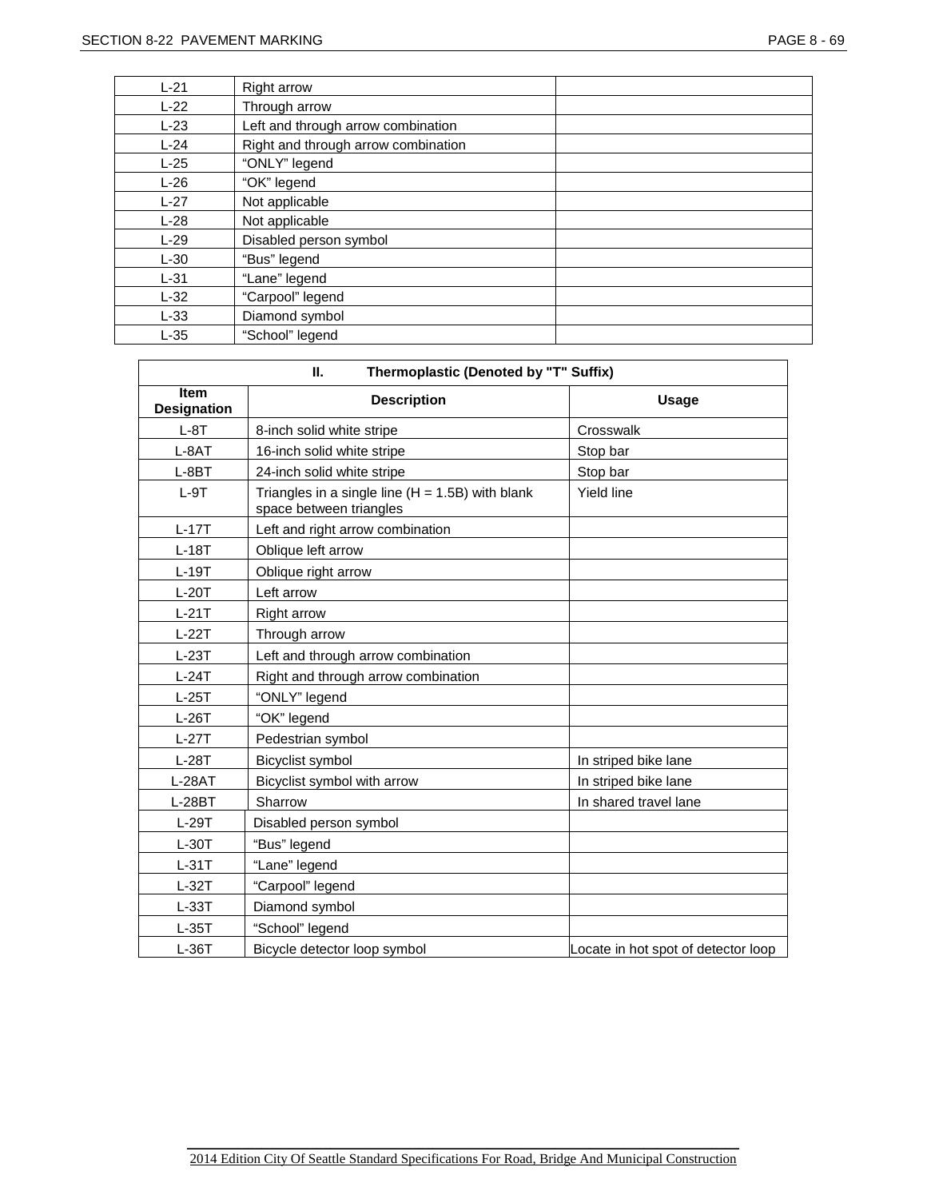| | | |
|---|---|---|
| L-21 | Right arrow | |
| L-22 | Through arrow | |
| L-23 | Left and through arrow combination | |
| L-24 | Right and through arrow combination | |
| L-25 | "ONLY" legend | |
| L-26 | "OK" legend | |
| L-27 | Not applicable | |
| L-28 | Not applicable | |
| L-29 | Disabled person symbol | |
| L-30 | "Bus" legend | |
| L-31 | "Lane" legend | |
| L-32 | "Carpool" legend | |
| L-33 | Diamond symbol | |
| L-35 | "School" legend | |

| II. Thermoplastic (Denoted by "T" Suffix) | | |
|---|---|---|
| **Item Designation** | **Description** | **Usage** |
| L-8T | 8-inch solid white stripe | Crosswalk |
| L-8AT | 16-inch solid white stripe | Stop bar |
| L-8BT | 24-inch solid white stripe | Stop bar |
| L-9T | Triangles in a single line (H = 1.5B) with blank space between triangles | Yield line |
| L-17T | Left and right arrow combination | |
| L-18T | Oblique left arrow | |
| L-19T | Oblique right arrow | |
| L-20T | Left arrow | |
| L-21T | Right arrow | |
| L-22T | Through arrow | |
| L-23T | Left and through arrow combination | |
| L-24T | Right and through arrow combination | |
| L-25T | "ONLY" legend | |
| L-26T | "OK" legend | |
| L-27T | Pedestrian symbol | |
| L-28T | Bicyclist symbol | In striped bike lane |
| L-28AT | Bicyclist symbol with arrow | In striped bike lane |
| L-28BT | Sharrow | In shared travel lane |
| L-29T | Disabled person symbol | |
| L-30T | "Bus" legend | |
| L-31T | "Lane" legend | |
| L-32T | "Carpool" legend | |
| L-33T | Diamond symbol | |
| L-35T | "School" legend | |
| L-36T | Bicycle detector loop symbol | Locate in hot spot of detector loop |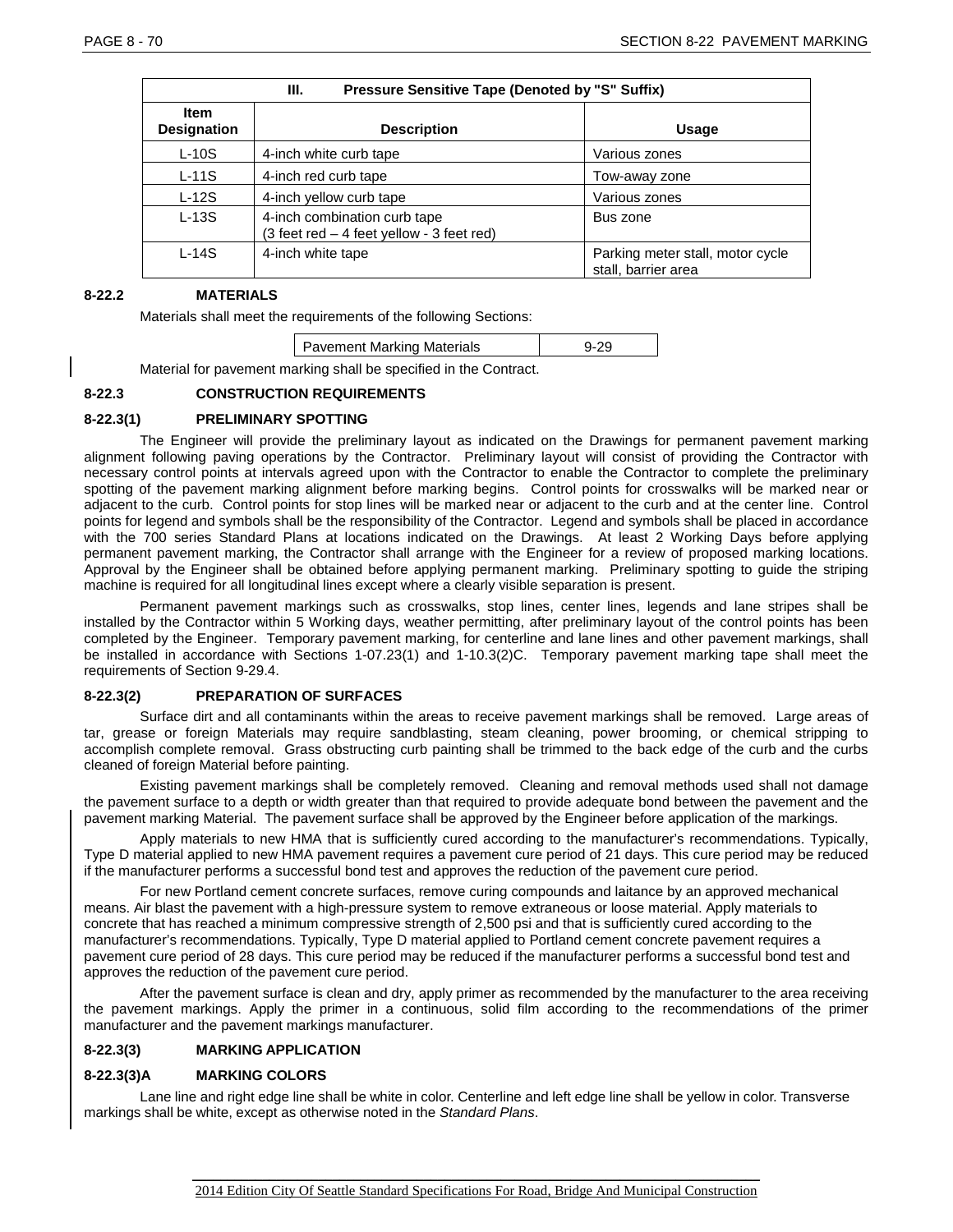| III. Pressure Sensitive Tape (Denoted by "S" Suffix) | | |
|---|---|---|
| **Item Designation** | **Description** | **Usage** |
| L-10S | 4-inch white curb tape | Various zones |
| L-11S | 4-inch red curb tape | Tow-away zone |
| L-12S | 4-inch yellow curb tape | Various zones |
| L-13S | 4-inch combination curb tape (3 feet red – 4 feet yellow - 3 feet red) | Bus zone |
| L-14S | 4-inch white tape | Parking meter stall, motor cycle stall, barrier area |

## 8-22.2 MATERIALS

Materials shall meet the requirements of the following Sections:

| Pavement Marking Materials | 9-29 |
|---|---|

Material for pavement marking shall be specified in the Contract.

## 8-22.3 CONSTRUCTION REQUIREMENTS

### 8-22.3(1) PRELIMINARY SPOTTING

The Engineer will provide the preliminary layout as indicated on the Drawings for permanent pavement marking alignment following paving operations by the Contractor. Preliminary layout will consist of providing the Contractor with necessary control points at intervals agreed upon with the Contractor to enable the Contractor to complete the preliminary spotting of the pavement marking alignment before marking begins. Control points for crosswalks will be marked near or adjacent to the curb. Control points for stop lines will be marked near or adjacent to the curb and at the center line. Control points for legend and symbols shall be the responsibility of the Contractor. Legend and symbols shall be placed in accordance with the 700 series Standard Plans at locations indicated on the Drawings. At least 2 Working Days before applying permanent pavement marking, the Contractor shall arrange with the Engineer for a review of proposed marking locations. Approval by the Engineer shall be obtained before applying permanent marking. Preliminary spotting to guide the striping machine is required for all longitudinal lines except where a clearly visible separation is present.

Permanent pavement markings such as crosswalks, stop lines, center lines, legends and lane stripes shall be installed by the Contractor within 5 Working days, weather permitting, after preliminary layout of the control points has been completed by the Engineer. Temporary pavement marking, for centerline and lane lines and other pavement markings, shall be installed in accordance with Sections 1-07.23(1) and 1-10.3(2)C. Temporary pavement marking tape shall meet the requirements of Section 9-29.4.

### 8-22.3(2) PREPARATION OF SURFACES

Surface dirt and all contaminants within the areas to receive pavement markings shall be removed. Large areas of tar, grease or foreign Materials may require sandblasting, steam cleaning, power brooming, or chemical stripping to accomplish complete removal. Grass obstructing curb painting shall be trimmed to the back edge of the curb and the curbs cleaned of foreign Material before painting.

Existing pavement markings shall be completely removed. Cleaning and removal methods used shall not damage the pavement surface to a depth or width greater than that required to provide adequate bond between the pavement and the pavement marking Material. The pavement surface shall be approved by the Engineer before application of the markings.

Apply materials to new HMA that is sufficiently cured according to the manufacturer's recommendations. Typically, Type D material applied to new HMA pavement requires a pavement cure period of 21 days. This cure period may be reduced if the manufacturer performs a successful bond test and approves the reduction of the pavement cure period.

For new Portland cement concrete surfaces, remove curing compounds and laitance by an approved mechanical means. Air blast the pavement with a high-pressure system to remove extraneous or loose material. Apply materials to concrete that has reached a minimum compressive strength of 2,500 psi and that is sufficiently cured according to the manufacturer's recommendations. Typically, Type D material applied to Portland cement concrete pavement requires a pavement cure period of 28 days. This cure period may be reduced if the manufacturer performs a successful bond test and approves the reduction of the pavement cure period.

After the pavement surface is clean and dry, apply primer as recommended by the manufacturer to the area receiving the pavement markings. Apply the primer in a continuous, solid film according to the recommendations of the primer manufacturer and the pavement markings manufacturer.

### 8-22.3(3) MARKING APPLICATION

#### 8-22.3(3)A MARKING COLORS

Lane line and right edge line shall be white in color. Centerline and left edge line shall be yellow in color. Transverse markings shall be white, except as otherwise noted in the *Standard Plans*.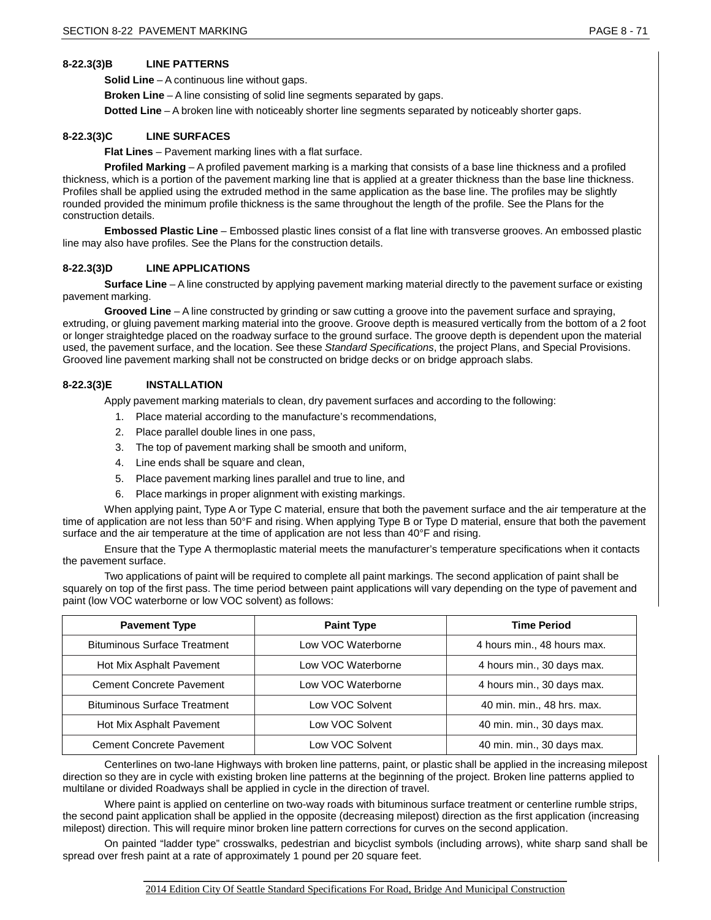#### 8-22.3(3)B LINE PATTERNS

**Solid Line** – A continuous line without gaps.

**Broken Line** – A line consisting of solid line segments separated by gaps.

**Dotted Line** – A broken line with noticeably shorter line segments separated by noticeably shorter gaps.

#### 8-22.3(3)C LINE SURFACES

**Flat Lines** – Pavement marking lines with a flat surface.

**Profiled Marking** – A profiled pavement marking is a marking that consists of a base line thickness and a profiled thickness, which is a portion of the pavement marking line that is applied at a greater thickness than the base line thickness. Profiles shall be applied using the extruded method in the same application as the base line. The profiles may be slightly rounded provided the minimum profile thickness is the same throughout the length of the profile. See the Plans for the construction details.

**Embossed Plastic Line** – Embossed plastic lines consist of a flat line with transverse grooves. An embossed plastic line may also have profiles. See the Plans for the construction details.

#### 8-22.3(3)D LINE APPLICATIONS

**Surface Line** – A line constructed by applying pavement marking material directly to the pavement surface or existing pavement marking.

**Grooved Line** – A line constructed by grinding or saw cutting a groove into the pavement surface and spraying, extruding, or gluing pavement marking material into the groove. Groove depth is measured vertically from the bottom of a 2 foot or longer straightedge placed on the roadway surface to the ground surface. The groove depth is dependent upon the material used, the pavement surface, and the location. See these *Standard Specifications*, the project Plans, and Special Provisions. Grooved line pavement marking shall not be constructed on bridge decks or on bridge approach slabs.

#### 8-22.3(3)E INSTALLATION

Apply pavement marking materials to clean, dry pavement surfaces and according to the following:

1. Place material according to the manufacture's recommendations,
2. Place parallel double lines in one pass,
3. The top of pavement marking shall be smooth and uniform,
4. Line ends shall be square and clean,
5. Place pavement marking lines parallel and true to line, and
6. Place markings in proper alignment with existing markings.

When applying paint, Type A or Type C material, ensure that both the pavement surface and the air temperature at the time of application are not less than 50°F and rising. When applying Type B or Type D material, ensure that both the pavement surface and the air temperature at the time of application are not less than 40°F and rising.

Ensure that the Type A thermoplastic material meets the manufacturer's temperature specifications when it contacts the pavement surface.

Two applications of paint will be required to complete all paint markings. The second application of paint shall be squarely on top of the first pass. The time period between paint applications will vary depending on the type of pavement and paint (low VOC waterborne or low VOC solvent) as follows:

| Pavement Type | Paint Type | Time Period |
|---|---|---|
| Bituminous Surface Treatment | Low VOC Waterborne | 4 hours min., 48 hours max. |
| Hot Mix Asphalt Pavement | Low VOC Waterborne | 4 hours min., 30 days max. |
| Cement Concrete Pavement | Low VOC Waterborne | 4 hours min., 30 days max. |
| Bituminous Surface Treatment | Low VOC Solvent | 40 min. min., 48 hrs. max. |
| Hot Mix Asphalt Pavement | Low VOC Solvent | 40 min. min., 30 days max. |
| Cement Concrete Pavement | Low VOC Solvent | 40 min. min., 30 days max. |

Centerlines on two-lane Highways with broken line patterns, paint, or plastic shall be applied in the increasing milepost direction so they are in cycle with existing broken line patterns at the beginning of the project. Broken line patterns applied to multilane or divided Roadways shall be applied in cycle in the direction of travel.

Where paint is applied on centerline on two-way roads with bituminous surface treatment or centerline rumble strips, the second paint application shall be applied in the opposite (decreasing milepost) direction as the first application (increasing milepost) direction. This will require minor broken line pattern corrections for curves on the second application.

On painted "ladder type" crosswalks, pedestrian and bicyclist symbols (including arrows), white sharp sand shall be spread over fresh paint at a rate of approximately 1 pound per 20 square feet.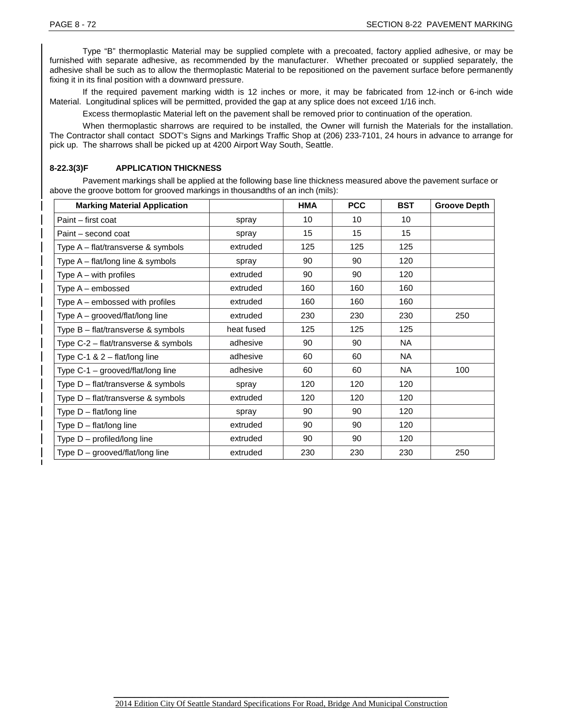Type “B” thermoplastic Material may be supplied complete with a precoated, factory applied adhesive, or may be furnished with separate adhesive, as recommended by the manufacturer. Whether precoated or supplied separately, the adhesive shall be such as to allow the thermoplastic Material to be repositioned on the pavement surface before permanently fixing it in its final position with a downward pressure.

If the required pavement marking width is 12 inches or more, it may be fabricated from 12-inch or 6-inch wide Material. Longitudinal splices will be permitted, provided the gap at any splice does not exceed 1/16 inch.

Excess thermoplastic Material left on the pavement shall be removed prior to continuation of the operation.

When thermoplastic sharrows are required to be installed, the Owner will furnish the Materials for the installation. The Contractor shall contact SDOT’s Signs and Markings Traffic Shop at (206) 233-7101, 24 hours in advance to arrange for pick up. The sharrows shall be picked up at 4200 Airport Way South, Seattle.

#### 8-22.3(3)F APPLICATION THICKNESS

Pavement markings shall be applied at the following base line thickness measured above the pavement surface or above the groove bottom for grooved markings in thousandths of an inch (mils):

| Marking Material Application | | HMA | PCC | BST | Groove Depth |
|---|---|---|---|---|---|
| Paint – first coat | spray | 10 | 10 | 10 | |
| Paint – second coat | spray | 15 | 15 | 15 | |
| Type A – flat/transverse & symbols | extruded | 125 | 125 | 125 | |
| Type A – flat/long line & symbols | spray | 90 | 90 | 120 | |
| Type A – with profiles | extruded | 90 | 90 | 120 | |
| Type A – embossed | extruded | 160 | 160 | 160 | |
| Type A – embossed with profiles | extruded | 160 | 160 | 160 | |
| Type A – grooved/flat/long line | extruded | 230 | 230 | 230 | 250 |
| Type B – flat/transverse & symbols | heat fused | 125 | 125 | 125 | |
| Type C-2 – flat/transverse & symbols | adhesive | 90 | 90 | NA | |
| Type C-1 & 2 – flat/long line | adhesive | 60 | 60 | NA | |
| Type C-1 – grooved/flat/long line | adhesive | 60 | 60 | NA | 100 |
| Type D – flat/transverse & symbols | spray | 120 | 120 | 120 | |
| Type D – flat/transverse & symbols | extruded | 120 | 120 | 120 | |
| Type D – flat/long line | spray | 90 | 90 | 120 | |
| Type D – flat/long line | extruded | 90 | 90 | 120 | |
| Type D – profiled/long line | extruded | 90 | 90 | 120 | |
| Type D – grooved/flat/long line | extruded | 230 | 230 | 230 | 250 |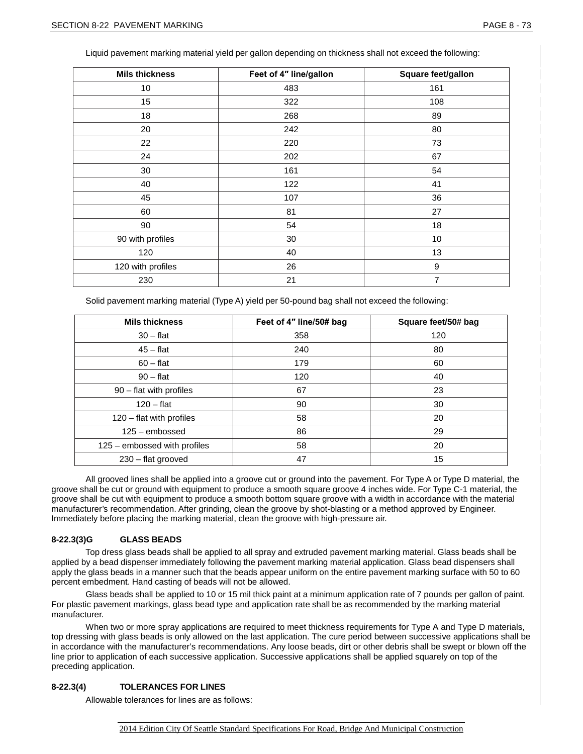Liquid pavement marking material yield per gallon depending on thickness shall not exceed the following:

| Mils thickness | Feet of 4″ line/gallon | Square feet/gallon |
|---|---|---|
| 10 | 483 | 161 |
| 15 | 322 | 108 |
| 18 | 268 | 89 |
| 20 | 242 | 80 |
| 22 | 220 | 73 |
| 24 | 202 | 67 |
| 30 | 161 | 54 |
| 40 | 122 | 41 |
| 45 | 107 | 36 |
| 60 | 81 | 27 |
| 90 | 54 | 18 |
| 90 with profiles | 30 | 10 |
| 120 | 40 | 13 |
| 120 with profiles | 26 | 9 |
| 230 | 21 | 7 |

Solid pavement marking material (Type A) yield per 50-pound bag shall not exceed the following:

| Mils thickness | Feet of 4″ line/50# bag | Square feet/50# bag |
|---|---|---|
| 30 – flat | 358 | 120 |
| 45 – flat | 240 | 80 |
| 60 – flat | 179 | 60 |
| 90 – flat | 120 | 40 |
| 90 – flat with profiles | 67 | 23 |
| 120 – flat | 90 | 30 |
| 120 – flat with profiles | 58 | 20 |
| 125 – embossed | 86 | 29 |
| 125 – embossed with profiles | 58 | 20 |
| 230 – flat grooved | 47 | 15 |

All grooved lines shall be applied into a groove cut or ground into the pavement. For Type A or Type D material, the groove shall be cut or ground with equipment to produce a smooth square groove 4 inches wide. For Type C-1 material, the groove shall be cut with equipment to produce a smooth bottom square groove with a width in accordance with the material manufacturer's recommendation. After grinding, clean the groove by shot-blasting or a method approved by Engineer. Immediately before placing the marking material, clean the groove with high-pressure air.

#### 8-22.3(3)G GLASS BEADS

Top dress glass beads shall be applied to all spray and extruded pavement marking material. Glass beads shall be applied by a bead dispenser immediately following the pavement marking material application. Glass bead dispensers shall apply the glass beads in a manner such that the beads appear uniform on the entire pavement marking surface with 50 to 60 percent embedment. Hand casting of beads will not be allowed.

Glass beads shall be applied to 10 or 15 mil thick paint at a minimum application rate of 7 pounds per gallon of paint. For plastic pavement markings, glass bead type and application rate shall be as recommended by the marking material manufacturer.

When two or more spray applications are required to meet thickness requirements for Type A and Type D materials, top dressing with glass beads is only allowed on the last application. The cure period between successive applications shall be in accordance with the manufacturer's recommendations. Any loose beads, dirt or other debris shall be swept or blown off the line prior to application of each successive application. Successive applications shall be applied squarely on top of the preceding application.

### 8-22.3(4) TOLERANCES FOR LINES

Allowable tolerances for lines are as follows: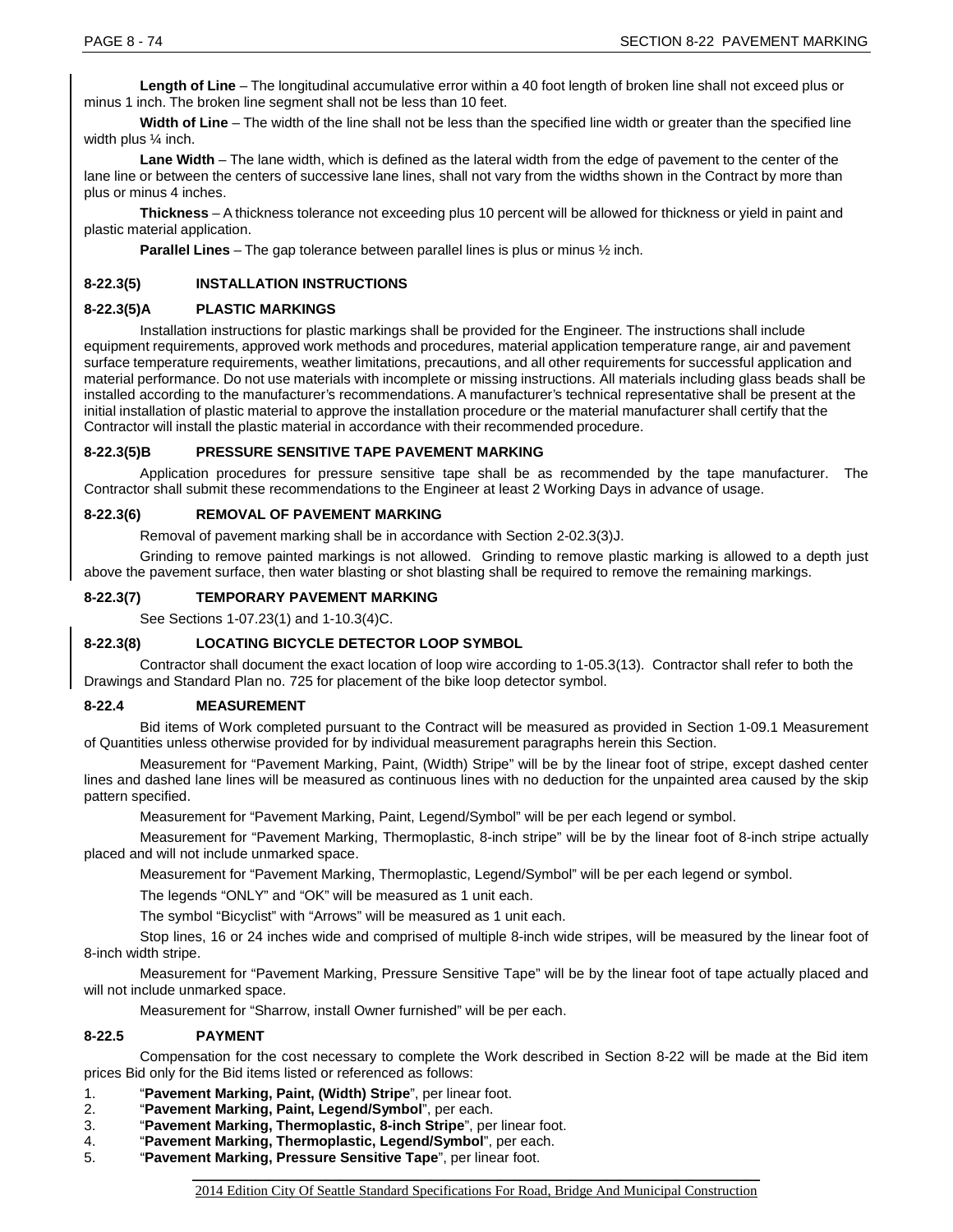**Length of Line** – The longitudinal accumulative error within a 40 foot length of broken line shall not exceed plus or minus 1 inch. The broken line segment shall not be less than 10 feet.

**Width of Line** – The width of the line shall not be less than the specified line width or greater than the specified line width plus ¼ inch.

**Lane Width** – The lane width, which is defined as the lateral width from the edge of pavement to the center of the lane line or between the centers of successive lane lines, shall not vary from the widths shown in the Contract by more than plus or minus 4 inches.

**Thickness** – A thickness tolerance not exceeding plus 10 percent will be allowed for thickness or yield in paint and plastic material application.

**Parallel Lines** – The gap tolerance between parallel lines is plus or minus ½ inch.

### 8-22.3(5) INSTALLATION INSTRUCTIONS

### 8-22.3(5)A PLASTIC MARKINGS

Installation instructions for plastic markings shall be provided for the Engineer. The instructions shall include equipment requirements, approved work methods and procedures, material application temperature range, air and pavement surface temperature requirements, weather limitations, precautions, and all other requirements for successful application and material performance. Do not use materials with incomplete or missing instructions. All materials including glass beads shall be installed according to the manufacturer's recommendations. A manufacturer's technical representative shall be present at the initial installation of plastic material to approve the installation procedure or the material manufacturer shall certify that the Contractor will install the plastic material in accordance with their recommended procedure.

### 8-22.3(5)B PRESSURE SENSITIVE TAPE PAVEMENT MARKING

Application procedures for pressure sensitive tape shall be as recommended by the tape manufacturer. The Contractor shall submit these recommendations to the Engineer at least 2 Working Days in advance of usage.

### 8-22.3(6) REMOVAL OF PAVEMENT MARKING

Removal of pavement marking shall be in accordance with Section 2-02.3(3)J.

Grinding to remove painted markings is not allowed. Grinding to remove plastic marking is allowed to a depth just above the pavement surface, then water blasting or shot blasting shall be required to remove the remaining markings.

### 8-22.3(7) TEMPORARY PAVEMENT MARKING

See Sections 1-07.23(1) and 1-10.3(4)C.

### 8-22.3(8) LOCATING BICYCLE DETECTOR LOOP SYMBOL

Contractor shall document the exact location of loop wire according to 1-05.3(13). Contractor shall refer to both the Drawings and Standard Plan no. 725 for placement of the bike loop detector symbol.

## 8-22.4 MEASUREMENT

Bid items of Work completed pursuant to the Contract will be measured as provided in Section 1-09.1 Measurement of Quantities unless otherwise provided for by individual measurement paragraphs herein this Section.

Measurement for "Pavement Marking, Paint, (Width) Stripe" will be by the linear foot of stripe, except dashed center lines and dashed lane lines will be measured as continuous lines with no deduction for the unpainted area caused by the skip pattern specified.

Measurement for "Pavement Marking, Paint, Legend/Symbol" will be per each legend or symbol.

Measurement for "Pavement Marking, Thermoplastic, 8-inch stripe" will be by the linear foot of 8-inch stripe actually placed and will not include unmarked space.

Measurement for "Pavement Marking, Thermoplastic, Legend/Symbol" will be per each legend or symbol.

The legends "ONLY" and "OK" will be measured as 1 unit each.

The symbol "Bicyclist" with "Arrows" will be measured as 1 unit each.

Stop lines, 16 or 24 inches wide and comprised of multiple 8-inch wide stripes, will be measured by the linear foot of 8-inch width stripe.

Measurement for "Pavement Marking, Pressure Sensitive Tape" will be by the linear foot of tape actually placed and will not include unmarked space.

Measurement for "Sharrow, install Owner furnished" will be per each.

## 8-22.5 PAYMENT

Compensation for the cost necessary to complete the Work described in Section 8-22 will be made at the Bid item prices Bid only for the Bid items listed or referenced as follows:

1. "**Pavement Marking, Paint, (Width) Stripe**", per linear foot.
2. "**Pavement Marking, Paint, Legend/Symbol**", per each.
3. "**Pavement Marking, Thermoplastic, 8-inch Stripe**", per linear foot.
4. "**Pavement Marking, Thermoplastic, Legend/Symbol**", per each.
5. "**Pavement Marking, Pressure Sensitive Tape**", per linear foot.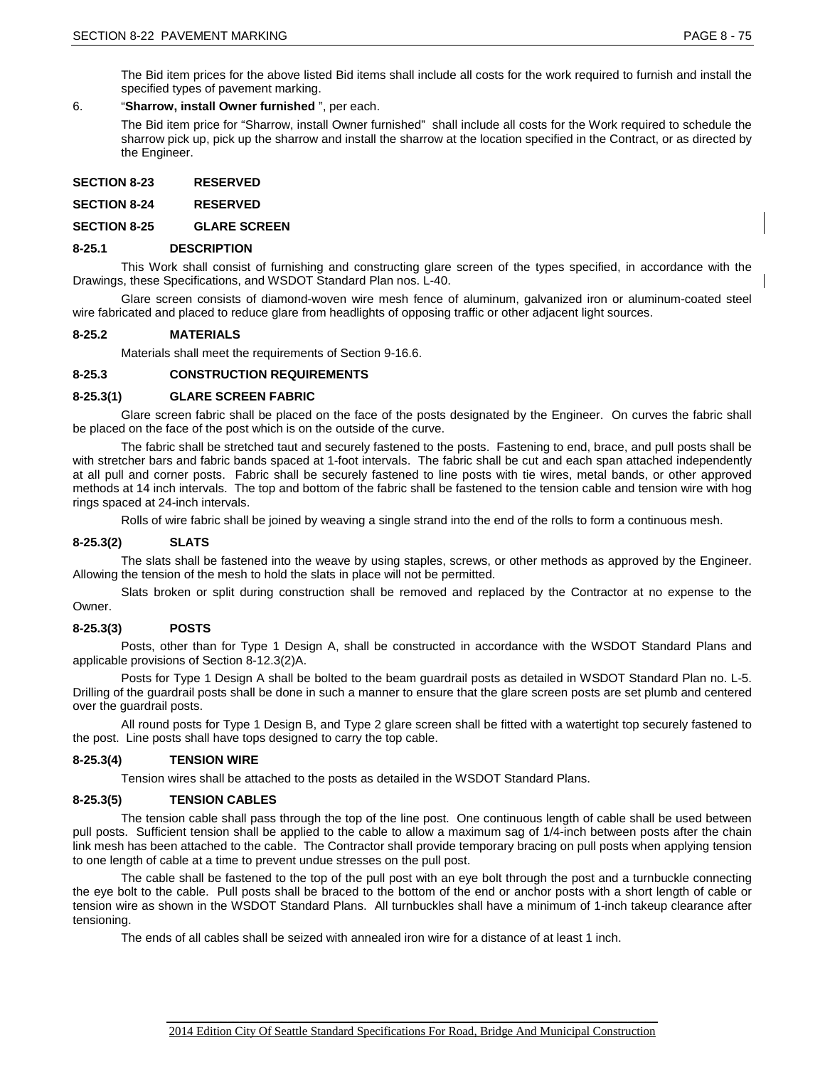The Bid item prices for the above listed Bid items shall include all costs for the work required to furnish and install the specified types of pavement marking.

6. "**Sharrow, install Owner furnished** ", per each.

   The Bid item price for "Sharrow, install Owner furnished" shall include all costs for the Work required to schedule the sharrow pick up, pick up the sharrow and install the sharrow at the location specified in the Contract, or as directed by the Engineer.

## SECTION 8-23 RESERVED

## SECTION 8-24 RESERVED

## SECTION 8-25 GLARE SCREEN

### 8-25.1 DESCRIPTION

This Work shall consist of furnishing and constructing glare screen of the types specified, in accordance with the Drawings, these Specifications, and WSDOT Standard Plan nos. L-40.

Glare screen consists of diamond-woven wire mesh fence of aluminum, galvanized iron or aluminum-coated steel wire fabricated and placed to reduce glare from headlights of opposing traffic or other adjacent light sources.

### 8-25.2 MATERIALS

Materials shall meet the requirements of Section 9-16.6.

### 8-25.3 CONSTRUCTION REQUIREMENTS

#### 8-25.3(1) GLARE SCREEN FABRIC

Glare screen fabric shall be placed on the face of the posts designated by the Engineer. On curves the fabric shall be placed on the face of the post which is on the outside of the curve.

The fabric shall be stretched taut and securely fastened to the posts. Fastening to end, brace, and pull posts shall be with stretcher bars and fabric bands spaced at 1-foot intervals. The fabric shall be cut and each span attached independently at all pull and corner posts. Fabric shall be securely fastened to line posts with tie wires, metal bands, or other approved methods at 14 inch intervals. The top and bottom of the fabric shall be fastened to the tension cable and tension wire with hog rings spaced at 24-inch intervals.

Rolls of wire fabric shall be joined by weaving a single strand into the end of the rolls to form a continuous mesh.

#### 8-25.3(2) SLATS

The slats shall be fastened into the weave by using staples, screws, or other methods as approved by the Engineer. Allowing the tension of the mesh to hold the slats in place will not be permitted.

Slats broken or split during construction shall be removed and replaced by the Contractor at no expense to the Owner.

#### 8-25.3(3) POSTS

Posts, other than for Type 1 Design A, shall be constructed in accordance with the WSDOT Standard Plans and applicable provisions of Section 8-12.3(2)A.

Posts for Type 1 Design A shall be bolted to the beam guardrail posts as detailed in WSDOT Standard Plan no. L-5. Drilling of the guardrail posts shall be done in such a manner to ensure that the glare screen posts are set plumb and centered over the guardrail posts.

All round posts for Type 1 Design B, and Type 2 glare screen shall be fitted with a watertight top securely fastened to the post. Line posts shall have tops designed to carry the top cable.

#### 8-25.3(4) TENSION WIRE

Tension wires shall be attached to the posts as detailed in the WSDOT Standard Plans.

#### 8-25.3(5) TENSION CABLES

The tension cable shall pass through the top of the line post. One continuous length of cable shall be used between pull posts. Sufficient tension shall be applied to the cable to allow a maximum sag of 1/4-inch between posts after the chain link mesh has been attached to the cable. The Contractor shall provide temporary bracing on pull posts when applying tension to one length of cable at a time to prevent undue stresses on the pull post.

The cable shall be fastened to the top of the pull post with an eye bolt through the post and a turnbuckle connecting the eye bolt to the cable. Pull posts shall be braced to the bottom of the end or anchor posts with a short length of cable or tension wire as shown in the WSDOT Standard Plans. All turnbuckles shall have a minimum of 1-inch takeup clearance after tensioning.

The ends of all cables shall be seized with annealed iron wire for a distance of at least 1 inch.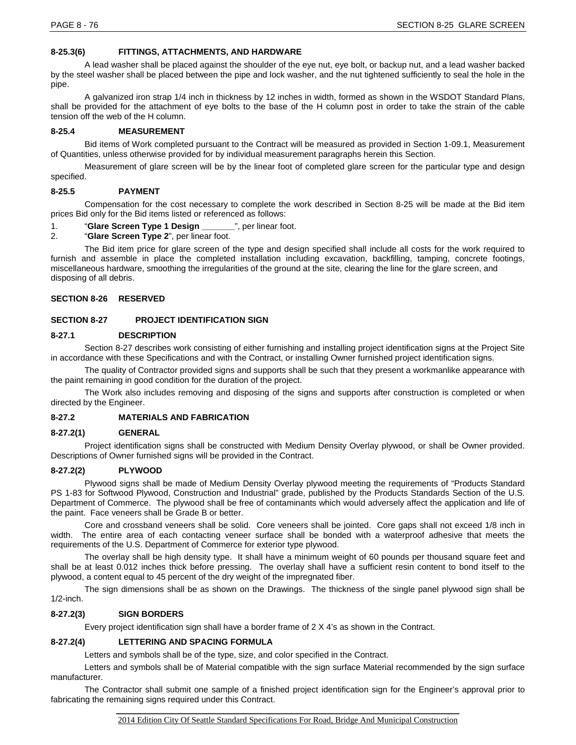### 8-25.3(6) FITTINGS, ATTACHMENTS, AND HARDWARE

A lead washer shall be placed against the shoulder of the eye nut, eye bolt, or backup nut, and a lead washer backed by the steel washer shall be placed between the pipe and lock washer, and the nut tightened sufficiently to seal the hole in the pipe.

A galvanized iron strap 1/4 inch in thickness by 12 inches in width, formed as shown in the WSDOT Standard Plans, shall be provided for the attachment of eye bolts to the base of the H column post in order to take the strain of the cable tension off the web of the H column.

### 8-25.4 MEASUREMENT

Bid items of Work completed pursuant to the Contract will be measured as provided in Section 1-09.1, Measurement of Quantities, unless otherwise provided for by individual measurement paragraphs herein this Section.

Measurement of glare screen will be by the linear foot of completed glare screen for the particular type and design specified.

### 8-25.5 PAYMENT

Compensation for the cost necessary to complete the work described in Section 8-25 will be made at the Bid item prices Bid only for the Bid items listed or referenced as follows:

1. "**Glare Screen Type 1 Design _______**", per linear foot.
2. "**Glare Screen Type 2**", per linear foot.

The Bid item price for glare screen of the type and design specified shall include all costs for the work required to furnish and assemble in place the completed installation including excavation, backfilling, tamping, concrete footings, miscellaneous hardware, smoothing the irregularities of the ground at the site, clearing the line for the glare screen, and disposing of all debris.

## SECTION 8-26 RESERVED

## SECTION 8-27 PROJECT IDENTIFICATION SIGN

### 8-27.1 DESCRIPTION

Section 8-27 describes work consisting of either furnishing and installing project identification signs at the Project Site in accordance with these Specifications and with the Contract, or installing Owner furnished project identification signs.

The quality of Contractor provided signs and supports shall be such that they present a workmanlike appearance with the paint remaining in good condition for the duration of the project.

The Work also includes removing and disposing of the signs and supports after construction is completed or when directed by the Engineer.

### 8-27.2 MATERIALS AND FABRICATION

### 8-27.2(1) GENERAL

Project identification signs shall be constructed with Medium Density Overlay plywood, or shall be Owner provided. Descriptions of Owner furnished signs will be provided in the Contract.

### 8-27.2(2) PLYWOOD

Plywood signs shall be made of Medium Density Overlay plywood meeting the requirements of "Products Standard PS 1-83 for Softwood Plywood, Construction and Industrial" grade, published by the Products Standards Section of the U.S. Department of Commerce. The plywood shall be free of contaminants which would adversely affect the application and life of the paint. Face veneers shall be Grade B or better.

Core and crossband veneers shall be solid. Core veneers shall be jointed. Core gaps shall not exceed 1/8 inch in width. The entire area of each contacting veneer surface shall be bonded with a waterproof adhesive that meets the requirements of the U.S. Department of Commerce for exterior type plywood.

The overlay shall be high density type. It shall have a minimum weight of 60 pounds per thousand square feet and shall be at least 0.012 inches thick before pressing. The overlay shall have a sufficient resin content to bond itself to the plywood, a content equal to 45 percent of the dry weight of the impregnated fiber.

The sign dimensions shall be as shown on the Drawings. The thickness of the single panel plywood sign shall be 1/2-inch.

### 8-27.2(3) SIGN BORDERS

Every project identification sign shall have a border frame of 2 X 4's as shown in the Contract.

### 8-27.2(4) LETTERING AND SPACING FORMULA

Letters and symbols shall be of the type, size, and color specified in the Contract.

Letters and symbols shall be of Material compatible with the sign surface Material recommended by the sign surface manufacturer.

The Contractor shall submit one sample of a finished project identification sign for the Engineer's approval prior to fabricating the remaining signs required under this Contract.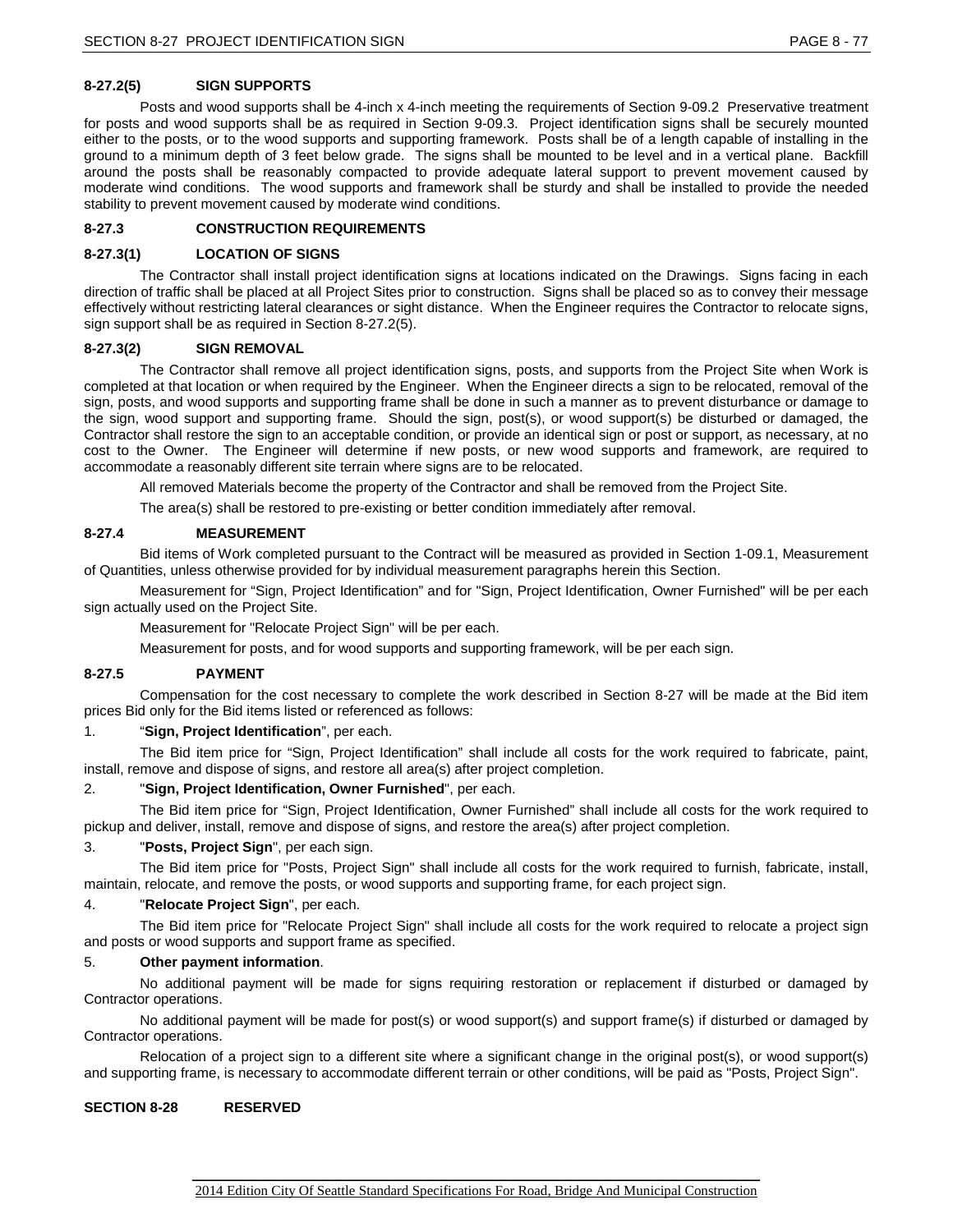#### 8-27.2(5) SIGN SUPPORTS

Posts and wood supports shall be 4-inch x 4-inch meeting the requirements of Section 9-09.2 Preservative treatment for posts and wood supports shall be as required in Section 9-09.3. Project identification signs shall be securely mounted either to the posts, or to the wood supports and supporting framework. Posts shall be of a length capable of installing in the ground to a minimum depth of 3 feet below grade. The signs shall be mounted to be level and in a vertical plane. Backfill around the posts shall be reasonably compacted to provide adequate lateral support to prevent movement caused by moderate wind conditions. The wood supports and framework shall be sturdy and shall be installed to provide the needed stability to prevent movement caused by moderate wind conditions.

### 8-27.3 CONSTRUCTION REQUIREMENTS

#### 8-27.3(1) LOCATION OF SIGNS

The Contractor shall install project identification signs at locations indicated on the Drawings. Signs facing in each direction of traffic shall be placed at all Project Sites prior to construction. Signs shall be placed so as to convey their message effectively without restricting lateral clearances or sight distance. When the Engineer requires the Contractor to relocate signs, sign support shall be as required in Section 8-27.2(5).

#### 8-27.3(2) SIGN REMOVAL

The Contractor shall remove all project identification signs, posts, and supports from the Project Site when Work is completed at that location or when required by the Engineer. When the Engineer directs a sign to be relocated, removal of the sign, posts, and wood supports and supporting frame shall be done in such a manner as to prevent disturbance or damage to the sign, wood support and supporting frame. Should the sign, post(s), or wood support(s) be disturbed or damaged, the Contractor shall restore the sign to an acceptable condition, or provide an identical sign or post or support, as necessary, at no cost to the Owner. The Engineer will determine if new posts, or new wood supports and framework, are required to accommodate a reasonably different site terrain where signs are to be relocated.

All removed Materials become the property of the Contractor and shall be removed from the Project Site.

The area(s) shall be restored to pre-existing or better condition immediately after removal.

### 8-27.4 MEASUREMENT

Bid items of Work completed pursuant to the Contract will be measured as provided in Section 1-09.1, Measurement of Quantities, unless otherwise provided for by individual measurement paragraphs herein this Section.

Measurement for "Sign, Project Identification" and for "Sign, Project Identification, Owner Furnished" will be per each sign actually used on the Project Site.

Measurement for "Relocate Project Sign" will be per each.

Measurement for posts, and for wood supports and supporting framework, will be per each sign.

### 8-27.5 PAYMENT

Compensation for the cost necessary to complete the work described in Section 8-27 will be made at the Bid item prices Bid only for the Bid items listed or referenced as follows:

1. "**Sign, Project Identification**", per each.

   The Bid item price for "Sign, Project Identification" shall include all costs for the work required to fabricate, paint, install, remove and dispose of signs, and restore all area(s) after project completion.

2. "**Sign, Project Identification, Owner Furnished**", per each.

   The Bid item price for "Sign, Project Identification, Owner Furnished" shall include all costs for the work required to pickup and deliver, install, remove and dispose of signs, and restore the area(s) after project completion.

3. "**Posts, Project Sign**", per each sign.

   The Bid item price for "Posts, Project Sign" shall include all costs for the work required to furnish, fabricate, install, maintain, relocate, and remove the posts, or wood supports and supporting frame, for each project sign.

4. "**Relocate Project Sign**", per each.

   The Bid item price for "Relocate Project Sign" shall include all costs for the work required to relocate a project sign and posts or wood supports and support frame as specified.

5. **Other payment information**.

   No additional payment will be made for signs requiring restoration or replacement if disturbed or damaged by Contractor operations.

   No additional payment will be made for post(s) or wood support(s) and support frame(s) if disturbed or damaged by Contractor operations.

   Relocation of a project sign to a different site where a significant change in the original post(s), or wood support(s) and supporting frame, is necessary to accommodate different terrain or other conditions, will be paid as "Posts, Project Sign".

## SECTION 8-28 RESERVED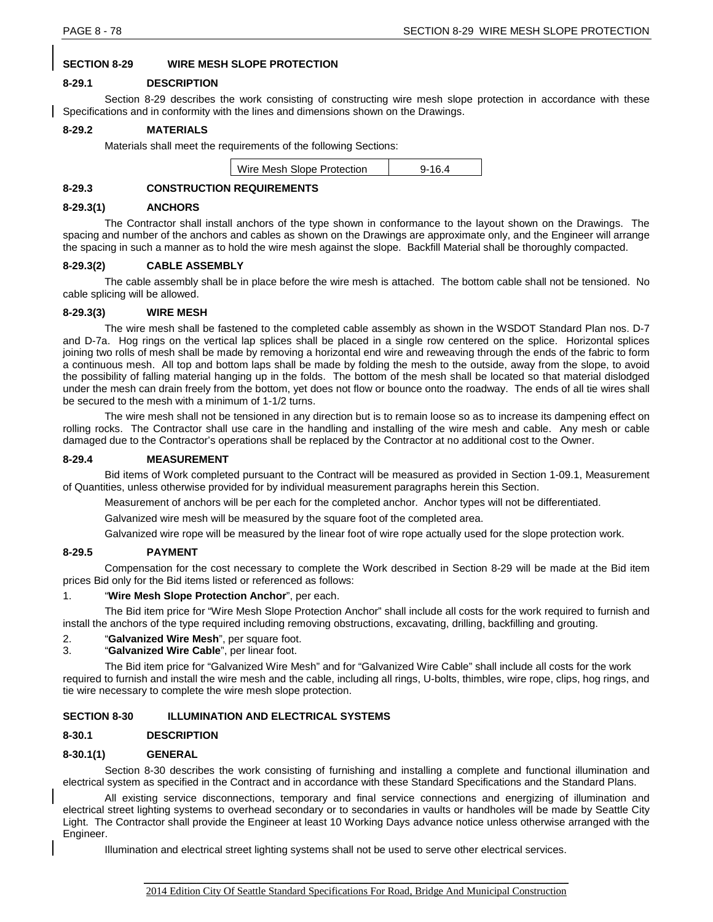## SECTION 8-29 WIRE MESH SLOPE PROTECTION

### 8-29.1 DESCRIPTION

Section 8-29 describes the work consisting of constructing wire mesh slope protection in accordance with these Specifications and in conformity with the lines and dimensions shown on the Drawings.

### 8-29.2 MATERIALS

Materials shall meet the requirements of the following Sections:

| Wire Mesh Slope Protection | 9-16.4 |
|---|---|

### 8-29.3 CONSTRUCTION REQUIREMENTS

#### 8-29.3(1) ANCHORS

The Contractor shall install anchors of the type shown in conformance to the layout shown on the Drawings. The spacing and number of the anchors and cables as shown on the Drawings are approximate only, and the Engineer will arrange the spacing in such a manner as to hold the wire mesh against the slope. Backfill Material shall be thoroughly compacted.

#### 8-29.3(2) CABLE ASSEMBLY

The cable assembly shall be in place before the wire mesh is attached. The bottom cable shall not be tensioned. No cable splicing will be allowed.

#### 8-29.3(3) WIRE MESH

The wire mesh shall be fastened to the completed cable assembly as shown in the WSDOT Standard Plan nos. D-7 and D-7a. Hog rings on the vertical lap splices shall be placed in a single row centered on the splice. Horizontal splices joining two rolls of mesh shall be made by removing a horizontal end wire and reweaving through the ends of the fabric to form a continuous mesh. All top and bottom laps shall be made by folding the mesh to the outside, away from the slope, to avoid the possibility of falling material hanging up in the folds. The bottom of the mesh shall be located so that material dislodged under the mesh can drain freely from the bottom, yet does not flow or bounce onto the roadway. The ends of all tie wires shall be secured to the mesh with a minimum of 1-1/2 turns.

The wire mesh shall not be tensioned in any direction but is to remain loose so as to increase its dampening effect on rolling rocks. The Contractor shall use care in the handling and installing of the wire mesh and cable. Any mesh or cable damaged due to the Contractor's operations shall be replaced by the Contractor at no additional cost to the Owner.

### 8-29.4 MEASUREMENT

Bid items of Work completed pursuant to the Contract will be measured as provided in Section 1-09.1, Measurement of Quantities, unless otherwise provided for by individual measurement paragraphs herein this Section.

Measurement of anchors will be per each for the completed anchor. Anchor types will not be differentiated.

Galvanized wire mesh will be measured by the square foot of the completed area.

Galvanized wire rope will be measured by the linear foot of wire rope actually used for the slope protection work.

### 8-29.5 PAYMENT

Compensation for the cost necessary to complete the Work described in Section 8-29 will be made at the Bid item prices Bid only for the Bid items listed or referenced as follows:

1. "**Wire Mesh Slope Protection Anchor**", per each.

   The Bid item price for "Wire Mesh Slope Protection Anchor" shall include all costs for the work required to furnish and install the anchors of the type required including removing obstructions, excavating, drilling, backfilling and grouting.

2. "**Galvanized Wire Mesh**", per square foot.
3. "**Galvanized Wire Cable**", per linear foot.

   The Bid item price for "Galvanized Wire Mesh" and for "Galvanized Wire Cable" shall include all costs for the work required to furnish and install the wire mesh and the cable, including all rings, U-bolts, thimbles, wire rope, clips, hog rings, and tie wire necessary to complete the wire mesh slope protection.

## SECTION 8-30 ILLUMINATION AND ELECTRICAL SYSTEMS

### 8-30.1 DESCRIPTION

#### 8-30.1(1) GENERAL

Section 8-30 describes the work consisting of furnishing and installing a complete and functional illumination and electrical system as specified in the Contract and in accordance with these Standard Specifications and the Standard Plans.

All existing service disconnections, temporary and final service connections and energizing of illumination and electrical street lighting systems to overhead secondary or to secondaries in vaults or handholes will be made by Seattle City Light. The Contractor shall provide the Engineer at least 10 Working Days advance notice unless otherwise arranged with the Engineer.

Illumination and electrical street lighting systems shall not be used to serve other electrical services.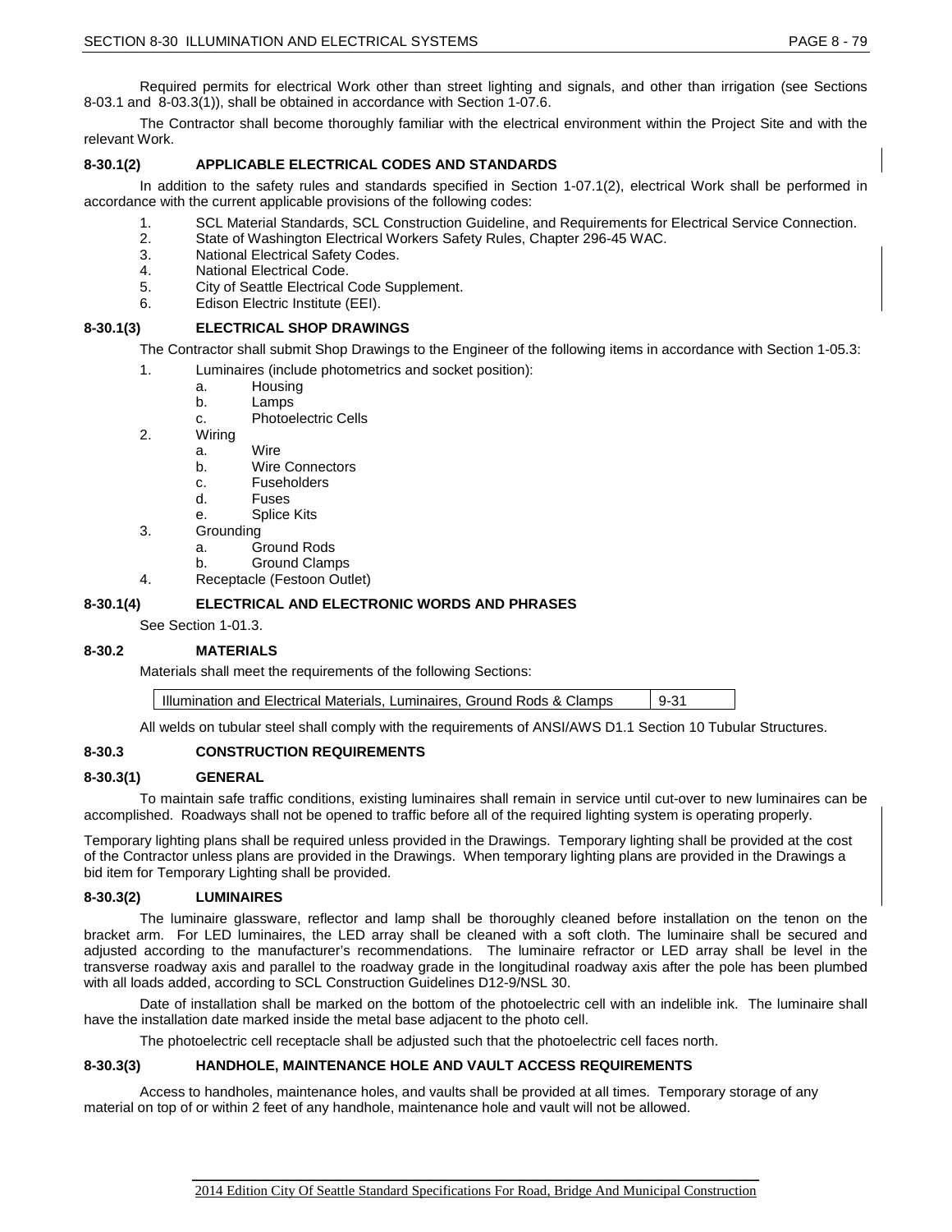Required permits for electrical Work other than street lighting and signals, and other than irrigation (see Sections 8-03.1 and 8-03.3(1)), shall be obtained in accordance with Section 1-07.6.

The Contractor shall become thoroughly familiar with the electrical environment within the Project Site and with the relevant Work.

### 8-30.1(2) APPLICABLE ELECTRICAL CODES AND STANDARDS

In addition to the safety rules and standards specified in Section 1-07.1(2), electrical Work shall be performed in accordance with the current applicable provisions of the following codes:

1. SCL Material Standards, SCL Construction Guideline, and Requirements for Electrical Service Connection.
2. State of Washington Electrical Workers Safety Rules, Chapter 296-45 WAC.
3. National Electrical Safety Codes.
4. National Electrical Code.
5. City of Seattle Electrical Code Supplement.
6. Edison Electric Institute (EEI).

### 8-30.1(3) ELECTRICAL SHOP DRAWINGS

The Contractor shall submit Shop Drawings to the Engineer of the following items in accordance with Section 1-05.3:

1. Luminaires (include photometrics and socket position):
   a. Housing
   b. Lamps
   c. Photoelectric Cells
2. Wiring
   a. Wire
   b. Wire Connectors
   c. Fuseholders
   d. Fuses
   e. Splice Kits
3. Grounding
   a. Ground Rods
   b. Ground Clamps
4. Receptacle (Festoon Outlet)

### 8-30.1(4) ELECTRICAL AND ELECTRONIC WORDS AND PHRASES

See Section 1-01.3.

## 8-30.2 MATERIALS

Materials shall meet the requirements of the following Sections:

| Illumination and Electrical Materials, Luminaires, Ground Rods & Clamps | 9-31 |
|---|---|

All welds on tubular steel shall comply with the requirements of ANSI/AWS D1.1 Section 10 Tubular Structures.

## 8-30.3 CONSTRUCTION REQUIREMENTS

### 8-30.3(1) GENERAL

To maintain safe traffic conditions, existing luminaires shall remain in service until cut-over to new luminaires can be accomplished. Roadways shall not be opened to traffic before all of the required lighting system is operating properly.

Temporary lighting plans shall be required unless provided in the Drawings. Temporary lighting shall be provided at the cost of the Contractor unless plans are provided in the Drawings. When temporary lighting plans are provided in the Drawings a bid item for Temporary Lighting shall be provided.

### 8-30.3(2) LUMINAIRES

The luminaire glassware, reflector and lamp shall be thoroughly cleaned before installation on the tenon on the bracket arm. For LED luminaires, the LED array shall be cleaned with a soft cloth. The luminaire shall be secured and adjusted according to the manufacturer's recommendations. The luminaire refractor or LED array shall be level in the transverse roadway axis and parallel to the roadway grade in the longitudinal roadway axis after the pole has been plumbed with all loads added, according to SCL Construction Guidelines D12-9/NSL 30.

Date of installation shall be marked on the bottom of the photoelectric cell with an indelible ink. The luminaire shall have the installation date marked inside the metal base adjacent to the photo cell.

The photoelectric cell receptacle shall be adjusted such that the photoelectric cell faces north.

### 8-30.3(3) HANDHOLE, MAINTENANCE HOLE AND VAULT ACCESS REQUIREMENTS

Access to handholes, maintenance holes, and vaults shall be provided at all times. Temporary storage of any material on top of or within 2 feet of any handhole, maintenance hole and vault will not be allowed.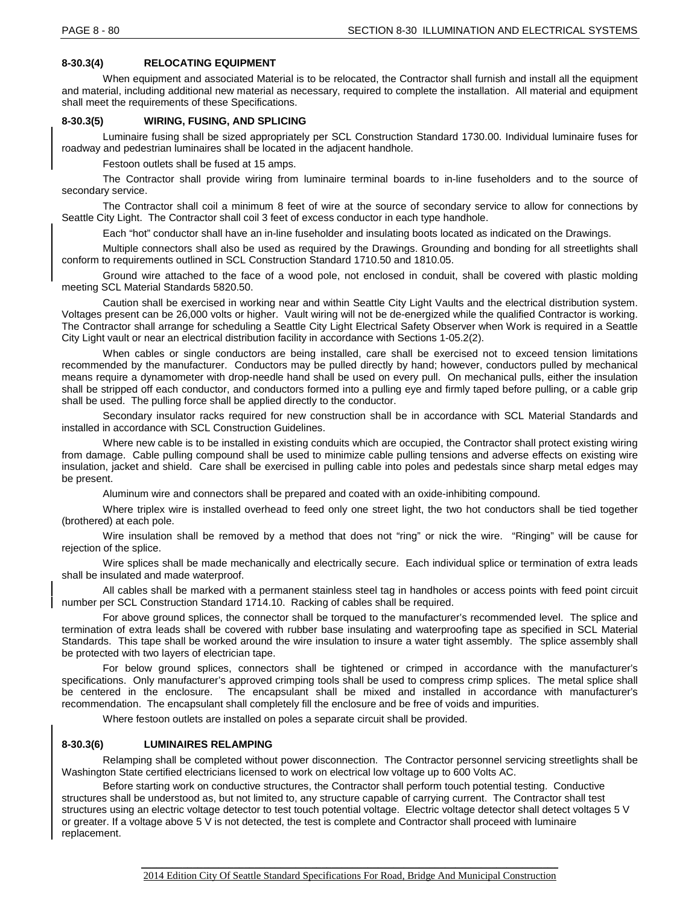### 8-30.3(4) RELOCATING EQUIPMENT

When equipment and associated Material is to be relocated, the Contractor shall furnish and install all the equipment and material, including additional new material as necessary, required to complete the installation. All material and equipment shall meet the requirements of these Specifications.

### 8-30.3(5) WIRING, FUSING, AND SPLICING

Luminaire fusing shall be sized appropriately per SCL Construction Standard 1730.00. Individual luminaire fuses for roadway and pedestrian luminaires shall be located in the adjacent handhole.

Festoon outlets shall be fused at 15 amps.

The Contractor shall provide wiring from luminaire terminal boards to in-line fuseholders and to the source of secondary service.

The Contractor shall coil a minimum 8 feet of wire at the source of secondary service to allow for connections by Seattle City Light. The Contractor shall coil 3 feet of excess conductor in each type handhole.

Each "hot" conductor shall have an in-line fuseholder and insulating boots located as indicated on the Drawings.

Multiple connectors shall also be used as required by the Drawings. Grounding and bonding for all streetlights shall conform to requirements outlined in SCL Construction Standard 1710.50 and 1810.05.

Ground wire attached to the face of a wood pole, not enclosed in conduit, shall be covered with plastic molding meeting SCL Material Standards 5820.50.

Caution shall be exercised in working near and within Seattle City Light Vaults and the electrical distribution system. Voltages present can be 26,000 volts or higher. Vault wiring will not be de-energized while the qualified Contractor is working. The Contractor shall arrange for scheduling a Seattle City Light Electrical Safety Observer when Work is required in a Seattle City Light vault or near an electrical distribution facility in accordance with Sections 1-05.2(2).

When cables or single conductors are being installed, care shall be exercised not to exceed tension limitations recommended by the manufacturer. Conductors may be pulled directly by hand; however, conductors pulled by mechanical means require a dynamometer with drop-needle hand shall be used on every pull. On mechanical pulls, either the insulation shall be stripped off each conductor, and conductors formed into a pulling eye and firmly taped before pulling, or a cable grip shall be used. The pulling force shall be applied directly to the conductor.

Secondary insulator racks required for new construction shall be in accordance with SCL Material Standards and installed in accordance with SCL Construction Guidelines.

Where new cable is to be installed in existing conduits which are occupied, the Contractor shall protect existing wiring from damage. Cable pulling compound shall be used to minimize cable pulling tensions and adverse effects on existing wire insulation, jacket and shield. Care shall be exercised in pulling cable into poles and pedestals since sharp metal edges may be present.

Aluminum wire and connectors shall be prepared and coated with an oxide-inhibiting compound.

Where triplex wire is installed overhead to feed only one street light, the two hot conductors shall be tied together (brothered) at each pole.

Wire insulation shall be removed by a method that does not "ring" or nick the wire. "Ringing" will be cause for rejection of the splice.

Wire splices shall be made mechanically and electrically secure. Each individual splice or termination of extra leads shall be insulated and made waterproof.

All cables shall be marked with a permanent stainless steel tag in handholes or access points with feed point circuit number per SCL Construction Standard 1714.10. Racking of cables shall be required.

For above ground splices, the connector shall be torqued to the manufacturer's recommended level. The splice and termination of extra leads shall be covered with rubber base insulating and waterproofing tape as specified in SCL Material Standards. This tape shall be worked around the wire insulation to insure a water tight assembly. The splice assembly shall be protected with two layers of electrician tape.

For below ground splices, connectors shall be tightened or crimped in accordance with the manufacturer's specifications. Only manufacturer's approved crimping tools shall be used to compress crimp splices. The metal splice shall be centered in the enclosure. The encapsulant shall be mixed and installed in accordance with manufacturer's recommendation. The encapsulant shall completely fill the enclosure and be free of voids and impurities.

Where festoon outlets are installed on poles a separate circuit shall be provided.

### 8-30.3(6) LUMINAIRES RELAMPING

Relamping shall be completed without power disconnection. The Contractor personnel servicing streetlights shall be Washington State certified electricians licensed to work on electrical low voltage up to 600 Volts AC.

Before starting work on conductive structures, the Contractor shall perform touch potential testing. Conductive structures shall be understood as, but not limited to, any structure capable of carrying current. The Contractor shall test structures using an electric voltage detector to test touch potential voltage. Electric voltage detector shall detect voltages 5 V or greater. If a voltage above 5 V is not detected, the test is complete and Contractor shall proceed with luminaire replacement.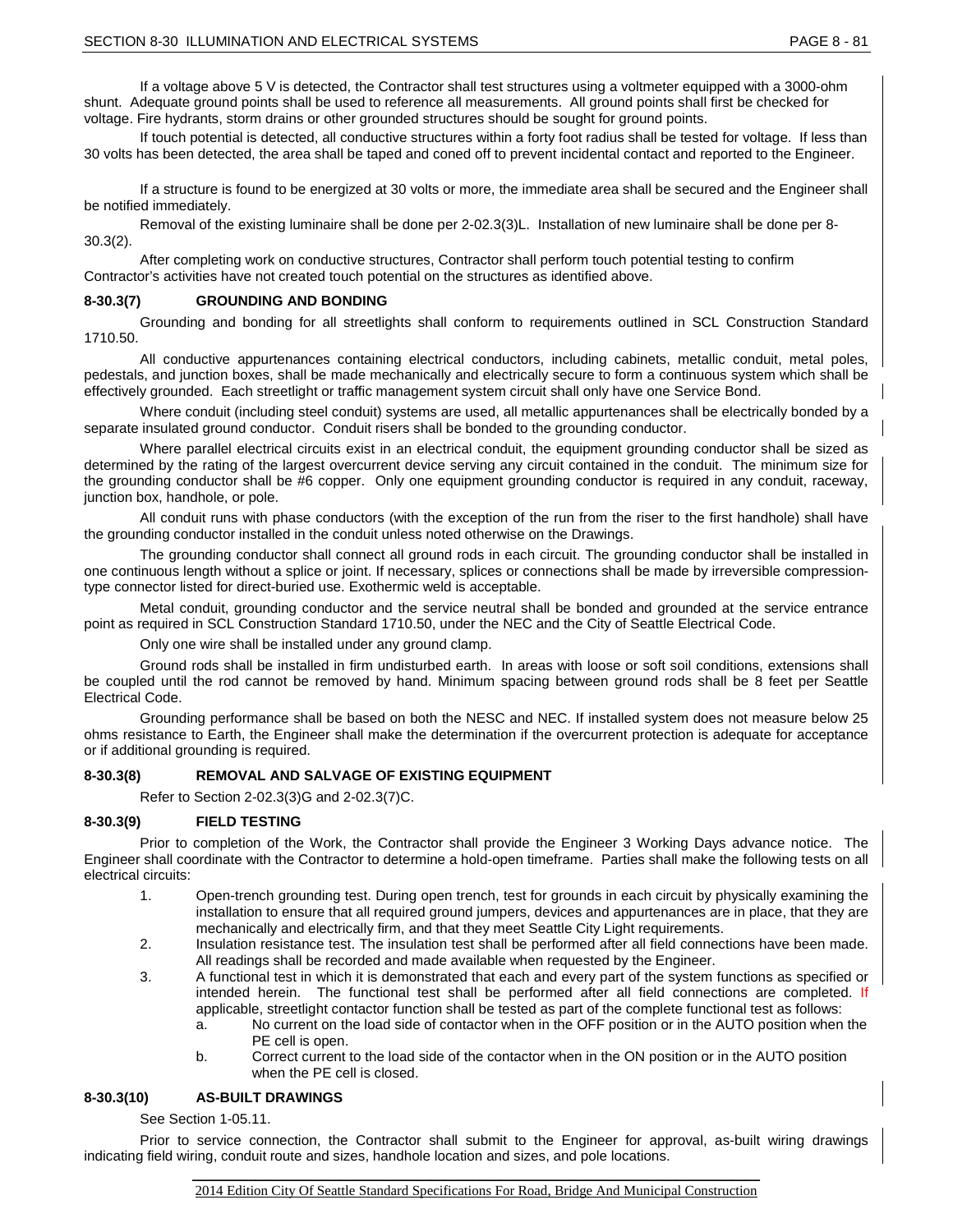If a voltage above 5 V is detected, the Contractor shall test structures using a voltmeter equipped with a 3000-ohm shunt. Adequate ground points shall be used to reference all measurements. All ground points shall first be checked for voltage. Fire hydrants, storm drains or other grounded structures should be sought for ground points.

If touch potential is detected, all conductive structures within a forty foot radius shall be tested for voltage. If less than 30 volts has been detected, the area shall be taped and coned off to prevent incidental contact and reported to the Engineer.

If a structure is found to be energized at 30 volts or more, the immediate area shall be secured and the Engineer shall be notified immediately.

Removal of the existing luminaire shall be done per 2-02.3(3)L. Installation of new luminaire shall be done per 8-30.3(2).

After completing work on conductive structures, Contractor shall perform touch potential testing to confirm Contractor's activities have not created touch potential on the structures as identified above.

### 8-30.3(7) GROUNDING AND BONDING

Grounding and bonding for all streetlights shall conform to requirements outlined in SCL Construction Standard 1710.50.

All conductive appurtenances containing electrical conductors, including cabinets, metallic conduit, metal poles, pedestals, and junction boxes, shall be made mechanically and electrically secure to form a continuous system which shall be effectively grounded. Each streetlight or traffic management system circuit shall only have one Service Bond.

Where conduit (including steel conduit) systems are used, all metallic appurtenances shall be electrically bonded by a separate insulated ground conductor. Conduit risers shall be bonded to the grounding conductor.

Where parallel electrical circuits exist in an electrical conduit, the equipment grounding conductor shall be sized as determined by the rating of the largest overcurrent device serving any circuit contained in the conduit. The minimum size for the grounding conductor shall be #6 copper. Only one equipment grounding conductor is required in any conduit, raceway, junction box, handhole, or pole.

All conduit runs with phase conductors (with the exception of the run from the riser to the first handhole) shall have the grounding conductor installed in the conduit unless noted otherwise on the Drawings.

The grounding conductor shall connect all ground rods in each circuit. The grounding conductor shall be installed in one continuous length without a splice or joint. If necessary, splices or connections shall be made by irreversible compression-type connector listed for direct-buried use. Exothermic weld is acceptable.

Metal conduit, grounding conductor and the service neutral shall be bonded and grounded at the service entrance point as required in SCL Construction Standard 1710.50, under the NEC and the City of Seattle Electrical Code.

Only one wire shall be installed under any ground clamp.

Ground rods shall be installed in firm undisturbed earth. In areas with loose or soft soil conditions, extensions shall be coupled until the rod cannot be removed by hand. Minimum spacing between ground rods shall be 8 feet per Seattle Electrical Code.

Grounding performance shall be based on both the NESC and NEC. If installed system does not measure below 25 ohms resistance to Earth, the Engineer shall make the determination if the overcurrent protection is adequate for acceptance or if additional grounding is required.

### 8-30.3(8) REMOVAL AND SALVAGE OF EXISTING EQUIPMENT

Refer to Section 2-02.3(3)G and 2-02.3(7)C.

### 8-30.3(9) FIELD TESTING

Prior to completion of the Work, the Contractor shall provide the Engineer 3 Working Days advance notice. The Engineer shall coordinate with the Contractor to determine a hold-open timeframe. Parties shall make the following tests on all electrical circuits:

1. Open-trench grounding test. During open trench, test for grounds in each circuit by physically examining the installation to ensure that all required ground jumpers, devices and appurtenances are in place, that they are mechanically and electrically firm, and that they meet Seattle City Light requirements.
2. Insulation resistance test. The insulation test shall be performed after all field connections have been made. All readings shall be recorded and made available when requested by the Engineer.
3. A functional test in which it is demonstrated that each and every part of the system functions as specified or intended herein. The functional test shall be performed after all field connections are completed. If applicable, streetlight contactor function shall be tested as part of the complete functional test as follows:
   a. No current on the load side of contactor when in the OFF position or in the AUTO position when the PE cell is open.
   b. Correct current to the load side of the contactor when in the ON position or in the AUTO position when the PE cell is closed.

### 8-30.3(10) AS-BUILT DRAWINGS

See Section 1-05.11.

Prior to service connection, the Contractor shall submit to the Engineer for approval, as-built wiring drawings indicating field wiring, conduit route and sizes, handhole location and sizes, and pole locations.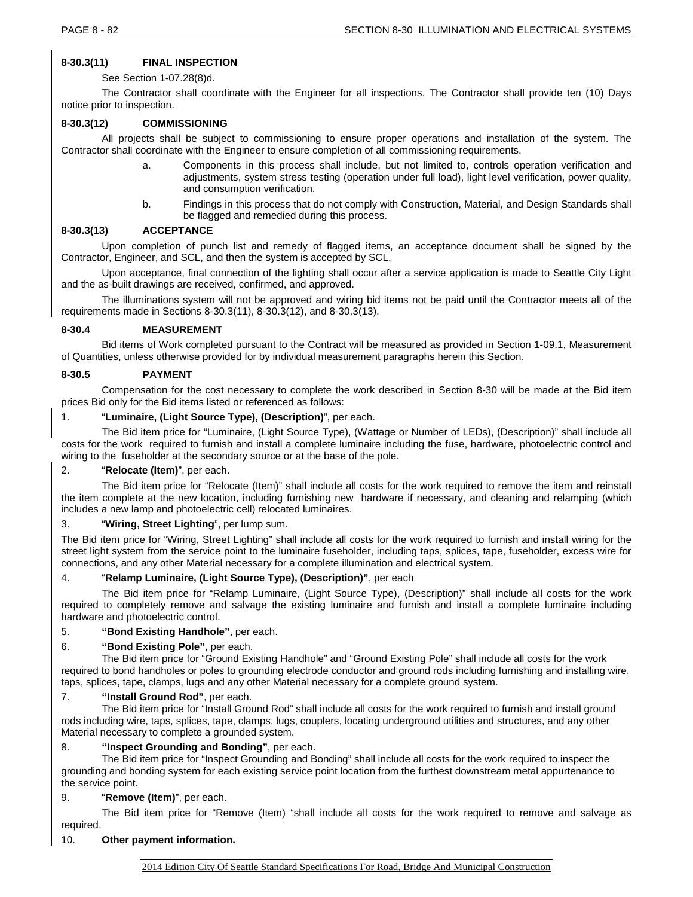### 8-30.3(11) FINAL INSPECTION

See Section 1-07.28(8)d.

The Contractor shall coordinate with the Engineer for all inspections. The Contractor shall provide ten (10) Days notice prior to inspection.

### 8-30.3(12) COMMISSIONING

All projects shall be subject to commissioning to ensure proper operations and installation of the system. The Contractor shall coordinate with the Engineer to ensure completion of all commissioning requirements.

a. Components in this process shall include, but not limited to, controls operation verification and adjustments, system stress testing (operation under full load), light level verification, power quality, and consumption verification.

b. Findings in this process that do not comply with Construction, Material, and Design Standards shall be flagged and remedied during this process.

### 8-30.3(13) ACCEPTANCE

Upon completion of punch list and remedy of flagged items, an acceptance document shall be signed by the Contractor, Engineer, and SCL, and then the system is accepted by SCL.

Upon acceptance, final connection of the lighting shall occur after a service application is made to Seattle City Light and the as-built drawings are received, confirmed, and approved.

The illuminations system will not be approved and wiring bid items not be paid until the Contractor meets all of the requirements made in Sections 8-30.3(11), 8-30.3(12), and 8-30.3(13).

## 8-30.4 MEASUREMENT

Bid items of Work completed pursuant to the Contract will be measured as provided in Section 1-09.1, Measurement of Quantities, unless otherwise provided for by individual measurement paragraphs herein this Section.

## 8-30.5 PAYMENT

Compensation for the cost necessary to complete the work described in Section 8-30 will be made at the Bid item prices Bid only for the Bid items listed or referenced as follows:

1. "**Luminaire, (Light Source Type), (Description)**", per each.

The Bid item price for "Luminaire, (Light Source Type), (Wattage or Number of LEDs), (Description)" shall include all costs for the work required to furnish and install a complete luminaire including the fuse, hardware, photoelectric control and wiring to the fuseholder at the secondary source or at the base of the pole.

2. "**Relocate (Item)**", per each.

The Bid item price for "Relocate (Item)" shall include all costs for the work required to remove the item and reinstall the item complete at the new location, including furnishing new hardware if necessary, and cleaning and relamping (which includes a new lamp and photoelectric cell) relocated luminaires.

3. "**Wiring, Street Lighting**", per lump sum.

The Bid item price for "Wiring, Street Lighting" shall include all costs for the work required to furnish and install wiring for the street light system from the service point to the luminaire fuseholder, including taps, splices, tape, fuseholder, excess wire for connections, and any other Material necessary for a complete illumination and electrical system.

4. "**Relamp Luminaire, (Light Source Type), (Description)**", per each

The Bid item price for "Relamp Luminaire, (Light Source Type), (Description)" shall include all costs for the work required to completely remove and salvage the existing luminaire and furnish and install a complete luminaire including hardware and photoelectric control.

5. **"Bond Existing Handhole"**, per each.

6. **"Bond Existing Pole"**, per each.

The Bid item price for "Ground Existing Handhole" and "Ground Existing Pole" shall include all costs for the work required to bond handholes or poles to grounding electrode conductor and ground rods including furnishing and installing wire, taps, splices, tape, clamps, lugs and any other Material necessary for a complete ground system.

7. **"Install Ground Rod"**, per each.

The Bid item price for "Install Ground Rod" shall include all costs for the work required to furnish and install ground rods including wire, taps, splices, tape, clamps, lugs, couplers, locating underground utilities and structures, and any other Material necessary to complete a grounded system.

8. **"Inspect Grounding and Bonding"**, per each.

The Bid item price for "Inspect Grounding and Bonding" shall include all costs for the work required to inspect the grounding and bonding system for each existing service point location from the furthest downstream metal appurtenance to the service point.

9. "**Remove (Item)**", per each.

The Bid item price for "Remove (Item) "shall include all costs for the work required to remove and salvage as required.

10. **Other payment information.**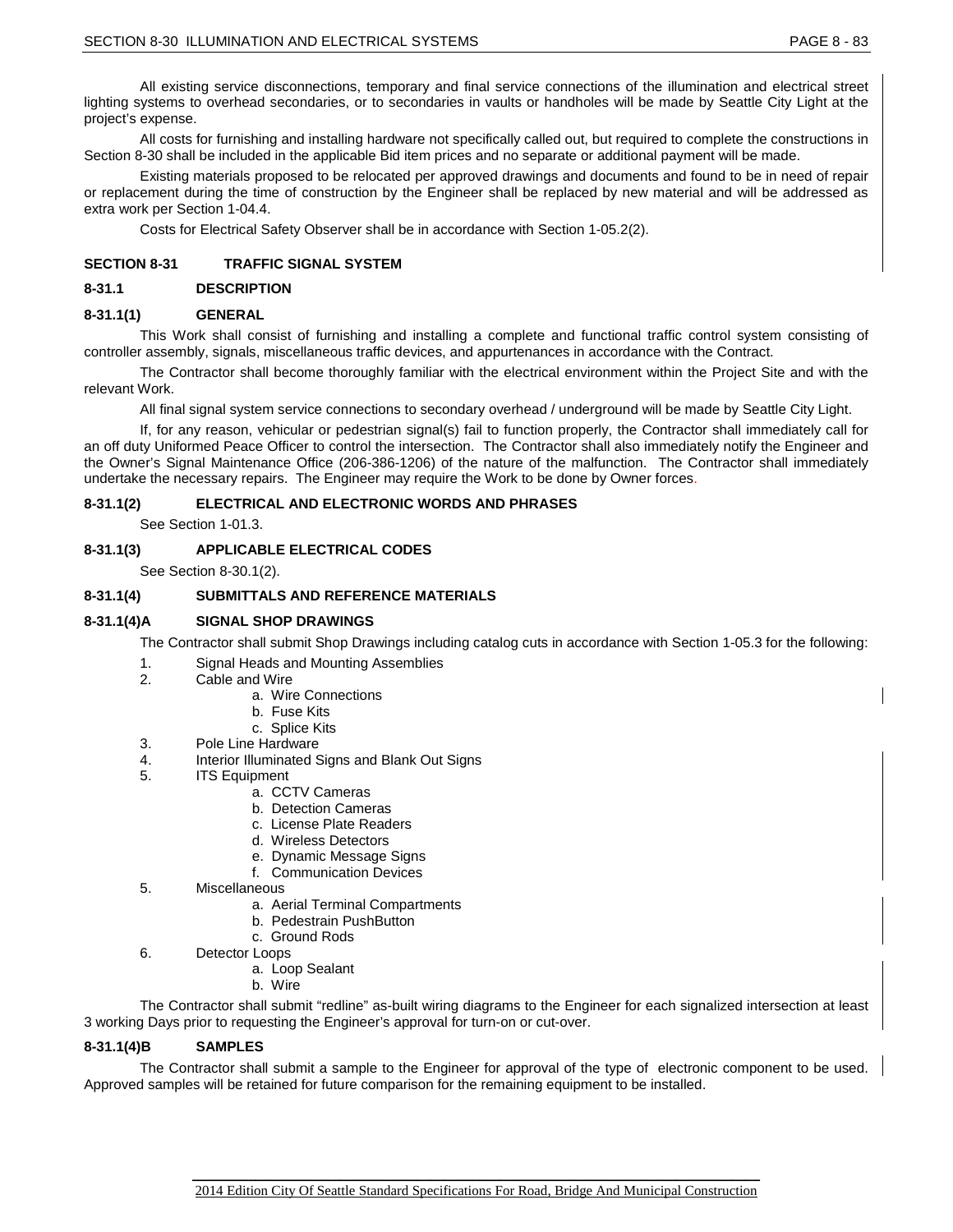All existing service disconnections, temporary and final service connections of the illumination and electrical street lighting systems to overhead secondaries, or to secondaries in vaults or handholes will be made by Seattle City Light at the project's expense.

All costs for furnishing and installing hardware not specifically called out, but required to complete the constructions in Section 8-30 shall be included in the applicable Bid item prices and no separate or additional payment will be made.

Existing materials proposed to be relocated per approved drawings and documents and found to be in need of repair or replacement during the time of construction by the Engineer shall be replaced by new material and will be addressed as extra work per Section 1-04.4.

Costs for Electrical Safety Observer shall be in accordance with Section 1-05.2(2).

## SECTION 8-31 TRAFFIC SIGNAL SYSTEM

### 8-31.1 DESCRIPTION

### 8-31.1(1) GENERAL

This Work shall consist of furnishing and installing a complete and functional traffic control system consisting of controller assembly, signals, miscellaneous traffic devices, and appurtenances in accordance with the Contract.

The Contractor shall become thoroughly familiar with the electrical environment within the Project Site and with the relevant Work.

All final signal system service connections to secondary overhead / underground will be made by Seattle City Light.

If, for any reason, vehicular or pedestrian signal(s) fail to function properly, the Contractor shall immediately call for an off duty Uniformed Peace Officer to control the intersection. The Contractor shall also immediately notify the Engineer and the Owner's Signal Maintenance Office (206-386-1206) of the nature of the malfunction. The Contractor shall immediately undertake the necessary repairs. The Engineer may require the Work to be done by Owner forces.

### 8-31.1(2) ELECTRICAL AND ELECTRONIC WORDS AND PHRASES

See Section 1-01.3.

### 8-31.1(3) APPLICABLE ELECTRICAL CODES

See Section 8-30.1(2).

### 8-31.1(4) SUBMITTALS AND REFERENCE MATERIALS

### 8-31.1(4)A SIGNAL SHOP DRAWINGS

The Contractor shall submit Shop Drawings including catalog cuts in accordance with Section 1-05.3 for the following:

1. Signal Heads and Mounting Assemblies
2. Cable and Wire
   a. Wire Connections
   b. Fuse Kits
   c. Splice Kits
3. Pole Line Hardware
4. Interior Illuminated Signs and Blank Out Signs
5. ITS Equipment
   a. CCTV Cameras
   b. Detection Cameras
   c. License Plate Readers
   d. Wireless Detectors
   e. Dynamic Message Signs
   f. Communication Devices
5. Miscellaneous
   a. Aerial Terminal Compartments
   b. Pedestrain PushButton
   c. Ground Rods
6. Detector Loops
   a. Loop Sealant
   b. Wire

The Contractor shall submit "redline" as-built wiring diagrams to the Engineer for each signalized intersection at least 3 working Days prior to requesting the Engineer's approval for turn-on or cut-over.

### 8-31.1(4)B SAMPLES

The Contractor shall submit a sample to the Engineer for approval of the type of electronic component to be used. Approved samples will be retained for future comparison for the remaining equipment to be installed.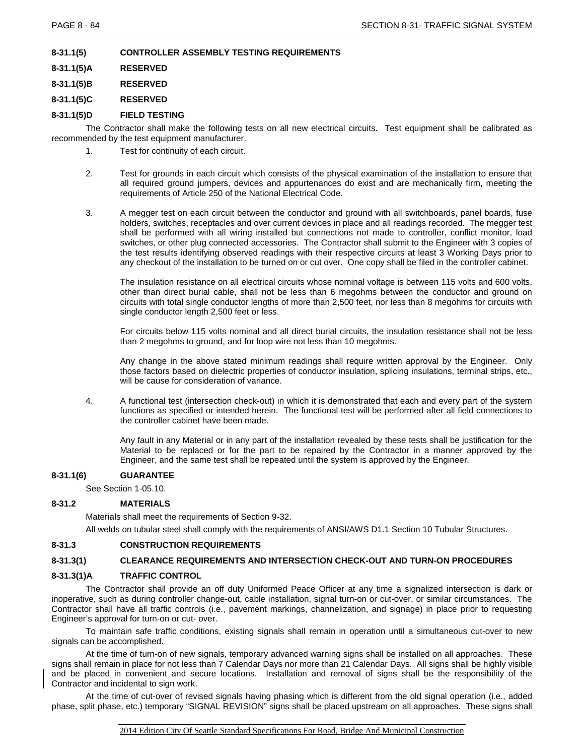#### 8-31.1(5) CONTROLLER ASSEMBLY TESTING REQUIREMENTS

#### 8-31.1(5)A RESERVED

#### 8-31.1(5)B RESERVED

#### 8-31.1(5)C RESERVED

#### 8-31.1(5)D FIELD TESTING

The Contractor shall make the following tests on all new electrical circuits. Test equipment shall be calibrated as recommended by the test equipment manufacturer.

1. Test for continuity of each circuit.

2. Test for grounds in each circuit which consists of the physical examination of the installation to ensure that all required ground jumpers, devices and appurtenances do exist and are mechanically firm, meeting the requirements of Article 250 of the National Electrical Code.

3. A megger test on each circuit between the conductor and ground with all switchboards, panel boards, fuse holders, switches, receptacles and over current devices in place and all readings recorded. The megger test shall be performed with all wiring installed but connections not made to controller, conflict monitor, load switches, or other plug connected accessories. The Contractor shall submit to the Engineer with 3 copies of the test results identifying observed readings with their respective circuits at least 3 Working Days prior to any checkout of the installation to be turned on or cut over. One copy shall be filed in the controller cabinet.

   The insulation resistance on all electrical circuits whose nominal voltage is between 115 volts and 600 volts, other than direct burial cable, shall not be less than 6 megohms between the conductor and ground on circuits with total single conductor lengths of more than 2,500 feet, nor less than 8 megohms for circuits with single conductor length 2,500 feet or less.

   For circuits below 115 volts nominal and all direct burial circuits, the insulation resistance shall not be less than 2 megohms to ground, and for loop wire not less than 10 megohms.

   Any change in the above stated minimum readings shall require written approval by the Engineer. Only those factors based on dielectric properties of conductor insulation, splicing insulations, terminal strips, etc., will be cause for consideration of variance.

4. A functional test (intersection check-out) in which it is demonstrated that each and every part of the system functions as specified or intended herein. The functional test will be performed after all field connections to the controller cabinet have been made.

   Any fault in any Material or in any part of the installation revealed by these tests shall be justification for the Material to be replaced or for the part to be repaired by the Contractor in a manner approved by the Engineer, and the same test shall be repeated until the system is approved by the Engineer.

### 8-31.1(6) GUARANTEE

See Section 1-05.10.

## 8-31.2 MATERIALS

Materials shall meet the requirements of Section 9-32.

All welds on tubular steel shall comply with the requirements of ANSI/AWS D1.1 Section 10 Tubular Structures.

## 8-31.3 CONSTRUCTION REQUIREMENTS

### 8-31.3(1) CLEARANCE REQUIREMENTS AND INTERSECTION CHECK-OUT AND TURN-ON PROCEDURES

#### 8-31.3(1)A TRAFFIC CONTROL

The Contractor shall provide an off duty Uniformed Peace Officer at any time a signalized intersection is dark or inoperative, such as during controller change-out, cable installation, signal turn-on or cut-over, or similar circumstances. The Contractor shall have all traffic controls (i.e., pavement markings, channelization, and signage) in place prior to requesting Engineer's approval for turn-on or cut- over.

To maintain safe traffic conditions, existing signals shall remain in operation until a simultaneous cut-over to new signals can be accomplished.

At the time of turn-on of new signals, temporary advanced warning signs shall be installed on all approaches. These signs shall remain in place for not less than 7 Calendar Days nor more than 21 Calendar Days. All signs shall be highly visible and be placed in convenient and secure locations. Installation and removal of signs shall be the responsibility of the Contractor and incidental to sign work.

At the time of cut-over of revised signals having phasing which is different from the old signal operation (i.e., added phase, split phase, etc.) temporary "SIGNAL REVISION" signs shall be placed upstream on all approaches. These signs shall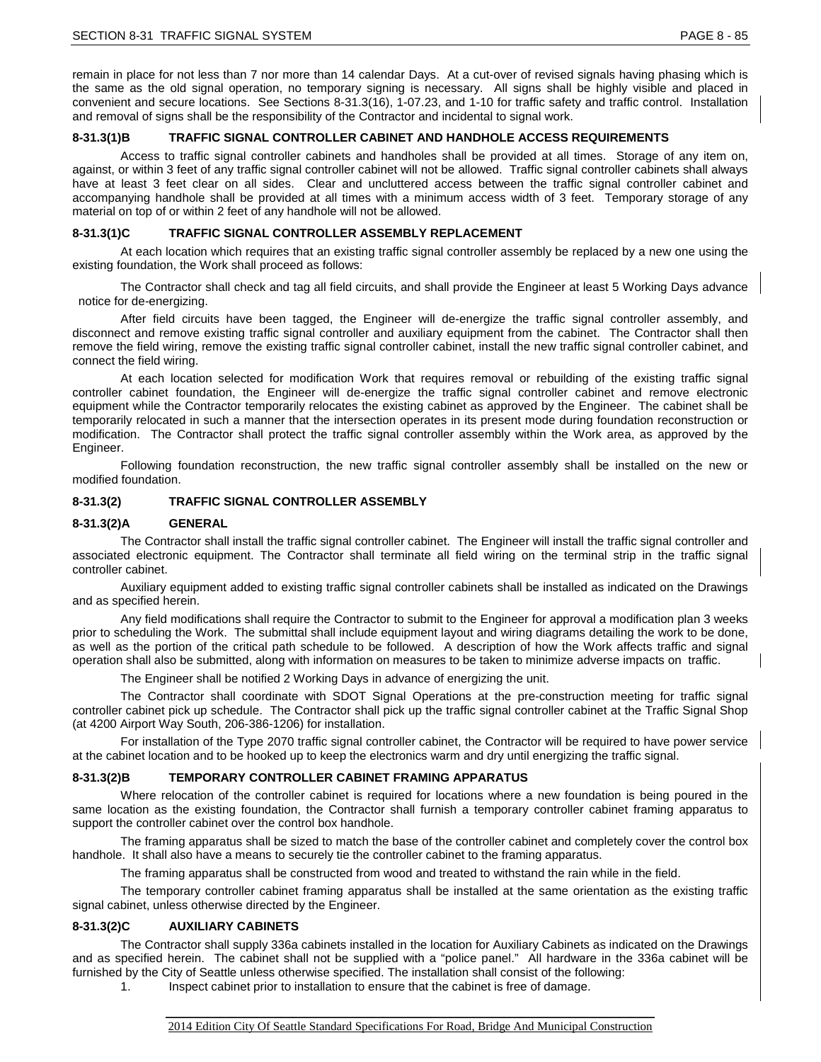remain in place for not less than 7 nor more than 14 calendar Days. At a cut-over of revised signals having phasing which is the same as the old signal operation, no temporary signing is necessary. All signs shall be highly visible and placed in convenient and secure locations. See Sections 8-31.3(16), 1-07.23, and 1-10 for traffic safety and traffic control. Installation and removal of signs shall be the responsibility of the Contractor and incidental to signal work.

#### 8-31.3(1)B TRAFFIC SIGNAL CONTROLLER CABINET AND HANDHOLE ACCESS REQUIREMENTS

Access to traffic signal controller cabinets and handholes shall be provided at all times. Storage of any item on, against, or within 3 feet of any traffic signal controller cabinet will not be allowed. Traffic signal controller cabinets shall always have at least 3 feet clear on all sides. Clear and uncluttered access between the traffic signal controller cabinet and accompanying handhole shall be provided at all times with a minimum access width of 3 feet. Temporary storage of any material on top of or within 2 feet of any handhole will not be allowed.

#### 8-31.3(1)C TRAFFIC SIGNAL CONTROLLER ASSEMBLY REPLACEMENT

At each location which requires that an existing traffic signal controller assembly be replaced by a new one using the existing foundation, the Work shall proceed as follows:

The Contractor shall check and tag all field circuits, and shall provide the Engineer at least 5 Working Days advance notice for de-energizing.

After field circuits have been tagged, the Engineer will de-energize the traffic signal controller assembly, and disconnect and remove existing traffic signal controller and auxiliary equipment from the cabinet. The Contractor shall then remove the field wiring, remove the existing traffic signal controller cabinet, install the new traffic signal controller cabinet, and connect the field wiring.

At each location selected for modification Work that requires removal or rebuilding of the existing traffic signal controller cabinet foundation, the Engineer will de-energize the traffic signal controller cabinet and remove electronic equipment while the Contractor temporarily relocates the existing cabinet as approved by the Engineer. The cabinet shall be temporarily relocated in such a manner that the intersection operates in its present mode during foundation reconstruction or modification. The Contractor shall protect the traffic signal controller assembly within the Work area, as approved by the Engineer.

Following foundation reconstruction, the new traffic signal controller assembly shall be installed on the new or modified foundation.

### 8-31.3(2) TRAFFIC SIGNAL CONTROLLER ASSEMBLY

#### 8-31.3(2)A GENERAL

The Contractor shall install the traffic signal controller cabinet. The Engineer will install the traffic signal controller and associated electronic equipment. The Contractor shall terminate all field wiring on the terminal strip in the traffic signal controller cabinet.

Auxiliary equipment added to existing traffic signal controller cabinets shall be installed as indicated on the Drawings and as specified herein.

Any field modifications shall require the Contractor to submit to the Engineer for approval a modification plan 3 weeks prior to scheduling the Work. The submittal shall include equipment layout and wiring diagrams detailing the work to be done, as well as the portion of the critical path schedule to be followed. A description of how the Work affects traffic and signal operation shall also be submitted, along with information on measures to be taken to minimize adverse impacts on traffic.

The Engineer shall be notified 2 Working Days in advance of energizing the unit.

The Contractor shall coordinate with SDOT Signal Operations at the pre-construction meeting for traffic signal controller cabinet pick up schedule. The Contractor shall pick up the traffic signal controller cabinet at the Traffic Signal Shop (at 4200 Airport Way South, 206-386-1206) for installation.

For installation of the Type 2070 traffic signal controller cabinet, the Contractor will be required to have power service at the cabinet location and to be hooked up to keep the electronics warm and dry until energizing the traffic signal.

#### 8-31.3(2)B TEMPORARY CONTROLLER CABINET FRAMING APPARATUS

Where relocation of the controller cabinet is required for locations where a new foundation is being poured in the same location as the existing foundation, the Contractor shall furnish a temporary controller cabinet framing apparatus to support the controller cabinet over the control box handhole.

The framing apparatus shall be sized to match the base of the controller cabinet and completely cover the control box handhole. It shall also have a means to securely tie the controller cabinet to the framing apparatus.

The framing apparatus shall be constructed from wood and treated to withstand the rain while in the field.

The temporary controller cabinet framing apparatus shall be installed at the same orientation as the existing traffic signal cabinet, unless otherwise directed by the Engineer.

#### 8-31.3(2)C AUXILIARY CABINETS

The Contractor shall supply 336a cabinets installed in the location for Auxiliary Cabinets as indicated on the Drawings and as specified herein. The cabinet shall not be supplied with a "police panel." All hardware in the 336a cabinet will be furnished by the City of Seattle unless otherwise specified. The installation shall consist of the following:

1. Inspect cabinet prior to installation to ensure that the cabinet is free of damage.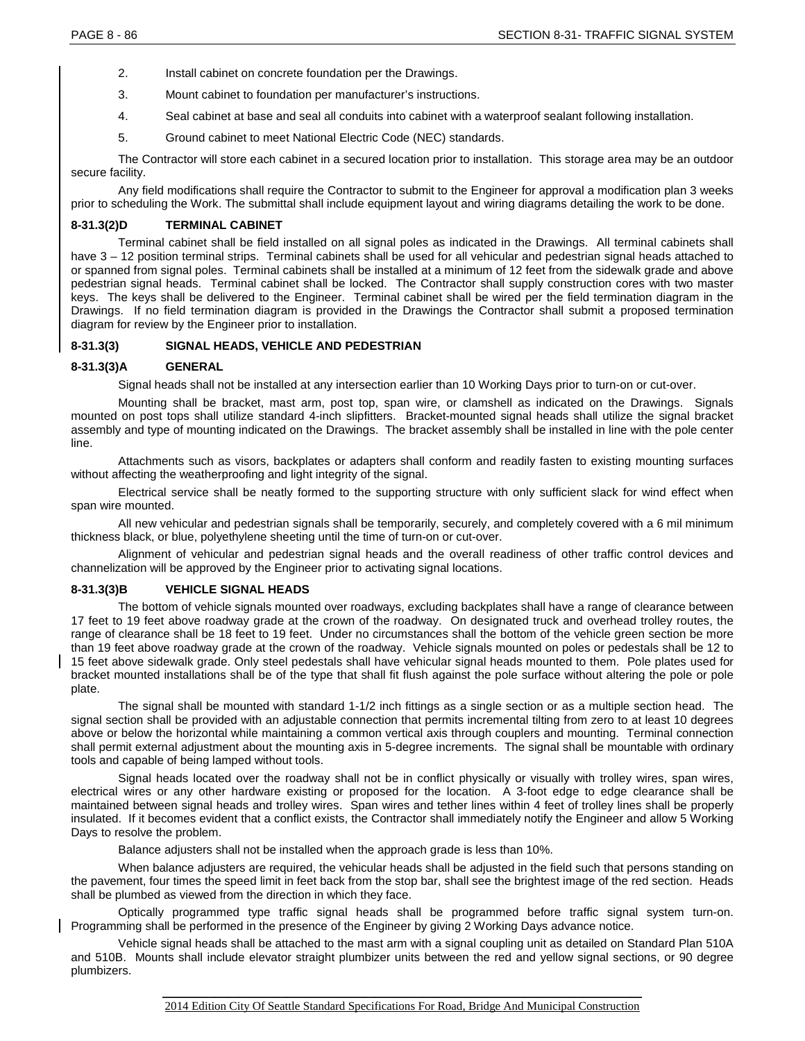2. Install cabinet on concrete foundation per the Drawings.

3. Mount cabinet to foundation per manufacturer's instructions.

4. Seal cabinet at base and seal all conduits into cabinet with a waterproof sealant following installation.

5. Ground cabinet to meet National Electric Code (NEC) standards.

The Contractor will store each cabinet in a secured location prior to installation. This storage area may be an outdoor secure facility.

Any field modifications shall require the Contractor to submit to the Engineer for approval a modification plan 3 weeks prior to scheduling the Work. The submittal shall include equipment layout and wiring diagrams detailing the work to be done.

#### 8-31.3(2)D TERMINAL CABINET

Terminal cabinet shall be field installed on all signal poles as indicated in the Drawings. All terminal cabinets shall have 3 – 12 position terminal strips. Terminal cabinets shall be used for all vehicular and pedestrian signal heads attached to or spanned from signal poles. Terminal cabinets shall be installed at a minimum of 12 feet from the sidewalk grade and above pedestrian signal heads. Terminal cabinet shall be locked. The Contractor shall supply construction cores with two master keys. The keys shall be delivered to the Engineer. Terminal cabinet shall be wired per the field termination diagram in the Drawings. If no field termination diagram is provided in the Drawings the Contractor shall submit a proposed termination diagram for review by the Engineer prior to installation.

### 8-31.3(3) SIGNAL HEADS, VEHICLE AND PEDESTRIAN

#### 8-31.3(3)A GENERAL

Signal heads shall not be installed at any intersection earlier than 10 Working Days prior to turn-on or cut-over.

Mounting shall be bracket, mast arm, post top, span wire, or clamshell as indicated on the Drawings. Signals mounted on post tops shall utilize standard 4-inch slipfitters. Bracket-mounted signal heads shall utilize the signal bracket assembly and type of mounting indicated on the Drawings. The bracket assembly shall be installed in line with the pole center line.

Attachments such as visors, backplates or adapters shall conform and readily fasten to existing mounting surfaces without affecting the weatherproofing and light integrity of the signal.

Electrical service shall be neatly formed to the supporting structure with only sufficient slack for wind effect when span wire mounted.

All new vehicular and pedestrian signals shall be temporarily, securely, and completely covered with a 6 mil minimum thickness black, or blue, polyethylene sheeting until the time of turn-on or cut-over.

Alignment of vehicular and pedestrian signal heads and the overall readiness of other traffic control devices and channelization will be approved by the Engineer prior to activating signal locations.

#### 8-31.3(3)B VEHICLE SIGNAL HEADS

The bottom of vehicle signals mounted over roadways, excluding backplates shall have a range of clearance between 17 feet to 19 feet above roadway grade at the crown of the roadway. On designated truck and overhead trolley routes, the range of clearance shall be 18 feet to 19 feet. Under no circumstances shall the bottom of the vehicle green section be more than 19 feet above roadway grade at the crown of the roadway. Vehicle signals mounted on poles or pedestals shall be 12 to 15 feet above sidewalk grade. Only steel pedestals shall have vehicular signal heads mounted to them. Pole plates used for bracket mounted installations shall be of the type that shall fit flush against the pole surface without altering the pole or pole plate.

The signal shall be mounted with standard 1-1/2 inch fittings as a single section or as a multiple section head. The signal section shall be provided with an adjustable connection that permits incremental tilting from zero to at least 10 degrees above or below the horizontal while maintaining a common vertical axis through couplers and mounting. Terminal connection shall permit external adjustment about the mounting axis in 5-degree increments. The signal shall be mountable with ordinary tools and capable of being lamped without tools.

Signal heads located over the roadway shall not be in conflict physically or visually with trolley wires, span wires, electrical wires or any other hardware existing or proposed for the location. A 3-foot edge to edge clearance shall be maintained between signal heads and trolley wires. Span wires and tether lines within 4 feet of trolley lines shall be properly insulated. If it becomes evident that a conflict exists, the Contractor shall immediately notify the Engineer and allow 5 Working Days to resolve the problem.

Balance adjusters shall not be installed when the approach grade is less than 10%.

When balance adjusters are required, the vehicular heads shall be adjusted in the field such that persons standing on the pavement, four times the speed limit in feet back from the stop bar, shall see the brightest image of the red section. Heads shall be plumbed as viewed from the direction in which they face.

Optically programmed type traffic signal heads shall be programmed before traffic signal system turn-on. Programming shall be performed in the presence of the Engineer by giving 2 Working Days advance notice.

Vehicle signal heads shall be attached to the mast arm with a signal coupling unit as detailed on Standard Plan 510A and 510B. Mounts shall include elevator straight plumbizer units between the red and yellow signal sections, or 90 degree plumbizers.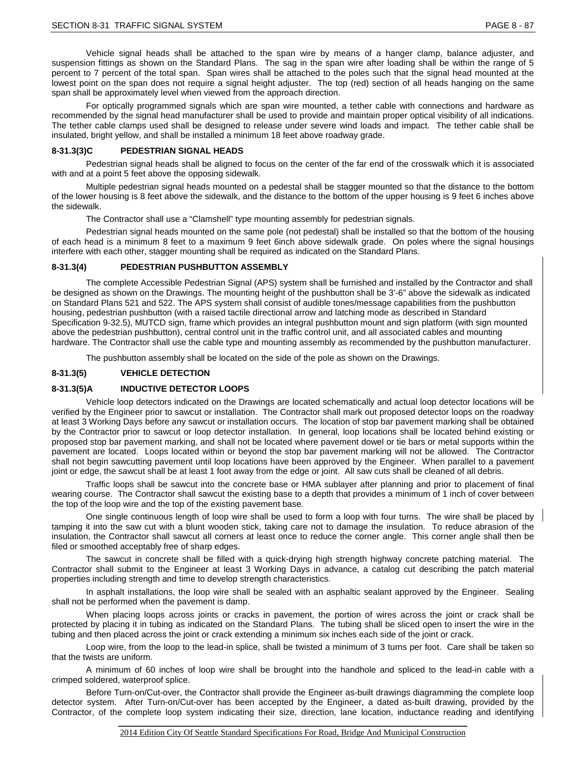Vehicle signal heads shall be attached to the span wire by means of a hanger clamp, balance adjuster, and suspension fittings as shown on the Standard Plans. The sag in the span wire after loading shall be within the range of 5 percent to 7 percent of the total span. Span wires shall be attached to the poles such that the signal head mounted at the lowest point on the span does not require a signal height adjuster. The top (red) section of all heads hanging on the same span shall be approximately level when viewed from the approach direction.

For optically programmed signals which are span wire mounted, a tether cable with connections and hardware as recommended by the signal head manufacturer shall be used to provide and maintain proper optical visibility of all indications. The tether cable clamps used shall be designed to release under severe wind loads and impact. The tether cable shall be insulated, bright yellow, and shall be installed a minimum 18 feet above roadway grade.

#### 8-31.3(3)C PEDESTRIAN SIGNAL HEADS

Pedestrian signal heads shall be aligned to focus on the center of the far end of the crosswalk which it is associated with and at a point 5 feet above the opposing sidewalk.

Multiple pedestrian signal heads mounted on a pedestal shall be stagger mounted so that the distance to the bottom of the lower housing is 8 feet above the sidewalk, and the distance to the bottom of the upper housing is 9 feet 6 inches above the sidewalk.

The Contractor shall use a "Clamshell" type mounting assembly for pedestrian signals.

Pedestrian signal heads mounted on the same pole (not pedestal) shall be installed so that the bottom of the housing of each head is a minimum 8 feet to a maximum 9 feet 6inch above sidewalk grade. On poles where the signal housings interfere with each other, stagger mounting shall be required as indicated on the Standard Plans.

### 8-31.3(4) PEDESTRIAN PUSHBUTTON ASSEMBLY

The complete Accessible Pedestrian Signal (APS) system shall be furnished and installed by the Contractor and shall be designed as shown on the Drawings. The mounting height of the pushbutton shall be 3'-6" above the sidewalk as indicated on Standard Plans 521 and 522. The APS system shall consist of audible tones/message capabilities from the pushbutton housing, pedestrian pushbutton (with a raised tactile directional arrow and latching mode as described in Standard Specification 9-32.5), MUTCD sign, frame which provides an integral pushbutton mount and sign platform (with sign mounted above the pedestrian pushbutton), central control unit in the traffic control unit, and all associated cables and mounting hardware. The Contractor shall use the cable type and mounting assembly as recommended by the pushbutton manufacturer.

The pushbutton assembly shall be located on the side of the pole as shown on the Drawings.

### 8-31.3(5) VEHICLE DETECTION

#### 8-31.3(5)A INDUCTIVE DETECTOR LOOPS

Vehicle loop detectors indicated on the Drawings are located schematically and actual loop detector locations will be verified by the Engineer prior to sawcut or installation. The Contractor shall mark out proposed detector loops on the roadway at least 3 Working Days before any sawcut or installation occurs. The location of stop bar pavement marking shall be obtained by the Contractor prior to sawcut or loop detector installation. In general, loop locations shall be located behind existing or proposed stop bar pavement marking, and shall not be located where pavement dowel or tie bars or metal supports within the pavement are located. Loops located within or beyond the stop bar pavement marking will not be allowed. The Contractor shall not begin sawcutting pavement until loop locations have been approved by the Engineer. When parallel to a pavement joint or edge, the sawcut shall be at least 1 foot away from the edge or joint. All saw cuts shall be cleaned of all debris.

Traffic loops shall be sawcut into the concrete base or HMA sublayer after planning and prior to placement of final wearing course. The Contractor shall sawcut the existing base to a depth that provides a minimum of 1 inch of cover between the top of the loop wire and the top of the existing pavement base.

One single continuous length of loop wire shall be used to form a loop with four turns. The wire shall be placed by tamping it into the saw cut with a blunt wooden stick, taking care not to damage the insulation. To reduce abrasion of the insulation, the Contractor shall sawcut all corners at least once to reduce the corner angle. This corner angle shall then be filed or smoothed acceptably free of sharp edges.

The sawcut in concrete shall be filled with a quick-drying high strength highway concrete patching material. The Contractor shall submit to the Engineer at least 3 Working Days in advance, a catalog cut describing the patch material properties including strength and time to develop strength characteristics.

In asphalt installations, the loop wire shall be sealed with an asphaltic sealant approved by the Engineer. Sealing shall not be performed when the pavement is damp.

When placing loops across joints or cracks in pavement, the portion of wires across the joint or crack shall be protected by placing it in tubing as indicated on the Standard Plans. The tubing shall be sliced open to insert the wire in the tubing and then placed across the joint or crack extending a minimum six inches each side of the joint or crack.

Loop wire, from the loop to the lead-in splice, shall be twisted a minimum of 3 turns per foot. Care shall be taken so that the twists are uniform.

A minimum of 60 inches of loop wire shall be brought into the handhole and spliced to the lead-in cable with a crimped soldered, waterproof splice.

Before Turn-on/Cut-over, the Contractor shall provide the Engineer as-built drawings diagramming the complete loop detector system. After Turn-on/Cut-over has been accepted by the Engineer, a dated as-built drawing, provided by the Contractor, of the complete loop system indicating their size, direction, lane location, inductance reading and identifying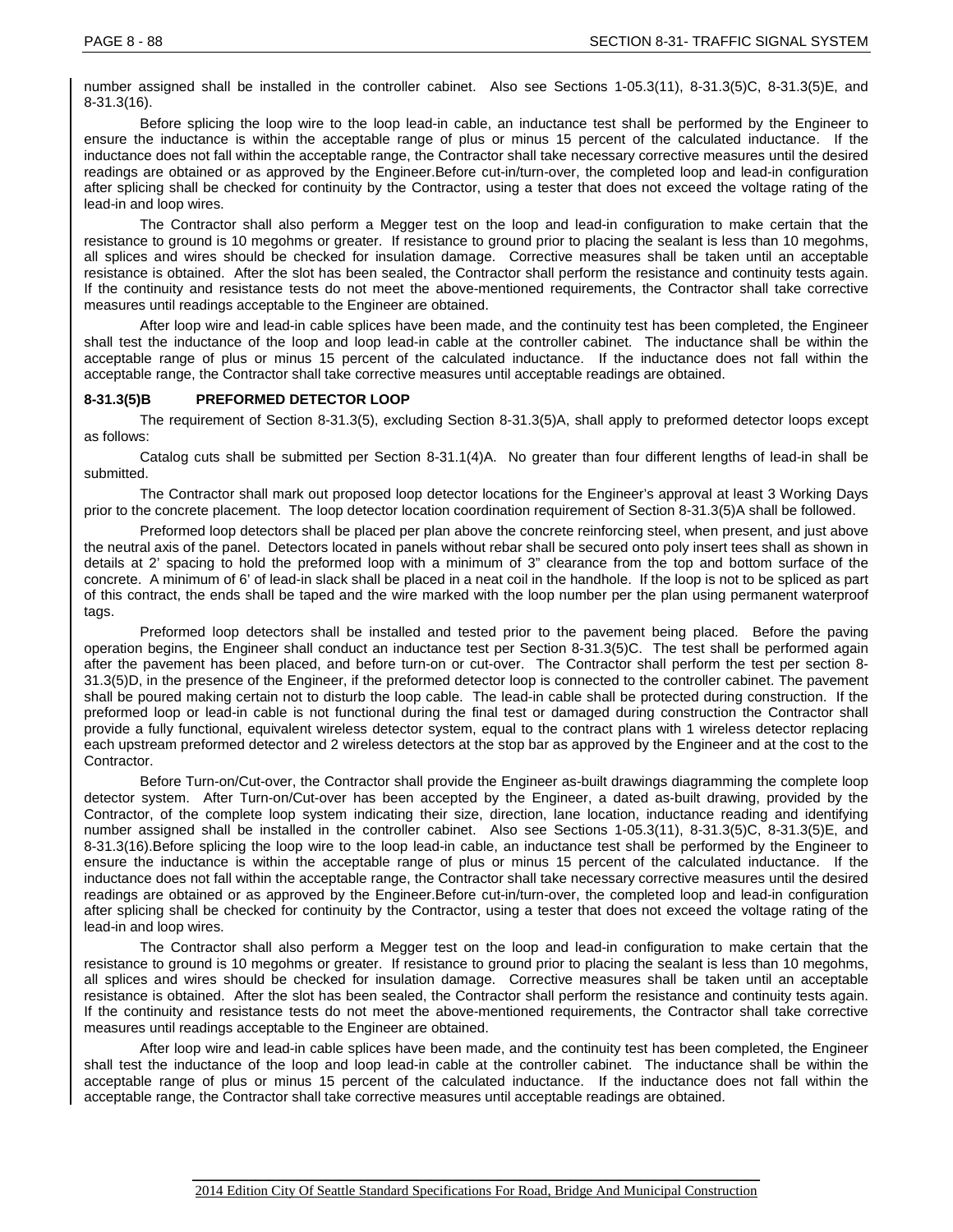number assigned shall be installed in the controller cabinet. Also see Sections 1-05.3(11), 8-31.3(5)C, 8-31.3(5)E, and 8-31.3(16).

Before splicing the loop wire to the loop lead-in cable, an inductance test shall be performed by the Engineer to ensure the inductance is within the acceptable range of plus or minus 15 percent of the calculated inductance. If the inductance does not fall within the acceptable range, the Contractor shall take necessary corrective measures until the desired readings are obtained or as approved by the Engineer.Before cut-in/turn-over, the completed loop and lead-in configuration after splicing shall be checked for continuity by the Contractor, using a tester that does not exceed the voltage rating of the lead-in and loop wires.

The Contractor shall also perform a Megger test on the loop and lead-in configuration to make certain that the resistance to ground is 10 megohms or greater. If resistance to ground prior to placing the sealant is less than 10 megohms, all splices and wires should be checked for insulation damage. Corrective measures shall be taken until an acceptable resistance is obtained. After the slot has been sealed, the Contractor shall perform the resistance and continuity tests again. If the continuity and resistance tests do not meet the above-mentioned requirements, the Contractor shall take corrective measures until readings acceptable to the Engineer are obtained.

After loop wire and lead-in cable splices have been made, and the continuity test has been completed, the Engineer shall test the inductance of the loop and loop lead-in cable at the controller cabinet. The inductance shall be within the acceptable range of plus or minus 15 percent of the calculated inductance. If the inductance does not fall within the acceptable range, the Contractor shall take corrective measures until acceptable readings are obtained.

**8-31.3(5)B PREFORMED DETECTOR LOOP**

The requirement of Section 8-31.3(5), excluding Section 8-31.3(5)A, shall apply to preformed detector loops except as follows:

Catalog cuts shall be submitted per Section 8-31.1(4)A. No greater than four different lengths of lead-in shall be submitted.

The Contractor shall mark out proposed loop detector locations for the Engineer's approval at least 3 Working Days prior to the concrete placement. The loop detector location coordination requirement of Section 8-31.3(5)A shall be followed.

Preformed loop detectors shall be placed per plan above the concrete reinforcing steel, when present, and just above the neutral axis of the panel. Detectors located in panels without rebar shall be secured onto poly insert tees shall as shown in details at 2' spacing to hold the preformed loop with a minimum of 3" clearance from the top and bottom surface of the concrete. A minimum of 6' of lead-in slack shall be placed in a neat coil in the handhole. If the loop is not to be spliced as part of this contract, the ends shall be taped and the wire marked with the loop number per the plan using permanent waterproof tags.

Preformed loop detectors shall be installed and tested prior to the pavement being placed. Before the paving operation begins, the Engineer shall conduct an inductance test per Section 8-31.3(5)C. The test shall be performed again after the pavement has been placed, and before turn-on or cut-over. The Contractor shall perform the test per section 8-31.3(5)D, in the presence of the Engineer, if the preformed detector loop is connected to the controller cabinet. The pavement shall be poured making certain not to disturb the loop cable. The lead-in cable shall be protected during construction. If the preformed loop or lead-in cable is not functional during the final test or damaged during construction the Contractor shall provide a fully functional, equivalent wireless detector system, equal to the contract plans with 1 wireless detector replacing each upstream preformed detector and 2 wireless detectors at the stop bar as approved by the Engineer and at the cost to the Contractor.

Before Turn-on/Cut-over, the Contractor shall provide the Engineer as-built drawings diagramming the complete loop detector system. After Turn-on/Cut-over has been accepted by the Engineer, a dated as-built drawing, provided by the Contractor, of the complete loop system indicating their size, direction, lane location, inductance reading and identifying number assigned shall be installed in the controller cabinet. Also see Sections 1-05.3(11), 8-31.3(5)C, 8-31.3(5)E, and 8-31.3(16).Before splicing the loop wire to the loop lead-in cable, an inductance test shall be performed by the Engineer to ensure the inductance is within the acceptable range of plus or minus 15 percent of the calculated inductance. If the inductance does not fall within the acceptable range, the Contractor shall take necessary corrective measures until the desired readings are obtained or as approved by the Engineer.Before cut-in/turn-over, the completed loop and lead-in configuration after splicing shall be checked for continuity by the Contractor, using a tester that does not exceed the voltage rating of the lead-in and loop wires.

The Contractor shall also perform a Megger test on the loop and lead-in configuration to make certain that the resistance to ground is 10 megohms or greater. If resistance to ground prior to placing the sealant is less than 10 megohms, all splices and wires should be checked for insulation damage. Corrective measures shall be taken until an acceptable resistance is obtained. After the slot has been sealed, the Contractor shall perform the resistance and continuity tests again. If the continuity and resistance tests do not meet the above-mentioned requirements, the Contractor shall take corrective measures until readings acceptable to the Engineer are obtained.

After loop wire and lead-in cable splices have been made, and the continuity test has been completed, the Engineer shall test the inductance of the loop and loop lead-in cable at the controller cabinet. The inductance shall be within the acceptable range of plus or minus 15 percent of the calculated inductance. If the inductance does not fall within the acceptable range, the Contractor shall take corrective measures until acceptable readings are obtained.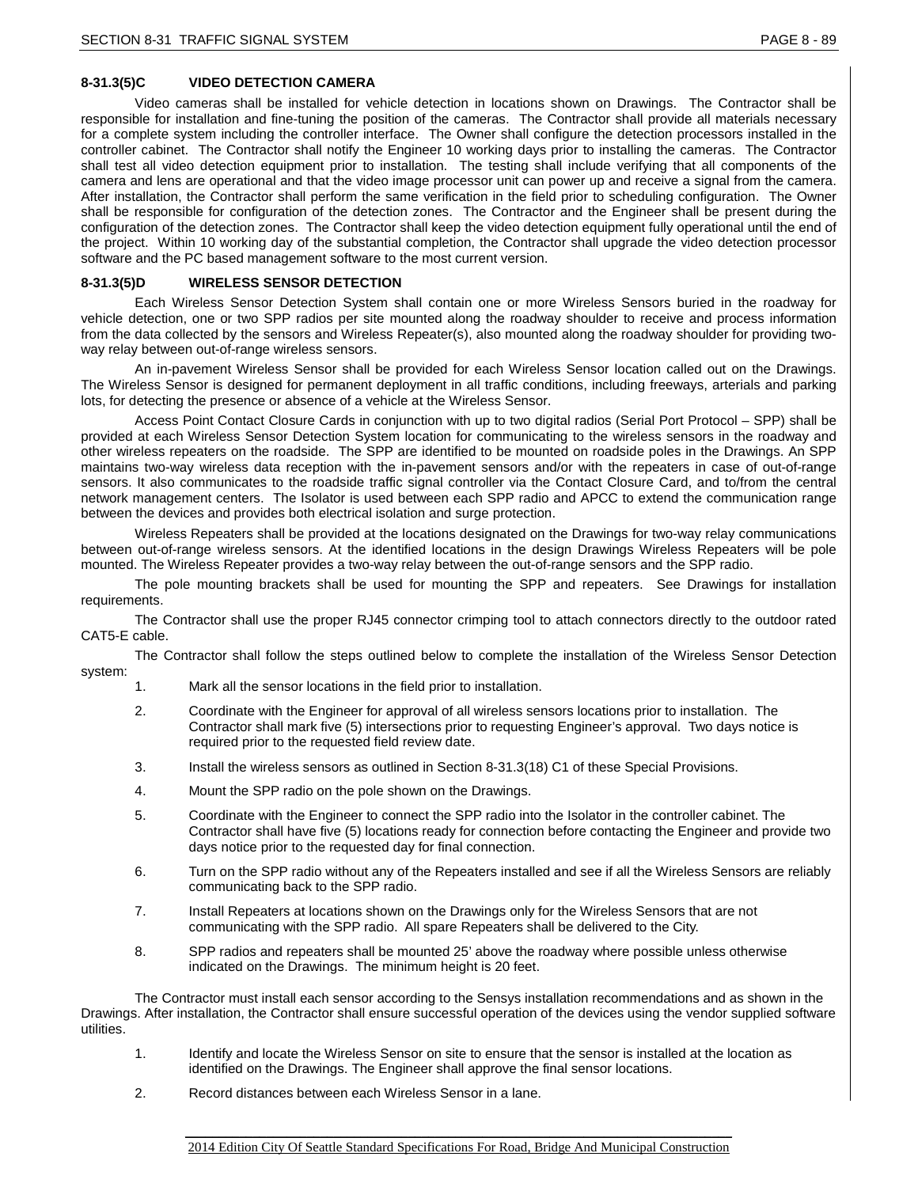### 8-31.3(5)C VIDEO DETECTION CAMERA

Video cameras shall be installed for vehicle detection in locations shown on Drawings. The Contractor shall be responsible for installation and fine-tuning the position of the cameras. The Contractor shall provide all materials necessary for a complete system including the controller interface. The Owner shall configure the detection processors installed in the controller cabinet. The Contractor shall notify the Engineer 10 working days prior to installing the cameras. The Contractor shall test all video detection equipment prior to installation. The testing shall include verifying that all components of the camera and lens are operational and that the video image processor unit can power up and receive a signal from the camera. After installation, the Contractor shall perform the same verification in the field prior to scheduling configuration. The Owner shall be responsible for configuration of the detection zones. The Contractor and the Engineer shall be present during the configuration of the detection zones. The Contractor shall keep the video detection equipment fully operational until the end of the project. Within 10 working day of the substantial completion, the Contractor shall upgrade the video detection processor software and the PC based management software to the most current version.

### 8-31.3(5)D WIRELESS SENSOR DETECTION

Each Wireless Sensor Detection System shall contain one or more Wireless Sensors buried in the roadway for vehicle detection, one or two SPP radios per site mounted along the roadway shoulder to receive and process information from the data collected by the sensors and Wireless Repeater(s), also mounted along the roadway shoulder for providing two-way relay between out-of-range wireless sensors.

An in-pavement Wireless Sensor shall be provided for each Wireless Sensor location called out on the Drawings. The Wireless Sensor is designed for permanent deployment in all traffic conditions, including freeways, arterials and parking lots, for detecting the presence or absence of a vehicle at the Wireless Sensor.

Access Point Contact Closure Cards in conjunction with up to two digital radios (Serial Port Protocol – SPP) shall be provided at each Wireless Sensor Detection System location for communicating to the wireless sensors in the roadway and other wireless repeaters on the roadside. The SPP are identified to be mounted on roadside poles in the Drawings. An SPP maintains two-way wireless data reception with the in-pavement sensors and/or with the repeaters in case of out-of-range sensors. It also communicates to the roadside traffic signal controller via the Contact Closure Card, and to/from the central network management centers. The Isolator is used between each SPP radio and APCC to extend the communication range between the devices and provides both electrical isolation and surge protection.

Wireless Repeaters shall be provided at the locations designated on the Drawings for two-way relay communications between out-of-range wireless sensors. At the identified locations in the design Drawings Wireless Repeaters will be pole mounted. The Wireless Repeater provides a two-way relay between the out-of-range sensors and the SPP radio.

The pole mounting brackets shall be used for mounting the SPP and repeaters. See Drawings for installation requirements.

The Contractor shall use the proper RJ45 connector crimping tool to attach connectors directly to the outdoor rated CAT5-E cable.

The Contractor shall follow the steps outlined below to complete the installation of the Wireless Sensor Detection system:

1. Mark all the sensor locations in the field prior to installation.
2. Coordinate with the Engineer for approval of all wireless sensors locations prior to installation. The Contractor shall mark five (5) intersections prior to requesting Engineer's approval. Two days notice is required prior to the requested field review date.
3. Install the wireless sensors as outlined in Section 8-31.3(18) C1 of these Special Provisions.
4. Mount the SPP radio on the pole shown on the Drawings.
5. Coordinate with the Engineer to connect the SPP radio into the Isolator in the controller cabinet. The Contractor shall have five (5) locations ready for connection before contacting the Engineer and provide two days notice prior to the requested day for final connection.
6. Turn on the SPP radio without any of the Repeaters installed and see if all the Wireless Sensors are reliably communicating back to the SPP radio.
7. Install Repeaters at locations shown on the Drawings only for the Wireless Sensors that are not communicating with the SPP radio. All spare Repeaters shall be delivered to the City.
8. SPP radios and repeaters shall be mounted 25' above the roadway where possible unless otherwise indicated on the Drawings. The minimum height is 20 feet.

The Contractor must install each sensor according to the Sensys installation recommendations and as shown in the Drawings. After installation, the Contractor shall ensure successful operation of the devices using the vendor supplied software utilities.

1. Identify and locate the Wireless Sensor on site to ensure that the sensor is installed at the location as identified on the Drawings. The Engineer shall approve the final sensor locations.
2. Record distances between each Wireless Sensor in a lane.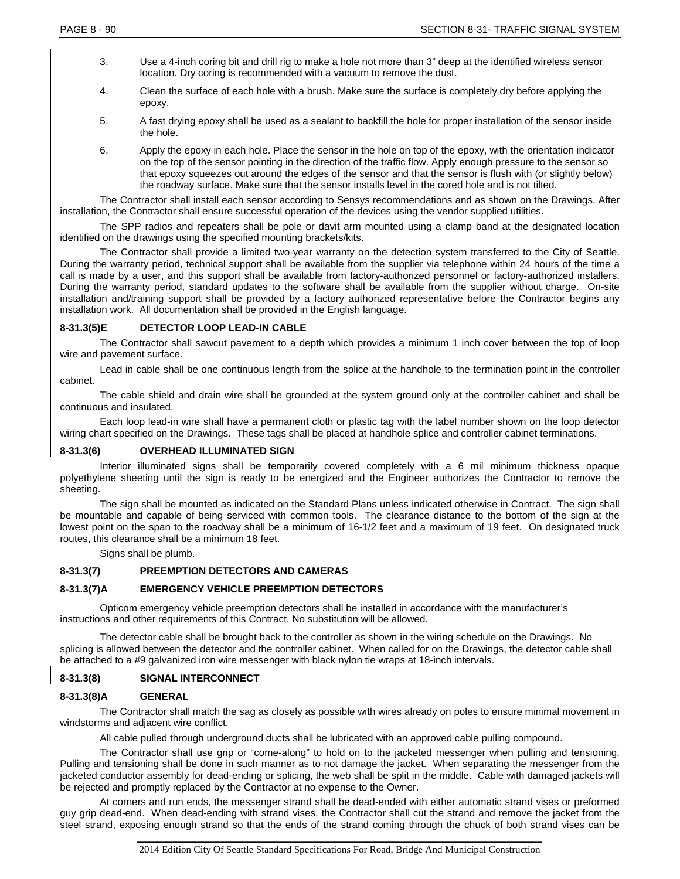3. Use a 4-inch coring bit and drill rig to make a hole not more than 3" deep at the identified wireless sensor location. Dry coring is recommended with a vacuum to remove the dust.

4. Clean the surface of each hole with a brush. Make sure the surface is completely dry before applying the epoxy.

5. A fast drying epoxy shall be used as a sealant to backfill the hole for proper installation of the sensor inside the hole.

6. Apply the epoxy in each hole. Place the sensor in the hole on top of the epoxy, with the orientation indicator on the top of the sensor pointing in the direction of the traffic flow. Apply enough pressure to the sensor so that epoxy squeezes out around the edges of the sensor and that the sensor is flush with (or slightly below) the roadway surface. Make sure that the sensor installs level in the cored hole and is not tilted.

The Contractor shall install each sensor according to Sensys recommendations and as shown on the Drawings. After installation, the Contractor shall ensure successful operation of the devices using the vendor supplied utilities.

The SPP radios and repeaters shall be pole or davit arm mounted using a clamp band at the designated location identified on the drawings using the specified mounting brackets/kits.

The Contractor shall provide a limited two-year warranty on the detection system transferred to the City of Seattle. During the warranty period, technical support shall be available from the supplier via telephone within 24 hours of the time a call is made by a user, and this support shall be available from factory-authorized personnel or factory-authorized installers. During the warranty period, standard updates to the software shall be available from the supplier without charge. On-site installation and/training support shall be provided by a factory authorized representative before the Contractor begins any installation work. All documentation shall be provided in the English language.

### 8-31.3(5)E DETECTOR LOOP LEAD-IN CABLE

The Contractor shall sawcut pavement to a depth which provides a minimum 1 inch cover between the top of loop wire and pavement surface.

Lead in cable shall be one continuous length from the splice at the handhole to the termination point in the controller cabinet.

The cable shield and drain wire shall be grounded at the system ground only at the controller cabinet and shall be continuous and insulated.

Each loop lead-in wire shall have a permanent cloth or plastic tag with the label number shown on the loop detector wiring chart specified on the Drawings. These tags shall be placed at handhole splice and controller cabinet terminations.

### 8-31.3(6) OVERHEAD ILLUMINATED SIGN

Interior illuminated signs shall be temporarily covered completely with a 6 mil minimum thickness opaque polyethylene sheeting until the sign is ready to be energized and the Engineer authorizes the Contractor to remove the sheeting.

The sign shall be mounted as indicated on the Standard Plans unless indicated otherwise in Contract. The sign shall be mountable and capable of being serviced with common tools. The clearance distance to the bottom of the sign at the lowest point on the span to the roadway shall be a minimum of 16-1/2 feet and a maximum of 19 feet. On designated truck routes, this clearance shall be a minimum 18 feet.

Signs shall be plumb.

### 8-31.3(7) PREEMPTION DETECTORS AND CAMERAS

### 8-31.3(7)A EMERGENCY VEHICLE PREEMPTION DETECTORS

Opticom emergency vehicle preemption detectors shall be installed in accordance with the manufacturer's instructions and other requirements of this Contract. No substitution will be allowed.

The detector cable shall be brought back to the controller as shown in the wiring schedule on the Drawings. No splicing is allowed between the detector and the controller cabinet. When called for on the Drawings, the detector cable shall be attached to a #9 galvanized iron wire messenger with black nylon tie wraps at 18-inch intervals.

### 8-31.3(8) SIGNAL INTERCONNECT

### 8-31.3(8)A GENERAL

The Contractor shall match the sag as closely as possible with wires already on poles to ensure minimal movement in windstorms and adjacent wire conflict.

All cable pulled through underground ducts shall be lubricated with an approved cable pulling compound.

The Contractor shall use grip or "come-along" to hold on to the jacketed messenger when pulling and tensioning. Pulling and tensioning shall be done in such manner as to not damage the jacket. When separating the messenger from the jacketed conductor assembly for dead-ending or splicing, the web shall be split in the middle. Cable with damaged jackets will be rejected and promptly replaced by the Contractor at no expense to the Owner.

At corners and run ends, the messenger strand shall be dead-ended with either automatic strand vises or preformed guy grip dead-end. When dead-ending with strand vises, the Contractor shall cut the strand and remove the jacket from the steel strand, exposing enough strand so that the ends of the strand coming through the chuck of both strand vises can be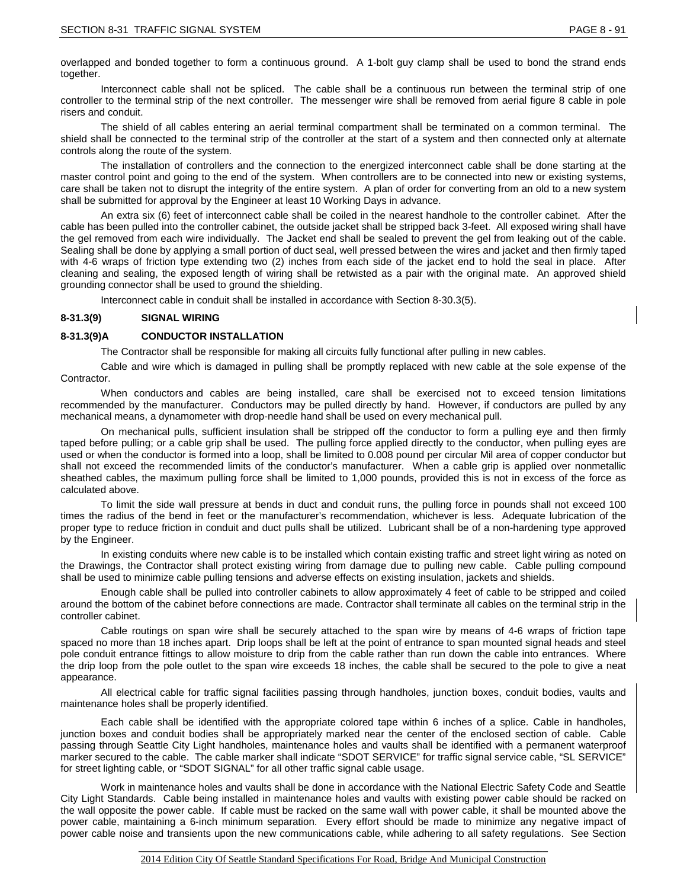overlapped and bonded together to form a continuous ground. A 1-bolt guy clamp shall be used to bond the strand ends together.

Interconnect cable shall not be spliced. The cable shall be a continuous run between the terminal strip of one controller to the terminal strip of the next controller. The messenger wire shall be removed from aerial figure 8 cable in pole risers and conduit.

The shield of all cables entering an aerial terminal compartment shall be terminated on a common terminal. The shield shall be connected to the terminal strip of the controller at the start of a system and then connected only at alternate controls along the route of the system.

The installation of controllers and the connection to the energized interconnect cable shall be done starting at the master control point and going to the end of the system. When controllers are to be connected into new or existing systems, care shall be taken not to disrupt the integrity of the entire system. A plan of order for converting from an old to a new system shall be submitted for approval by the Engineer at least 10 Working Days in advance.

An extra six (6) feet of interconnect cable shall be coiled in the nearest handhole to the controller cabinet. After the cable has been pulled into the controller cabinet, the outside jacket shall be stripped back 3-feet. All exposed wiring shall have the gel removed from each wire individually. The Jacket end shall be sealed to prevent the gel from leaking out of the cable. Sealing shall be done by applying a small portion of duct seal, well pressed between the wires and jacket and then firmly taped with 4-6 wraps of friction type extending two (2) inches from each side of the jacket end to hold the seal in place. After cleaning and sealing, the exposed length of wiring shall be retwisted as a pair with the original mate. An approved shield grounding connector shall be used to ground the shielding.

Interconnect cable in conduit shall be installed in accordance with Section 8-30.3(5).

### 8-31.3(9) SIGNAL WIRING

### 8-31.3(9)A CONDUCTOR INSTALLATION

The Contractor shall be responsible for making all circuits fully functional after pulling in new cables.

Cable and wire which is damaged in pulling shall be promptly replaced with new cable at the sole expense of the Contractor.

When conductors and cables are being installed, care shall be exercised not to exceed tension limitations recommended by the manufacturer. Conductors may be pulled directly by hand. However, if conductors are pulled by any mechanical means, a dynamometer with drop-needle hand shall be used on every mechanical pull.

On mechanical pulls, sufficient insulation shall be stripped off the conductor to form a pulling eye and then firmly taped before pulling; or a cable grip shall be used. The pulling force applied directly to the conductor, when pulling eyes are used or when the conductor is formed into a loop, shall be limited to 0.008 pound per circular Mil area of copper conductor but shall not exceed the recommended limits of the conductor's manufacturer. When a cable grip is applied over nonmetallic sheathed cables, the maximum pulling force shall be limited to 1,000 pounds, provided this is not in excess of the force as calculated above.

To limit the side wall pressure at bends in duct and conduit runs, the pulling force in pounds shall not exceed 100 times the radius of the bend in feet or the manufacturer's recommendation, whichever is less. Adequate lubrication of the proper type to reduce friction in conduit and duct pulls shall be utilized. Lubricant shall be of a non-hardening type approved by the Engineer.

In existing conduits where new cable is to be installed which contain existing traffic and street light wiring as noted on the Drawings, the Contractor shall protect existing wiring from damage due to pulling new cable. Cable pulling compound shall be used to minimize cable pulling tensions and adverse effects on existing insulation, jackets and shields.

Enough cable shall be pulled into controller cabinets to allow approximately 4 feet of cable to be stripped and coiled around the bottom of the cabinet before connections are made. Contractor shall terminate all cables on the terminal strip in the controller cabinet.

Cable routings on span wire shall be securely attached to the span wire by means of 4-6 wraps of friction tape spaced no more than 18 inches apart. Drip loops shall be left at the point of entrance to span mounted signal heads and steel pole conduit entrance fittings to allow moisture to drip from the cable rather than run down the cable into entrances. Where the drip loop from the pole outlet to the span wire exceeds 18 inches, the cable shall be secured to the pole to give a neat appearance.

All electrical cable for traffic signal facilities passing through handholes, junction boxes, conduit bodies, vaults and maintenance holes shall be properly identified.

Each cable shall be identified with the appropriate colored tape within 6 inches of a splice. Cable in handholes, junction boxes and conduit bodies shall be appropriately marked near the center of the enclosed section of cable. Cable passing through Seattle City Light handholes, maintenance holes and vaults shall be identified with a permanent waterproof marker secured to the cable. The cable marker shall indicate "SDOT SERVICE" for traffic signal service cable, "SL SERVICE" for street lighting cable, or "SDOT SIGNAL" for all other traffic signal cable usage.

Work in maintenance holes and vaults shall be done in accordance with the National Electric Safety Code and Seattle City Light Standards. Cable being installed in maintenance holes and vaults with existing power cable should be racked on the wall opposite the power cable. If cable must be racked on the same wall with power cable, it shall be mounted above the power cable, maintaining a 6-inch minimum separation. Every effort should be made to minimize any negative impact of power cable noise and transients upon the new communications cable, while adhering to all safety regulations. See Section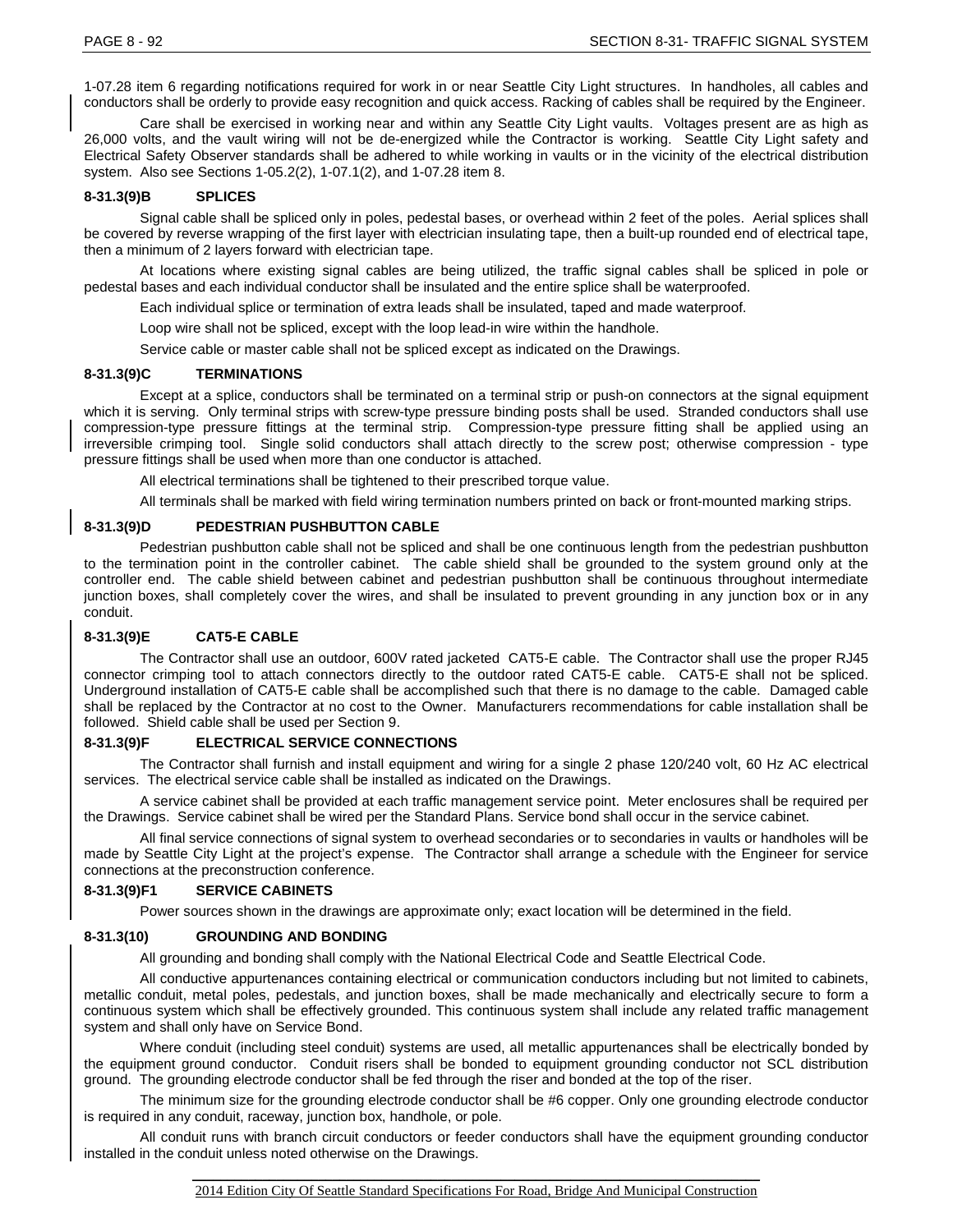1-07.28 item 6 regarding notifications required for work in or near Seattle City Light structures. In handholes, all cables and conductors shall be orderly to provide easy recognition and quick access. Racking of cables shall be required by the Engineer.

Care shall be exercised in working near and within any Seattle City Light vaults. Voltages present are as high as 26,000 volts, and the vault wiring will not be de-energized while the Contractor is working. Seattle City Light safety and Electrical Safety Observer standards shall be adhered to while working in vaults or in the vicinity of the electrical distribution system. Also see Sections 1-05.2(2), 1-07.1(2), and 1-07.28 item 8.

#### 8-31.3(9)B SPLICES

Signal cable shall be spliced only in poles, pedestal bases, or overhead within 2 feet of the poles. Aerial splices shall be covered by reverse wrapping of the first layer with electrician insulating tape, then a built-up rounded end of electrical tape, then a minimum of 2 layers forward with electrician tape.

At locations where existing signal cables are being utilized, the traffic signal cables shall be spliced in pole or pedestal bases and each individual conductor shall be insulated and the entire splice shall be waterproofed.

Each individual splice or termination of extra leads shall be insulated, taped and made waterproof.

Loop wire shall not be spliced, except with the loop lead-in wire within the handhole.

Service cable or master cable shall not be spliced except as indicated on the Drawings.

#### 8-31.3(9)C TERMINATIONS

Except at a splice, conductors shall be terminated on a terminal strip or push-on connectors at the signal equipment which it is serving. Only terminal strips with screw-type pressure binding posts shall be used. Stranded conductors shall use compression-type pressure fittings at the terminal strip. Compression-type pressure fitting shall be applied using an irreversible crimping tool. Single solid conductors shall attach directly to the screw post; otherwise compression - type pressure fittings shall be used when more than one conductor is attached.

All electrical terminations shall be tightened to their prescribed torque value.

All terminals shall be marked with field wiring termination numbers printed on back or front-mounted marking strips.

#### 8-31.3(9)D PEDESTRIAN PUSHBUTTON CABLE

Pedestrian pushbutton cable shall not be spliced and shall be one continuous length from the pedestrian pushbutton to the termination point in the controller cabinet. The cable shield shall be grounded to the system ground only at the controller end. The cable shield between cabinet and pedestrian pushbutton shall be continuous throughout intermediate junction boxes, shall completely cover the wires, and shall be insulated to prevent grounding in any junction box or in any conduit.

#### 8-31.3(9)E CAT5-E CABLE

The Contractor shall use an outdoor, 600V rated jacketed CAT5-E cable. The Contractor shall use the proper RJ45 connector crimping tool to attach connectors directly to the outdoor rated CAT5-E cable. CAT5-E shall not be spliced. Underground installation of CAT5-E cable shall be accomplished such that there is no damage to the cable. Damaged cable shall be replaced by the Contractor at no cost to the Owner. Manufacturers recommendations for cable installation shall be followed. Shield cable shall be used per Section 9.

#### 8-31.3(9)F ELECTRICAL SERVICE CONNECTIONS

The Contractor shall furnish and install equipment and wiring for a single 2 phase 120/240 volt, 60 Hz AC electrical services. The electrical service cable shall be installed as indicated on the Drawings.

A service cabinet shall be provided at each traffic management service point. Meter enclosures shall be required per the Drawings. Service cabinet shall be wired per the Standard Plans. Service bond shall occur in the service cabinet.

All final service connections of signal system to overhead secondaries or to secondaries in vaults or handholes will be made by Seattle City Light at the project's expense. The Contractor shall arrange a schedule with the Engineer for service connections at the preconstruction conference.

#### 8-31.3(9)F1 SERVICE CABINETS

Power sources shown in the drawings are approximate only; exact location will be determined in the field.

#### 8-31.3(10) GROUNDING AND BONDING

All grounding and bonding shall comply with the National Electrical Code and Seattle Electrical Code.

All conductive appurtenances containing electrical or communication conductors including but not limited to cabinets, metallic conduit, metal poles, pedestals, and junction boxes, shall be made mechanically and electrically secure to form a continuous system which shall be effectively grounded. This continuous system shall include any related traffic management system and shall only have on Service Bond.

Where conduit (including steel conduit) systems are used, all metallic appurtenances shall be electrically bonded by the equipment ground conductor. Conduit risers shall be bonded to equipment grounding conductor not SCL distribution ground. The grounding electrode conductor shall be fed through the riser and bonded at the top of the riser.

The minimum size for the grounding electrode conductor shall be #6 copper. Only one grounding electrode conductor is required in any conduit, raceway, junction box, handhole, or pole.

All conduit runs with branch circuit conductors or feeder conductors shall have the equipment grounding conductor installed in the conduit unless noted otherwise on the Drawings.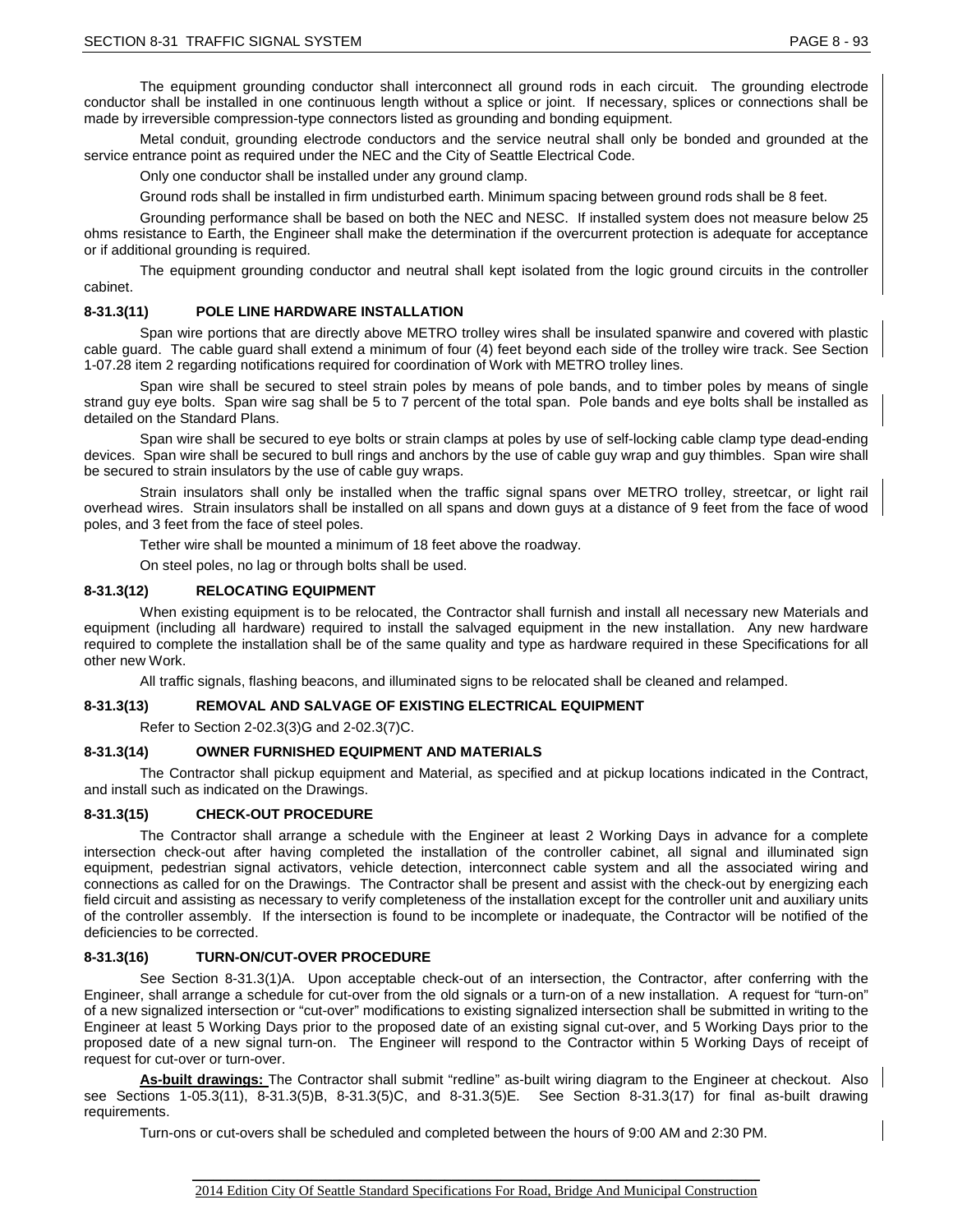The equipment grounding conductor shall interconnect all ground rods in each circuit. The grounding electrode conductor shall be installed in one continuous length without a splice or joint. If necessary, splices or connections shall be made by irreversible compression-type connectors listed as grounding and bonding equipment.

Metal conduit, grounding electrode conductors and the service neutral shall only be bonded and grounded at the service entrance point as required under the NEC and the City of Seattle Electrical Code.

Only one conductor shall be installed under any ground clamp.

Ground rods shall be installed in firm undisturbed earth. Minimum spacing between ground rods shall be 8 feet.

Grounding performance shall be based on both the NEC and NESC. If installed system does not measure below 25 ohms resistance to Earth, the Engineer shall make the determination if the overcurrent protection is adequate for acceptance or if additional grounding is required.

The equipment grounding conductor and neutral shall kept isolated from the logic ground circuits in the controller cabinet.

### 8-31.3(11) POLE LINE HARDWARE INSTALLATION

Span wire portions that are directly above METRO trolley wires shall be insulated spanwire and covered with plastic cable guard. The cable guard shall extend a minimum of four (4) feet beyond each side of the trolley wire track. See Section 1-07.28 item 2 regarding notifications required for coordination of Work with METRO trolley lines.

Span wire shall be secured to steel strain poles by means of pole bands, and to timber poles by means of single strand guy eye bolts. Span wire sag shall be 5 to 7 percent of the total span. Pole bands and eye bolts shall be installed as detailed on the Standard Plans.

Span wire shall be secured to eye bolts or strain clamps at poles by use of self-locking cable clamp type dead-ending devices. Span wire shall be secured to bull rings and anchors by the use of cable guy wrap and guy thimbles. Span wire shall be secured to strain insulators by the use of cable guy wraps.

Strain insulators shall only be installed when the traffic signal spans over METRO trolley, streetcar, or light rail overhead wires. Strain insulators shall be installed on all spans and down guys at a distance of 9 feet from the face of wood poles, and 3 feet from the face of steel poles.

Tether wire shall be mounted a minimum of 18 feet above the roadway.

On steel poles, no lag or through bolts shall be used.

### 8-31.3(12) RELOCATING EQUIPMENT

When existing equipment is to be relocated, the Contractor shall furnish and install all necessary new Materials and equipment (including all hardware) required to install the salvaged equipment in the new installation. Any new hardware required to complete the installation shall be of the same quality and type as hardware required in these Specifications for all other new Work.

All traffic signals, flashing beacons, and illuminated signs to be relocated shall be cleaned and relamped.

### 8-31.3(13) REMOVAL AND SALVAGE OF EXISTING ELECTRICAL EQUIPMENT

Refer to Section 2-02.3(3)G and 2-02.3(7)C.

### 8-31.3(14) OWNER FURNISHED EQUIPMENT AND MATERIALS

The Contractor shall pickup equipment and Material, as specified and at pickup locations indicated in the Contract, and install such as indicated on the Drawings.

### 8-31.3(15) CHECK-OUT PROCEDURE

The Contractor shall arrange a schedule with the Engineer at least 2 Working Days in advance for a complete intersection check-out after having completed the installation of the controller cabinet, all signal and illuminated sign equipment, pedestrian signal activators, vehicle detection, interconnect cable system and all the associated wiring and connections as called for on the Drawings. The Contractor shall be present and assist with the check-out by energizing each field circuit and assisting as necessary to verify completeness of the installation except for the controller unit and auxiliary units of the controller assembly. If the intersection is found to be incomplete or inadequate, the Contractor will be notified of the deficiencies to be corrected.

### 8-31.3(16) TURN-ON/CUT-OVER PROCEDURE

See Section 8-31.3(1)A. Upon acceptable check-out of an intersection, the Contractor, after conferring with the Engineer, shall arrange a schedule for cut-over from the old signals or a turn-on of a new installation. A request for "turn-on" of a new signalized intersection or "cut-over" modifications to existing signalized intersection shall be submitted in writing to the Engineer at least 5 Working Days prior to the proposed date of an existing signal cut-over, and 5 Working Days prior to the proposed date of a new signal turn-on. The Engineer will respond to the Contractor within 5 Working Days of receipt of request for cut-over or turn-over.

**As-built drawings:** The Contractor shall submit "redline" as-built wiring diagram to the Engineer at checkout. Also see Sections 1-05.3(11), 8-31.3(5)B, 8-31.3(5)C, and 8-31.3(5)E. See Section 8-31.3(17) for final as-built drawing requirements.

Turn-ons or cut-overs shall be scheduled and completed between the hours of 9:00 AM and 2:30 PM.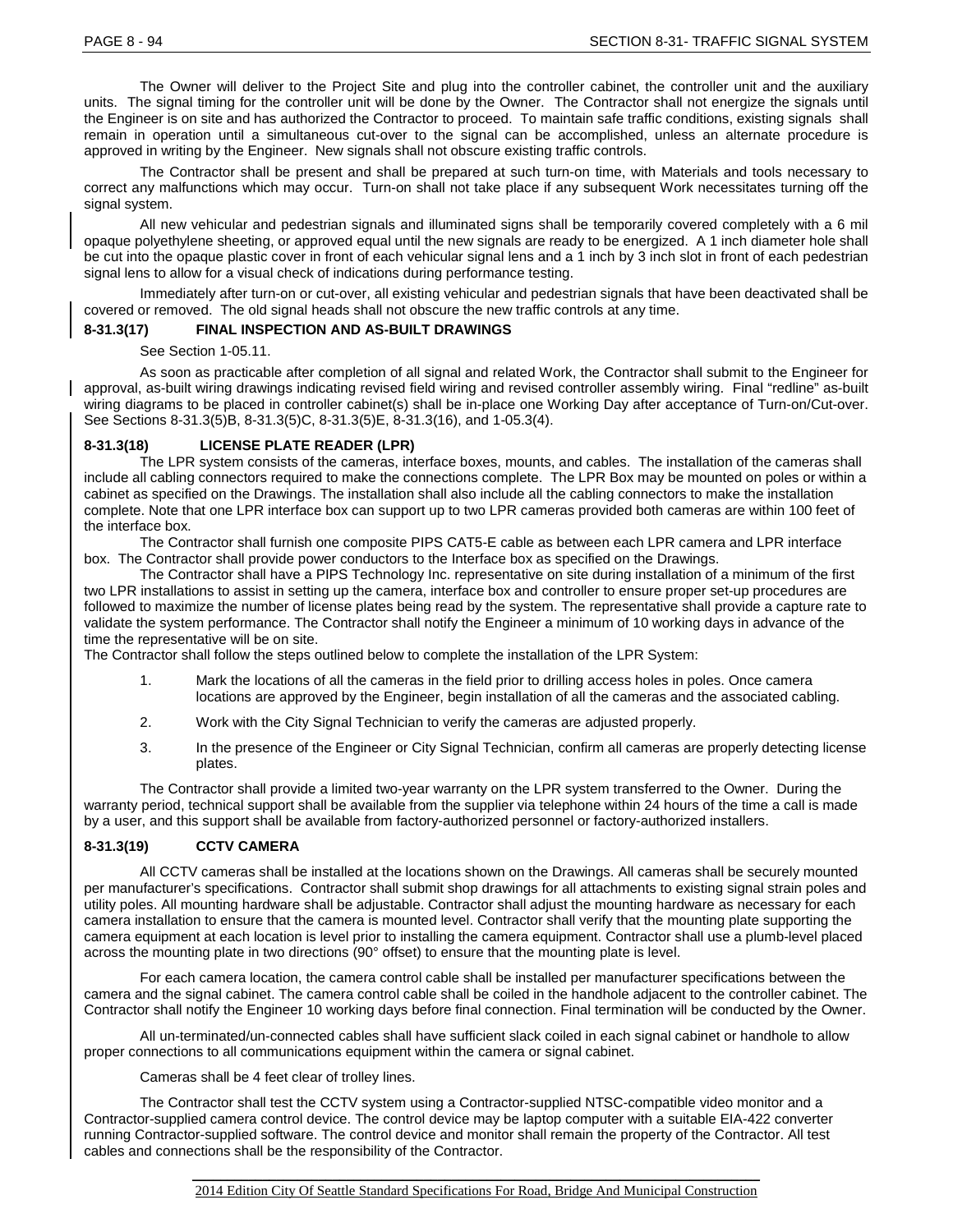The Owner will deliver to the Project Site and plug into the controller cabinet, the controller unit and the auxiliary units. The signal timing for the controller unit will be done by the Owner. The Contractor shall not energize the signals until the Engineer is on site and has authorized the Contractor to proceed. To maintain safe traffic conditions, existing signals shall remain in operation until a simultaneous cut-over to the signal can be accomplished, unless an alternate procedure is approved in writing by the Engineer. New signals shall not obscure existing traffic controls.

The Contractor shall be present and shall be prepared at such turn-on time, with Materials and tools necessary to correct any malfunctions which may occur. Turn-on shall not take place if any subsequent Work necessitates turning off the signal system.

All new vehicular and pedestrian signals and illuminated signs shall be temporarily covered completely with a 6 mil opaque polyethylene sheeting, or approved equal until the new signals are ready to be energized. A 1 inch diameter hole shall be cut into the opaque plastic cover in front of each vehicular signal lens and a 1 inch by 3 inch slot in front of each pedestrian signal lens to allow for a visual check of indications during performance testing.

Immediately after turn-on or cut-over, all existing vehicular and pedestrian signals that have been deactivated shall be covered or removed. The old signal heads shall not obscure the new traffic controls at any time.

### 8-31.3(17) FINAL INSPECTION AND AS-BUILT DRAWINGS

See Section 1-05.11.

As soon as practicable after completion of all signal and related Work, the Contractor shall submit to the Engineer for approval, as-built wiring drawings indicating revised field wiring and revised controller assembly wiring. Final "redline" as-built wiring diagrams to be placed in controller cabinet(s) shall be in-place one Working Day after acceptance of Turn-on/Cut-over. See Sections 8-31.3(5)B, 8-31.3(5)C, 8-31.3(5)E, 8-31.3(16), and 1-05.3(4).

### 8-31.3(18) LICENSE PLATE READER (LPR)

The LPR system consists of the cameras, interface boxes, mounts, and cables. The installation of the cameras shall include all cabling connectors required to make the connections complete. The LPR Box may be mounted on poles or within a cabinet as specified on the Drawings. The installation shall also include all the cabling connectors to make the installation complete. Note that one LPR interface box can support up to two LPR cameras provided both cameras are within 100 feet of the interface box.

The Contractor shall furnish one composite PIPS CAT5-E cable as between each LPR camera and LPR interface box. The Contractor shall provide power conductors to the Interface box as specified on the Drawings.

The Contractor shall have a PIPS Technology Inc. representative on site during installation of a minimum of the first two LPR installations to assist in setting up the camera, interface box and controller to ensure proper set-up procedures are followed to maximize the number of license plates being read by the system. The representative shall provide a capture rate to validate the system performance. The Contractor shall notify the Engineer a minimum of 10 working days in advance of the time the representative will be on site.

The Contractor shall follow the steps outlined below to complete the installation of the LPR System:

1. Mark the locations of all the cameras in the field prior to drilling access holes in poles. Once camera locations are approved by the Engineer, begin installation of all the cameras and the associated cabling.
2. Work with the City Signal Technician to verify the cameras are adjusted properly.
3. In the presence of the Engineer or City Signal Technician, confirm all cameras are properly detecting license plates.

The Contractor shall provide a limited two-year warranty on the LPR system transferred to the Owner. During the warranty period, technical support shall be available from the supplier via telephone within 24 hours of the time a call is made by a user, and this support shall be available from factory-authorized personnel or factory-authorized installers.

### 8-31.3(19) CCTV CAMERA

All CCTV cameras shall be installed at the locations shown on the Drawings. All cameras shall be securely mounted per manufacturer's specifications. Contractor shall submit shop drawings for all attachments to existing signal strain poles and utility poles. All mounting hardware shall be adjustable. Contractor shall adjust the mounting hardware as necessary for each camera installation to ensure that the camera is mounted level. Contractor shall verify that the mounting plate supporting the camera equipment at each location is level prior to installing the camera equipment. Contractor shall use a plumb-level placed across the mounting plate in two directions (90° offset) to ensure that the mounting plate is level.

For each camera location, the camera control cable shall be installed per manufacturer specifications between the camera and the signal cabinet. The camera control cable shall be coiled in the handhole adjacent to the controller cabinet. The Contractor shall notify the Engineer 10 working days before final connection. Final termination will be conducted by the Owner.

All un-terminated/un-connected cables shall have sufficient slack coiled in each signal cabinet or handhole to allow proper connections to all communications equipment within the camera or signal cabinet.

Cameras shall be 4 feet clear of trolley lines.

The Contractor shall test the CCTV system using a Contractor-supplied NTSC-compatible video monitor and a Contractor-supplied camera control device. The control device may be laptop computer with a suitable EIA-422 converter running Contractor-supplied software. The control device and monitor shall remain the property of the Contractor. All test cables and connections shall be the responsibility of the Contractor.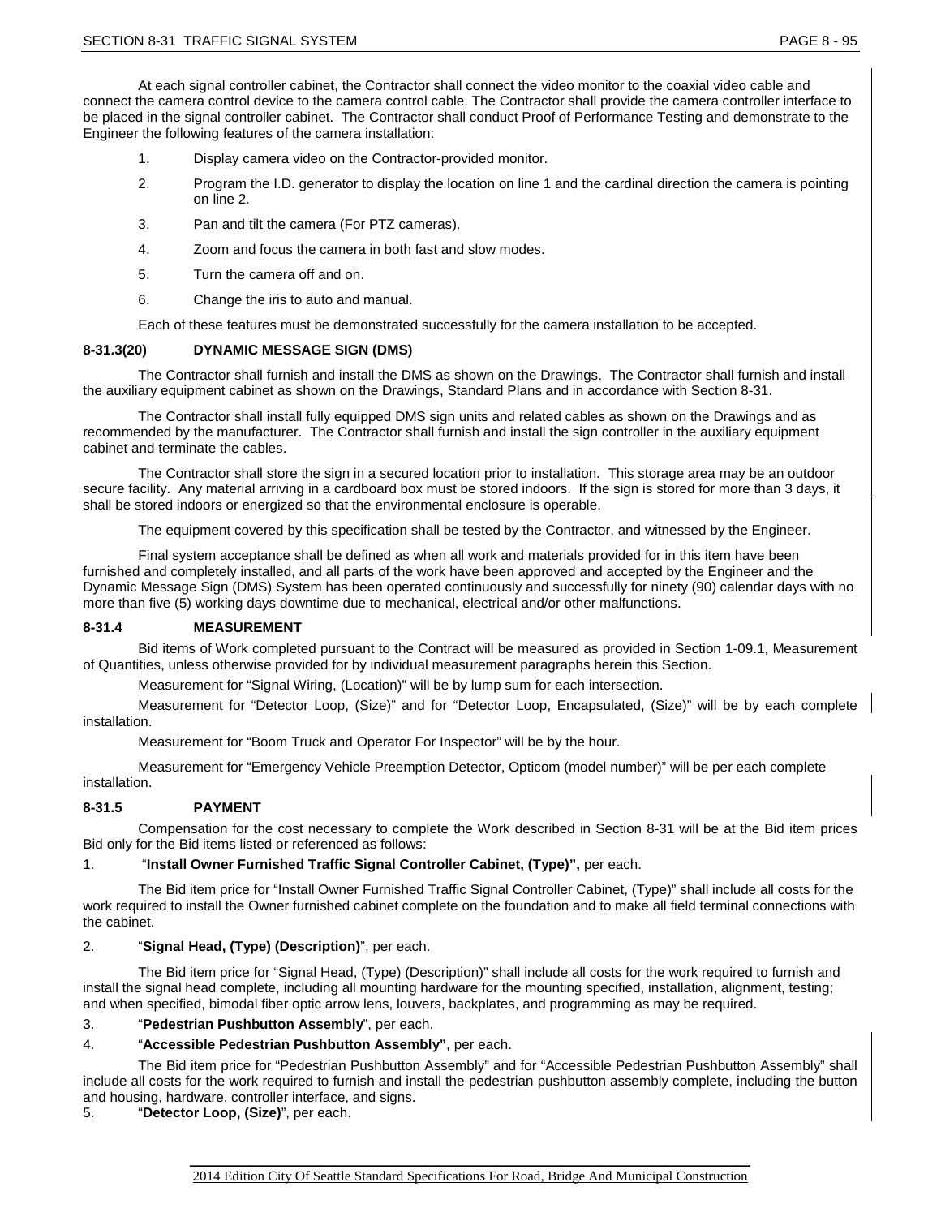At each signal controller cabinet, the Contractor shall connect the video monitor to the coaxial video cable and connect the camera control device to the camera control cable. The Contractor shall provide the camera controller interface to be placed in the signal controller cabinet. The Contractor shall conduct Proof of Performance Testing and demonstrate to the Engineer the following features of the camera installation:

1. Display camera video on the Contractor-provided monitor.
2. Program the I.D. generator to display the location on line 1 and the cardinal direction the camera is pointing on line 2.
3. Pan and tilt the camera (For PTZ cameras).
4. Zoom and focus the camera in both fast and slow modes.
5. Turn the camera off and on.
6. Change the iris to auto and manual.

Each of these features must be demonstrated successfully for the camera installation to be accepted.

### 8-31.3(20) DYNAMIC MESSAGE SIGN (DMS)

The Contractor shall furnish and install the DMS as shown on the Drawings. The Contractor shall furnish and install the auxiliary equipment cabinet as shown on the Drawings, Standard Plans and in accordance with Section 8-31.

The Contractor shall install fully equipped DMS sign units and related cables as shown on the Drawings and as recommended by the manufacturer. The Contractor shall furnish and install the sign controller in the auxiliary equipment cabinet and terminate the cables.

The Contractor shall store the sign in a secured location prior to installation. This storage area may be an outdoor secure facility. Any material arriving in a cardboard box must be stored indoors. If the sign is stored for more than 3 days, it shall be stored indoors or energized so that the environmental enclosure is operable.

The equipment covered by this specification shall be tested by the Contractor, and witnessed by the Engineer.

Final system acceptance shall be defined as when all work and materials provided for in this item have been furnished and completely installed, and all parts of the work have been approved and accepted by the Engineer and the Dynamic Message Sign (DMS) System has been operated continuously and successfully for ninety (90) calendar days with no more than five (5) working days downtime due to mechanical, electrical and/or other malfunctions.

## 8-31.4 MEASUREMENT

Bid items of Work completed pursuant to the Contract will be measured as provided in Section 1-09.1, Measurement of Quantities, unless otherwise provided for by individual measurement paragraphs herein this Section.

Measurement for "Signal Wiring, (Location)" will be by lump sum for each intersection.

Measurement for "Detector Loop, (Size)" and for "Detector Loop, Encapsulated, (Size)" will be by each complete installation.

Measurement for "Boom Truck and Operator For Inspector" will be by the hour.

Measurement for "Emergency Vehicle Preemption Detector, Opticom (model number)" will be per each complete installation.

## 8-31.5 PAYMENT

Compensation for the cost necessary to complete the Work described in Section 8-31 will be at the Bid item prices Bid only for the Bid items listed or referenced as follows:

1. "**Install Owner Furnished Traffic Signal Controller Cabinet, (Type)",** per each.

The Bid item price for "Install Owner Furnished Traffic Signal Controller Cabinet, (Type)" shall include all costs for the work required to install the Owner furnished cabinet complete on the foundation and to make all field terminal connections with the cabinet.

2. "**Signal Head, (Type) (Description)**", per each.

The Bid item price for "Signal Head, (Type) (Description)" shall include all costs for the work required to furnish and install the signal head complete, including all mounting hardware for the mounting specified, installation, alignment, testing; and when specified, bimodal fiber optic arrow lens, louvers, backplates, and programming as may be required.

3. "**Pedestrian Pushbutton Assembly**", per each.
4. "**Accessible Pedestrian Pushbutton Assembly"**, per each.

The Bid item price for "Pedestrian Pushbutton Assembly" and for "Accessible Pedestrian Pushbutton Assembly" shall include all costs for the work required to furnish and install the pedestrian pushbutton assembly complete, including the button and housing, hardware, controller interface, and signs.

5. "**Detector Loop, (Size)**", per each.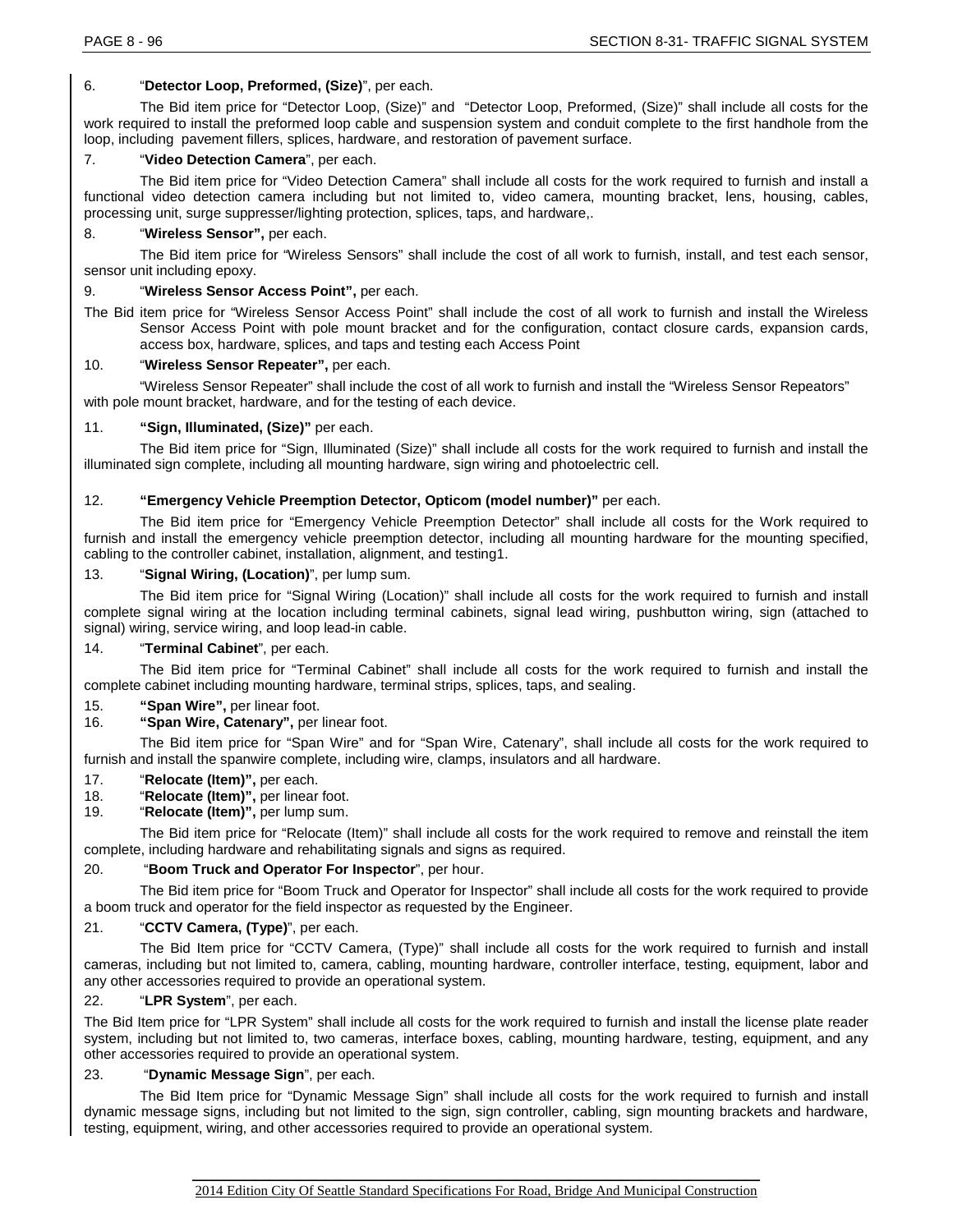6. "**Detector Loop, Preformed, (Size)**", per each.

The Bid item price for "Detector Loop, (Size)" and "Detector Loop, Preformed, (Size)" shall include all costs for the work required to install the preformed loop cable and suspension system and conduit complete to the first handhole from the loop, including pavement fillers, splices, hardware, and restoration of pavement surface.

7. "**Video Detection Camera**", per each.

The Bid item price for "Video Detection Camera" shall include all costs for the work required to furnish and install a functional video detection camera including but not limited to, video camera, mounting bracket, lens, housing, cables, processing unit, surge suppresser/lighting protection, splices, taps, and hardware,.

8. "**Wireless Sensor",** per each.

The Bid item price for "Wireless Sensors" shall include the cost of all work to furnish, install, and test each sensor, sensor unit including epoxy.

9. "**Wireless Sensor Access Point",** per each.

The Bid item price for "Wireless Sensor Access Point" shall include the cost of all work to furnish and install the Wireless Sensor Access Point with pole mount bracket and for the configuration, contact closure cards, expansion cards, access box, hardware, splices, and taps and testing each Access Point

10. "**Wireless Sensor Repeater",** per each.

"Wireless Sensor Repeater" shall include the cost of all work to furnish and install the "Wireless Sensor Repeators" with pole mount bracket, hardware, and for the testing of each device.

11. **"Sign, Illuminated, (Size)"** per each.

The Bid item price for "Sign, Illuminated (Size)" shall include all costs for the work required to furnish and install the illuminated sign complete, including all mounting hardware, sign wiring and photoelectric cell.

12. **"Emergency Vehicle Preemption Detector, Opticom (model number)"** per each.

The Bid item price for "Emergency Vehicle Preemption Detector" shall include all costs for the Work required to furnish and install the emergency vehicle preemption detector, including all mounting hardware for the mounting specified, cabling to the controller cabinet, installation, alignment, and testing1.

13. "**Signal Wiring, (Location)**", per lump sum.

The Bid item price for "Signal Wiring (Location)" shall include all costs for the work required to furnish and install complete signal wiring at the location including terminal cabinets, signal lead wiring, pushbutton wiring, sign (attached to signal) wiring, service wiring, and loop lead-in cable.

14. "**Terminal Cabinet**", per each.

The Bid item price for "Terminal Cabinet" shall include all costs for the work required to furnish and install the complete cabinet including mounting hardware, terminal strips, splices, taps, and sealing.

15. **"Span Wire",** per linear foot.
16. **"Span Wire, Catenary",** per linear foot.

The Bid item price for "Span Wire" and for "Span Wire, Catenary", shall include all costs for the work required to furnish and install the spanwire complete, including wire, clamps, insulators and all hardware.

17. "**Relocate (Item)",** per each.
18. "**Relocate (Item)",** per linear foot.
19. "**Relocate (Item)",** per lump sum.

The Bid item price for "Relocate (Item)" shall include all costs for the work required to remove and reinstall the item complete, including hardware and rehabilitating signals and signs as required.

20. "**Boom Truck and Operator For Inspector**", per hour.

The Bid item price for "Boom Truck and Operator for Inspector" shall include all costs for the work required to provide a boom truck and operator for the field inspector as requested by the Engineer.

21. "**CCTV Camera, (Type)**", per each.

The Bid Item price for "CCTV Camera, (Type)" shall include all costs for the work required to furnish and install cameras, including but not limited to, camera, cabling, mounting hardware, controller interface, testing, equipment, labor and any other accessories required to provide an operational system.

22. "**LPR System**", per each.

The Bid Item price for "LPR System" shall include all costs for the work required to furnish and install the license plate reader system, including but not limited to, two cameras, interface boxes, cabling, mounting hardware, testing, equipment, and any other accessories required to provide an operational system.

23. "**Dynamic Message Sign**", per each.

The Bid Item price for "Dynamic Message Sign" shall include all costs for the work required to furnish and install dynamic message signs, including but not limited to the sign, sign controller, cabling, sign mounting brackets and hardware, testing, equipment, wiring, and other accessories required to provide an operational system.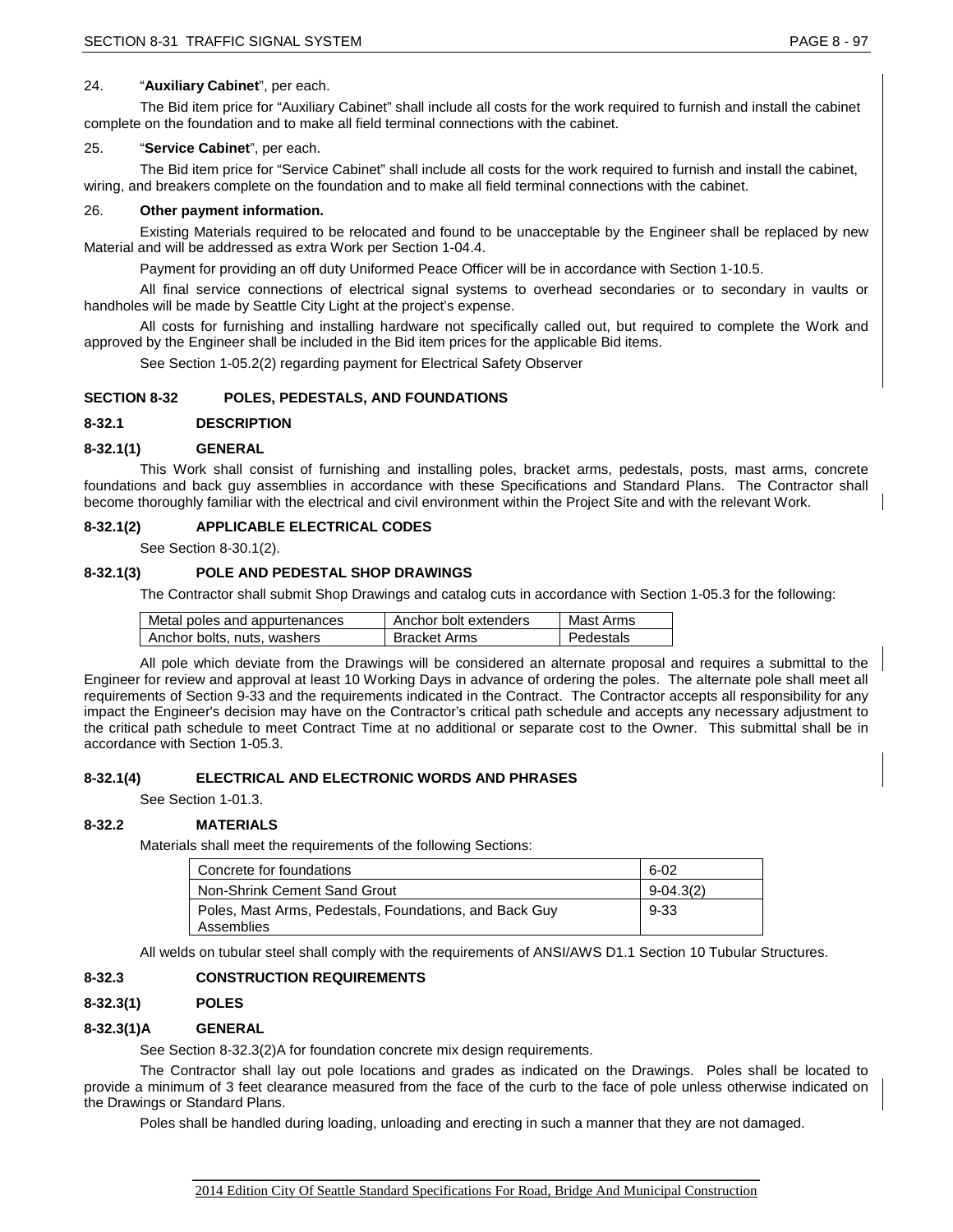24. "**Auxiliary Cabinet**", per each.

The Bid item price for "Auxiliary Cabinet" shall include all costs for the work required to furnish and install the cabinet complete on the foundation and to make all field terminal connections with the cabinet.

25. "**Service Cabinet**", per each.

The Bid item price for "Service Cabinet" shall include all costs for the work required to furnish and install the cabinet, wiring, and breakers complete on the foundation and to make all field terminal connections with the cabinet.

26. **Other payment information.**

Existing Materials required to be relocated and found to be unacceptable by the Engineer shall be replaced by new Material and will be addressed as extra Work per Section 1-04.4.

Payment for providing an off duty Uniformed Peace Officer will be in accordance with Section 1-10.5.

All final service connections of electrical signal systems to overhead secondaries or to secondary in vaults or handholes will be made by Seattle City Light at the project's expense.

All costs for furnishing and installing hardware not specifically called out, but required to complete the Work and approved by the Engineer shall be included in the Bid item prices for the applicable Bid items.

See Section 1-05.2(2) regarding payment for Electrical Safety Observer

## SECTION 8-32 POLES, PEDESTALS, AND FOUNDATIONS

### 8-32.1 DESCRIPTION

#### 8-32.1(1) GENERAL

This Work shall consist of furnishing and installing poles, bracket arms, pedestals, posts, mast arms, concrete foundations and back guy assemblies in accordance with these Specifications and Standard Plans. The Contractor shall become thoroughly familiar with the electrical and civil environment within the Project Site and with the relevant Work.

#### 8-32.1(2) APPLICABLE ELECTRICAL CODES

See Section 8-30.1(2).

#### 8-32.1(3) POLE AND PEDESTAL SHOP DRAWINGS

The Contractor shall submit Shop Drawings and catalog cuts in accordance with Section 1-05.3 for the following:

| Metal poles and appurtenances | Anchor bolt extenders | Mast Arms |
|---|---|---|
| Anchor bolts, nuts, washers | Bracket Arms | Pedestals |

All pole which deviate from the Drawings will be considered an alternate proposal and requires a submittal to the Engineer for review and approval at least 10 Working Days in advance of ordering the poles. The alternate pole shall meet all requirements of Section 9-33 and the requirements indicated in the Contract. The Contractor accepts all responsibility for any impact the Engineer's decision may have on the Contractor's critical path schedule and accepts any necessary adjustment to the critical path schedule to meet Contract Time at no additional or separate cost to the Owner. This submittal shall be in accordance with Section 1-05.3.

#### 8-32.1(4) ELECTRICAL AND ELECTRONIC WORDS AND PHRASES

See Section 1-01.3.

### 8-32.2 MATERIALS

Materials shall meet the requirements of the following Sections:

| Concrete for foundations | 6-02 |
|---|---|
| Non-Shrink Cement Sand Grout | 9-04.3(2) |
| Poles, Mast Arms, Pedestals, Foundations, and Back Guy Assemblies | 9-33 |

All welds on tubular steel shall comply with the requirements of ANSI/AWS D1.1 Section 10 Tubular Structures.

### 8-32.3 CONSTRUCTION REQUIREMENTS

#### 8-32.3(1) POLES

#### 8-32.3(1)A GENERAL

See Section 8-32.3(2)A for foundation concrete mix design requirements.

The Contractor shall lay out pole locations and grades as indicated on the Drawings. Poles shall be located to provide a minimum of 3 feet clearance measured from the face of the curb to the face of pole unless otherwise indicated on the Drawings or Standard Plans.

Poles shall be handled during loading, unloading and erecting in such a manner that they are not damaged.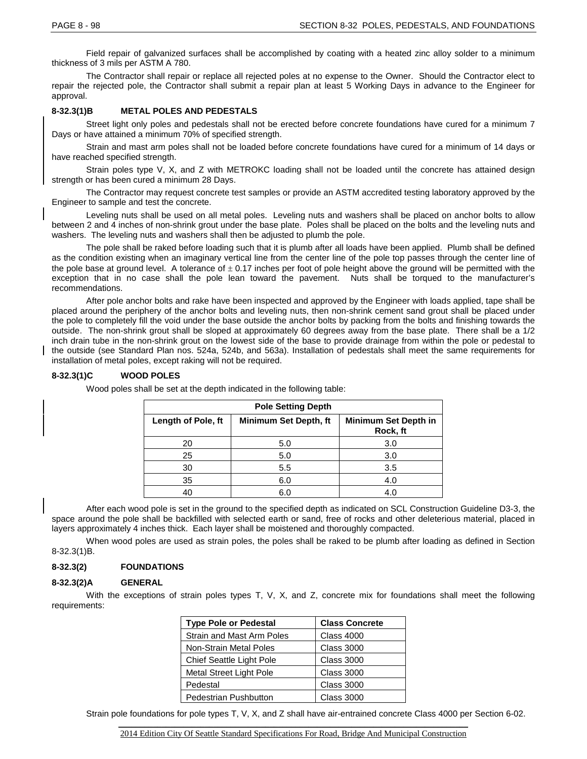Field repair of galvanized surfaces shall be accomplished by coating with a heated zinc alloy solder to a minimum thickness of 3 mils per ASTM A 780.

The Contractor shall repair or replace all rejected poles at no expense to the Owner. Should the Contractor elect to repair the rejected pole, the Contractor shall submit a repair plan at least 5 Working Days in advance to the Engineer for approval.

#### 8-32.3(1)B METAL POLES AND PEDESTALS

Street light only poles and pedestals shall not be erected before concrete foundations have cured for a minimum 7 Days or have attained a minimum 70% of specified strength.

Strain and mast arm poles shall not be loaded before concrete foundations have cured for a minimum of 14 days or have reached specified strength.

Strain poles type V, X, and Z with METROKC loading shall not be loaded until the concrete has attained design strength or has been cured a minimum 28 Days.

The Contractor may request concrete test samples or provide an ASTM accredited testing laboratory approved by the Engineer to sample and test the concrete.

Leveling nuts shall be used on all metal poles. Leveling nuts and washers shall be placed on anchor bolts to allow between 2 and 4 inches of non-shrink grout under the base plate. Poles shall be placed on the bolts and the leveling nuts and washers. The leveling nuts and washers shall then be adjusted to plumb the pole.

The pole shall be raked before loading such that it is plumb after all loads have been applied. Plumb shall be defined as the condition existing when an imaginary vertical line from the center line of the pole top passes through the center line of the pole base at ground level. A tolerance of ± 0.17 inches per foot of pole height above the ground will be permitted with the exception that in no case shall the pole lean toward the pavement. Nuts shall be torqued to the manufacturer's recommendations.

After pole anchor bolts and rake have been inspected and approved by the Engineer with loads applied, tape shall be placed around the periphery of the anchor bolts and leveling nuts, then non-shrink cement sand grout shall be placed under the pole to completely fill the void under the base outside the anchor bolts by packing from the bolts and finishing towards the outside. The non-shrink grout shall be sloped at approximately 60 degrees away from the base plate. There shall be a 1/2 inch drain tube in the non-shrink grout on the lowest side of the base to provide drainage from within the pole or pedestal to the outside (see Standard Plan nos. 524a, 524b, and 563a). Installation of pedestals shall meet the same requirements for installation of metal poles, except raking will not be required.

#### 8-32.3(1)C WOOD POLES

Wood poles shall be set at the depth indicated in the following table:

| Pole Setting Depth | | |
|---|---|---|
| **Length of Pole, ft** | **Minimum Set Depth, ft** | **Minimum Set Depth in Rock, ft** |
| 20 | 5.0 | 3.0 |
| 25 | 5.0 | 3.0 |
| 30 | 5.5 | 3.5 |
| 35 | 6.0 | 4.0 |
| 40 | 6.0 | 4.0 |

After each wood pole is set in the ground to the specified depth as indicated on SCL Construction Guideline D3-3, the space around the pole shall be backfilled with selected earth or sand, free of rocks and other deleterious material, placed in layers approximately 4 inches thick. Each layer shall be moistened and thoroughly compacted.

When wood poles are used as strain poles, the poles shall be raked to be plumb after loading as defined in Section 8-32.3(1)B.

### 8-32.3(2) FOUNDATIONS

#### 8-32.3(2)A GENERAL

With the exceptions of strain poles types T, V, X, and Z, concrete mix for foundations shall meet the following requirements:

| Type Pole or Pedestal | Class Concrete |
|---|---|
| Strain and Mast Arm Poles | Class 4000 |
| Non-Strain Metal Poles | Class 3000 |
| Chief Seattle Light Pole | Class 3000 |
| Metal Street Light Pole | Class 3000 |
| Pedestal | Class 3000 |
| Pedestrian Pushbutton | Class 3000 |

Strain pole foundations for pole types T, V, X, and Z shall have air-entrained concrete Class 4000 per Section 6-02.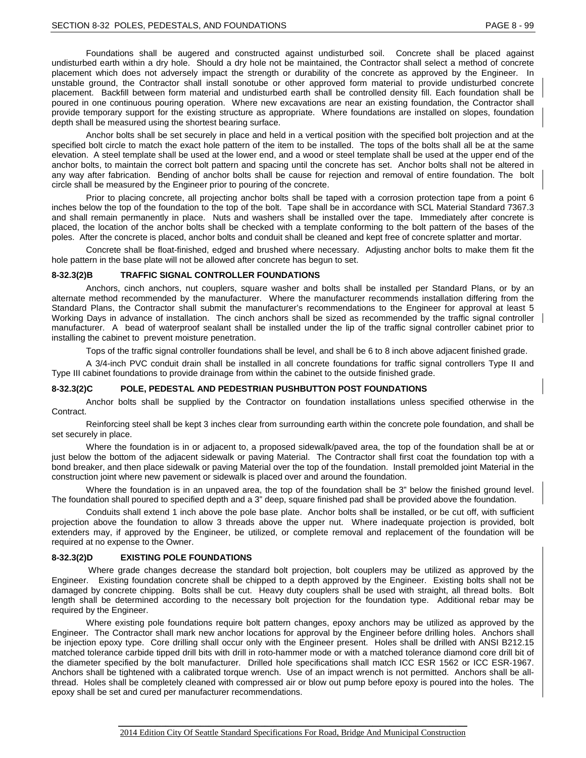Foundations shall be augered and constructed against undisturbed soil. Concrete shall be placed against undisturbed earth within a dry hole. Should a dry hole not be maintained, the Contractor shall select a method of concrete placement which does not adversely impact the strength or durability of the concrete as approved by the Engineer. In unstable ground, the Contractor shall install sonotube or other approved form material to provide undisturbed concrete placement. Backfill between form material and undisturbed earth shall be controlled density fill. Each foundation shall be poured in one continuous pouring operation. Where new excavations are near an existing foundation, the Contractor shall provide temporary support for the existing structure as appropriate. Where foundations are installed on slopes, foundation depth shall be measured using the shortest bearing surface.

Anchor bolts shall be set securely in place and held in a vertical position with the specified bolt projection and at the specified bolt circle to match the exact hole pattern of the item to be installed. The tops of the bolts shall all be at the same elevation. A steel template shall be used at the lower end, and a wood or steel template shall be used at the upper end of the anchor bolts, to maintain the correct bolt pattern and spacing until the concrete has set. Anchor bolts shall not be altered in any way after fabrication. Bending of anchor bolts shall be cause for rejection and removal of entire foundation. The bolt circle shall be measured by the Engineer prior to pouring of the concrete.

Prior to placing concrete, all projecting anchor bolts shall be taped with a corrosion protection tape from a point 6 inches below the top of the foundation to the top of the bolt. Tape shall be in accordance with SCL Material Standard 7367.3 and shall remain permanently in place. Nuts and washers shall be installed over the tape. Immediately after concrete is placed, the location of the anchor bolts shall be checked with a template conforming to the bolt pattern of the bases of the poles. After the concrete is placed, anchor bolts and conduit shall be cleaned and kept free of concrete splatter and mortar.

Concrete shall be float-finished, edged and brushed where necessary. Adjusting anchor bolts to make them fit the hole pattern in the base plate will not be allowed after concrete has begun to set.

### 8-32.3(2)B TRAFFIC SIGNAL CONTROLLER FOUNDATIONS

Anchors, cinch anchors, nut couplers, square washer and bolts shall be installed per Standard Plans, or by an alternate method recommended by the manufacturer. Where the manufacturer recommends installation differing from the Standard Plans, the Contractor shall submit the manufacturer's recommendations to the Engineer for approval at least 5 Working Days in advance of installation. The cinch anchors shall be sized as recommended by the traffic signal controller manufacturer. A bead of waterproof sealant shall be installed under the lip of the traffic signal controller cabinet prior to installing the cabinet to prevent moisture penetration.

Tops of the traffic signal controller foundations shall be level, and shall be 6 to 8 inch above adjacent finished grade.

A 3/4-inch PVC conduit drain shall be installed in all concrete foundations for traffic signal controllers Type II and Type III cabinet foundations to provide drainage from within the cabinet to the outside finished grade.

### 8-32.3(2)C POLE, PEDESTAL AND PEDESTRIAN PUSHBUTTON POST FOUNDATIONS

Anchor bolts shall be supplied by the Contractor on foundation installations unless specified otherwise in the Contract.

Reinforcing steel shall be kept 3 inches clear from surrounding earth within the concrete pole foundation, and shall be set securely in place.

Where the foundation is in or adjacent to, a proposed sidewalk/paved area, the top of the foundation shall be at or just below the bottom of the adjacent sidewalk or paving Material. The Contractor shall first coat the foundation top with a bond breaker, and then place sidewalk or paving Material over the top of the foundation. Install premolded joint Material in the construction joint where new pavement or sidewalk is placed over and around the foundation.

Where the foundation is in an unpaved area, the top of the foundation shall be 3" below the finished ground level. The foundation shall poured to specified depth and a 3" deep, square finished pad shall be provided above the foundation.

Conduits shall extend 1 inch above the pole base plate. Anchor bolts shall be installed, or be cut off, with sufficient projection above the foundation to allow 3 threads above the upper nut. Where inadequate projection is provided, bolt extenders may, if approved by the Engineer, be utilized, or complete removal and replacement of the foundation will be required at no expense to the Owner.

### 8-32.3(2)D EXISTING POLE FOUNDATIONS

Where grade changes decrease the standard bolt projection, bolt couplers may be utilized as approved by the Engineer. Existing foundation concrete shall be chipped to a depth approved by the Engineer. Existing bolts shall not be damaged by concrete chipping. Bolts shall be cut. Heavy duty couplers shall be used with straight, all thread bolts. Bolt length shall be determined according to the necessary bolt projection for the foundation type. Additional rebar may be required by the Engineer.

Where existing pole foundations require bolt pattern changes, epoxy anchors may be utilized as approved by the Engineer. The Contractor shall mark new anchor locations for approval by the Engineer before drilling holes. Anchors shall be injection epoxy type. Core drilling shall occur only with the Engineer present. Holes shall be drilled with ANSI B212.15 matched tolerance carbide tipped drill bits with drill in roto-hammer mode or with a matched tolerance diamond core drill bit of the diameter specified by the bolt manufacturer. Drilled hole specifications shall match ICC ESR 1562 or ICC ESR-1967. Anchors shall be tightened with a calibrated torque wrench. Use of an impact wrench is not permitted. Anchors shall be all-thread. Holes shall be completely cleaned with compressed air or blow out pump before epoxy is poured into the holes. The epoxy shall be set and cured per manufacturer recommendations.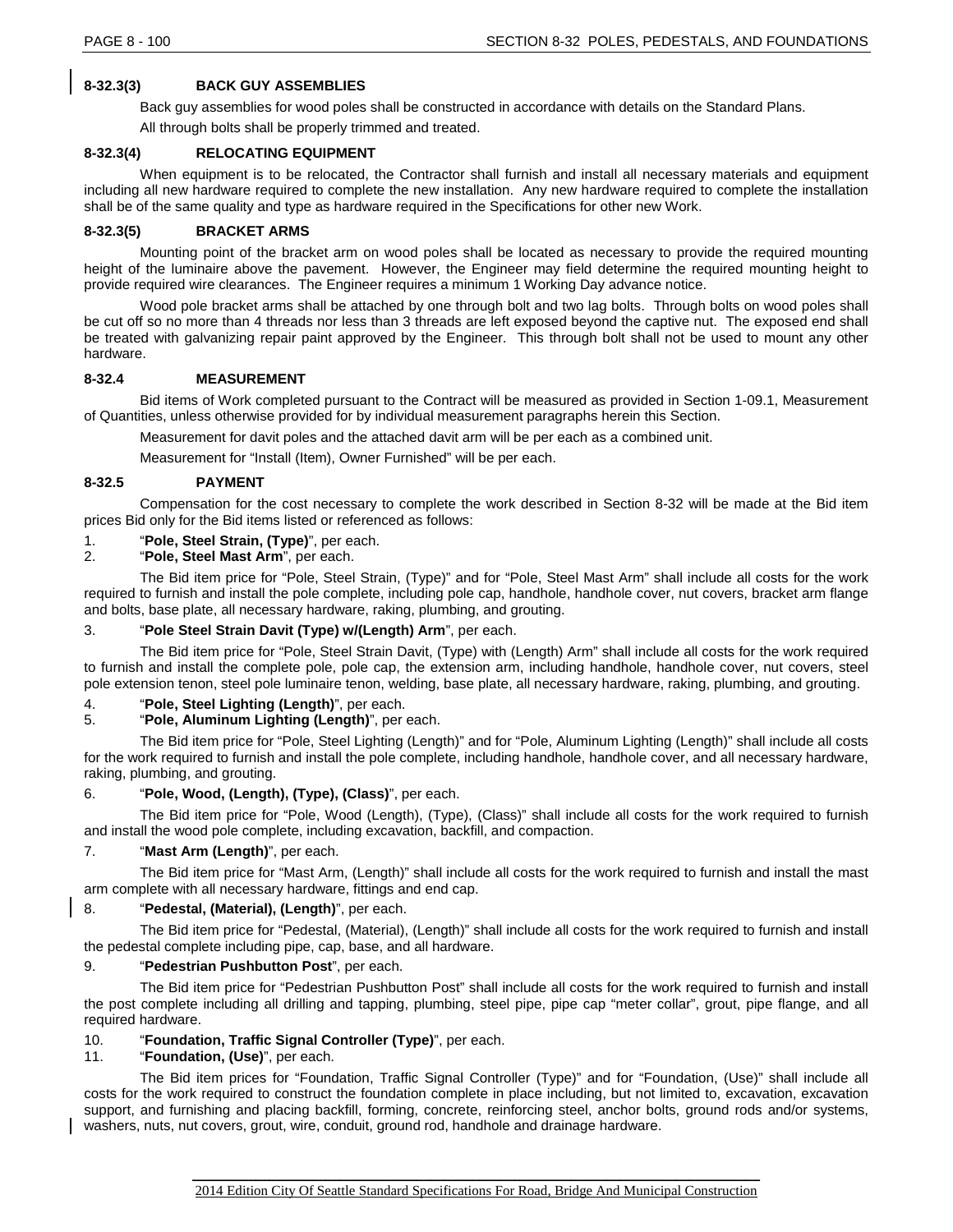### 8-32.3(3) BACK GUY ASSEMBLIES

Back guy assemblies for wood poles shall be constructed in accordance with details on the Standard Plans.

All through bolts shall be properly trimmed and treated.

### 8-32.3(4) RELOCATING EQUIPMENT

When equipment is to be relocated, the Contractor shall furnish and install all necessary materials and equipment including all new hardware required to complete the new installation. Any new hardware required to complete the installation shall be of the same quality and type as hardware required in the Specifications for other new Work.

### 8-32.3(5) BRACKET ARMS

Mounting point of the bracket arm on wood poles shall be located as necessary to provide the required mounting height of the luminaire above the pavement. However, the Engineer may field determine the required mounting height to provide required wire clearances. The Engineer requires a minimum 1 Working Day advance notice.

Wood pole bracket arms shall be attached by one through bolt and two lag bolts. Through bolts on wood poles shall be cut off so no more than 4 threads nor less than 3 threads are left exposed beyond the captive nut. The exposed end shall be treated with galvanizing repair paint approved by the Engineer. This through bolt shall not be used to mount any other hardware.

### 8-32.4 MEASUREMENT

Bid items of Work completed pursuant to the Contract will be measured as provided in Section 1-09.1, Measurement of Quantities, unless otherwise provided for by individual measurement paragraphs herein this Section.

Measurement for davit poles and the attached davit arm will be per each as a combined unit.

Measurement for "Install (Item), Owner Furnished" will be per each.

### 8-32.5 PAYMENT

Compensation for the cost necessary to complete the work described in Section 8-32 will be made at the Bid item prices Bid only for the Bid items listed or referenced as follows:

1. "**Pole, Steel Strain, (Type)**", per each.
2. "**Pole, Steel Mast Arm**", per each.

The Bid item price for "Pole, Steel Strain, (Type)" and for "Pole, Steel Mast Arm" shall include all costs for the work required to furnish and install the pole complete, including pole cap, handhole, handhole cover, nut covers, bracket arm flange and bolts, base plate, all necessary hardware, raking, plumbing, and grouting.

3. "**Pole Steel Strain Davit (Type) w/(Length) Arm**", per each.

The Bid item price for "Pole, Steel Strain Davit, (Type) with (Length) Arm" shall include all costs for the work required to furnish and install the complete pole, pole cap, the extension arm, including handhole, handhole cover, nut covers, steel pole extension tenon, steel pole luminaire tenon, welding, base plate, all necessary hardware, raking, plumbing, and grouting.

4. "**Pole, Steel Lighting (Length)**", per each.
5. "**Pole, Aluminum Lighting (Length)**", per each.

The Bid item price for "Pole, Steel Lighting (Length)" and for "Pole, Aluminum Lighting (Length)" shall include all costs for the work required to furnish and install the pole complete, including handhole, handhole cover, and all necessary hardware, raking, plumbing, and grouting.

6. "**Pole, Wood, (Length), (Type), (Class)**", per each.

The Bid item price for "Pole, Wood (Length), (Type), (Class)" shall include all costs for the work required to furnish and install the wood pole complete, including excavation, backfill, and compaction.

7. "**Mast Arm (Length)**", per each.

The Bid item price for "Mast Arm, (Length)" shall include all costs for the work required to furnish and install the mast arm complete with all necessary hardware, fittings and end cap.

8. "**Pedestal, (Material), (Length)**", per each.

The Bid item price for "Pedestal, (Material), (Length)" shall include all costs for the work required to furnish and install the pedestal complete including pipe, cap, base, and all hardware.

9. "**Pedestrian Pushbutton Post**", per each.

The Bid item price for "Pedestrian Pushbutton Post" shall include all costs for the work required to furnish and install the post complete including all drilling and tapping, plumbing, steel pipe, pipe cap "meter collar", grout, pipe flange, and all required hardware.

10. "**Foundation, Traffic Signal Controller (Type)**", per each.
11. "**Foundation, (Use)**", per each.

The Bid item prices for "Foundation, Traffic Signal Controller (Type)" and for "Foundation, (Use)" shall include all costs for the work required to construct the foundation complete in place including, but not limited to, excavation, excavation support, and furnishing and placing backfill, forming, concrete, reinforcing steel, anchor bolts, ground rods and/or systems, washers, nuts, nut covers, grout, wire, conduit, ground rod, handhole and drainage hardware.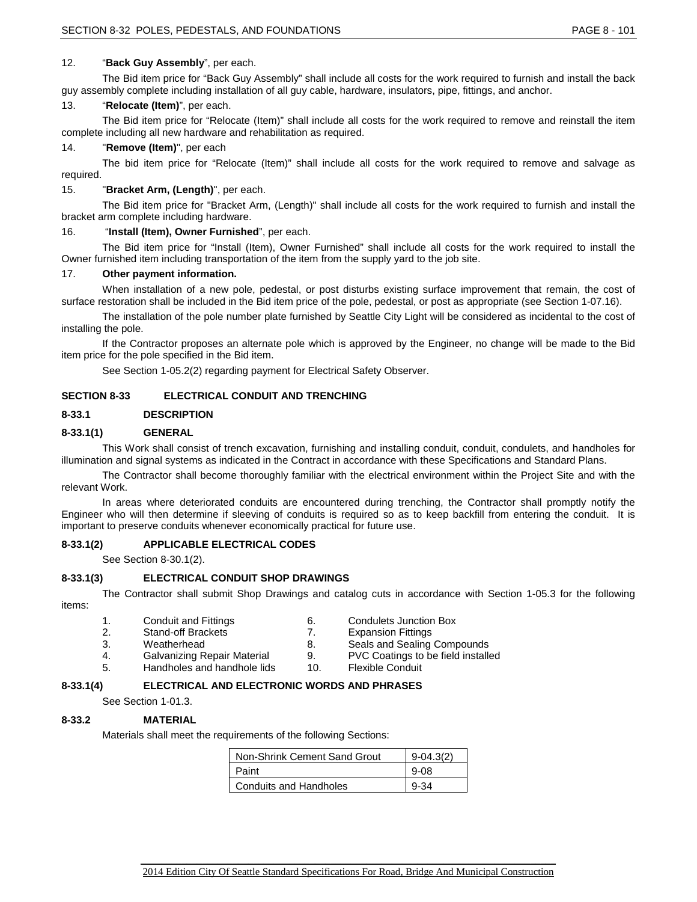12. "**Back Guy Assembly**", per each.

The Bid item price for "Back Guy Assembly" shall include all costs for the work required to furnish and install the back guy assembly complete including installation of all guy cable, hardware, insulators, pipe, fittings, and anchor.

13. "**Relocate (Item)**", per each.

The Bid item price for "Relocate (Item)" shall include all costs for the work required to remove and reinstall the item complete including all new hardware and rehabilitation as required.

14. "**Remove (Item)**", per each

The bid item price for "Relocate (Item)" shall include all costs for the work required to remove and salvage as required.

15. "**Bracket Arm, (Length)**", per each.

The Bid item price for "Bracket Arm, (Length)" shall include all costs for the work required to furnish and install the bracket arm complete including hardware.

16. "**Install (Item), Owner Furnished**", per each.

The Bid item price for "Install (Item), Owner Furnished" shall include all costs for the work required to install the Owner furnished item including transportation of the item from the supply yard to the job site.

17. **Other payment information.**

When installation of a new pole, pedestal, or post disturbs existing surface improvement that remain, the cost of surface restoration shall be included in the Bid item price of the pole, pedestal, or post as appropriate (see Section 1-07.16).

The installation of the pole number plate furnished by Seattle City Light will be considered as incidental to the cost of installing the pole.

If the Contractor proposes an alternate pole which is approved by the Engineer, no change will be made to the Bid item price for the pole specified in the Bid item.

See Section 1-05.2(2) regarding payment for Electrical Safety Observer.

## SECTION 8-33 ELECTRICAL CONDUIT AND TRENCHING

### 8-33.1 DESCRIPTION

### 8-33.1(1) GENERAL

This Work shall consist of trench excavation, furnishing and installing conduit, conduit, condulets, and handholes for illumination and signal systems as indicated in the Contract in accordance with these Specifications and Standard Plans.

The Contractor shall become thoroughly familiar with the electrical environment within the Project Site and with the relevant Work.

In areas where deteriorated conduits are encountered during trenching, the Contractor shall promptly notify the Engineer who will then determine if sleeving of conduits is required so as to keep backfill from entering the conduit. It is important to preserve conduits whenever economically practical for future use.

### 8-33.1(2) APPLICABLE ELECTRICAL CODES

See Section 8-30.1(2).

### 8-33.1(3) ELECTRICAL CONDUIT SHOP DRAWINGS

The Contractor shall submit Shop Drawings and catalog cuts in accordance with Section 1-05.3 for the following items:

1. Conduit and Fittings
2. Stand-off Brackets
3. Weatherhead
4. Galvanizing Repair Material
5. Handholes and handhole lids
6. Condulets Junction Box
7. Expansion Fittings
8. Seals and Sealing Compounds
9. PVC Coatings to be field installed
10. Flexible Conduit

### 8-33.1(4) ELECTRICAL AND ELECTRONIC WORDS AND PHRASES

See Section 1-01.3.

### 8-33.2 MATERIAL

Materials shall meet the requirements of the following Sections:

| Non-Shrink Cement Sand Grout | 9-04.3(2) |
|---|---|
| Paint | 9-08 |
| Conduits and Handholes | 9-34 |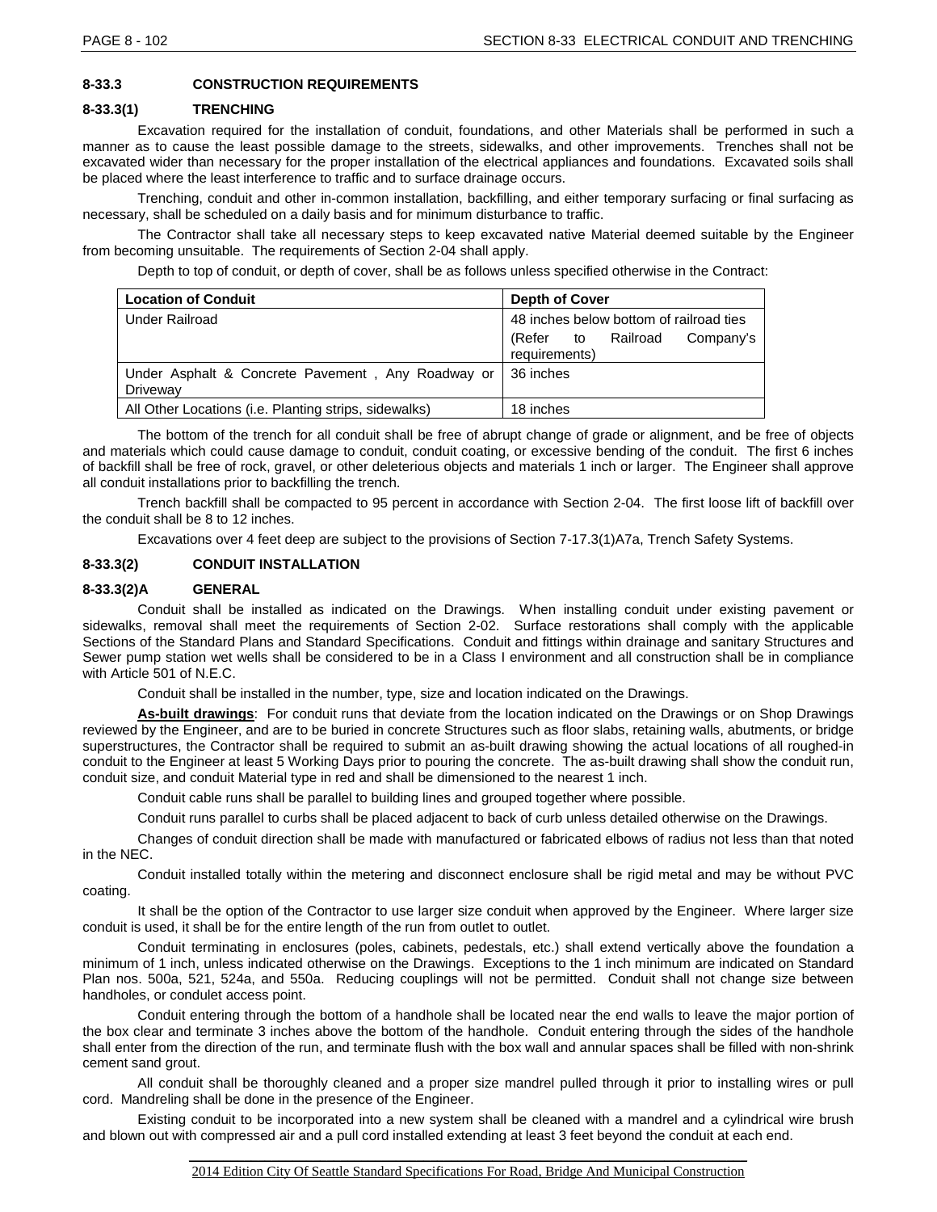## 8-33.3 CONSTRUCTION REQUIREMENTS

### 8-33.3(1) TRENCHING

Excavation required for the installation of conduit, foundations, and other Materials shall be performed in such a manner as to cause the least possible damage to the streets, sidewalks, and other improvements. Trenches shall not be excavated wider than necessary for the proper installation of the electrical appliances and foundations. Excavated soils shall be placed where the least interference to traffic and to surface drainage occurs.

Trenching, conduit and other in-common installation, backfilling, and either temporary surfacing or final surfacing as necessary, shall be scheduled on a daily basis and for minimum disturbance to traffic.

The Contractor shall take all necessary steps to keep excavated native Material deemed suitable by the Engineer from becoming unsuitable. The requirements of Section 2-04 shall apply.

Depth to top of conduit, or depth of cover, shall be as follows unless specified otherwise in the Contract:

| Location of Conduit | Depth of Cover |
|---|---|
| Under Railroad | 48 inches below bottom of railroad ties (Refer to Railroad Company's requirements) |
| Under Asphalt & Concrete Pavement , Any Roadway or Driveway | 36 inches |
| All Other Locations (i.e. Planting strips, sidewalks) | 18 inches |

The bottom of the trench for all conduit shall be free of abrupt change of grade or alignment, and be free of objects and materials which could cause damage to conduit, conduit coating, or excessive bending of the conduit. The first 6 inches of backfill shall be free of rock, gravel, or other deleterious objects and materials 1 inch or larger. The Engineer shall approve all conduit installations prior to backfilling the trench.

Trench backfill shall be compacted to 95 percent in accordance with Section 2-04. The first loose lift of backfill over the conduit shall be 8 to 12 inches.

Excavations over 4 feet deep are subject to the provisions of Section 7-17.3(1)A7a, Trench Safety Systems.

### 8-33.3(2) CONDUIT INSTALLATION

#### 8-33.3(2)A GENERAL

Conduit shall be installed as indicated on the Drawings. When installing conduit under existing pavement or sidewalks, removal shall meet the requirements of Section 2-02. Surface restorations shall comply with the applicable Sections of the Standard Plans and Standard Specifications. Conduit and fittings within drainage and sanitary Structures and Sewer pump station wet wells shall be considered to be in a Class I environment and all construction shall be in compliance with Article 501 of N.E.C.

Conduit shall be installed in the number, type, size and location indicated on the Drawings.

**As-built drawings**: For conduit runs that deviate from the location indicated on the Drawings or on Shop Drawings reviewed by the Engineer, and are to be buried in concrete Structures such as floor slabs, retaining walls, abutments, or bridge superstructures, the Contractor shall be required to submit an as-built drawing showing the actual locations of all roughed-in conduit to the Engineer at least 5 Working Days prior to pouring the concrete. The as-built drawing shall show the conduit run, conduit size, and conduit Material type in red and shall be dimensioned to the nearest 1 inch.

Conduit cable runs shall be parallel to building lines and grouped together where possible.

Conduit runs parallel to curbs shall be placed adjacent to back of curb unless detailed otherwise on the Drawings.

Changes of conduit direction shall be made with manufactured or fabricated elbows of radius not less than that noted in the NEC.

Conduit installed totally within the metering and disconnect enclosure shall be rigid metal and may be without PVC coating.

It shall be the option of the Contractor to use larger size conduit when approved by the Engineer. Where larger size conduit is used, it shall be for the entire length of the run from outlet to outlet.

Conduit terminating in enclosures (poles, cabinets, pedestals, etc.) shall extend vertically above the foundation a minimum of 1 inch, unless indicated otherwise on the Drawings. Exceptions to the 1 inch minimum are indicated on Standard Plan nos. 500a, 521, 524a, and 550a. Reducing couplings will not be permitted. Conduit shall not change size between handholes, or condulet access point.

Conduit entering through the bottom of a handhole shall be located near the end walls to leave the major portion of the box clear and terminate 3 inches above the bottom of the handhole. Conduit entering through the sides of the handhole shall enter from the direction of the run, and terminate flush with the box wall and annular spaces shall be filled with non-shrink cement sand grout.

All conduit shall be thoroughly cleaned and a proper size mandrel pulled through it prior to installing wires or pull cord. Mandreling shall be done in the presence of the Engineer.

Existing conduit to be incorporated into a new system shall be cleaned with a mandrel and a cylindrical wire brush and blown out with compressed air and a pull cord installed extending at least 3 feet beyond the conduit at each end.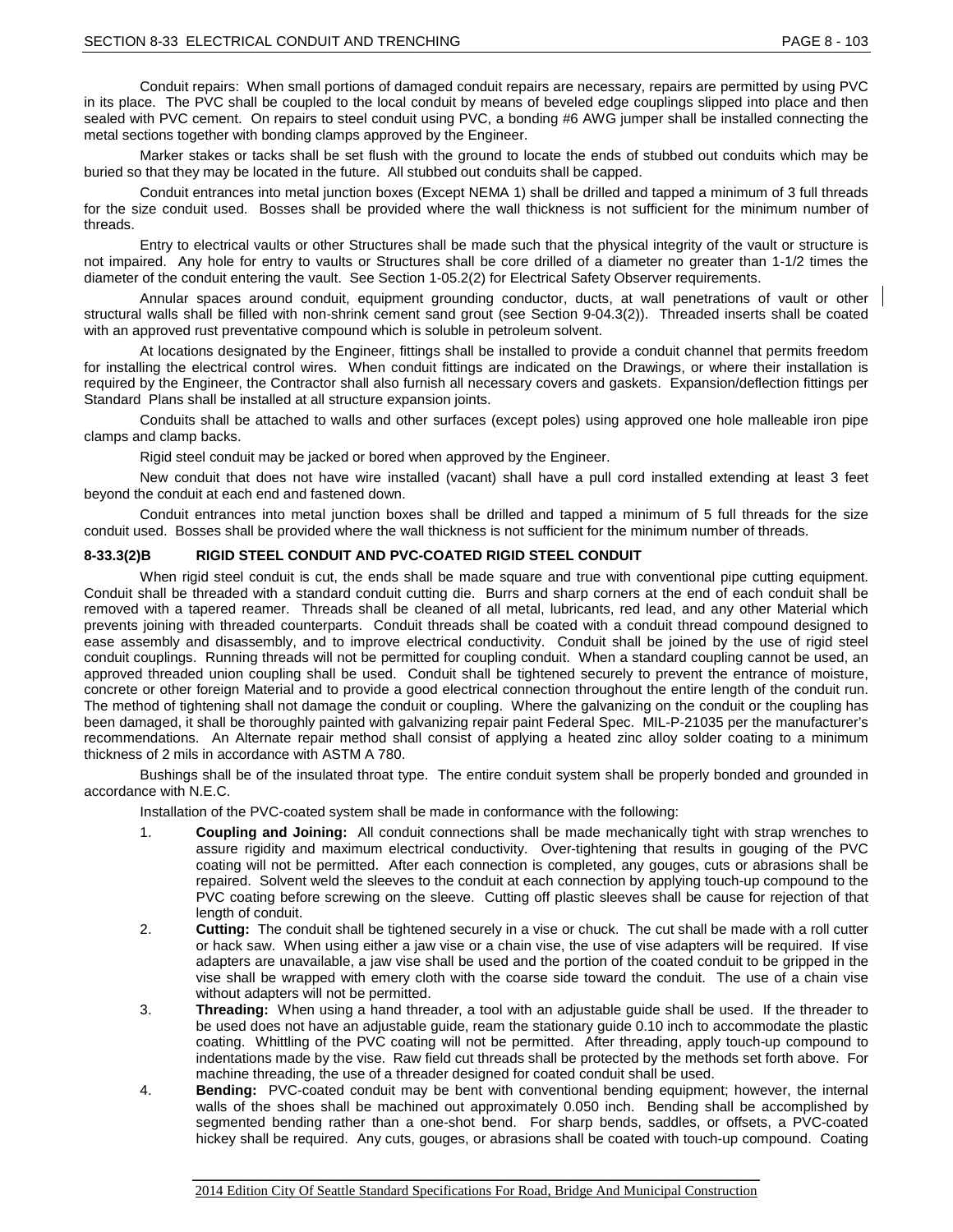Conduit repairs: When small portions of damaged conduit repairs are necessary, repairs are permitted by using PVC in its place. The PVC shall be coupled to the local conduit by means of beveled edge couplings slipped into place and then sealed with PVC cement. On repairs to steel conduit using PVC, a bonding #6 AWG jumper shall be installed connecting the metal sections together with bonding clamps approved by the Engineer.

Marker stakes or tacks shall be set flush with the ground to locate the ends of stubbed out conduits which may be buried so that they may be located in the future. All stubbed out conduits shall be capped.

Conduit entrances into metal junction boxes (Except NEMA 1) shall be drilled and tapped a minimum of 3 full threads for the size conduit used. Bosses shall be provided where the wall thickness is not sufficient for the minimum number of threads.

Entry to electrical vaults or other Structures shall be made such that the physical integrity of the vault or structure is not impaired. Any hole for entry to vaults or Structures shall be core drilled of a diameter no greater than 1-1/2 times the diameter of the conduit entering the vault. See Section 1-05.2(2) for Electrical Safety Observer requirements.

Annular spaces around conduit, equipment grounding conductor, ducts, at wall penetrations of vault or other structural walls shall be filled with non-shrink cement sand grout (see Section 9-04.3(2)). Threaded inserts shall be coated with an approved rust preventative compound which is soluble in petroleum solvent.

At locations designated by the Engineer, fittings shall be installed to provide a conduit channel that permits freedom for installing the electrical control wires. When conduit fittings are indicated on the Drawings, or where their installation is required by the Engineer, the Contractor shall also furnish all necessary covers and gaskets. Expansion/deflection fittings per Standard Plans shall be installed at all structure expansion joints.

Conduits shall be attached to walls and other surfaces (except poles) using approved one hole malleable iron pipe clamps and clamp backs.

Rigid steel conduit may be jacked or bored when approved by the Engineer.

New conduit that does not have wire installed (vacant) shall have a pull cord installed extending at least 3 feet beyond the conduit at each end and fastened down.

Conduit entrances into metal junction boxes shall be drilled and tapped a minimum of 5 full threads for the size conduit used. Bosses shall be provided where the wall thickness is not sufficient for the minimum number of threads.

### 8-33.3(2)B RIGID STEEL CONDUIT AND PVC-COATED RIGID STEEL CONDUIT

When rigid steel conduit is cut, the ends shall be made square and true with conventional pipe cutting equipment. Conduit shall be threaded with a standard conduit cutting die. Burrs and sharp corners at the end of each conduit shall be removed with a tapered reamer. Threads shall be cleaned of all metal, lubricants, red lead, and any other Material which prevents joining with threaded counterparts. Conduit threads shall be coated with a conduit thread compound designed to ease assembly and disassembly, and to improve electrical conductivity. Conduit shall be joined by the use of rigid steel conduit couplings. Running threads will not be permitted for coupling conduit. When a standard coupling cannot be used, an approved threaded union coupling shall be used. Conduit shall be tightened securely to prevent the entrance of moisture, concrete or other foreign Material and to provide a good electrical connection throughout the entire length of the conduit run. The method of tightening shall not damage the conduit or coupling. Where the galvanizing on the conduit or the coupling has been damaged, it shall be thoroughly painted with galvanizing repair paint Federal Spec. MIL-P-21035 per the manufacturer's recommendations. An Alternate repair method shall consist of applying a heated zinc alloy solder coating to a minimum thickness of 2 mils in accordance with ASTM A 780.

Bushings shall be of the insulated throat type. The entire conduit system shall be properly bonded and grounded in accordance with N.E.C.

Installation of the PVC-coated system shall be made in conformance with the following:

1. **Coupling and Joining:** All conduit connections shall be made mechanically tight with strap wrenches to assure rigidity and maximum electrical conductivity. Over-tightening that results in gouging of the PVC coating will not be permitted. After each connection is completed, any gouges, cuts or abrasions shall be repaired. Solvent weld the sleeves to the conduit at each connection by applying touch-up compound to the PVC coating before screwing on the sleeve. Cutting off plastic sleeves shall be cause for rejection of that length of conduit.
2. **Cutting:** The conduit shall be tightened securely in a vise or chuck. The cut shall be made with a roll cutter or hack saw. When using either a jaw vise or a chain vise, the use of vise adapters will be required. If vise adapters are unavailable, a jaw vise shall be used and the portion of the coated conduit to be gripped in the vise shall be wrapped with emery cloth with the coarse side toward the conduit. The use of a chain vise without adapters will not be permitted.
3. **Threading:** When using a hand threader, a tool with an adjustable guide shall be used. If the threader to be used does not have an adjustable guide, ream the stationary guide 0.10 inch to accommodate the plastic coating. Whittling of the PVC coating will not be permitted. After threading, apply touch-up compound to indentations made by the vise. Raw field cut threads shall be protected by the methods set forth above. For machine threading, the use of a threader designed for coated conduit shall be used.
4. **Bending:** PVC-coated conduit may be bent with conventional bending equipment; however, the internal walls of the shoes shall be machined out approximately 0.050 inch. Bending shall be accomplished by segmented bending rather than a one-shot bend. For sharp bends, saddles, or offsets, a PVC-coated hickey shall be required. Any cuts, gouges, or abrasions shall be coated with touch-up compound. Coating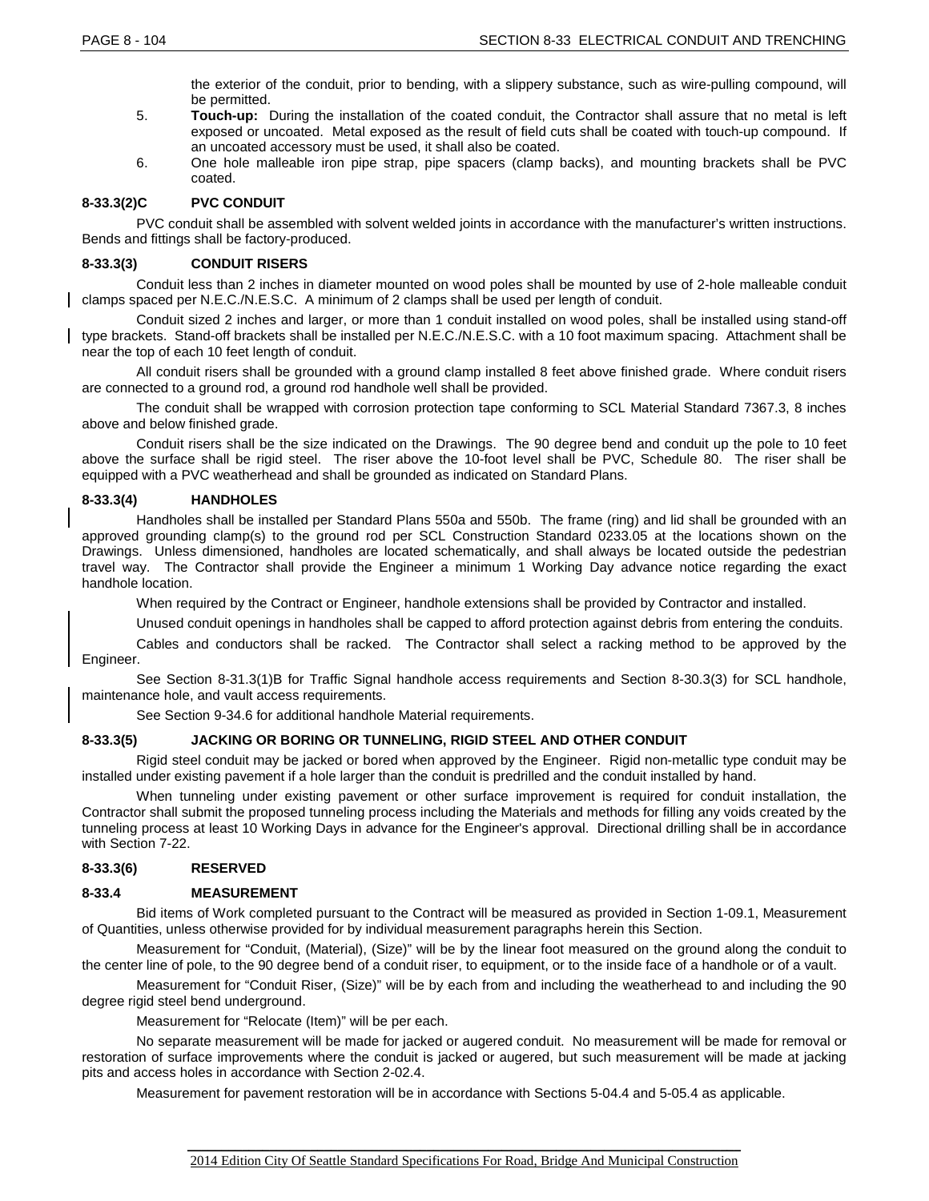the exterior of the conduit, prior to bending, with a slippery substance, such as wire-pulling compound, will be permitted.

5. **Touch-up:** During the installation of the coated conduit, the Contractor shall assure that no metal is left exposed or uncoated. Metal exposed as the result of field cuts shall be coated with touch-up compound. If an uncoated accessory must be used, it shall also be coated.
6. One hole malleable iron pipe strap, pipe spacers (clamp backs), and mounting brackets shall be PVC coated.

#### 8-33.3(2)C PVC CONDUIT

PVC conduit shall be assembled with solvent welded joints in accordance with the manufacturer's written instructions. Bends and fittings shall be factory-produced.

### 8-33.3(3) CONDUIT RISERS

Conduit less than 2 inches in diameter mounted on wood poles shall be mounted by use of 2-hole malleable conduit clamps spaced per N.E.C./N.E.S.C. A minimum of 2 clamps shall be used per length of conduit.

Conduit sized 2 inches and larger, or more than 1 conduit installed on wood poles, shall be installed using stand-off type brackets. Stand-off brackets shall be installed per N.E.C./N.E.S.C. with a 10 foot maximum spacing. Attachment shall be near the top of each 10 feet length of conduit.

All conduit risers shall be grounded with a ground clamp installed 8 feet above finished grade. Where conduit risers are connected to a ground rod, a ground rod handhole well shall be provided.

The conduit shall be wrapped with corrosion protection tape conforming to SCL Material Standard 7367.3, 8 inches above and below finished grade.

Conduit risers shall be the size indicated on the Drawings. The 90 degree bend and conduit up the pole to 10 feet above the surface shall be rigid steel. The riser above the 10-foot level shall be PVC, Schedule 80. The riser shall be equipped with a PVC weatherhead and shall be grounded as indicated on Standard Plans.

### 8-33.3(4) HANDHOLES

Handholes shall be installed per Standard Plans 550a and 550b. The frame (ring) and lid shall be grounded with an approved grounding clamp(s) to the ground rod per SCL Construction Standard 0233.05 at the locations shown on the Drawings. Unless dimensioned, handholes are located schematically, and shall always be located outside the pedestrian travel way. The Contractor shall provide the Engineer a minimum 1 Working Day advance notice regarding the exact handhole location.

When required by the Contract or Engineer, handhole extensions shall be provided by Contractor and installed.

Unused conduit openings in handholes shall be capped to afford protection against debris from entering the conduits.

Cables and conductors shall be racked. The Contractor shall select a racking method to be approved by the Engineer.

See Section 8-31.3(1)B for Traffic Signal handhole access requirements and Section 8-30.3(3) for SCL handhole, maintenance hole, and vault access requirements.

See Section 9-34.6 for additional handhole Material requirements.

### 8-33.3(5) JACKING OR BORING OR TUNNELING, RIGID STEEL AND OTHER CONDUIT

Rigid steel conduit may be jacked or bored when approved by the Engineer. Rigid non-metallic type conduit may be installed under existing pavement if a hole larger than the conduit is predrilled and the conduit installed by hand.

When tunneling under existing pavement or other surface improvement is required for conduit installation, the Contractor shall submit the proposed tunneling process including the Materials and methods for filling any voids created by the tunneling process at least 10 Working Days in advance for the Engineer's approval. Directional drilling shall be in accordance with Section 7-22.

### 8-33.3(6) RESERVED

## 8-33.4 MEASUREMENT

Bid items of Work completed pursuant to the Contract will be measured as provided in Section 1-09.1, Measurement of Quantities, unless otherwise provided for by individual measurement paragraphs herein this Section.

Measurement for "Conduit, (Material), (Size)" will be by the linear foot measured on the ground along the conduit to the center line of pole, to the 90 degree bend of a conduit riser, to equipment, or to the inside face of a handhole or of a vault.

Measurement for "Conduit Riser, (Size)" will be by each from and including the weatherhead to and including the 90 degree rigid steel bend underground.

Measurement for "Relocate (Item)" will be per each.

No separate measurement will be made for jacked or augered conduit. No measurement will be made for removal or restoration of surface improvements where the conduit is jacked or augered, but such measurement will be made at jacking pits and access holes in accordance with Section 2-02.4.

Measurement for pavement restoration will be in accordance with Sections 5-04.4 and 5-05.4 as applicable.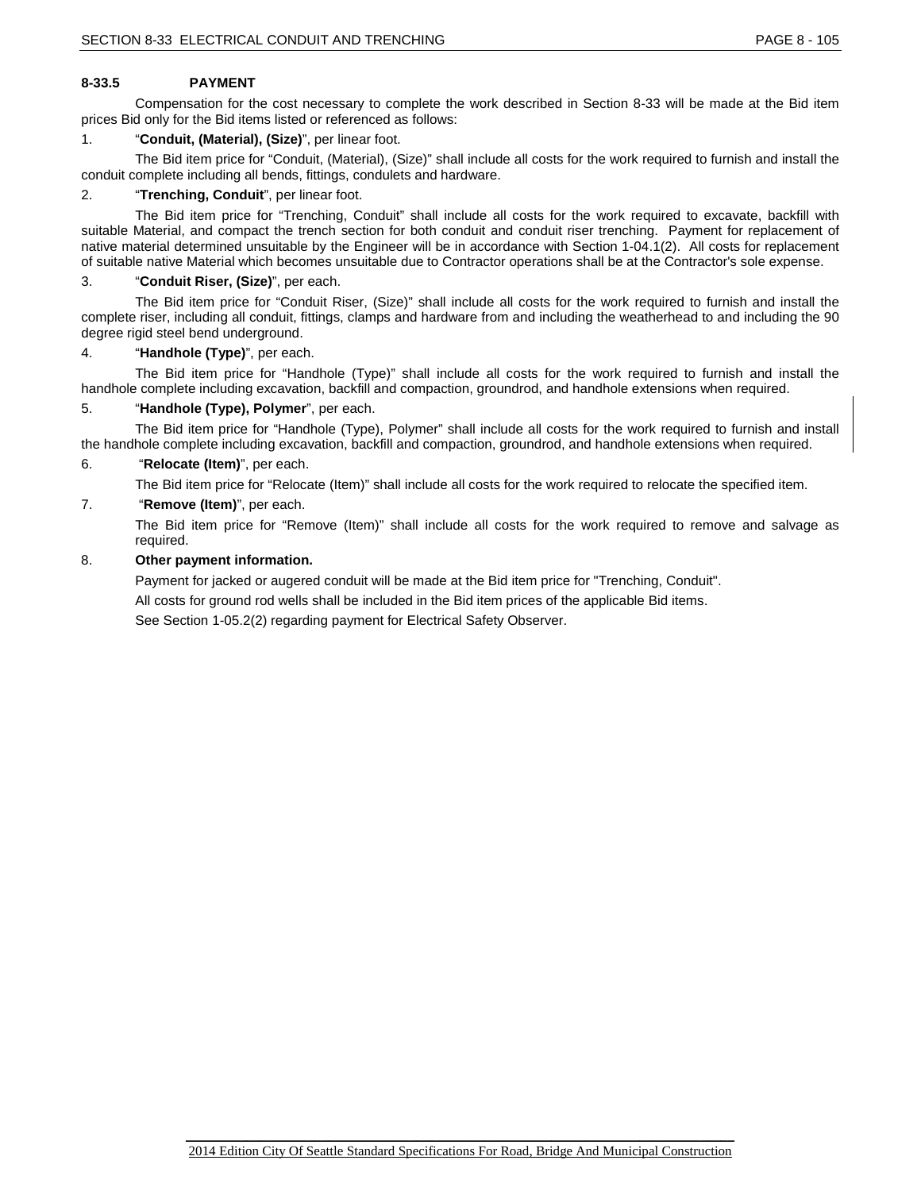### 8-33.5 PAYMENT

Compensation for the cost necessary to complete the work described in Section 8-33 will be made at the Bid item prices Bid only for the Bid items listed or referenced as follows:

1. "**Conduit, (Material), (Size)**", per linear foot.

   The Bid item price for "Conduit, (Material), (Size)" shall include all costs for the work required to furnish and install the conduit complete including all bends, fittings, condulets and hardware.

2. "**Trenching, Conduit**", per linear foot.

   The Bid item price for "Trenching, Conduit" shall include all costs for the work required to excavate, backfill with suitable Material, and compact the trench section for both conduit and conduit riser trenching. Payment for replacement of native material determined unsuitable by the Engineer will be in accordance with Section 1-04.1(2). All costs for replacement of suitable native Material which becomes unsuitable due to Contractor operations shall be at the Contractor's sole expense.

3. "**Conduit Riser, (Size)**", per each.

   The Bid item price for "Conduit Riser, (Size)" shall include all costs for the work required to furnish and install the complete riser, including all conduit, fittings, clamps and hardware from and including the weatherhead to and including the 90 degree rigid steel bend underground.

4. "**Handhole (Type)**", per each.

   The Bid item price for "Handhole (Type)" shall include all costs for the work required to furnish and install the handhole complete including excavation, backfill and compaction, groundrod, and handhole extensions when required.

5. "**Handhole (Type), Polymer**", per each.

   The Bid item price for "Handhole (Type), Polymer" shall include all costs for the work required to furnish and install the handhole complete including excavation, backfill and compaction, groundrod, and handhole extensions when required.

6. "**Relocate (Item)**", per each.

   The Bid item price for "Relocate (Item)" shall include all costs for the work required to relocate the specified item.

7. "**Remove (Item)**", per each.

   The Bid item price for "Remove (Item)" shall include all costs for the work required to remove and salvage as required.

8. **Other payment information.**

   Payment for jacked or augered conduit will be made at the Bid item price for "Trenching, Conduit".

   All costs for ground rod wells shall be included in the Bid item prices of the applicable Bid items.

   See Section 1-05.2(2) regarding payment for Electrical Safety Observer.